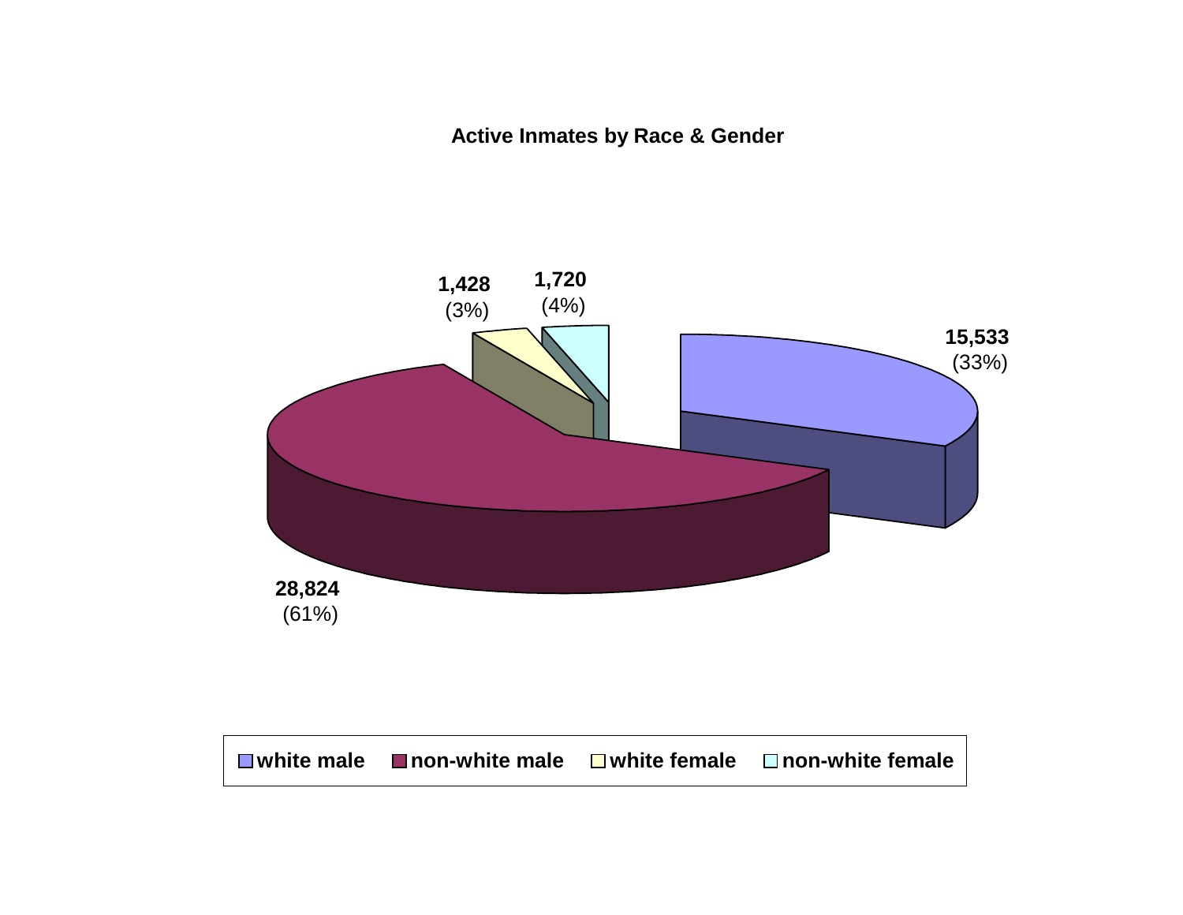**Active Inmates by Race & Gender**

| Category | Count | Percent |
|---|---|---|
| white male | 15,533 | (33%) |
| non-white male | 28,824 | (61%) |
| white female | 1,428 | (3%) |
| non-white female | 1,720 | (4%) |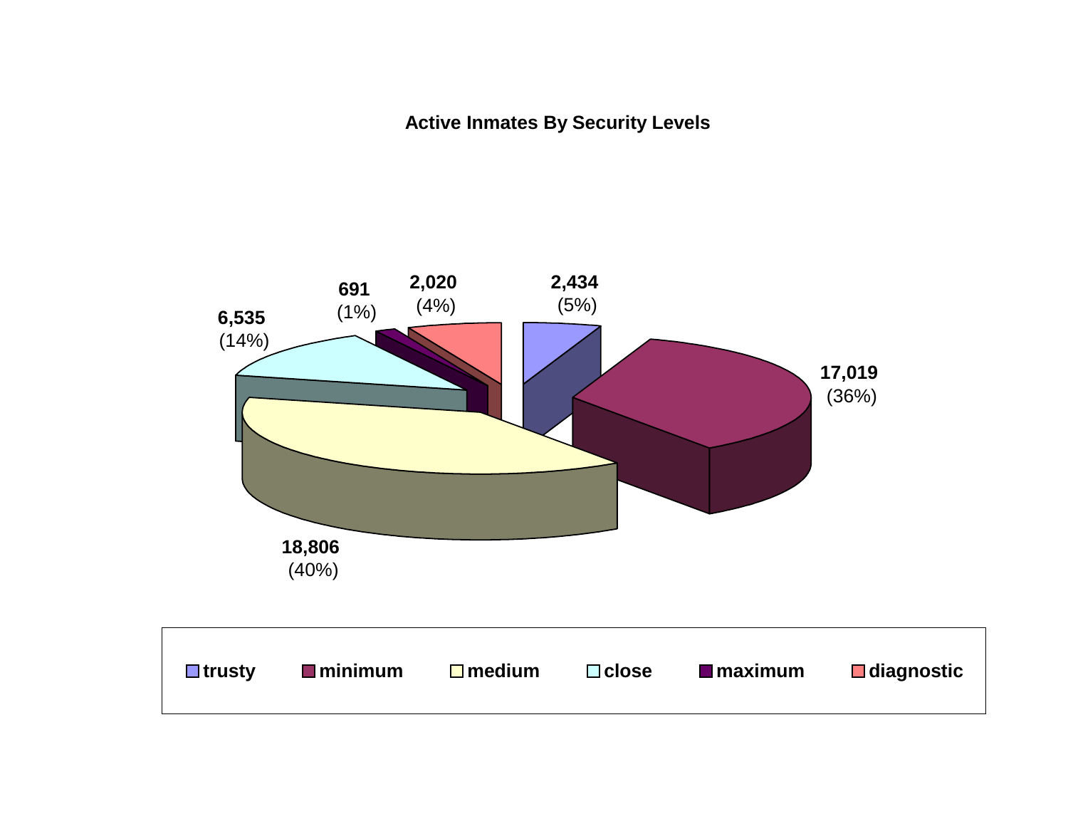# Active Inmates By Security Levels

| Security Level | Count | Percent |
| --- | --- | --- |
| trusty | 2,434 | (5%) |
| minimum | 17,019 | (36%) |
| medium | 18,806 | (40%) |
| close | 6,535 | (14%) |
| maximum | 691 | (1%) |
| diagnostic | 2,020 | (4%) |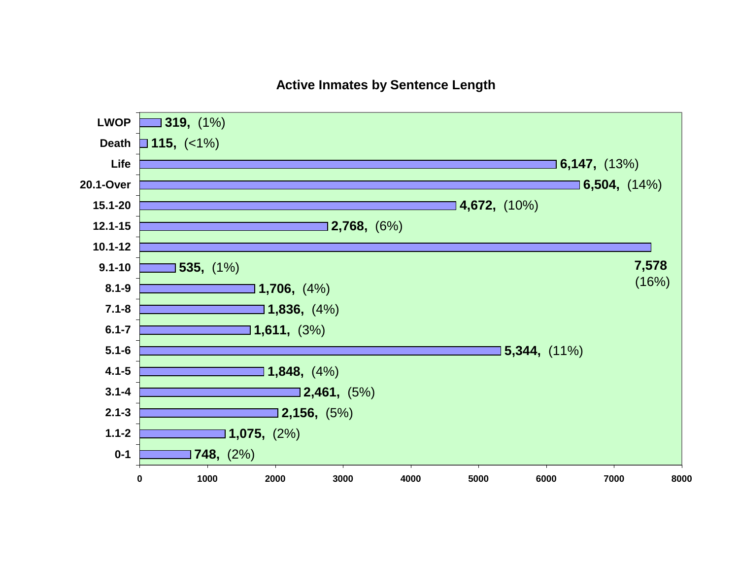## Active Inmates by Sentence Length

| Sentence Length | Inmates | Percent |
| --- | --- | --- |
| LWOP | 319 | (1%) |
| Death | 115 | (<1%) |
| Life | 6,147 | (13%) |
| 20.1-Over | 6,504 | (14%) |
| 15.1-20 | 4,672 | (10%) |
| 12.1-15 | 2,768 | (6%) |
| 10.1-12 | 7,578 | (16%) |
| 9.1-10 | 535 | (1%) |
| 8.1-9 | 1,706 | (4%) |
| 7.1-8 | 1,836 | (4%) |
| 6.1-7 | 1,611 | (3%) |
| 5.1-6 | 5,344 | (11%) |
| 4.1-5 | 1,848 | (4%) |
| 3.1-4 | 2,461 | (5%) |
| 2.1-3 | 2,156 | (5%) |
| 1.1-2 | 1,075 | (2%) |
| 0-1 | 748 | (2%) |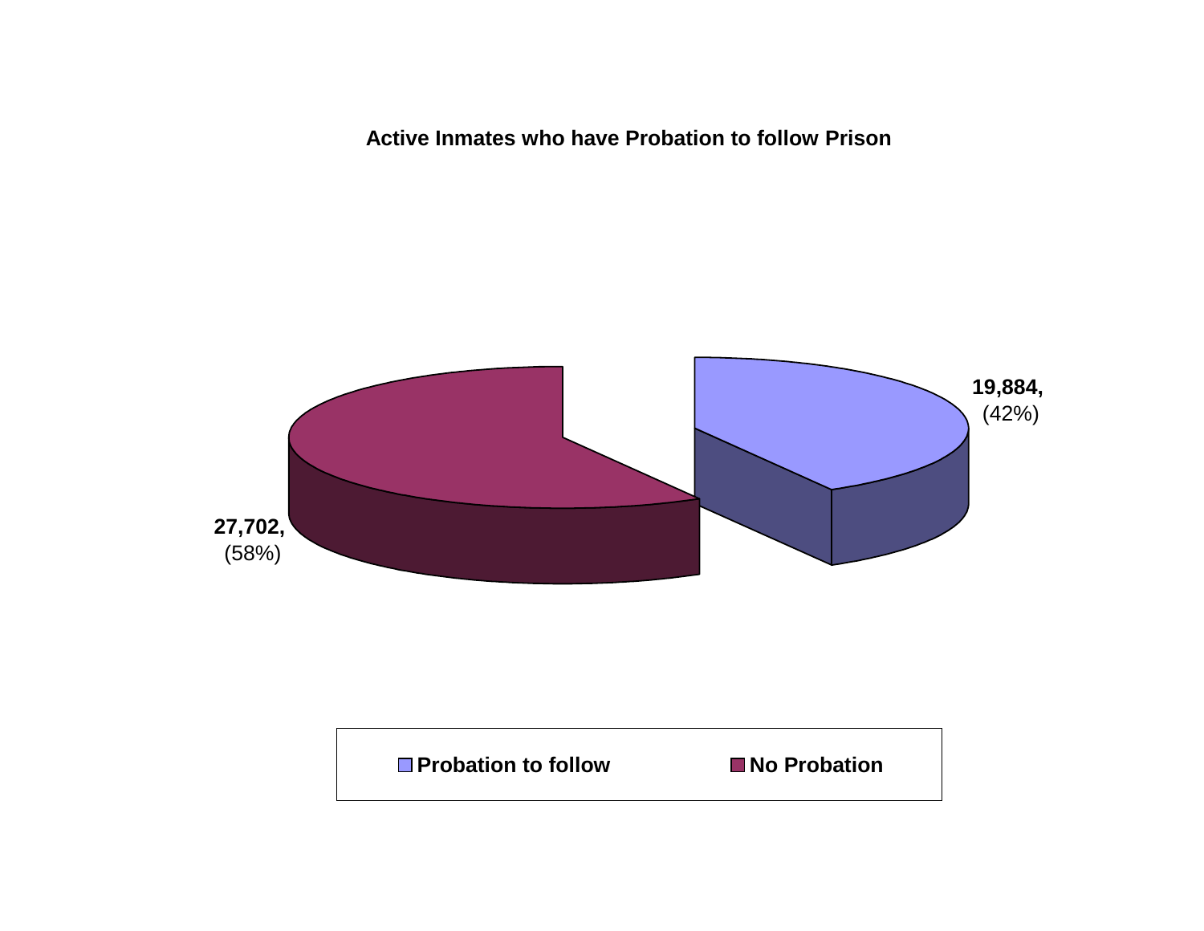**Active Inmates who have Probation to follow Prison**

| Category | Count | Percent |
| --- | --- | --- |
| Probation to follow | 19,884 | 42% |
| No Probation | 27,702 | 58% |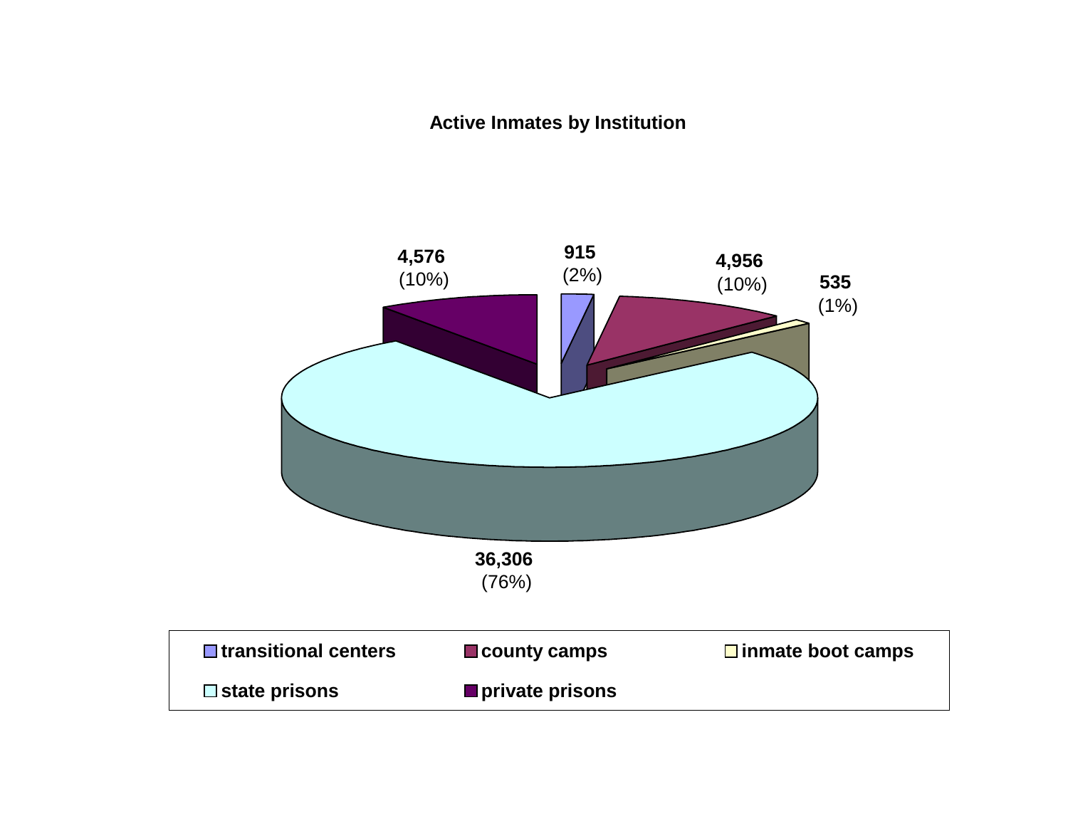**Active Inmates by Institution**

| Institution | Active Inmates | Percent |
|---|---|---|
| transitional centers | 915 | (2%) |
| county camps | 4,956 | (10%) |
| inmate boot camps | 535 | (1%) |
| state prisons | 36,306 | (76%) |
| private prisons | 4,576 | (10%) |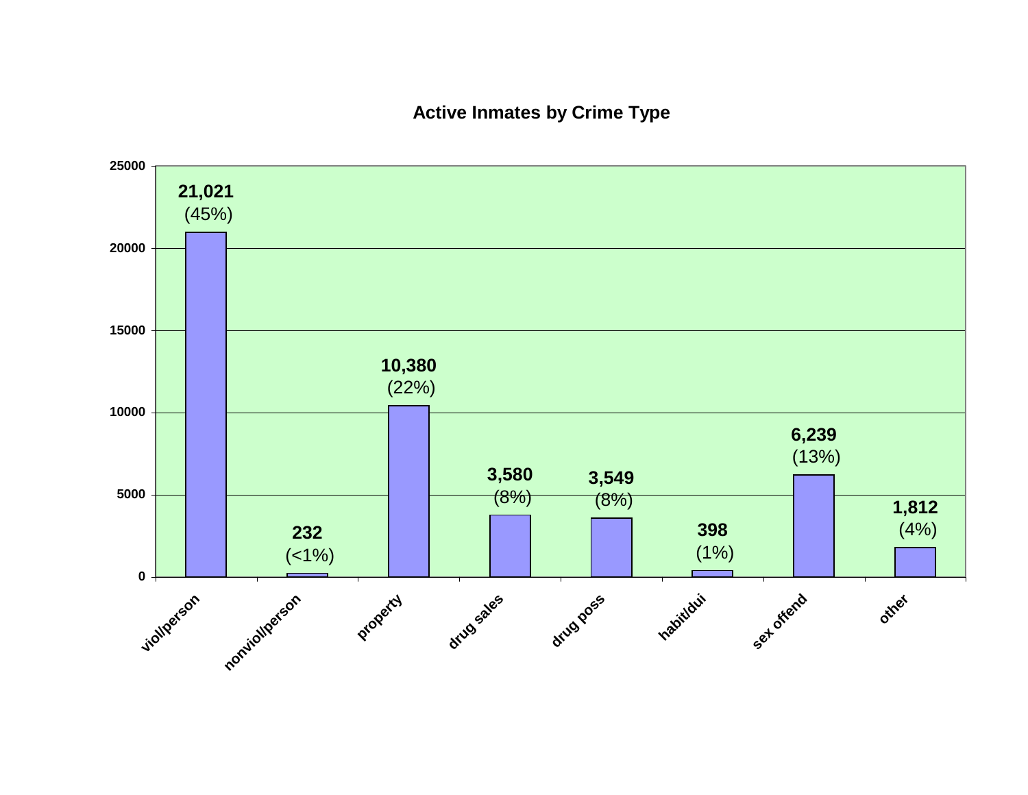**Active Inmates by Crime Type**

| Crime Type | Active Inmates | Percent |
|---|---|---|
| viol/person | 21,021 | (45%) |
| nonviol/person | 232 | (<1%) |
| property | 10,380 | (22%) |
| drug sales | 3,580 | (8%) |
| drug poss | 3,549 | (8%) |
| habit/dui | 398 | (1%) |
| sex offend | 6,239 | (13%) |
| other | 1,812 | (4%) |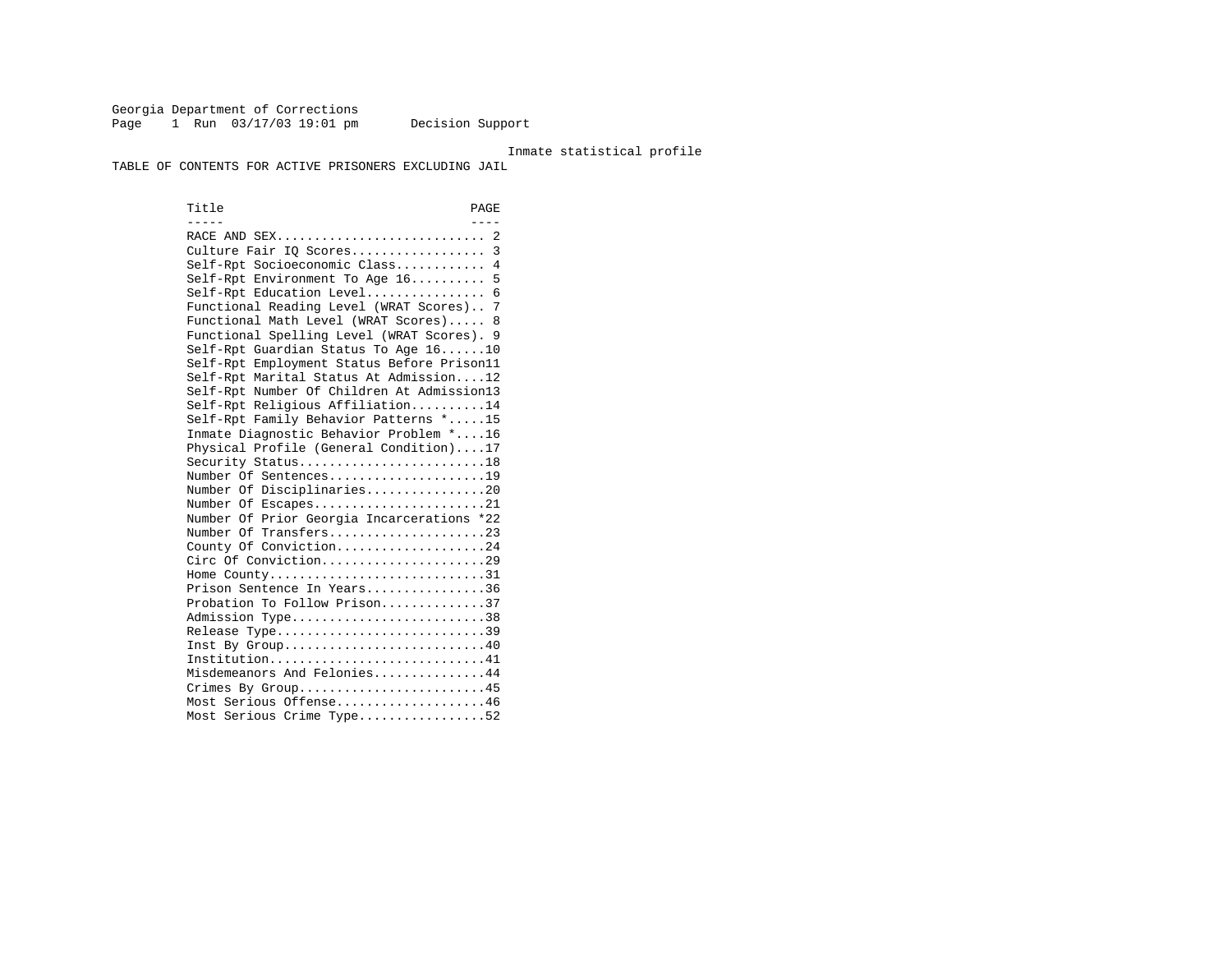Georgia Department of Corrections
Page 1 Run 03/17/03 19:01 pm Decision Support

Inmate statistical profile

TABLE OF CONTENTS FOR ACTIVE PRISONERS EXCLUDING JAIL

| Title | PAGE |
| --- | --- |
| RACE AND SEX | 2 |
| Culture Fair IQ Scores | 3 |
| Self-Rpt Socioeconomic Class | 4 |
| Self-Rpt Environment To Age 16 | 5 |
| Self-Rpt Education Level | 6 |
| Functional Reading Level (WRAT Scores) | 7 |
| Functional Math Level (WRAT Scores) | 8 |
| Functional Spelling Level (WRAT Scores) | 9 |
| Self-Rpt Guardian Status To Age 16 | 10 |
| Self-Rpt Employment Status Before Prison | 11 |
| Self-Rpt Marital Status At Admission | 12 |
| Self-Rpt Number Of Children At Admission | 13 |
| Self-Rpt Religious Affiliation | 14 |
| Self-Rpt Family Behavior Patterns * | 15 |
| Inmate Diagnostic Behavior Problem * | 16 |
| Physical Profile (General Condition) | 17 |
| Security Status | 18 |
| Number Of Sentences | 19 |
| Number Of Disciplinaries | 20 |
| Number Of Escapes | 21 |
| Number Of Prior Georgia Incarcerations * | 22 |
| Number Of Transfers | 23 |
| County Of Conviction | 24 |
| Circ Of Conviction | 29 |
| Home County | 31 |
| Prison Sentence In Years | 36 |
| Probation To Follow Prison | 37 |
| Admission Type | 38 |
| Release Type | 39 |
| Inst By Group | 40 |
| Institution | 41 |
| Misdemeanors And Felonies | 44 |
| Crimes By Group | 45 |
| Most Serious Offense | 46 |
| Most Serious Crime Type | 52 |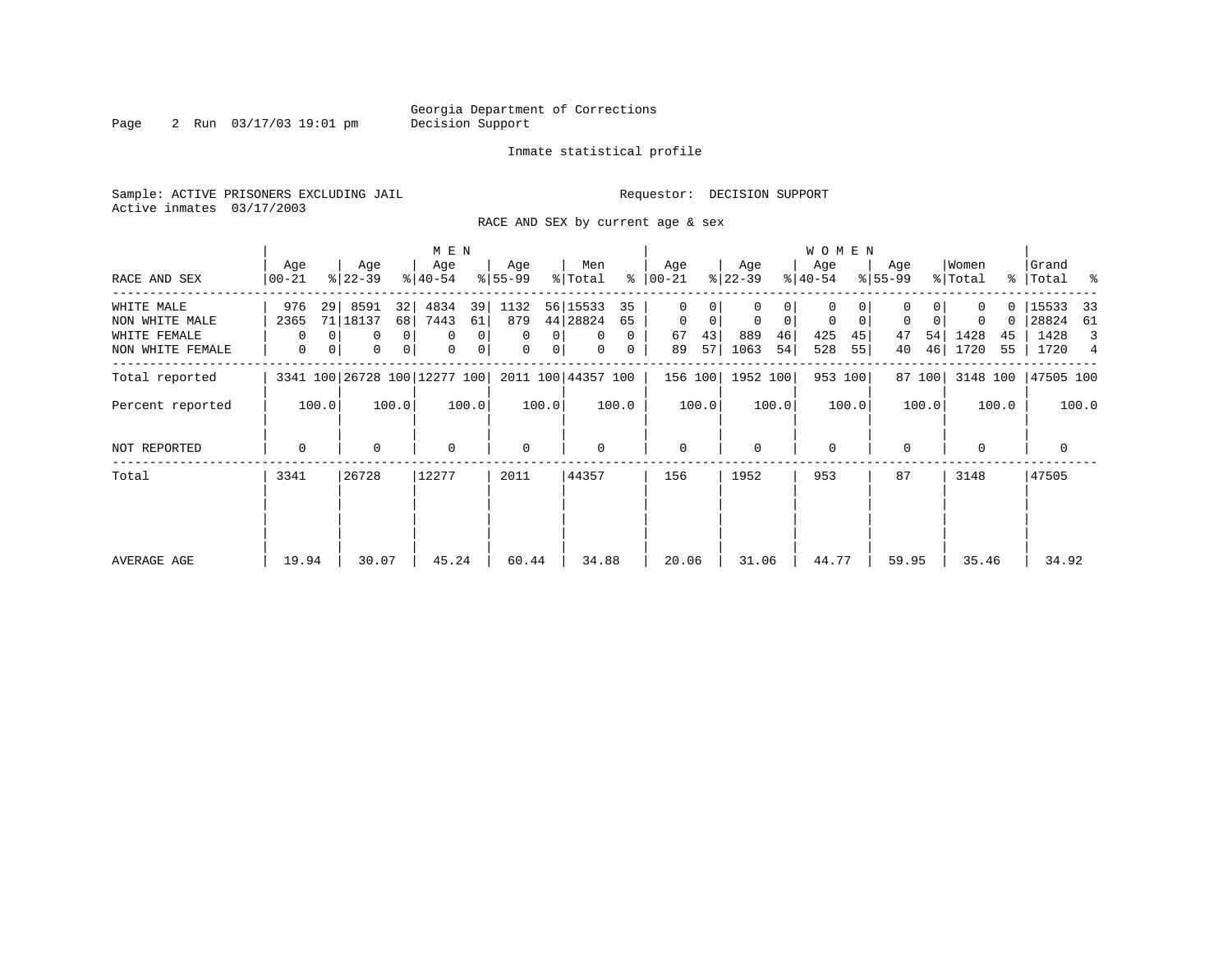Georgia Department of Corrections
Decision Support

Inmate statistical profile

Sample: ACTIVE PRISONERS EXCLUDING JAIL

Requestor: DECISION SUPPORT

Active inmates 03/17/2003

RACE AND SEX by current age & sex

| RACE AND SEX | MEN Age 00-21 | % | Age 22-39 | % | Age 40-54 | % | Age 55-99 | % | Men Total | % | WOMEN Age 00-21 | % | Age 22-39 | % | Age 40-54 | % | Age 55-99 | % | Women Total | % | Grand Total | % |
|---|---|---|---|---|---|---|---|---|---|---|---|---|---|---|---|---|---|---|---|---|---|---|
| WHITE MALE | 976 | 29 | 8591 | 32 | 4834 | 39 | 1132 | 56 | 15533 | 35 | 0 | 0 | 0 | 0 | 0 | 0 | 0 | 0 | 0 | 0 | 15533 | 33 |
| NON WHITE MALE | 2365 | 71 | 18137 | 68 | 7443 | 61 | 879 | 44 | 28824 | 65 | 0 | 0 | 0 | 0 | 0 | 0 | 0 | 0 | 0 | 0 | 28824 | 61 |
| WHITE FEMALE | 0 | 0 | 0 | 0 | 0 | 0 | 0 | 0 | 0 | 0 | 67 | 43 | 889 | 46 | 425 | 45 | 47 | 54 | 1428 | 45 | 1428 | 3 |
| NON WHITE FEMALE | 0 | 0 | 0 | 0 | 0 | 0 | 0 | 0 | 0 | 0 | 89 | 57 | 1063 | 54 | 528 | 55 | 40 | 46 | 1720 | 55 | 1720 | 4 |
| Total reported | 3341 | 100 | 26728 | 100 | 12277 | 100 | 2011 | 100 | 44357 | 100 | 156 | 100 | 1952 | 100 | 953 | 100 | 87 | 100 | 3148 | 100 | 47505 | 100 |
| Percent reported | | 100.0 | | 100.0 | | 100.0 | | 100.0 | | 100.0 | | 100.0 | | 100.0 | | 100.0 | | 100.0 | | 100.0 | | 100.0 |
| NOT REPORTED | 0 | | 0 | | 0 | | 0 | | 0 | | 0 | | 0 | | 0 | | 0 | | 0 | | 0 | |
| Total | 3341 | | 26728 | | 12277 | | 2011 | | 44357 | | 156 | | 1952 | | 953 | | 87 | | 3148 | | 47505 | |
| AVERAGE AGE | 19.94 | | 30.07 | | 45.24 | | 60.44 | | 34.88 | | 20.06 | | 31.06 | | 44.77 | | 59.95 | | 35.46 | | 34.92 | |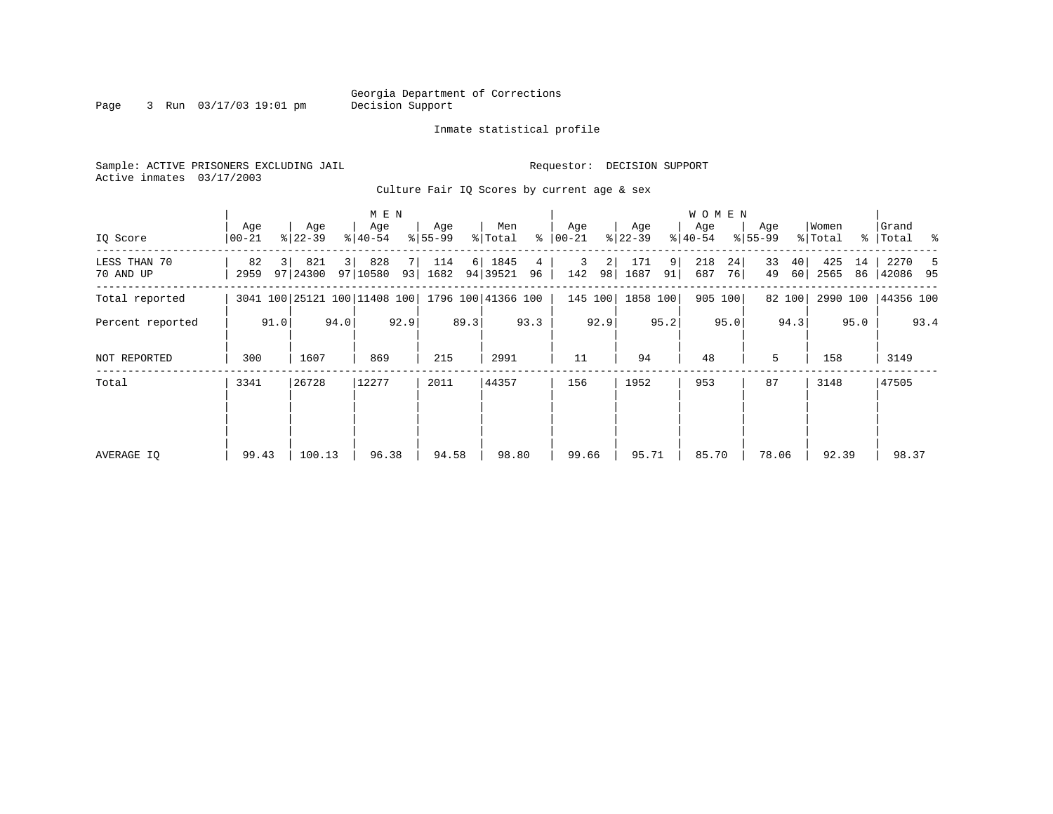Georgia Department of Corrections
Decision Support

Inmate statistical profile

Sample: ACTIVE PRISONERS EXCLUDING JAIL

Requestor: DECISION SUPPORT

Active inmates 03/17/2003

Culture Fair IQ Scores by current age & sex

| IQ Score | MEN Age 00-21 | % | Age 22-39 | % | Age 40-54 | % | Age 55-99 | % | Men Total | % | WOMEN Age 00-21 | % | Age 22-39 | % | Age 40-54 | % | Age 55-99 | % | Women Total | % | Grand Total | % |
|---|---|---|---|---|---|---|---|---|---|---|---|---|---|---|---|---|---|---|---|---|---|---|
| LESS THAN 70 | 82 | 3 | 821 | 3 | 828 | 7 | 114 | 6 | 1845 | 4 | 3 | 2 | 171 | 9 | 218 | 24 | 33 | 40 | 425 | 14 | 2270 | 5 |
| 70 AND UP | 2959 | 97 | 24300 | 97 | 10580 | 93 | 1682 | 94 | 39521 | 96 | 142 | 98 | 1687 | 91 | 687 | 76 | 49 | 60 | 2565 | 86 | 42086 | 95 |
| Total reported | 3041 | 100 | 25121 | 100 | 11408 | 100 | 1796 | 100 | 41366 | 100 | 145 | 100 | 1858 | 100 | 905 | 100 | 82 | 100 | 2990 | 100 | 44356 | 100 |
| Percent reported | | 91.0 | | 94.0 | | 92.9 | | 89.3 | | 93.3 | | 92.9 | | 95.2 | | 95.0 | | 94.3 | | 95.0 | | 93.4 |
| NOT REPORTED | 300 | | 1607 | | 869 | | 215 | | 2991 | | 11 | | 94 | | 48 | | 5 | | 158 | | 3149 | |
| Total | 3341 | | 26728 | | 12277 | | 2011 | | 44357 | | 156 | | 1952 | | 953 | | 87 | | 3148 | | 47505 | |
| AVERAGE IQ | 99.43 | | 100.13 | | 96.38 | | 94.58 | | 98.80 | | 99.66 | | 95.71 | | 85.70 | | 78.06 | | 92.39 | | 98.37 | |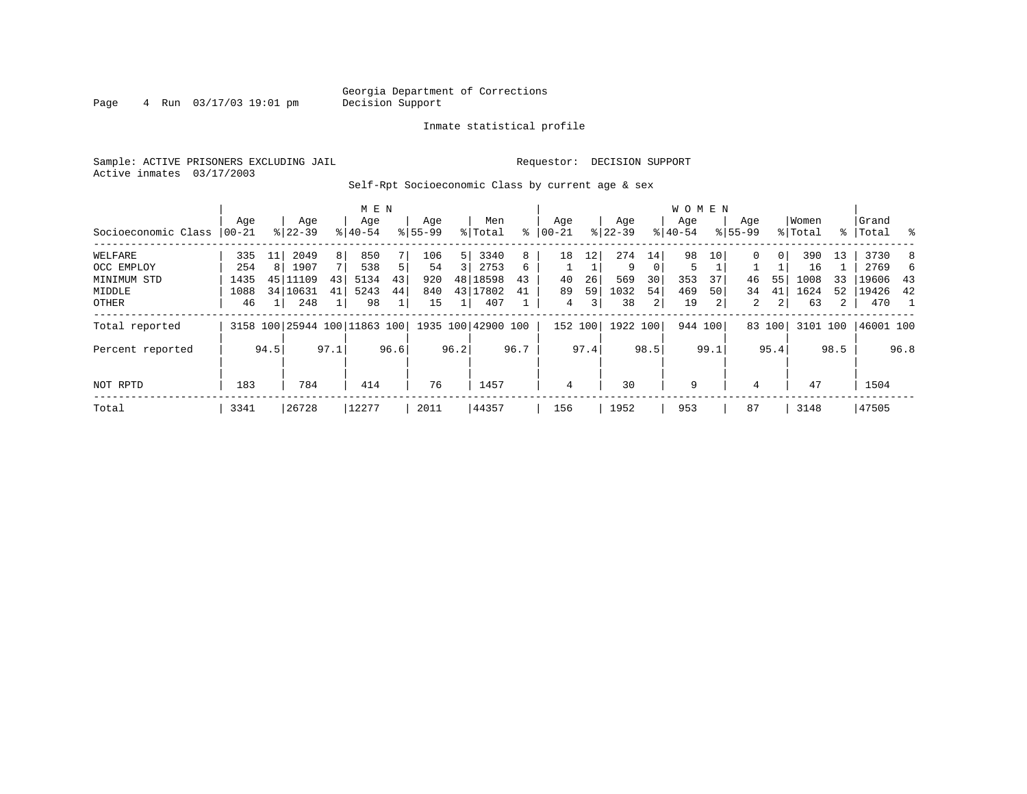Georgia Department of Corrections
Decision Support

Inmate statistical profile

Sample: ACTIVE PRISONERS EXCLUDING JAIL

Requestor: DECISION SUPPORT

Active inmates 03/17/2003

Self-Rpt Socioeconomic Class by current age & sex

| | MEN | | | | | | | | | | WOMEN | | | | | | | | | | | |
|---|---|---|---|---|---|---|---|---|---|---|---|---|---|---|---|---|---|---|---|---|---|---|
| Socioeconomic Class | Age 00-21 | % | Age 22-39 | % | Age 40-54 | % | Age 55-99 | % | Men Total | % | Age 00-21 | % | Age 22-39 | % | Age 40-54 | % | Age 55-99 | % | Women Total | % | Grand Total | % |
| WELFARE | 335 | 11 | 2049 | 8 | 850 | 7 | 106 | 5 | 3340 | 8 | 18 | 12 | 274 | 14 | 98 | 10 | 0 | 0 | 390 | 13 | 3730 | 8 |
| OCC EMPLOY | 254 | 8 | 1907 | 7 | 538 | 5 | 54 | 3 | 2753 | 6 | 1 | 1 | 9 | 0 | 5 | 1 | 1 | 1 | 16 | 1 | 2769 | 6 |
| MINIMUM STD | 1435 | 45 | 11109 | 43 | 5134 | 43 | 920 | 48 | 18598 | 43 | 40 | 26 | 569 | 30 | 353 | 37 | 46 | 55 | 1008 | 33 | 19606 | 43 |
| MIDDLE | 1088 | 34 | 10631 | 41 | 5243 | 44 | 840 | 43 | 17802 | 41 | 89 | 59 | 1032 | 54 | 469 | 50 | 34 | 41 | 1624 | 52 | 19426 | 42 |
| OTHER | 46 | 1 | 248 | 1 | 98 | 1 | 15 | 1 | 407 | 1 | 4 | 3 | 38 | 2 | 19 | 2 | 2 | 2 | 63 | 2 | 470 | 1 |
| Total reported | 3158 | 100 | 25944 | 100 | 11863 | 100 | 1935 | 100 | 42900 | 100 | 152 | 100 | 1922 | 100 | 944 | 100 | 83 | 100 | 3101 | 100 | 46001 | 100 |
| Percent reported | | 94.5 | | 97.1 | | 96.6 | | 96.2 | | 96.7 | | 97.4 | | 98.5 | | 99.1 | | 95.4 | | 98.5 | | 96.8 |
| NOT RPTD | 183 | | 784 | | 414 | | 76 | | 1457 | | 4 | | 30 | | 9 | | 4 | | 47 | | 1504 | |
| Total | 3341 | | 26728 | | 12277 | | 2011 | | 44357 | | 156 | | 1952 | | 953 | | 87 | | 3148 | | 47505 | |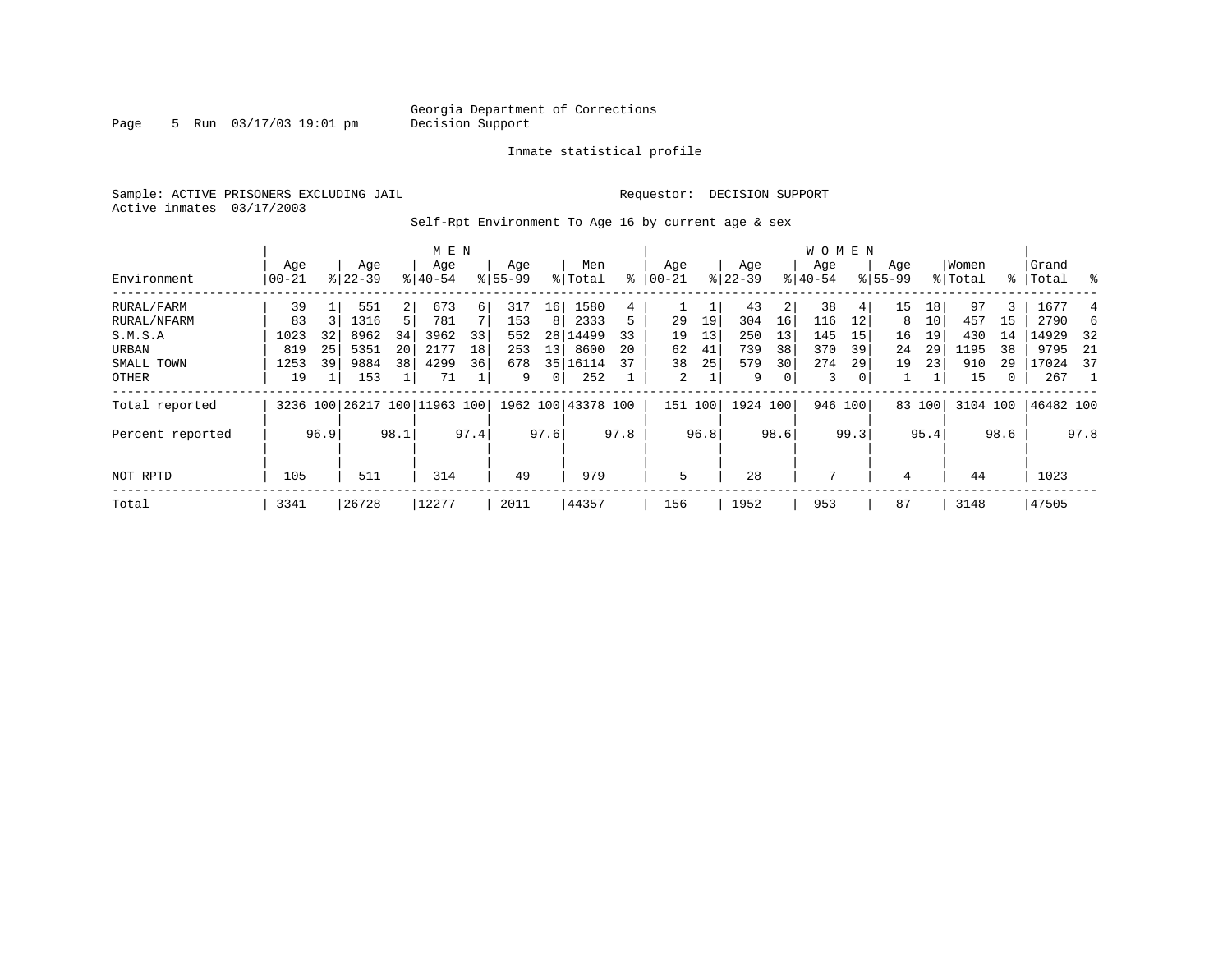Georgia Department of Corrections
Decision Support

Inmate statistical profile

Sample: ACTIVE PRISONERS EXCLUDING JAIL                Requestor: DECISION SUPPORT
Active inmates 03/17/2003

Self-Rpt Environment To Age 16 by current age & sex

| Environment | MEN Age 00-21 | % | Age 22-39 | % | Age 40-54 | % | Age 55-99 | % | Men Total | % | WOMEN Age 00-21 | % | Age 22-39 | % | Age 40-54 | % | Age 55-99 | % | Women Total | % | Grand Total | % |
|---|---|---|---|---|---|---|---|---|---|---|---|---|---|---|---|---|---|---|---|---|---|---|
| RURAL/FARM | 39 | 1 | 551 | 2 | 673 | 6 | 317 | 16 | 1580 | 4 | 1 | 1 | 43 | 2 | 38 | 4 | 15 | 18 | 97 | 3 | 1677 | 4 |
| RURAL/NFARM | 83 | 3 | 1316 | 5 | 781 | 7 | 153 | 8 | 2333 | 5 | 29 | 19 | 304 | 16 | 116 | 12 | 8 | 10 | 457 | 15 | 2790 | 6 |
| S.M.S.A | 1023 | 32 | 8962 | 34 | 3962 | 33 | 552 | 28 | 14499 | 33 | 19 | 13 | 250 | 13 | 145 | 15 | 16 | 19 | 430 | 14 | 14929 | 32 |
| URBAN | 819 | 25 | 5351 | 20 | 2177 | 18 | 253 | 13 | 8600 | 20 | 62 | 41 | 739 | 38 | 370 | 39 | 24 | 29 | 1195 | 38 | 9795 | 21 |
| SMALL TOWN | 1253 | 39 | 9884 | 38 | 4299 | 36 | 678 | 35 | 16114 | 37 | 38 | 25 | 579 | 30 | 274 | 29 | 19 | 23 | 910 | 29 | 17024 | 37 |
| OTHER | 19 | 1 | 153 | 1 | 71 | 1 | 9 | 0 | 252 | 1 | 2 | 1 | 9 | 0 | 3 | 0 | 1 | 1 | 15 | 0 | 267 | 1 |
| Total reported | 3236 | 100 | 26217 | 100 | 11963 | 100 | 1962 | 100 | 43378 | 100 | 151 | 100 | 1924 | 100 | 946 | 100 | 83 | 100 | 3104 | 100 | 46482 | 100 |
| Percent reported | | 96.9 | | 98.1 | | 97.4 | | 97.6 | | 97.8 | | 96.8 | | 98.6 | | 99.3 | | 95.4 | | 98.6 | | 97.8 |
| NOT RPTD | 105 | | 511 | | 314 | | 49 | | 979 | | 5 | | 28 | | 7 | | 4 | | 44 | | 1023 | |
| Total | 3341 | | 26728 | | 12277 | | 2011 | | 44357 | | 156 | | 1952 | | 953 | | 87 | | 3148 | | 47505 | |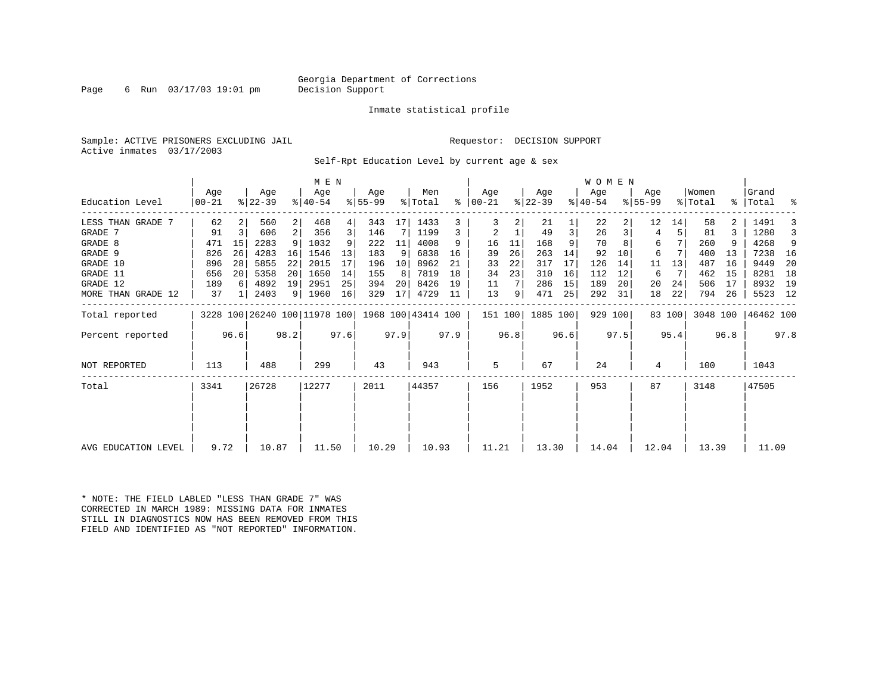Georgia Department of Corrections
Decision Support

Inmate statistical profile

Sample: ACTIVE PRISONERS EXCLUDING JAIL

Requestor: DECISION SUPPORT

Active inmates 03/17/2003

Self-Rpt Education Level by current age & sex

| Education Level | MEN Age 00-21 | % | Age 22-39 | % | Age 40-54 | % | Age 55-99 | % | Men Total | % | WOMEN Age 00-21 | % | Age 22-39 | % | Age 40-54 | % | Age 55-99 | % | Women Total | % | Grand Total | % |
|---|---|---|---|---|---|---|---|---|---|---|---|---|---|---|---|---|---|---|---|---|---|---|
| LESS THAN GRADE 7 | 62 | 2 | 560 | 2 | 468 | 4 | 343 | 17 | 1433 | 3 | 3 | 2 | 21 | 1 | 22 | 2 | 12 | 14 | 58 | 2 | 1491 | 3 |
| GRADE 7 | 91 | 3 | 606 | 2 | 356 | 3 | 146 | 7 | 1199 | 3 | 2 | 1 | 49 | 3 | 26 | 3 | 4 | 5 | 81 | 3 | 1280 | 3 |
| GRADE 8 | 471 | 15 | 2283 | 9 | 1032 | 9 | 222 | 11 | 4008 | 9 | 16 | 11 | 168 | 9 | 70 | 8 | 6 | 7 | 260 | 9 | 4268 | 9 |
| GRADE 9 | 826 | 26 | 4283 | 16 | 1546 | 13 | 183 | 9 | 6838 | 16 | 39 | 26 | 263 | 14 | 92 | 10 | 6 | 7 | 400 | 13 | 7238 | 16 |
| GRADE 10 | 896 | 28 | 5855 | 22 | 2015 | 17 | 196 | 10 | 8962 | 21 | 33 | 22 | 317 | 17 | 126 | 14 | 11 | 13 | 487 | 16 | 9449 | 20 |
| GRADE 11 | 656 | 20 | 5358 | 20 | 1650 | 14 | 155 | 8 | 7819 | 18 | 34 | 23 | 310 | 16 | 112 | 12 | 6 | 7 | 462 | 15 | 8281 | 18 |
| GRADE 12 | 189 | 6 | 4892 | 19 | 2951 | 25 | 394 | 20 | 8426 | 19 | 11 | 7 | 286 | 15 | 189 | 20 | 20 | 24 | 506 | 17 | 8932 | 19 |
| MORE THAN GRADE 12 | 37 | 1 | 2403 | 9 | 1960 | 16 | 329 | 17 | 4729 | 11 | 13 | 9 | 471 | 25 | 292 | 31 | 18 | 22 | 794 | 26 | 5523 | 12 |
| Total reported | 3228 | 100 | 26240 | 100 | 11978 | 100 | 1968 | 100 | 43414 | 100 | 151 | 100 | 1885 | 100 | 929 | 100 | 83 | 100 | 3048 | 100 | 46462 | 100 |
| Percent reported | | 96.6 | | 98.2 | | 97.6 | | 97.9 | | 97.9 | | 96.8 | | 96.6 | | 97.5 | | 95.4 | | 96.8 | | 97.8 |
| NOT REPORTED | 113 | | 488 | | 299 | | 43 | | 943 | | 5 | | 67 | | 24 | | 4 | | 100 | | 1043 | |
| Total | 3341 | | 26728 | | 12277 | | 2011 | | 44357 | | 156 | | 1952 | | 953 | | 87 | | 3148 | | 47505 | |
| AVG EDUCATION LEVEL | 9.72 | | 10.87 | | 11.50 | | 10.29 | | 10.93 | | 11.21 | | 13.30 | | 14.04 | | 12.04 | | 13.39 | | 11.09 | |

* NOTE: THE FIELD LABLED "LESS THAN GRADE 7" WAS CORRECTED IN MARCH 1989: MISSING DATA FOR INMATES STILL IN DIAGNOSTICS NOW HAS BEEN REMOVED FROM THIS FIELD AND IDENTIFIED AS "NOT REPORTED" INFORMATION.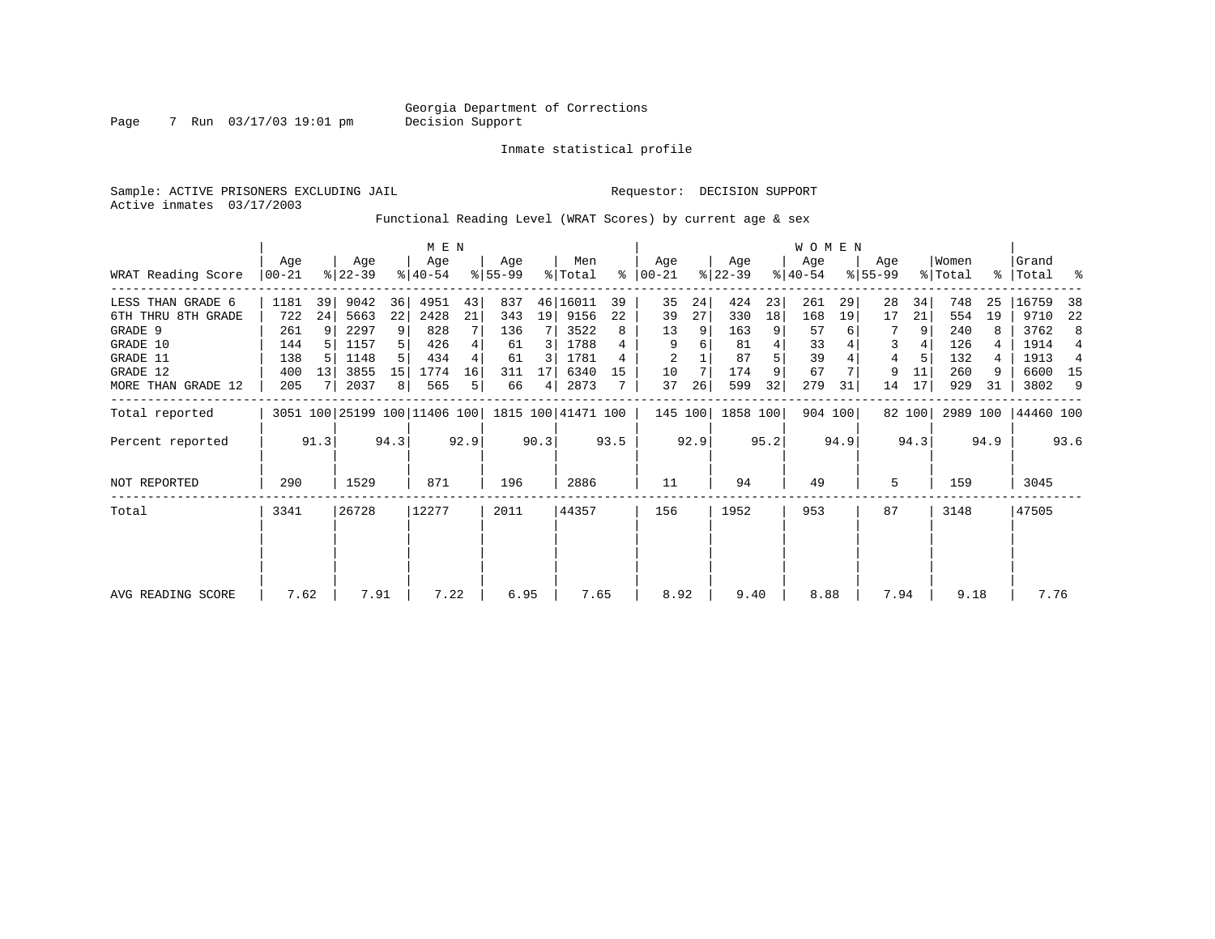Georgia Department of Corrections
Decision Support

Page 7 Run 03/17/03 19:01 pm

Inmate statistical profile

Sample: ACTIVE PRISONERS EXCLUDING JAIL    Requestor: DECISION SUPPORT
Active inmates 03/17/2003

Functional Reading Level (WRAT Scores) by current age & sex

| | MEN | | | | | | | | | | WOMEN | | | | | | | | | | | |
|---|---|---|---|---|---|---|---|---|---|---|---|---|---|---|---|---|---|---|---|---|---|---|
| WRAT Reading Score | Age 00-21 | % | Age 22-39 | % | Age 40-54 | % | Age 55-99 | % | Men Total | % | Age 00-21 | % | Age 22-39 | % | Age 40-54 | % | Age 55-99 | % | Women Total | % | Grand Total | % |
| LESS THAN GRADE 6 | 1181 | 39 | 9042 | 36 | 4951 | 43 | 837 | 46 | 16011 | 39 | 35 | 24 | 424 | 23 | 261 | 29 | 28 | 34 | 748 | 25 | 16759 | 38 |
| 6TH THRU 8TH GRADE | 722 | 24 | 5663 | 22 | 2428 | 21 | 343 | 19 | 9156 | 22 | 39 | 27 | 330 | 18 | 168 | 19 | 17 | 21 | 554 | 19 | 9710 | 22 |
| GRADE 9 | 261 | 9 | 2297 | 9 | 828 | 7 | 136 | 7 | 3522 | 8 | 13 | 9 | 163 | 9 | 57 | 6 | 7 | 9 | 240 | 8 | 3762 | 8 |
| GRADE 10 | 144 | 5 | 1157 | 5 | 426 | 4 | 61 | 3 | 1788 | 4 | 9 | 6 | 81 | 4 | 33 | 4 | 3 | 4 | 126 | 4 | 1914 | 4 |
| GRADE 11 | 138 | 5 | 1148 | 5 | 434 | 4 | 61 | 3 | 1781 | 4 | 2 | 1 | 87 | 5 | 39 | 4 | 4 | 5 | 132 | 4 | 1913 | 4 |
| GRADE 12 | 400 | 13 | 3855 | 15 | 1774 | 16 | 311 | 17 | 6340 | 15 | 10 | 7 | 174 | 9 | 67 | 7 | 9 | 11 | 260 | 9 | 6600 | 15 |
| MORE THAN GRADE 12 | 205 | 7 | 2037 | 8 | 565 | 5 | 66 | 4 | 2873 | 7 | 37 | 26 | 599 | 32 | 279 | 31 | 14 | 17 | 929 | 31 | 3802 | 9 |
| Total reported | 3051 | 100 | 25199 | 100 | 11406 | 100 | 1815 | 100 | 41471 | 100 | 145 | 100 | 1858 | 100 | 904 | 100 | 82 | 100 | 2989 | 100 | 44460 | 100 |
| Percent reported | | 91.3 | | 94.3 | | 92.9 | | 90.3 | | 93.5 | | 92.9 | | 95.2 | | 94.9 | | 94.3 | | 94.9 | | 93.6 |
| NOT REPORTED | 290 | | 1529 | | 871 | | 196 | | 2886 | | 11 | | 94 | | 49 | | 5 | | 159 | | 3045 | |
| Total | 3341 | | 26728 | | 12277 | | 2011 | | 44357 | | 156 | | 1952 | | 953 | | 87 | | 3148 | | 47505 | |
| AVG READING SCORE | 7.62 | | 7.91 | | 7.22 | | 6.95 | | 7.65 | | 8.92 | | 9.40 | | 8.88 | | 7.94 | | 9.18 | | 7.76 | |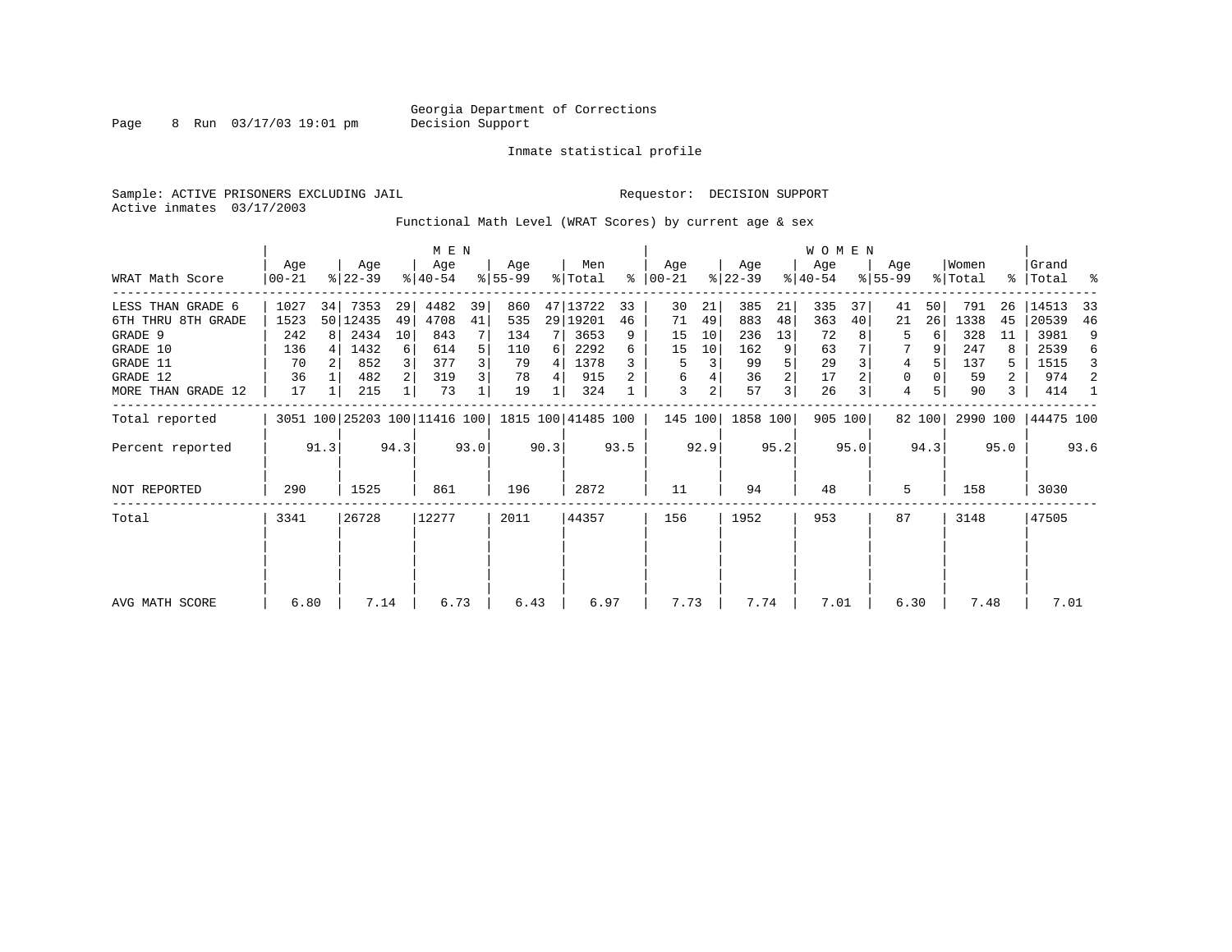Georgia Department of Corrections
Decision Support

Page 8 Run 03/17/03 19:01 pm

Inmate statistical profile

Sample: ACTIVE PRISONERS EXCLUDING JAIL

Requestor: DECISION SUPPORT

Active inmates 03/17/2003

Functional Math Level (WRAT Scores) by current age & sex

| WRAT Math Score | MEN Age 00-21 | % | Age 22-39 | % | Age 40-54 | % | Age 55-99 | % | Men Total | % | WOMEN Age 00-21 | % | Age 22-39 | % | Age 40-54 | % | Age 55-99 | % | Women Total | % | Grand Total | % |
|---|---|---|---|---|---|---|---|---|---|---|---|---|---|---|---|---|---|---|---|---|---|---|
| LESS THAN GRADE 6 | 1027 | 34 | 7353 | 29 | 4482 | 39 | 860 | 47 | 13722 | 33 | 30 | 21 | 385 | 21 | 335 | 37 | 41 | 50 | 791 | 26 | 14513 | 33 |
| 6TH THRU 8TH GRADE | 1523 | 50 | 12435 | 49 | 4708 | 41 | 535 | 29 | 19201 | 46 | 71 | 49 | 883 | 48 | 363 | 40 | 21 | 26 | 1338 | 45 | 20539 | 46 |
| GRADE 9 | 242 | 8 | 2434 | 10 | 843 | 7 | 134 | 7 | 3653 | 9 | 15 | 10 | 236 | 13 | 72 | 8 | 5 | 6 | 328 | 11 | 3981 | 9 |
| GRADE 10 | 136 | 4 | 1432 | 6 | 614 | 5 | 110 | 6 | 2292 | 6 | 15 | 10 | 162 | 9 | 63 | 7 | 7 | 9 | 247 | 8 | 2539 | 6 |
| GRADE 11 | 70 | 2 | 852 | 3 | 377 | 3 | 79 | 4 | 1378 | 3 | 5 | 3 | 99 | 5 | 29 | 3 | 4 | 5 | 137 | 5 | 1515 | 3 |
| GRADE 12 | 36 | 1 | 482 | 2 | 319 | 3 | 78 | 4 | 915 | 2 | 6 | 4 | 36 | 2 | 17 | 2 | 0 | 0 | 59 | 2 | 974 | 2 |
| MORE THAN GRADE 12 | 17 | 1 | 215 | 1 | 73 | 1 | 19 | 1 | 324 | 1 | 3 | 2 | 57 | 3 | 26 | 3 | 4 | 5 | 90 | 3 | 414 | 1 |
| Total reported | 3051 | 100 | 25203 | 100 | 11416 | 100 | 1815 | 100 | 41485 | 100 | 145 | 100 | 1858 | 100 | 905 | 100 | 82 | 100 | 2990 | 100 | 44475 | 100 |
| Percent reported | | 91.3 | | 94.3 | | 93.0 | | 90.3 | | 93.5 | | 92.9 | | 95.2 | | 95.0 | | 94.3 | | 95.0 | | 93.6 |
| NOT REPORTED | 290 | | 1525 | | 861 | | 196 | | 2872 | | 11 | | 94 | | 48 | | 5 | | 158 | | 3030 | |
| Total | 3341 | | 26728 | | 12277 | | 2011 | | 44357 | | 156 | | 1952 | | 953 | | 87 | | 3148 | | 47505 | |
| AVG MATH SCORE | 6.80 | | 7.14 | | 6.73 | | 6.43 | | 6.97 | | 7.73 | | 7.74 | | 7.01 | | 6.30 | | 7.48 | | 7.01 | |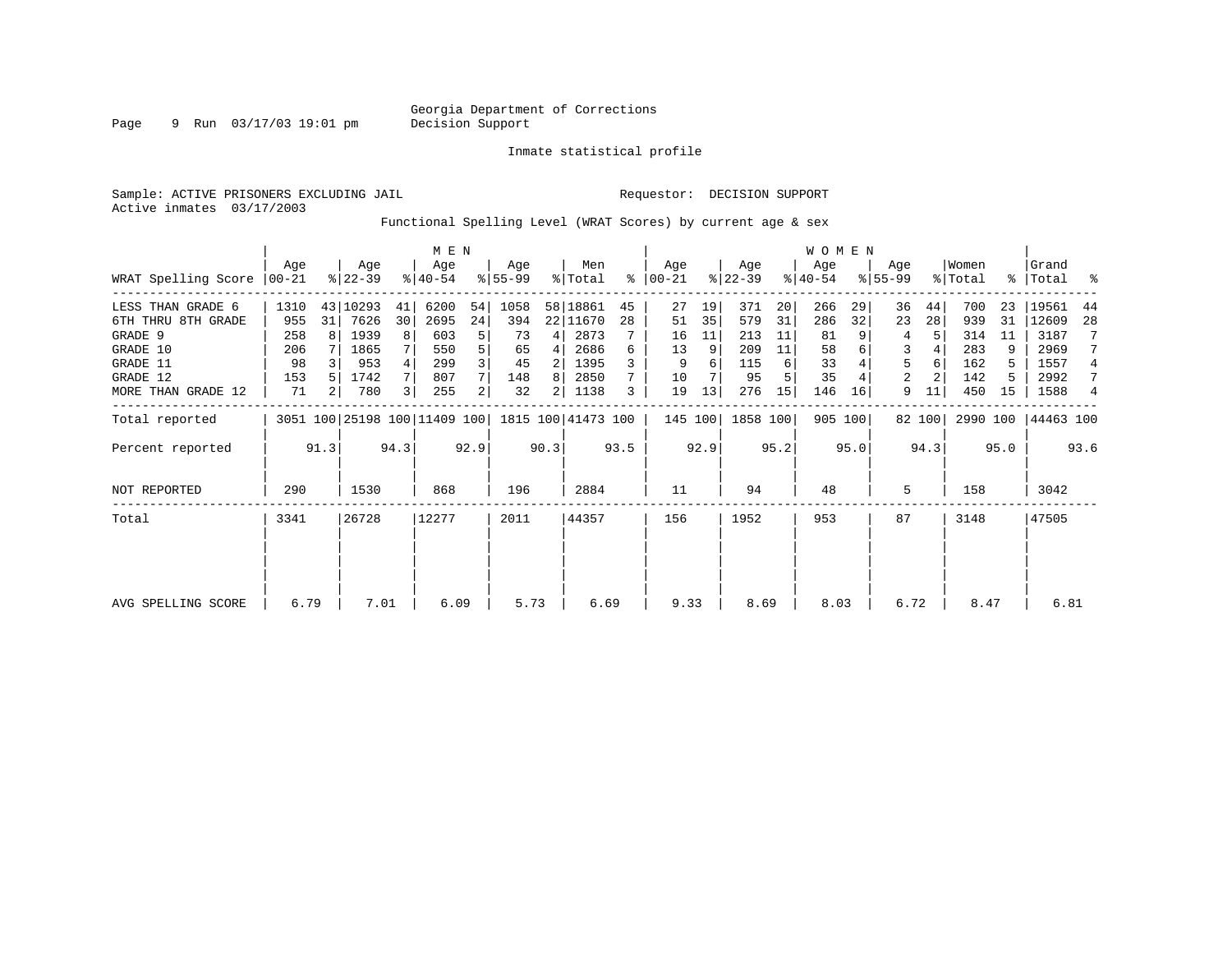Georgia Department of Corrections
Decision Support

Inmate statistical profile

Sample: ACTIVE PRISONERS EXCLUDING JAIL

Requestor: DECISION SUPPORT

Active inmates 03/17/2003

Functional Spelling Level (WRAT Scores) by current age & sex

| | MEN | | | | | | | | | | WOMEN | | | | | | | | | | | |
|---|---|---|---|---|---|---|---|---|---|---|---|---|---|---|---|---|---|---|---|---|---|---|
| WRAT Spelling Score | Age 00-21 | % | Age 22-39 | % | Age 40-54 | % | Age 55-99 | % | Men Total | % | Age 00-21 | % | Age 22-39 | % | Age 40-54 | % | Age 55-99 | % | Women Total | % | Grand Total | % |
| LESS THAN GRADE 6 | 1310 | 43 | 10293 | 41 | 6200 | 54 | 1058 | 58 | 18861 | 45 | 27 | 19 | 371 | 20 | 266 | 29 | 36 | 44 | 700 | 23 | 19561 | 44 |
| 6TH THRU 8TH GRADE | 955 | 31 | 7626 | 30 | 2695 | 24 | 394 | 22 | 11670 | 28 | 51 | 35 | 579 | 31 | 286 | 32 | 23 | 28 | 939 | 31 | 12609 | 28 |
| GRADE 9 | 258 | 8 | 1939 | 8 | 603 | 5 | 73 | 4 | 2873 | 7 | 16 | 11 | 213 | 11 | 81 | 9 | 4 | 5 | 314 | 11 | 3187 | 7 |
| GRADE 10 | 206 | 7 | 1865 | 7 | 550 | 5 | 65 | 4 | 2686 | 6 | 13 | 9 | 209 | 11 | 58 | 6 | 3 | 4 | 283 | 9 | 2969 | 7 |
| GRADE 11 | 98 | 3 | 953 | 4 | 299 | 3 | 45 | 2 | 1395 | 3 | 9 | 6 | 115 | 6 | 33 | 4 | 5 | 6 | 162 | 5 | 1557 | 4 |
| GRADE 12 | 153 | 5 | 1742 | 7 | 807 | 7 | 148 | 8 | 2850 | 7 | 10 | 7 | 95 | 5 | 35 | 4 | 2 | 2 | 142 | 5 | 2992 | 7 |
| MORE THAN GRADE 12 | 71 | 2 | 780 | 3 | 255 | 2 | 32 | 2 | 1138 | 3 | 19 | 13 | 276 | 15 | 146 | 16 | 9 | 11 | 450 | 15 | 1588 | 4 |
| Total reported | 3051 | 100 | 25198 | 100 | 11409 | 100 | 1815 | 100 | 41473 | 100 | 145 | 100 | 1858 | 100 | 905 | 100 | 82 | 100 | 2990 | 100 | 44463 | 100 |
| Percent reported | | 91.3 | | 94.3 | | 92.9 | | 90.3 | | 93.5 | | 92.9 | | 95.2 | | 95.0 | | 94.3 | | 95.0 | | 93.6 |
| NOT REPORTED | 290 | | 1530 | | 868 | | 196 | | 2884 | | 11 | | 94 | | 48 | | 5 | | 158 | | 3042 | |
| Total | 3341 | | 26728 | | 12277 | | 2011 | | 44357 | | 156 | | 1952 | | 953 | | 87 | | 3148 | | 47505 | |
| AVG SPELLING SCORE | 6.79 | | 7.01 | | 6.09 | | 5.73 | | 6.69 | | 9.33 | | 8.69 | | 8.03 | | 6.72 | | 8.47 | | 6.81 | |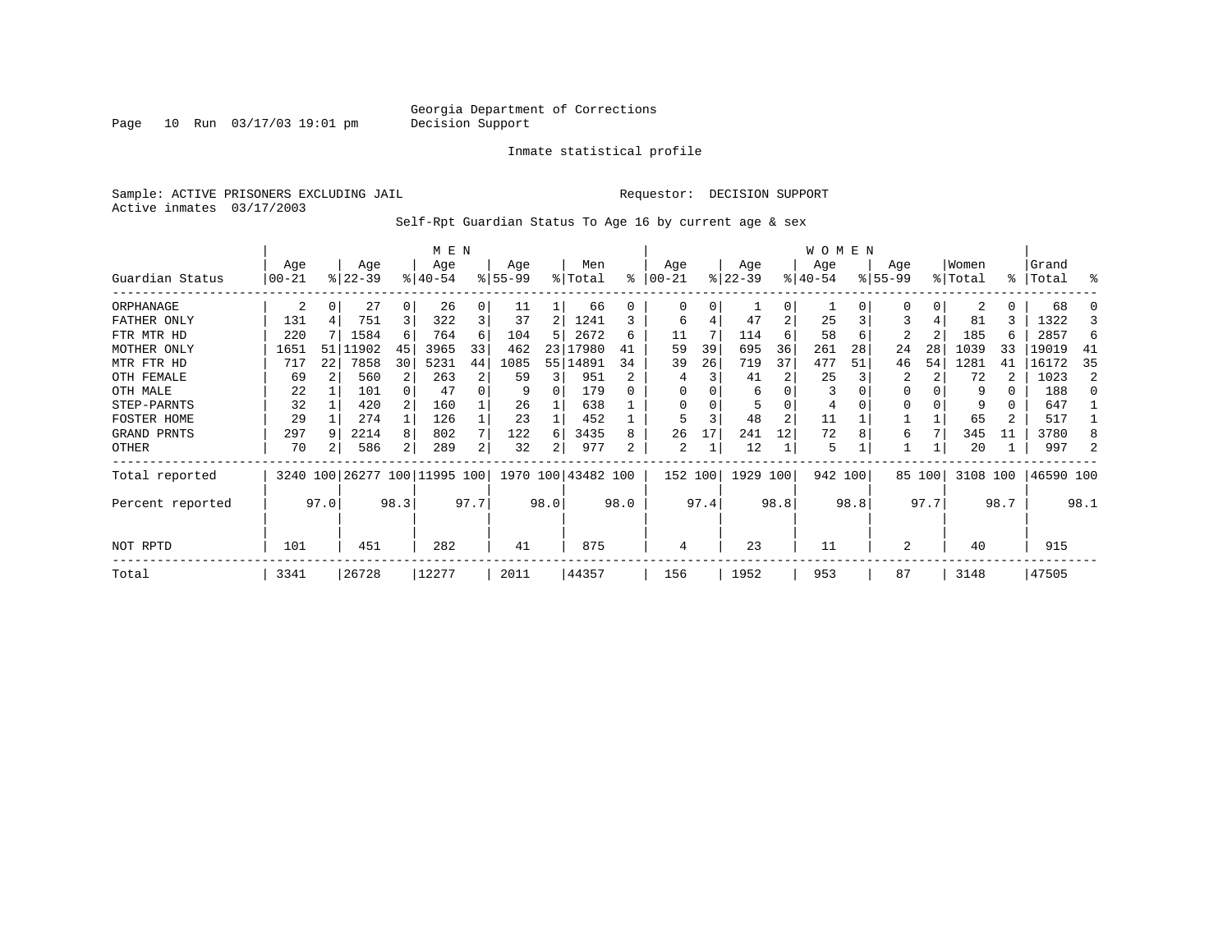Georgia Department of Corrections
Decision Support

Inmate statistical profile

Sample: ACTIVE PRISONERS EXCLUDING JAIL　　　　Requestor: DECISION SUPPORT
Active inmates 03/17/2003

Self-Rpt Guardian Status To Age 16 by current age & sex

| Guardian Status | MEN Age 00-21 | % | Age 22-39 | % | Age 40-54 | % | Age 55-99 | % | Men Total | % | WOMEN Age 00-21 | % | Age 22-39 | % | Age 40-54 | % | Age 55-99 | % | Women Total | % | Grand Total | % |
|---|---|---|---|---|---|---|---|---|---|---|---|---|---|---|---|---|---|---|---|---|---|---|
| ORPHANAGE | 2 | 0 | 27 | 0 | 26 | 0 | 11 | 1 | 66 | 0 | 0 | 0 | 1 | 0 | 1 | 0 | 0 | 0 | 2 | 0 | 68 | 0 |
| FATHER ONLY | 131 | 4 | 751 | 3 | 322 | 3 | 37 | 2 | 1241 | 3 | 6 | 4 | 47 | 2 | 25 | 3 | 3 | 4 | 81 | 3 | 1322 | 3 |
| FTR MTR HD | 220 | 7 | 1584 | 6 | 764 | 6 | 104 | 5 | 2672 | 6 | 11 | 7 | 114 | 6 | 58 | 6 | 2 | 2 | 185 | 6 | 2857 | 6 |
| MOTHER ONLY | 1651 | 51 | 11902 | 45 | 3965 | 33 | 462 | 23 | 17980 | 41 | 59 | 39 | 695 | 36 | 261 | 28 | 24 | 28 | 1039 | 33 | 19019 | 41 |
| MTR FTR HD | 717 | 22 | 7858 | 30 | 5231 | 44 | 1085 | 55 | 14891 | 34 | 39 | 26 | 719 | 37 | 477 | 51 | 46 | 54 | 1281 | 41 | 16172 | 35 |
| OTH FEMALE | 69 | 2 | 560 | 2 | 263 | 2 | 59 | 3 | 951 | 2 | 4 | 3 | 41 | 2 | 25 | 3 | 2 | 2 | 72 | 2 | 1023 | 2 |
| OTH MALE | 22 | 1 | 101 | 0 | 47 | 0 | 9 | 0 | 179 | 0 | 0 | 0 | 6 | 0 | 3 | 0 | 0 | 0 | 9 | 0 | 188 | 0 |
| STEP-PARNTS | 32 | 1 | 420 | 2 | 160 | 1 | 26 | 1 | 638 | 1 | 0 | 0 | 5 | 0 | 4 | 0 | 0 | 0 | 9 | 0 | 647 | 1 |
| FOSTER HOME | 29 | 1 | 274 | 1 | 126 | 1 | 23 | 1 | 452 | 1 | 5 | 3 | 48 | 2 | 11 | 1 | 1 | 1 | 65 | 2 | 517 | 1 |
| GRAND PRNTS | 297 | 9 | 2214 | 8 | 802 | 7 | 122 | 6 | 3435 | 8 | 26 | 17 | 241 | 12 | 72 | 8 | 6 | 7 | 345 | 11 | 3780 | 8 |
| OTHER | 70 | 2 | 586 | 2 | 289 | 2 | 32 | 2 | 977 | 2 | 2 | 1 | 12 | 1 | 5 | 1 | 1 | 1 | 20 | 1 | 997 | 2 |
| Total reported | 3240 | 100 | 26277 | 100 | 11995 | 100 | 1970 | 100 | 43482 | 100 | 152 | 100 | 1929 | 100 | 942 | 100 | 85 | 100 | 3108 | 100 | 46590 | 100 |
| Percent reported | | 97.0 | | 98.3 | | 97.7 | | 98.0 | | 98.0 | | 97.4 | | 98.8 | | 98.8 | | 97.7 | | 98.7 | | 98.1 |
| NOT RPTD | 101 | | 451 | | 282 | | 41 | | 875 | | 4 | | 23 | | 11 | | 2 | | 40 | | 915 | |
| Total | 3341 | | 26728 | | 12277 | | 2011 | | 44357 | | 156 | | 1952 | | 953 | | 87 | | 3148 | | 47505 | |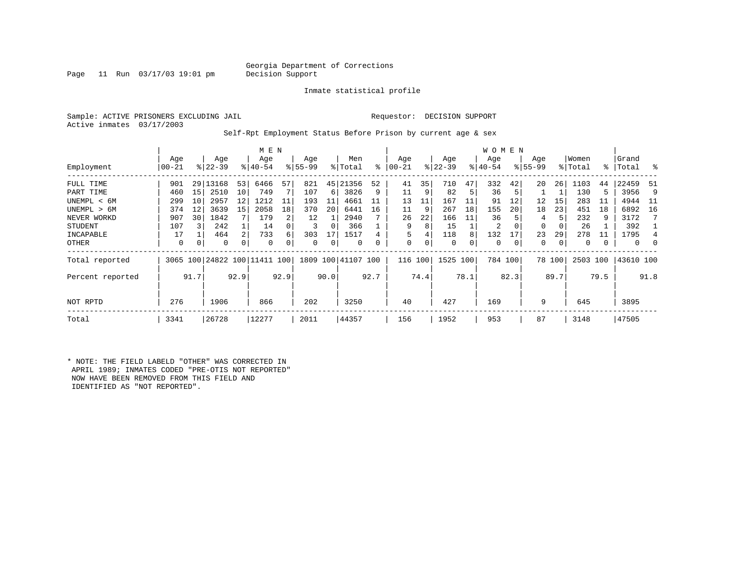Georgia Department of Corrections
Decision Support

Inmate statistical profile

Sample: ACTIVE PRISONERS EXCLUDING JAIL    Requestor: DECISION SUPPORT
Active inmates 03/17/2003

Self-Rpt Employment Status Before Prison by current age & sex

| Employment | MEN Age 00-21 | % | Age 22-39 | % | Age 40-54 | % | Age 55-99 | % | Men Total | % | WOMEN Age 00-21 | % | Age 22-39 | % | Age 40-54 | % | Age 55-99 | % | Women Total | % | Grand Total | % |
|---|---|---|---|---|---|---|---|---|---|---|---|---|---|---|---|---|---|---|---|---|---|---|
| FULL TIME | 901 | 29 | 13168 | 53 | 6466 | 57 | 821 | 45 | 21356 | 52 | 41 | 35 | 710 | 47 | 332 | 42 | 20 | 26 | 1103 | 44 | 22459 | 51 |
| PART TIME | 460 | 15 | 2510 | 10 | 749 | 7 | 107 | 6 | 3826 | 9 | 11 | 9 | 82 | 5 | 36 | 5 | 1 | 1 | 130 | 5 | 3956 | 9 |
| UNEMPL < 6M | 299 | 10 | 2957 | 12 | 1212 | 11 | 193 | 11 | 4661 | 11 | 13 | 11 | 167 | 11 | 91 | 12 | 12 | 15 | 283 | 11 | 4944 | 11 |
| UNEMPL > 6M | 374 | 12 | 3639 | 15 | 2058 | 18 | 370 | 20 | 6441 | 16 | 11 | 9 | 267 | 18 | 155 | 20 | 18 | 23 | 451 | 18 | 6892 | 16 |
| NEVER WORKD | 907 | 30 | 1842 | 7 | 179 | 2 | 12 | 1 | 2940 | 7 | 26 | 22 | 166 | 11 | 36 | 5 | 4 | 5 | 232 | 9 | 3172 | 7 |
| STUDENT | 107 | 3 | 242 | 1 | 14 | 0 | 3 | 0 | 366 | 1 | 9 | 8 | 15 | 1 | 2 | 0 | 0 | 0 | 26 | 1 | 392 | 1 |
| INCAPABLE | 17 | 1 | 464 | 2 | 733 | 6 | 303 | 17 | 1517 | 4 | 5 | 4 | 118 | 8 | 132 | 17 | 23 | 29 | 278 | 11 | 1795 | 4 |
| OTHER | 0 | 0 | 0 | 0 | 0 | 0 | 0 | 0 | 0 | 0 | 0 | 0 | 0 | 0 | 0 | 0 | 0 | 0 | 0 | 0 | 0 | 0 |
| Total reported | 3065 | 100 | 24822 | 100 | 11411 | 100 | 1809 | 100 | 41107 | 100 | 116 | 100 | 1525 | 100 | 784 | 100 | 78 | 100 | 2503 | 100 | 43610 | 100 |
| Percent reported | | 91.7 | | 92.9 | | 92.9 | | 90.0 | | 92.7 | | 74.4 | | 78.1 | | 82.3 | | 89.7 | | 79.5 | | 91.8 |
| NOT RPTD | 276 | | 1906 | | 866 | | 202 | | 3250 | | 40 | | 427 | | 169 | | 9 | | 645 | | 3895 | |
| Total | 3341 | | 26728 | | 12277 | | 2011 | | 44357 | | 156 | | 1952 | | 953 | | 87 | | 3148 | | 47505 | |

* NOTE: THE FIELD LABELD "OTHER" WAS CORRECTED IN APRIL 1989; INMATES CODED "PRE-OTIS NOT REPORTED" NOW HAVE BEEN REMOVED FROM THIS FIELD AND IDENTIFIED AS "NOT REPORTED".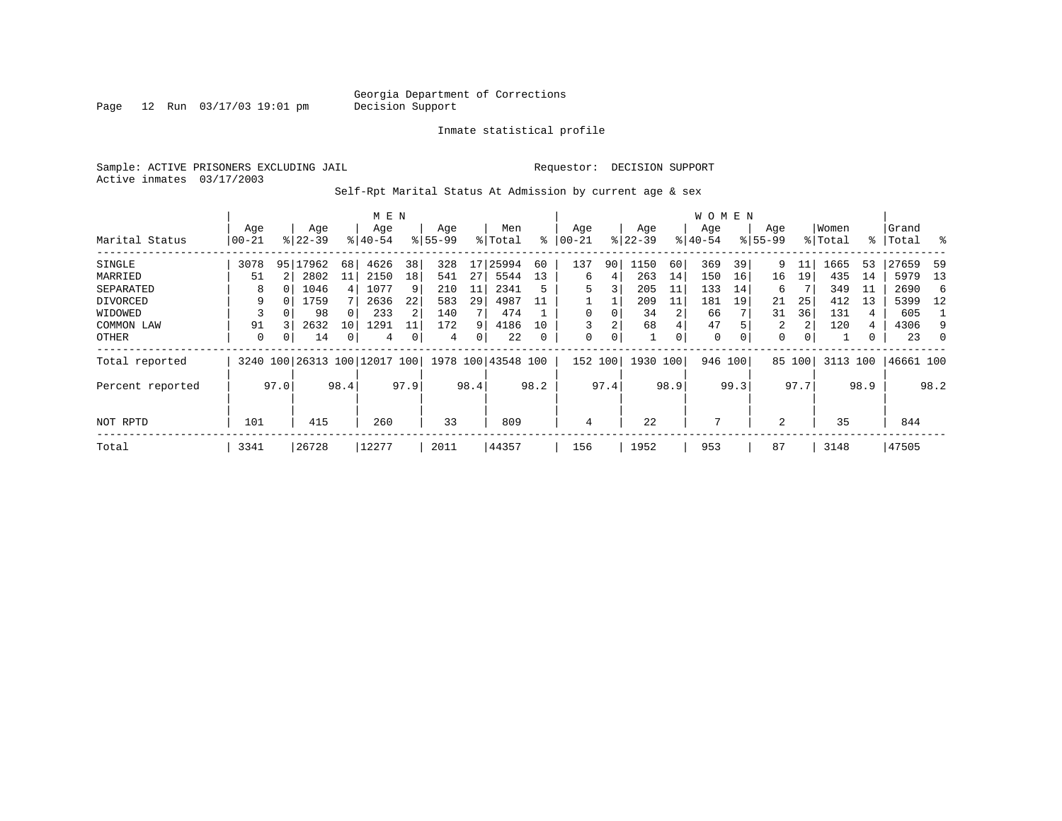Georgia Department of Corrections
Decision Support

Inmate statistical profile

Sample: ACTIVE PRISONERS EXCLUDING JAIL                Requestor: DECISION SUPPORT
Active inmates 03/17/2003

Self-Rpt Marital Status At Admission by current age & sex

| Marital Status | MEN Age 00-21 | % | Age 22-39 | % | Age 40-54 | % | Age 55-99 | % | Men Total | % | WOMEN Age 00-21 | % | Age 22-39 | % | Age 40-54 | % | Age 55-99 | % | Women Total | % | Grand Total | % |
|---|---|---|---|---|---|---|---|---|---|---|---|---|---|---|---|---|---|---|---|---|---|---|
| SINGLE | 3078 | 95 | 17962 | 68 | 4626 | 38 | 328 | 17 | 25994 | 60 | 137 | 90 | 1150 | 60 | 369 | 39 | 9 | 11 | 1665 | 53 | 27659 | 59 |
| MARRIED | 51 | 2 | 2802 | 11 | 2150 | 18 | 541 | 27 | 5544 | 13 | 6 | 4 | 263 | 14 | 150 | 16 | 16 | 19 | 435 | 14 | 5979 | 13 |
| SEPARATED | 8 | 0 | 1046 | 4 | 1077 | 9 | 210 | 11 | 2341 | 5 | 5 | 3 | 205 | 11 | 133 | 14 | 6 | 7 | 349 | 11 | 2690 | 6 |
| DIVORCED | 9 | 0 | 1759 | 7 | 2636 | 22 | 583 | 29 | 4987 | 11 | 1 | 1 | 209 | 11 | 181 | 19 | 21 | 25 | 412 | 13 | 5399 | 12 |
| WIDOWED | 3 | 0 | 98 | 0 | 233 | 2 | 140 | 7 | 474 | 1 | 0 | 0 | 34 | 2 | 66 | 7 | 31 | 36 | 131 | 4 | 605 | 1 |
| COMMON LAW | 91 | 3 | 2632 | 10 | 1291 | 11 | 172 | 9 | 4186 | 10 | 3 | 2 | 68 | 4 | 47 | 5 | 2 | 2 | 120 | 4 | 4306 | 9 |
| OTHER | 0 | 0 | 14 | 0 | 4 | 0 | 4 | 0 | 22 | 0 | 0 | 0 | 1 | 0 | 0 | 0 | 0 | 0 | 1 | 0 | 23 | 0 |
| Total reported | 3240 | 100 | 26313 | 100 | 12017 | 100 | 1978 | 100 | 43548 | 100 | 152 | 100 | 1930 | 100 | 946 | 100 | 85 | 100 | 3113 | 100 | 46661 | 100 |
| Percent reported | | 97.0 | | 98.4 | | 97.9 | | 98.4 | | 98.2 | | 97.4 | | 98.9 | | 99.3 | | 97.7 | | 98.9 | | 98.2 |
| NOT RPTD | 101 | | 415 | | 260 | | 33 | | 809 | | 4 | | 22 | | 7 | | 2 | | 35 | | 844 | |
| Total | 3341 | | 26728 | | 12277 | | 2011 | | 44357 | | 156 | | 1952 | | 953 | | 87 | | 3148 | | 47505 | |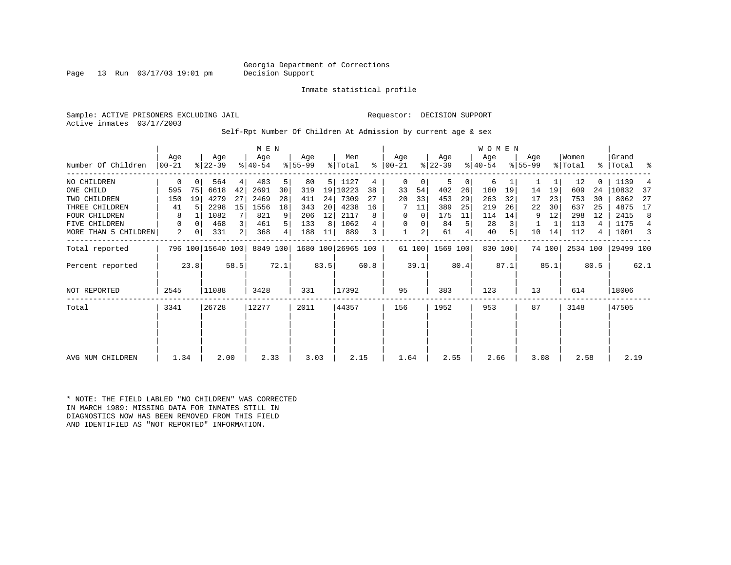Georgia Department of Corrections
Decision Support

Inmate statistical profile

Sample: ACTIVE PRISONERS EXCLUDING JAIL                Requestor: DECISION SUPPORT
Active inmates 03/17/2003

Self-Rpt Number Of Children At Admission by current age & sex

| Number Of Children | MEN Age 00-21 | % | Age 22-39 | % | Age 40-54 | % | Age 55-99 | % | Men Total | % | WOMEN Age 00-21 | % | Age 22-39 | % | Age 40-54 | % | Age 55-99 | % | Women Total | % | Grand Total | % |
|---|---|---|---|---|---|---|---|---|---|---|---|---|---|---|---|---|---|---|---|---|---|---|
| NO CHILDREN | 0 | 0 | 564 | 4 | 483 | 5 | 80 | 5 | 1127 | 4 | 0 | 0 | 5 | 0 | 6 | 1 | 1 | 1 | 12 | 0 | 1139 | 4 |
| ONE CHILD | 595 | 75 | 6618 | 42 | 2691 | 30 | 319 | 19 | 10223 | 38 | 33 | 54 | 402 | 26 | 160 | 19 | 14 | 19 | 609 | 24 | 10832 | 37 |
| TWO CHILDREN | 150 | 19 | 4279 | 27 | 2469 | 28 | 411 | 24 | 7309 | 27 | 20 | 33 | 453 | 29 | 263 | 32 | 17 | 23 | 753 | 30 | 8062 | 27 |
| THREE CHILDREN | 41 | 5 | 2298 | 15 | 1556 | 18 | 343 | 20 | 4238 | 16 | 7 | 11 | 389 | 25 | 219 | 26 | 22 | 30 | 637 | 25 | 4875 | 17 |
| FOUR CHILDREN | 8 | 1 | 1082 | 7 | 821 | 9 | 206 | 12 | 2117 | 8 | 0 | 0 | 175 | 11 | 114 | 14 | 9 | 12 | 298 | 12 | 2415 | 8 |
| FIVE CHILDREN | 0 | 0 | 468 | 3 | 461 | 5 | 133 | 8 | 1062 | 4 | 0 | 0 | 84 | 5 | 28 | 3 | 1 | 1 | 113 | 4 | 1175 | 4 |
| MORE THAN 5 CHILDREN | 2 | 0 | 331 | 2 | 368 | 4 | 188 | 11 | 889 | 3 | 1 | 2 | 61 | 4 | 40 | 5 | 10 | 14 | 112 | 4 | 1001 | 3 |
| Total reported | 796 | 100 | 15640 | 100 | 8849 | 100 | 1680 | 100 | 26965 | 100 | 61 | 100 | 1569 | 100 | 830 | 100 | 74 | 100 | 2534 | 100 | 29499 | 100 |
| Percent reported | | 23.8 | | 58.5 | | 72.1 | | 83.5 | | 60.8 | | 39.1 | | 80.4 | | 87.1 | | 85.1 | | 80.5 | | 62.1 |
| NOT REPORTED | 2545 | | 11088 | | 3428 | | 331 | | 17392 | | 95 | | 383 | | 123 | | 13 | | 614 | | 18006 | |
| Total | 3341 | | 26728 | | 12277 | | 2011 | | 44357 | | 156 | | 1952 | | 953 | | 87 | | 3148 | | 47505 | |
| AVG NUM CHILDREN | 1.34 | | 2.00 | | 2.33 | | 3.03 | | 2.15 | | 1.64 | | 2.55 | | 2.66 | | 3.08 | | 2.58 | | 2.19 | |

* NOTE: THE FIELD LABLED "NO CHILDREN" WAS CORRECTED IN MARCH 1989: MISSING DATA FOR INMATES STILL IN DIAGNOSTICS NOW HAS BEEN REMOVED FROM THIS FIELD AND IDENTIFIED AS "NOT REPORTED" INFORMATION.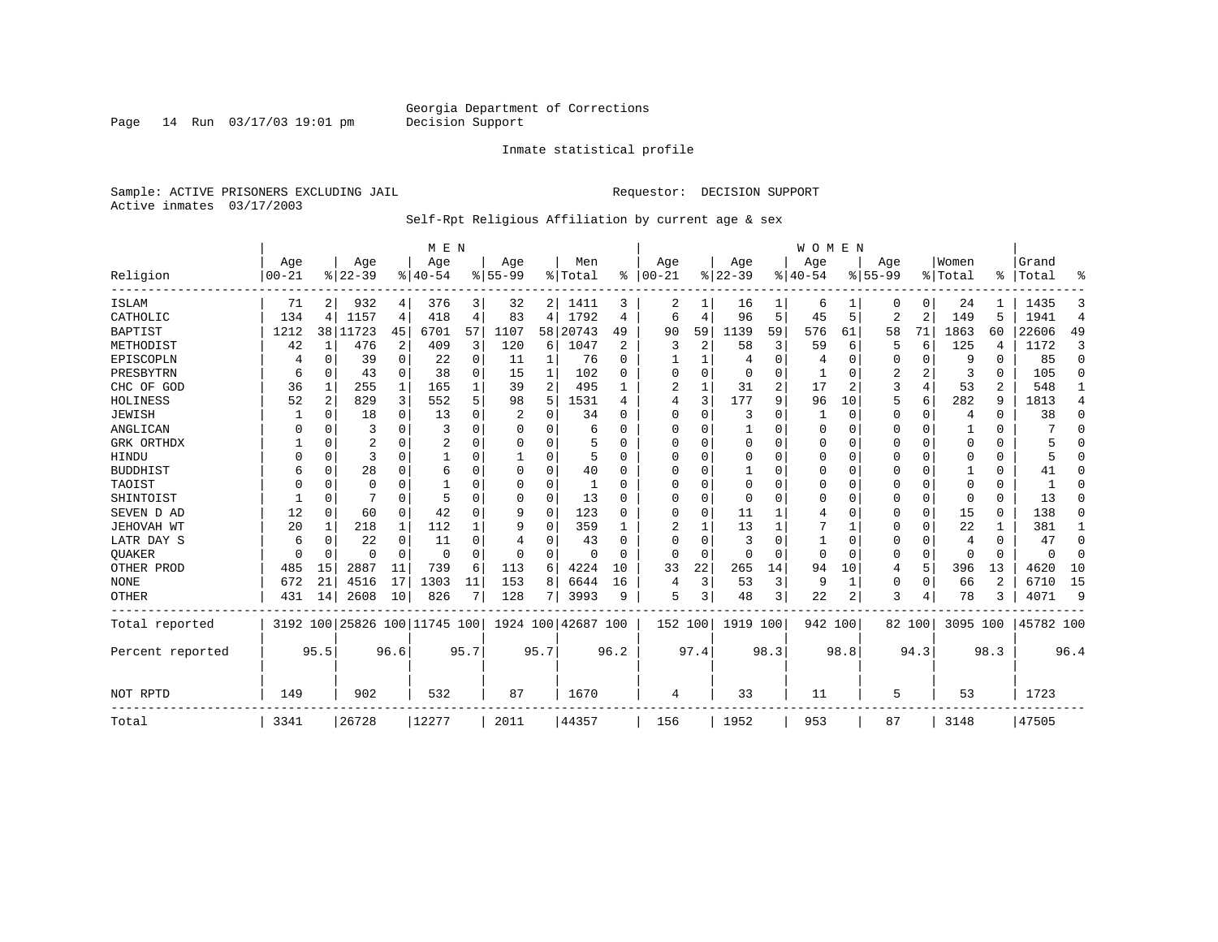Georgia Department of Corrections
Decision Support

Inmate statistical profile

Sample: ACTIVE PRISONERS EXCLUDING JAIL

Requestor: DECISION SUPPORT

Active inmates 03/17/2003

Self-Rpt Religious Affiliation by current age & sex

| Religion | MEN Age 00-21 | % | Age 22-39 | % | Age 40-54 | % | Age 55-99 | % | Men Total | % | WOMEN Age 00-21 | % | Age 22-39 | % | Age 40-54 | % | Age 55-99 | % | Women Total | % | Grand Total | % |
|---|---|---|---|---|---|---|---|---|---|---|---|---|---|---|---|---|---|---|---|---|---|---|
| ISLAM | 71 | 2 | 932 | 4 | 376 | 3 | 32 | 2 | 1411 | 3 | 2 | 1 | 16 | 1 | 6 | 1 | 0 | 0 | 24 | 1 | 1435 | 3 |
| CATHOLIC | 134 | 4 | 1157 | 4 | 418 | 4 | 83 | 4 | 1792 | 4 | 6 | 4 | 96 | 5 | 45 | 5 | 2 | 2 | 149 | 5 | 1941 | 4 |
| BAPTIST | 1212 | 38 | 11723 | 45 | 6701 | 57 | 1107 | 58 | 20743 | 49 | 90 | 59 | 1139 | 59 | 576 | 61 | 58 | 71 | 1863 | 60 | 22606 | 49 |
| METHODIST | 42 | 1 | 476 | 2 | 409 | 3 | 120 | 6 | 1047 | 2 | 3 | 2 | 58 | 3 | 59 | 6 | 5 | 6 | 125 | 4 | 1172 | 3 |
| EPISCOPLN | 4 | 0 | 39 | 0 | 22 | 0 | 11 | 1 | 76 | 0 | 1 | 1 | 4 | 0 | 4 | 0 | 0 | 0 | 9 | 0 | 85 | 0 |
| PRESBYTRN | 6 | 0 | 43 | 0 | 38 | 0 | 15 | 1 | 102 | 0 | 0 | 0 | 0 | 0 | 1 | 0 | 2 | 2 | 3 | 0 | 105 | 0 |
| CHC OF GOD | 36 | 1 | 255 | 1 | 165 | 1 | 39 | 2 | 495 | 1 | 2 | 1 | 31 | 2 | 17 | 2 | 3 | 4 | 53 | 2 | 548 | 1 |
| HOLINESS | 52 | 2 | 829 | 3 | 552 | 5 | 98 | 5 | 1531 | 4 | 4 | 3 | 177 | 9 | 96 | 10 | 5 | 6 | 282 | 9 | 1813 | 4 |
| JEWISH | 1 | 0 | 18 | 0 | 13 | 0 | 2 | 0 | 34 | 0 | 0 | 0 | 3 | 0 | 1 | 0 | 0 | 0 | 4 | 0 | 38 | 0 |
| ANGLICAN | 0 | 0 | 3 | 0 | 3 | 0 | 0 | 0 | 6 | 0 | 0 | 0 | 1 | 0 | 0 | 0 | 0 | 0 | 1 | 0 | 7 | 0 |
| GRK ORTHDX | 1 | 0 | 2 | 0 | 2 | 0 | 0 | 0 | 5 | 0 | 0 | 0 | 0 | 0 | 0 | 0 | 0 | 0 | 0 | 0 | 5 | 0 |
| HINDU | 0 | 0 | 3 | 0 | 1 | 0 | 1 | 0 | 5 | 0 | 0 | 0 | 0 | 0 | 0 | 0 | 0 | 0 | 0 | 0 | 5 | 0 |
| BUDDHIST | 6 | 0 | 28 | 0 | 6 | 0 | 0 | 0 | 40 | 0 | 0 | 0 | 1 | 0 | 0 | 0 | 0 | 0 | 1 | 0 | 41 | 0 |
| TAOIST | 0 | 0 | 0 | 0 | 1 | 0 | 0 | 0 | 1 | 0 | 0 | 0 | 0 | 0 | 0 | 0 | 0 | 0 | 0 | 0 | 1 | 0 |
| SHINTOIST | 1 | 0 | 7 | 0 | 5 | 0 | 0 | 0 | 13 | 0 | 0 | 0 | 0 | 0 | 0 | 0 | 0 | 0 | 0 | 0 | 13 | 0 |
| SEVEN D AD | 12 | 0 | 60 | 0 | 42 | 0 | 9 | 0 | 123 | 0 | 0 | 0 | 11 | 1 | 4 | 0 | 0 | 0 | 15 | 0 | 138 | 0 |
| JEHOVAH WT | 20 | 1 | 218 | 1 | 112 | 1 | 9 | 0 | 359 | 1 | 2 | 1 | 13 | 1 | 7 | 1 | 0 | 0 | 22 | 1 | 381 | 1 |
| LATR DAY S | 6 | 0 | 22 | 0 | 11 | 0 | 4 | 0 | 43 | 0 | 0 | 0 | 3 | 0 | 1 | 0 | 0 | 0 | 4 | 0 | 47 | 0 |
| QUAKER | 0 | 0 | 0 | 0 | 0 | 0 | 0 | 0 | 0 | 0 | 0 | 0 | 0 | 0 | 0 | 0 | 0 | 0 | 0 | 0 | 0 | 0 |
| OTHER PROD | 485 | 15 | 2887 | 11 | 739 | 6 | 113 | 6 | 4224 | 10 | 33 | 22 | 265 | 14 | 94 | 10 | 4 | 5 | 396 | 13 | 4620 | 10 |
| NONE | 672 | 21 | 4516 | 17 | 1303 | 11 | 153 | 8 | 6644 | 16 | 4 | 3 | 53 | 3 | 9 | 1 | 0 | 0 | 66 | 2 | 6710 | 15 |
| OTHER | 431 | 14 | 2608 | 10 | 826 | 7 | 128 | 7 | 3993 | 9 | 5 | 3 | 48 | 3 | 22 | 2 | 3 | 4 | 78 | 3 | 4071 | 9 |
| Total reported | 3192 | 100 | 25826 | 100 | 11745 | 100 | 1924 | 100 | 42687 | 100 | 152 | 100 | 1919 | 100 | 942 | 100 | 82 | 100 | 3095 | 100 | 45782 | 100 |
| Percent reported | | 95.5 | | 96.6 | | 95.7 | | 95.7 | | 96.2 | | 97.4 | | 98.3 | | 98.8 | | 94.3 | | 98.3 | | 96.4 |
| NOT RPTD | 149 | | 902 | | 532 | | 87 | | 1670 | | 4 | | 33 | | 11 | | 5 | | 53 | | 1723 | |
| Total | 3341 | | 26728 | | 12277 | | 2011 | | 44357 | | 156 | | 1952 | | 953 | | 87 | | 3148 | | 47505 | |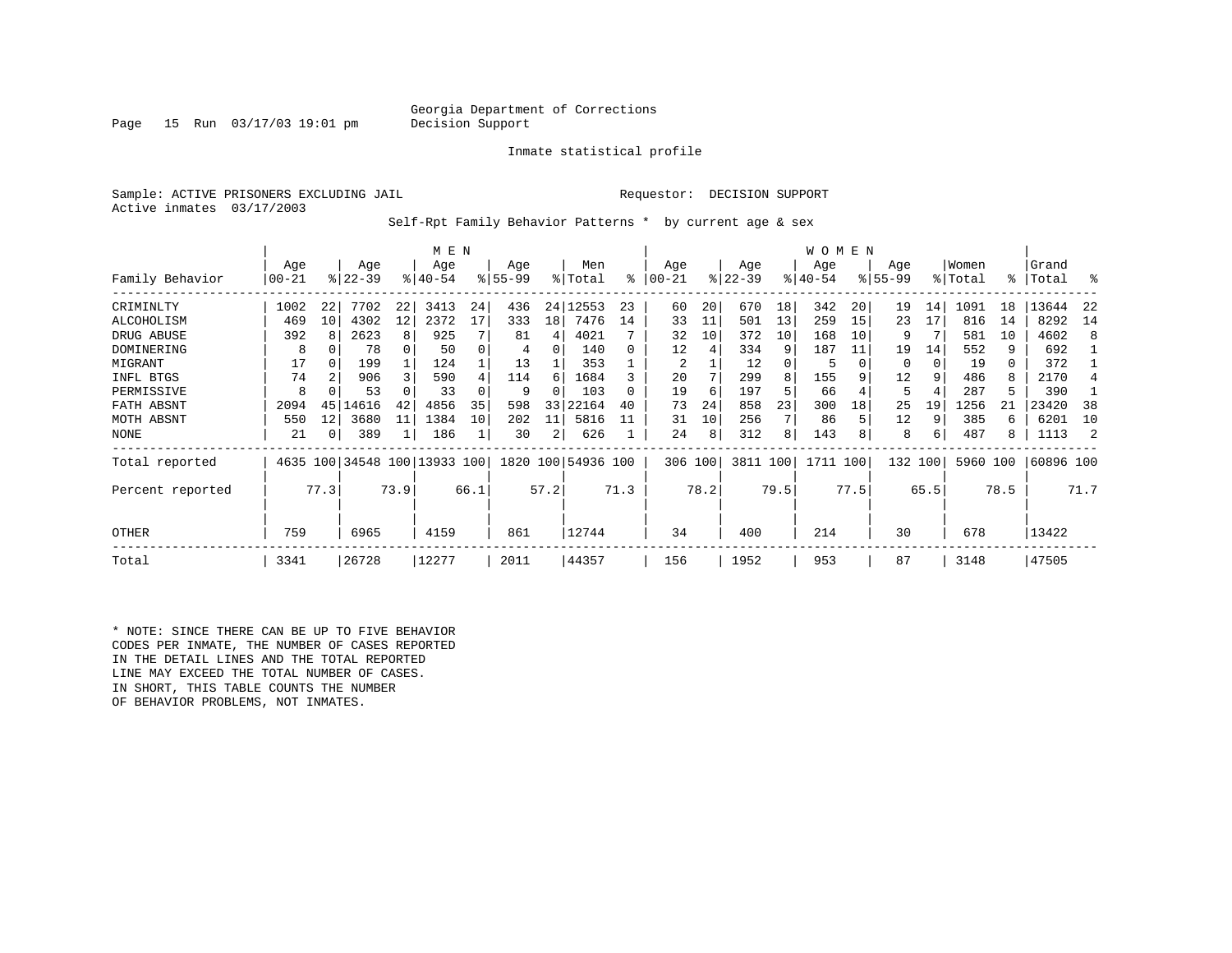Georgia Department of Corrections
Decision Support

Inmate statistical profile

Sample: ACTIVE PRISONERS EXCLUDING JAIL                Requestor: DECISION SUPPORT
Active inmates 03/17/2003

Self-Rpt Family Behavior Patterns * by current age & sex

| Family Behavior | MEN Age 00-21 | % | Age 22-39 | % | Age 40-54 | % | Age 55-99 | % | Men Total | % | WOMEN Age 00-21 | % | Age 22-39 | % | Age 40-54 | % | Age 55-99 | % | Women Total | % | Grand Total | % |
|---|---|---|---|---|---|---|---|---|---|---|---|---|---|---|---|---|---|---|---|---|---|---|
| CRIMINLTY | 1002 | 22 | 7702 | 22 | 3413 | 24 | 436 | 24 | 12553 | 23 | 60 | 20 | 670 | 18 | 342 | 20 | 19 | 14 | 1091 | 18 | 13644 | 22 |
| ALCOHOLISM | 469 | 10 | 4302 | 12 | 2372 | 17 | 333 | 18 | 7476 | 14 | 33 | 11 | 501 | 13 | 259 | 15 | 23 | 17 | 816 | 14 | 8292 | 14 |
| DRUG ABUSE | 392 | 8 | 2623 | 8 | 925 | 7 | 81 | 4 | 4021 | 7 | 32 | 10 | 372 | 10 | 168 | 10 | 9 | 7 | 581 | 10 | 4602 | 8 |
| DOMINERING | 8 | 0 | 78 | 0 | 50 | 0 | 4 | 0 | 140 | 0 | 12 | 4 | 334 | 9 | 187 | 11 | 19 | 14 | 552 | 9 | 692 | 1 |
| MIGRANT | 17 | 0 | 199 | 1 | 124 | 1 | 13 | 1 | 353 | 1 | 2 | 1 | 12 | 0 | 5 | 0 | 0 | 0 | 19 | 0 | 372 | 1 |
| INFL BTGS | 74 | 2 | 906 | 3 | 590 | 4 | 114 | 6 | 1684 | 3 | 20 | 7 | 299 | 8 | 155 | 9 | 12 | 9 | 486 | 8 | 2170 | 4 |
| PERMISSIVE | 8 | 0 | 53 | 0 | 33 | 0 | 9 | 0 | 103 | 0 | 19 | 6 | 197 | 5 | 66 | 4 | 5 | 4 | 287 | 5 | 390 | 1 |
| FATH ABSNT | 2094 | 45 | 14616 | 42 | 4856 | 35 | 598 | 33 | 22164 | 40 | 73 | 24 | 858 | 23 | 300 | 18 | 25 | 19 | 1256 | 21 | 23420 | 38 |
| MOTH ABSNT | 550 | 12 | 3680 | 11 | 1384 | 10 | 202 | 11 | 5816 | 11 | 31 | 10 | 256 | 7 | 86 | 5 | 12 | 9 | 385 | 6 | 6201 | 10 |
| NONE | 21 | 0 | 389 | 1 | 186 | 1 | 30 | 2 | 626 | 1 | 24 | 8 | 312 | 8 | 143 | 8 | 8 | 6 | 487 | 8 | 1113 | 2 |
| Total reported | 4635 | 100 | 34548 | 100 | 13933 | 100 | 1820 | 100 | 54936 | 100 | 306 | 100 | 3811 | 100 | 1711 | 100 | 132 | 100 | 5960 | 100 | 60896 | 100 |
| Percent reported | | 77.3 | | 73.9 | | 66.1 | | 57.2 | | 71.3 | | 78.2 | | 79.5 | | 77.5 | | 65.5 | | 78.5 | | 71.7 |
| OTHER | 759 | | 6965 | | 4159 | | 861 | | 12744 | | 34 | | 400 | | 214 | | 30 | | 678 | | 13422 | |
| Total | 3341 | | 26728 | | 12277 | | 2011 | | 44357 | | 156 | | 1952 | | 953 | | 87 | | 3148 | | 47505 | |

* NOTE: SINCE THERE CAN BE UP TO FIVE BEHAVIOR CODES PER INMATE, THE NUMBER OF CASES REPORTED IN THE DETAIL LINES AND THE TOTAL REPORTED LINE MAY EXCEED THE TOTAL NUMBER OF CASES. IN SHORT, THIS TABLE COUNTS THE NUMBER OF BEHAVIOR PROBLEMS, NOT INMATES.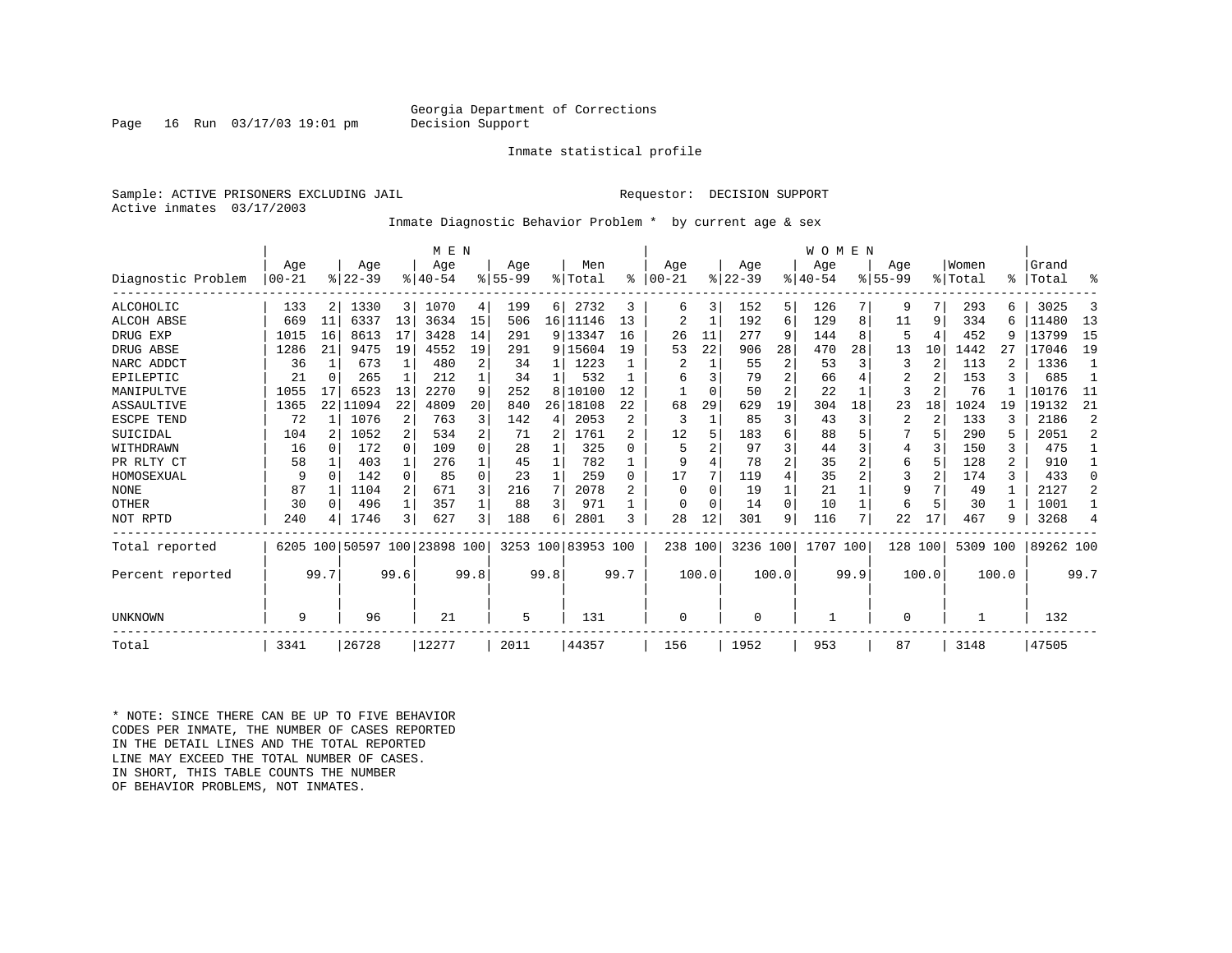Georgia Department of Corrections
Decision Support

Inmate statistical profile

Sample: ACTIVE PRISONERS EXCLUDING JAIL  Requestor: DECISION SUPPORT
Active inmates 03/17/2003

Inmate Diagnostic Behavior Problem * by current age & sex

| Diagnostic Problem | MEN Age 00-21 | % | Age 22-39 | % | Age 40-54 | % | Age 55-99 | % | Men Total | % | WOMEN Age 00-21 | % | Age 22-39 | % | Age 40-54 | % | Age 55-99 | % | Women Total | % | Grand Total | % |
|---|---|---|---|---|---|---|---|---|---|---|---|---|---|---|---|---|---|---|---|---|---|---|
| ALCOHOLIC | 133 | 2 | 1330 | 3 | 1070 | 4 | 199 | 6 | 2732 | 3 | 6 | 3 | 152 | 5 | 126 | 7 | 9 | 7 | 293 | 6 | 3025 | 3 |
| ALCOH ABSE | 669 | 11 | 6337 | 13 | 3634 | 15 | 506 | 16 | 11146 | 13 | 2 | 1 | 192 | 6 | 129 | 8 | 11 | 9 | 334 | 6 | 11480 | 13 |
| DRUG EXP | 1015 | 16 | 8613 | 17 | 3428 | 14 | 291 | 9 | 13347 | 16 | 26 | 11 | 277 | 9 | 144 | 8 | 5 | 4 | 452 | 9 | 13799 | 15 |
| DRUG ABSE | 1286 | 21 | 9475 | 19 | 4552 | 19 | 291 | 9 | 15604 | 19 | 53 | 22 | 906 | 28 | 470 | 28 | 13 | 10 | 1442 | 27 | 17046 | 19 |
| NARC ADDCT | 36 | 1 | 673 | 1 | 480 | 2 | 34 | 1 | 1223 | 1 | 2 | 1 | 55 | 2 | 53 | 3 | 3 | 2 | 113 | 2 | 1336 | 1 |
| EPILEPTIC | 21 | 0 | 265 | 1 | 212 | 1 | 34 | 1 | 532 | 1 | 6 | 3 | 79 | 2 | 66 | 4 | 2 | 2 | 153 | 3 | 685 | 1 |
| MANIPULTVE | 1055 | 17 | 6523 | 13 | 2270 | 9 | 252 | 8 | 10100 | 12 | 1 | 0 | 50 | 2 | 22 | 1 | 3 | 2 | 76 | 1 | 10176 | 11 |
| ASSAULTIVE | 1365 | 22 | 11094 | 22 | 4809 | 20 | 840 | 26 | 18108 | 22 | 68 | 29 | 629 | 19 | 304 | 18 | 23 | 18 | 1024 | 19 | 19132 | 21 |
| ESCPE TEND | 72 | 1 | 1076 | 2 | 763 | 3 | 142 | 4 | 2053 | 2 | 3 | 1 | 85 | 3 | 43 | 3 | 2 | 2 | 133 | 3 | 2186 | 2 |
| SUICIDAL | 104 | 2 | 1052 | 2 | 534 | 2 | 71 | 2 | 1761 | 2 | 12 | 5 | 183 | 6 | 88 | 5 | 7 | 5 | 290 | 5 | 2051 | 2 |
| WITHDRAWN | 16 | 0 | 172 | 0 | 109 | 0 | 28 | 1 | 325 | 0 | 5 | 2 | 97 | 3 | 44 | 3 | 4 | 3 | 150 | 3 | 475 | 1 |
| PR RLTY CT | 58 | 1 | 403 | 1 | 276 | 1 | 45 | 1 | 782 | 1 | 9 | 4 | 78 | 2 | 35 | 2 | 6 | 5 | 128 | 2 | 910 | 1 |
| HOMOSEXUAL | 9 | 0 | 142 | 0 | 85 | 0 | 23 | 1 | 259 | 0 | 17 | 7 | 119 | 4 | 35 | 2 | 3 | 2 | 174 | 3 | 433 | 0 |
| NONE | 87 | 1 | 1104 | 2 | 671 | 3 | 216 | 7 | 2078 | 2 | 0 | 0 | 19 | 1 | 21 | 1 | 9 | 7 | 49 | 1 | 2127 | 2 |
| OTHER | 30 | 0 | 496 | 1 | 357 | 1 | 88 | 3 | 971 | 1 | 0 | 0 | 14 | 0 | 10 | 1 | 6 | 5 | 30 | 1 | 1001 | 1 |
| NOT RPTD | 240 | 4 | 1746 | 3 | 627 | 3 | 188 | 6 | 2801 | 3 | 28 | 12 | 301 | 9 | 116 | 7 | 22 | 17 | 467 | 9 | 3268 | 4 |
| Total reported | 6205 | 100 | 50597 | 100 | 23898 | 100 | 3253 | 100 | 83953 | 100 | 238 | 100 | 3236 | 100 | 1707 | 100 | 128 | 100 | 5309 | 100 | 89262 | 100 |
| Percent reported | | 99.7 | | 99.6 | | 99.8 | | 99.8 | | 99.7 | | 100.0 | | 100.0 | | 99.9 | | 100.0 | | 100.0 | | 99.7 |
| UNKNOWN | 9 | | 96 | | 21 | | 5 | | 131 | | 0 | | 0 | | 1 | | 0 | | 1 | | 132 | |
| Total | 3341 | | 26728 | | 12277 | | 2011 | | 44357 | | 156 | | 1952 | | 953 | | 87 | | 3148 | | 47505 | |

* NOTE: SINCE THERE CAN BE UP TO FIVE BEHAVIOR CODES PER INMATE, THE NUMBER OF CASES REPORTED IN THE DETAIL LINES AND THE TOTAL REPORTED LINE MAY EXCEED THE TOTAL NUMBER OF CASES. IN SHORT, THIS TABLE COUNTS THE NUMBER OF BEHAVIOR PROBLEMS, NOT INMATES.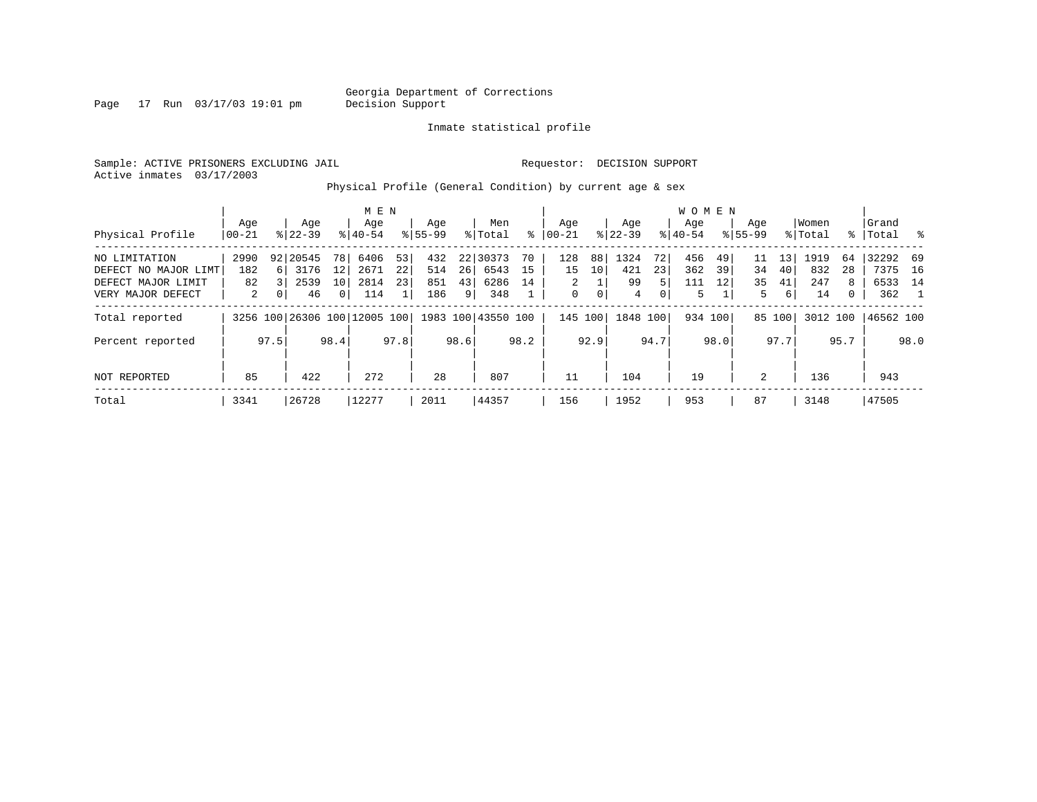Georgia Department of Corrections
Decision Support

Inmate statistical profile

Sample: ACTIVE PRISONERS EXCLUDING JAIL

Requestor: DECISION SUPPORT

Active inmates 03/17/2003

Physical Profile (General Condition) by current age & sex

| Physical Profile | MEN Age 00-21 | % | Age 22-39 | % | Age 40-54 | % | Age 55-99 | % | Men Total | % | WOMEN Age 00-21 | % | Age 22-39 | % | Age 40-54 | % | Age 55-99 | % | Women Total | % | Grand Total | % |
|---|---|---|---|---|---|---|---|---|---|---|---|---|---|---|---|---|---|---|---|---|---|---|
| NO LIMITATION | 2990 | 92 | 20545 | 78 | 6406 | 53 | 432 | 22 | 30373 | 70 | 128 | 88 | 1324 | 72 | 456 | 49 | 11 | 13 | 1919 | 64 | 32292 | 69 |
| DEFECT NO MAJOR LIMT | 182 | 6 | 3176 | 12 | 2671 | 22 | 514 | 26 | 6543 | 15 | 15 | 10 | 421 | 23 | 362 | 39 | 34 | 40 | 832 | 28 | 7375 | 16 |
| DEFECT MAJOR LIMIT | 82 | 3 | 2539 | 10 | 2814 | 23 | 851 | 43 | 6286 | 14 | 2 | 1 | 99 | 5 | 111 | 12 | 35 | 41 | 247 | 8 | 6533 | 14 |
| VERY MAJOR DEFECT | 2 | 0 | 46 | 0 | 114 | 1 | 186 | 9 | 348 | 1 | 0 | 0 | 4 | 0 | 5 | 1 | 5 | 6 | 14 | 0 | 362 | 1 |
| Total reported | 3256 | 100 | 26306 | 100 | 12005 | 100 | 1983 | 100 | 43550 | 100 | 145 | 100 | 1848 | 100 | 934 | 100 | 85 | 100 | 3012 | 100 | 46562 | 100 |
| Percent reported | | 97.5 | | 98.4 | | 97.8 | | 98.6 | | 98.2 | | 92.9 | | 94.7 | | 98.0 | | 97.7 | | 95.7 | | 98.0 |
| NOT REPORTED | 85 | | 422 | | 272 | | 28 | | 807 | | 11 | | 104 | | 19 | | 2 | | 136 | | 943 | |
| Total | 3341 | | 26728 | | 12277 | | 2011 | | 44357 | | 156 | | 1952 | | 953 | | 87 | | 3148 | | 47505 | |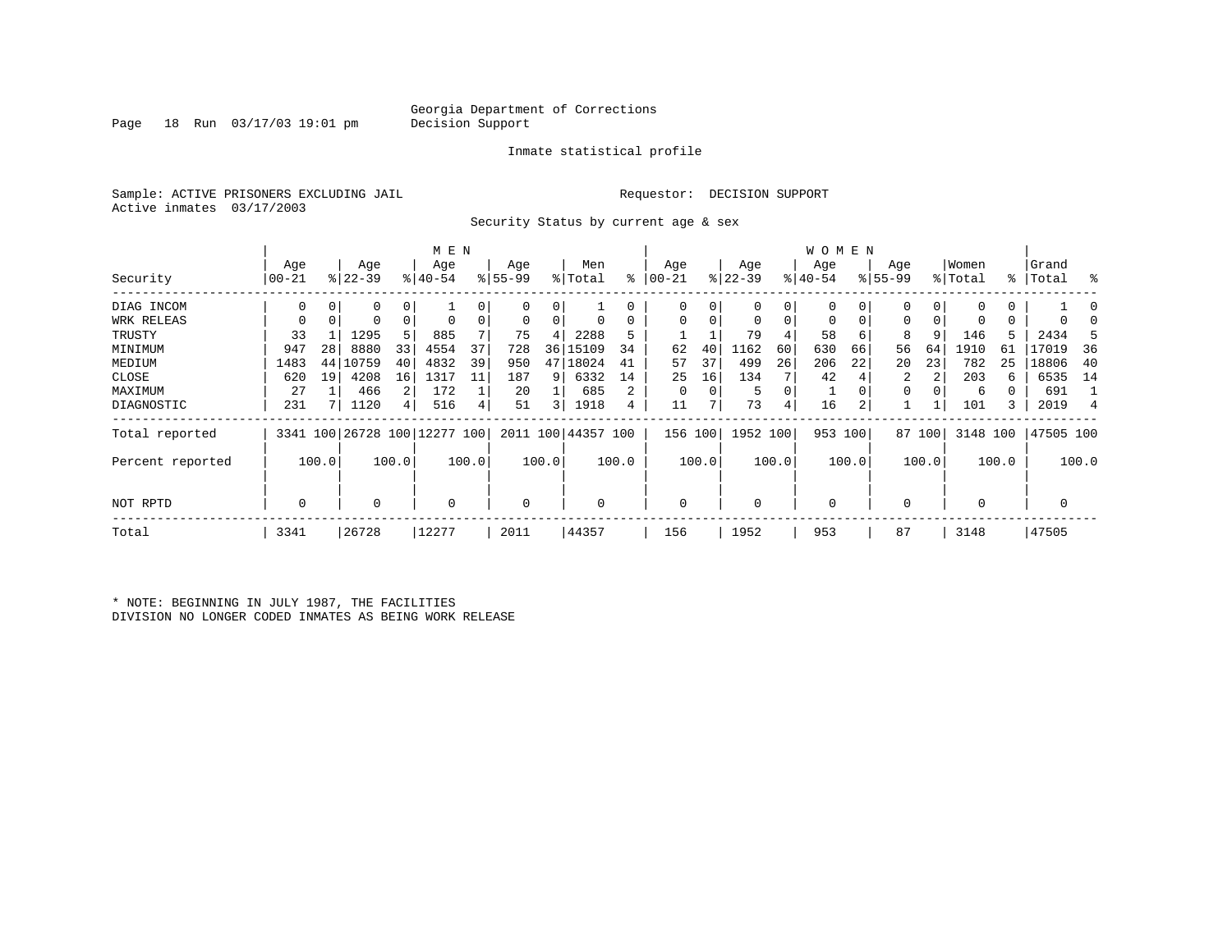Georgia Department of Corrections
Decision Support

Page 18 Run 03/17/03 19:01 pm

Inmate statistical profile

Sample: ACTIVE PRISONERS EXCLUDING JAIL

Requestor: DECISION SUPPORT

Active inmates 03/17/2003

Security Status by current age & sex

| Security | MEN Age 00-21 | % | Age 22-39 | % | Age 40-54 | % | Age 55-99 | % | Men Total | % | WOMEN Age 00-21 | % | Age 22-39 | % | Age 40-54 | % | Age 55-99 | % | Women Total | % | Grand Total | % |
|---|---|---|---|---|---|---|---|---|---|---|---|---|---|---|---|---|---|---|---|---|---|---|
| DIAG INCOM | 0 | 0 | 0 | 0 | 1 | 0 | 0 | 0 | 1 | 0 | 0 | 0 | 0 | 0 | 0 | 0 | 0 | 0 | 0 | 0 | 1 | 0 |
| WRK RELEAS | 0 | 0 | 0 | 0 | 0 | 0 | 0 | 0 | 0 | 0 | 0 | 0 | 0 | 0 | 0 | 0 | 0 | 0 | 0 | 0 | 0 | 0 |
| TRUSTY | 33 | 1 | 1295 | 5 | 885 | 7 | 75 | 4 | 2288 | 5 | 1 | 1 | 79 | 4 | 58 | 6 | 8 | 9 | 146 | 5 | 2434 | 5 |
| MINIMUM | 947 | 28 | 8880 | 33 | 4554 | 37 | 728 | 36 | 15109 | 34 | 62 | 40 | 1162 | 60 | 630 | 66 | 56 | 64 | 1910 | 61 | 17019 | 36 |
| MEDIUM | 1483 | 44 | 10759 | 40 | 4832 | 39 | 950 | 47 | 18024 | 41 | 57 | 37 | 499 | 26 | 206 | 22 | 20 | 23 | 782 | 25 | 18806 | 40 |
| CLOSE | 620 | 19 | 4208 | 16 | 1317 | 11 | 187 | 9 | 6332 | 14 | 25 | 16 | 134 | 7 | 42 | 4 | 2 | 2 | 203 | 6 | 6535 | 14 |
| MAXIMUM | 27 | 1 | 466 | 2 | 172 | 1 | 20 | 1 | 685 | 2 | 0 | 0 | 5 | 0 | 1 | 0 | 0 | 0 | 6 | 0 | 691 | 1 |
| DIAGNOSTIC | 231 | 7 | 1120 | 4 | 516 | 4 | 51 | 3 | 1918 | 4 | 11 | 7 | 73 | 4 | 16 | 2 | 1 | 1 | 101 | 3 | 2019 | 4 |
| Total reported | 3341 | 100 | 26728 | 100 | 12277 | 100 | 2011 | 100 | 44357 | 100 | 156 | 100 | 1952 | 100 | 953 | 100 | 87 | 100 | 3148 | 100 | 47505 | 100 |
| Percent reported | | 100.0 | | 100.0 | | 100.0 | | 100.0 | | 100.0 | | 100.0 | | 100.0 | | 100.0 | | 100.0 | | 100.0 | | 100.0 |
| NOT RPTD | 0 | | 0 | | 0 | | 0 | | 0 | | 0 | | 0 | | 0 | | 0 | | 0 | | 0 | |
| Total | 3341 | | 26728 | | 12277 | | 2011 | | 44357 | | 156 | | 1952 | | 953 | | 87 | | 3148 | | 47505 | |

* NOTE: BEGINNING IN JULY 1987, THE FACILITIES DIVISION NO LONGER CODED INMATES AS BEING WORK RELEASE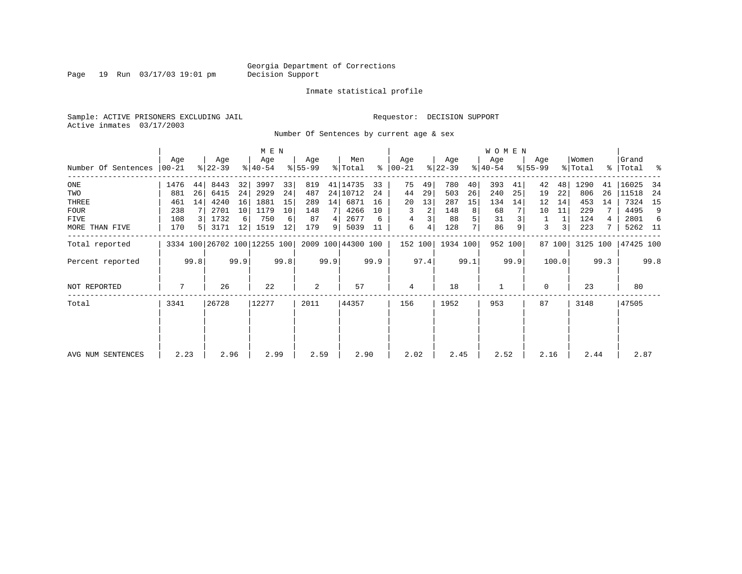Georgia Department of Corrections
Decision Support

Inmate statistical profile

Sample: ACTIVE PRISONERS EXCLUDING JAIL

Requestor: DECISION SUPPORT

Active inmates 03/17/2003

Number Of Sentences by current age & sex

| Number Of Sentences | MEN Age 00-21 | % | Age 22-39 | % | Age 40-54 | % | Age 55-99 | % | Men Total | % | WOMEN Age 00-21 | % | Age 22-39 | % | Age 40-54 | % | Age 55-99 | % | Women Total | % | Grand Total | % |
|---|---|---|---|---|---|---|---|---|---|---|---|---|---|---|---|---|---|---|---|---|---|---|
| ONE | 1476 | 44 | 8443 | 32 | 3997 | 33 | 819 | 41 | 14735 | 33 | 75 | 49 | 780 | 40 | 393 | 41 | 42 | 48 | 1290 | 41 | 16025 | 34 |
| TWO | 881 | 26 | 6415 | 24 | 2929 | 24 | 487 | 24 | 10712 | 24 | 44 | 29 | 503 | 26 | 240 | 25 | 19 | 22 | 806 | 26 | 11518 | 24 |
| THREE | 461 | 14 | 4240 | 16 | 1881 | 15 | 289 | 14 | 6871 | 16 | 20 | 13 | 287 | 15 | 134 | 14 | 12 | 14 | 453 | 14 | 7324 | 15 |
| FOUR | 238 | 7 | 2701 | 10 | 1179 | 10 | 148 | 7 | 4266 | 10 | 3 | 2 | 148 | 8 | 68 | 7 | 10 | 11 | 229 | 7 | 4495 | 9 |
| FIVE | 108 | 3 | 1732 | 6 | 750 | 6 | 87 | 4 | 2677 | 6 | 4 | 3 | 88 | 5 | 31 | 3 | 1 | 1 | 124 | 4 | 2801 | 6 |
| MORE THAN FIVE | 170 | 5 | 3171 | 12 | 1519 | 12 | 179 | 9 | 5039 | 11 | 6 | 4 | 128 | 7 | 86 | 9 | 3 | 3 | 223 | 7 | 5262 | 11 |
| Total reported | 3334 | 100 | 26702 | 100 | 12255 | 100 | 2009 | 100 | 44300 | 100 | 152 | 100 | 1934 | 100 | 952 | 100 | 87 | 100 | 3125 | 100 | 47425 | 100 |
| Percent reported | | 99.8 | | 99.9 | | 99.8 | | 99.9 | | 99.9 | | 97.4 | | 99.1 | | 99.9 | | 100.0 | | 99.3 | | 99.8 |
| NOT REPORTED | 7 | | 26 | | 22 | | 2 | | 57 | | 4 | | 18 | | 1 | | 0 | | 23 | | 80 | |
| Total | 3341 | | 26728 | | 12277 | | 2011 | | 44357 | | 156 | | 1952 | | 953 | | 87 | | 3148 | | 47505 | |
| AVG NUM SENTENCES | 2.23 | | 2.96 | | 2.99 | | 2.59 | | 2.90 | | 2.02 | | 2.45 | | 2.52 | | 2.16 | | 2.44 | | 2.87 | |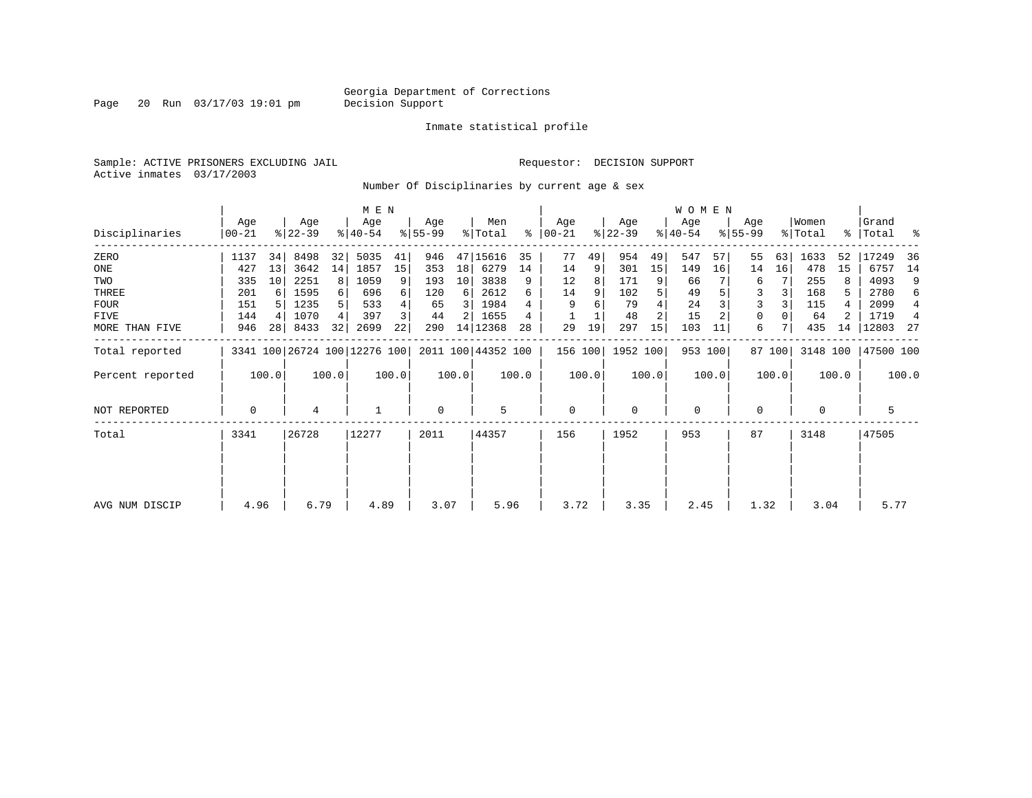Georgia Department of Corrections
Decision Support

Inmate statistical profile

Sample: ACTIVE PRISONERS EXCLUDING JAIL

Requestor: DECISION SUPPORT

Active inmates 03/17/2003

Number Of Disciplinaries by current age & sex

| Disciplinaries | MEN Age 00-21 | % | Age 22-39 | % | Age 40-54 | % | Age 55-99 | % | Men Total | % | WOMEN Age 00-21 | % | Age 22-39 | % | Age 40-54 | % | Age 55-99 | % | Women Total | % | Grand Total | % |
|---|---|---|---|---|---|---|---|---|---|---|---|---|---|---|---|---|---|---|---|---|---|---|
| ZERO | 1137 | 34 | 8498 | 32 | 5035 | 41 | 946 | 47 | 15616 | 35 | 77 | 49 | 954 | 49 | 547 | 57 | 55 | 63 | 1633 | 52 | 17249 | 36 |
| ONE | 427 | 13 | 3642 | 14 | 1857 | 15 | 353 | 18 | 6279 | 14 | 14 | 9 | 301 | 15 | 149 | 16 | 14 | 16 | 478 | 15 | 6757 | 14 |
| TWO | 335 | 10 | 2251 | 8 | 1059 | 9 | 193 | 10 | 3838 | 9 | 12 | 8 | 171 | 9 | 66 | 7 | 6 | 7 | 255 | 8 | 4093 | 9 |
| THREE | 201 | 6 | 1595 | 6 | 696 | 6 | 120 | 6 | 2612 | 6 | 14 | 9 | 102 | 5 | 49 | 5 | 3 | 3 | 168 | 5 | 2780 | 6 |
| FOUR | 151 | 5 | 1235 | 5 | 533 | 4 | 65 | 3 | 1984 | 4 | 9 | 6 | 79 | 4 | 24 | 3 | 3 | 3 | 115 | 4 | 2099 | 4 |
| FIVE | 144 | 4 | 1070 | 4 | 397 | 3 | 44 | 2 | 1655 | 4 | 1 | 1 | 48 | 2 | 15 | 2 | 0 | 0 | 64 | 2 | 1719 | 4 |
| MORE THAN FIVE | 946 | 28 | 8433 | 32 | 2699 | 22 | 290 | 14 | 12368 | 28 | 29 | 19 | 297 | 15 | 103 | 11 | 6 | 7 | 435 | 14 | 12803 | 27 |
| Total reported | 3341 | 100 | 26724 | 100 | 12276 | 100 | 2011 | 100 | 44352 | 100 | 156 | 100 | 1952 | 100 | 953 | 100 | 87 | 100 | 3148 | 100 | 47500 | 100 |
| Percent reported | | 100.0 | | 100.0 | | 100.0 | | 100.0 | | 100.0 | | 100.0 | | 100.0 | | 100.0 | | 100.0 | | 100.0 | | 100.0 |
| NOT REPORTED | 0 | | 4 | | 1 | | 0 | | 5 | | 0 | | 0 | | 0 | | 0 | | 0 | | 5 | |
| Total | 3341 | | 26728 | | 12277 | | 2011 | | 44357 | | 156 | | 1952 | | 953 | | 87 | | 3148 | | 47505 | |
| AVG NUM DISCIP | 4.96 | | 6.79 | | 4.89 | | 3.07 | | 5.96 | | 3.72 | | 3.35 | | 2.45 | | 1.32 | | 3.04 | | 5.77 | |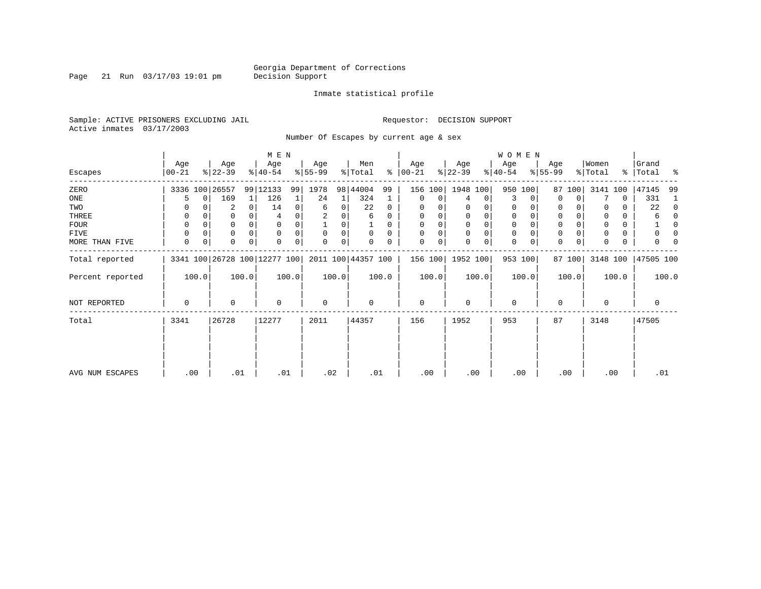Georgia Department of Corrections
Decision Support

Page 21 Run 03/17/03 19:01 pm

Inmate statistical profile

Sample: ACTIVE PRISONERS EXCLUDING JAIL

Requestor: DECISION SUPPORT

Active inmates 03/17/2003

Number Of Escapes by current age & sex

| Escapes | MEN Age 00-21 | % | Age 22-39 | % | Age 40-54 | % | Age 55-99 | % | Men Total | % | WOMEN Age 00-21 | % | Age 22-39 | % | Age 40-54 | % | Age 55-99 | % | Women Total | % | Grand Total | % |
|---|---|---|---|---|---|---|---|---|---|---|---|---|---|---|---|---|---|---|---|---|---|---|
| ZERO | 3336 | 100 | 26557 | 99 | 12133 | 99 | 1978 | 98 | 44004 | 99 | 156 | 100 | 1948 | 100 | 950 | 100 | 87 | 100 | 3141 | 100 | 47145 | 99 |
| ONE | 5 | 0 | 169 | 1 | 126 | 1 | 24 | 1 | 324 | 1 | 0 | 0 | 4 | 0 | 3 | 0 | 0 | 0 | 7 | 0 | 331 | 1 |
| TWO | 0 | 0 | 2 | 0 | 14 | 0 | 6 | 0 | 22 | 0 | 0 | 0 | 0 | 0 | 0 | 0 | 0 | 0 | 0 | 0 | 22 | 0 |
| THREE | 0 | 0 | 0 | 0 | 4 | 0 | 2 | 0 | 6 | 0 | 0 | 0 | 0 | 0 | 0 | 0 | 0 | 0 | 0 | 0 | 6 | 0 |
| FOUR | 0 | 0 | 0 | 0 | 0 | 0 | 1 | 0 | 1 | 0 | 0 | 0 | 0 | 0 | 0 | 0 | 0 | 0 | 0 | 0 | 1 | 0 |
| FIVE | 0 | 0 | 0 | 0 | 0 | 0 | 0 | 0 | 0 | 0 | 0 | 0 | 0 | 0 | 0 | 0 | 0 | 0 | 0 | 0 | 0 | 0 |
| MORE THAN FIVE | 0 | 0 | 0 | 0 | 0 | 0 | 0 | 0 | 0 | 0 | 0 | 0 | 0 | 0 | 0 | 0 | 0 | 0 | 0 | 0 | 0 | 0 |
| Total reported | 3341 | 100 | 26728 | 100 | 12277 | 100 | 2011 | 100 | 44357 | 100 | 156 | 100 | 1952 | 100 | 953 | 100 | 87 | 100 | 3148 | 100 | 47505 | 100 |
| Percent reported | 100.0 | | 100.0 | | 100.0 | | 100.0 | | 100.0 | | 100.0 | | 100.0 | | 100.0 | | 100.0 | | 100.0 | | 100.0 | |
| NOT REPORTED | 0 | | 0 | | 0 | | 0 | | 0 | | 0 | | 0 | | 0 | | 0 | | 0 | | 0 | |
| Total | 3341 | | 26728 | | 12277 | | 2011 | | 44357 | | 156 | | 1952 | | 953 | | 87 | | 3148 | | 47505 | |
| AVG NUM ESCAPES | .00 | | .01 | | .01 | | .02 | | .01 | | .00 | | .00 | | .00 | | .00 | | .00 | | .01 | |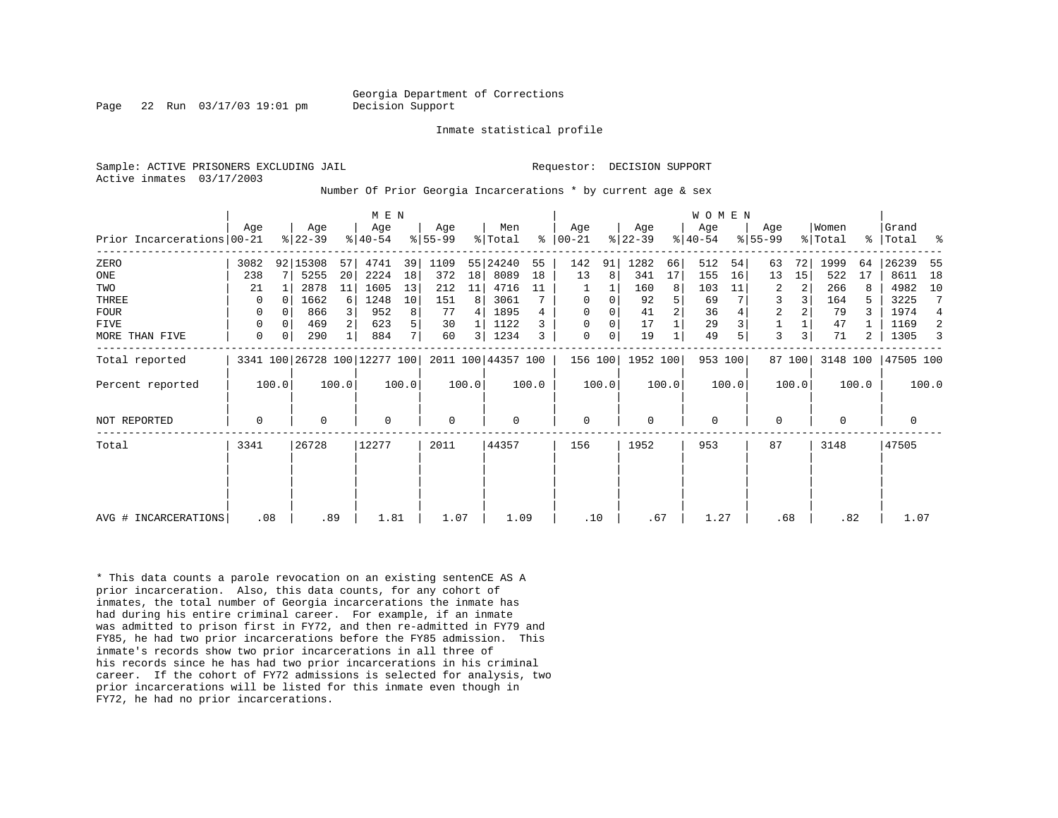Georgia Department of Corrections
Decision Support

Inmate statistical profile

Sample: ACTIVE PRISONERS EXCLUDING JAIL

Requestor: DECISION SUPPORT

Active inmates 03/17/2003

Number Of Prior Georgia Incarcerations * by current age & sex

| Prior Incarcerations | MEN Age 00-21 | % | Age 22-39 | % | Age 40-54 | % | Age 55-99 | % | Men Total | % | WOMEN Age 00-21 | % | Age 22-39 | % | Age 40-54 | % | Age 55-99 | % | Women Total | % | Grand Total | % |
|---|---|---|---|---|---|---|---|---|---|---|---|---|---|---|---|---|---|---|---|---|---|---|
| ZERO | 3082 | 92 | 15308 | 57 | 4741 | 39 | 1109 | 55 | 24240 | 55 | 142 | 91 | 1282 | 66 | 512 | 54 | 63 | 72 | 1999 | 64 | 26239 | 55 |
| ONE | 238 | 7 | 5255 | 20 | 2224 | 18 | 372 | 18 | 8089 | 18 | 13 | 8 | 341 | 17 | 155 | 16 | 13 | 15 | 522 | 17 | 8611 | 18 |
| TWO | 21 | 1 | 2878 | 11 | 1605 | 13 | 212 | 11 | 4716 | 11 | 1 | 1 | 160 | 8 | 103 | 11 | 2 | 2 | 266 | 8 | 4982 | 10 |
| THREE | 0 | 0 | 1662 | 6 | 1248 | 10 | 151 | 8 | 3061 | 7 | 0 | 0 | 92 | 5 | 69 | 7 | 3 | 3 | 164 | 5 | 3225 | 7 |
| FOUR | 0 | 0 | 866 | 3 | 952 | 8 | 77 | 4 | 1895 | 4 | 0 | 0 | 41 | 2 | 36 | 4 | 2 | 2 | 79 | 3 | 1974 | 4 |
| FIVE | 0 | 0 | 469 | 2 | 623 | 5 | 30 | 1 | 1122 | 3 | 0 | 0 | 17 | 1 | 29 | 3 | 1 | 1 | 47 | 1 | 1169 | 2 |
| MORE THAN FIVE | 0 | 0 | 290 | 1 | 884 | 7 | 60 | 3 | 1234 | 3 | 0 | 0 | 19 | 1 | 49 | 5 | 3 | 3 | 71 | 2 | 1305 | 3 |
| Total reported | 3341 | 100 | 26728 | 100 | 12277 | 100 | 2011 | 100 | 44357 | 100 | 156 | 100 | 1952 | 100 | 953 | 100 | 87 | 100 | 3148 | 100 | 47505 | 100 |
| Percent reported | 100.0 | | 100.0 | | 100.0 | | 100.0 | | 100.0 | | 100.0 | | 100.0 | | 100.0 | | 100.0 | | 100.0 | | 100.0 | |
| NOT REPORTED | 0 | | 0 | | 0 | | 0 | | 0 | | 0 | | 0 | | 0 | | 0 | | 0 | | 0 | |
| Total | 3341 | | 26728 | | 12277 | | 2011 | | 44357 | | 156 | | 1952 | | 953 | | 87 | | 3148 | | 47505 | |
| AVG # INCARCERATIONS | .08 | | .89 | | 1.81 | | 1.07 | | 1.09 | | .10 | | .67 | | 1.27 | | .68 | | .82 | | 1.07 | |

* This data counts a parole revocation on an existing sentenCE AS A prior incarceration. Also, this data counts, for any cohort of inmates, the total number of Georgia incarcerations the inmate has had during his entire criminal career. For example, if an inmate was admitted to prison first in FY72, and then re-admitted in FY79 and FY85, he had two prior incarcerations before the FY85 admission. This inmate's records show two prior incarcerations in all three of his records since he has had two prior incarcerations in his criminal career. If the cohort of FY72 admissions is selected for analysis, two prior incarcerations will be listed for this inmate even though in FY72, he had no prior incarcerations.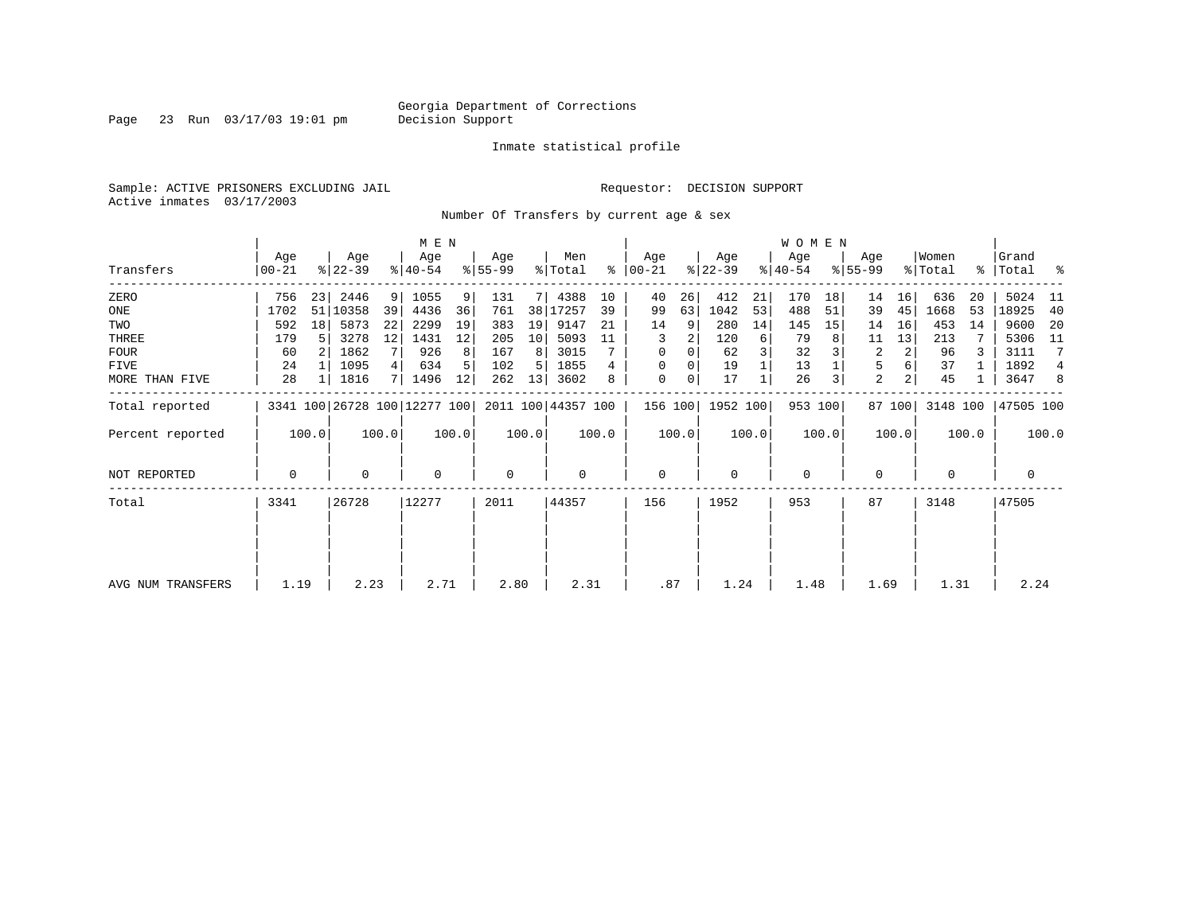Georgia Department of Corrections
Decision Support

Inmate statistical profile

Sample: ACTIVE PRISONERS EXCLUDING JAIL                Requestor: DECISION SUPPORT
Active inmates 03/17/2003

Number Of Transfers by current age & sex

| Transfers | MEN Age 00-21 | % | Age 22-39 | % | Age 40-54 | % | Age 55-99 | % | Men Total | % | WOMEN Age 00-21 | % | Age 22-39 | % | Age 40-54 | % | Age 55-99 | % | Women Total | % | Grand Total | % |
|---|---|---|---|---|---|---|---|---|---|---|---|---|---|---|---|---|---|---|---|---|---|---|
| ZERO | 756 | 23 | 2446 | 9 | 1055 | 9 | 131 | 7 | 4388 | 10 | 40 | 26 | 412 | 21 | 170 | 18 | 14 | 16 | 636 | 20 | 5024 | 11 |
| ONE | 1702 | 51 | 10358 | 39 | 4436 | 36 | 761 | 38 | 17257 | 39 | 99 | 63 | 1042 | 53 | 488 | 51 | 39 | 45 | 1668 | 53 | 18925 | 40 |
| TWO | 592 | 18 | 5873 | 22 | 2299 | 19 | 383 | 19 | 9147 | 21 | 14 | 9 | 280 | 14 | 145 | 15 | 14 | 16 | 453 | 14 | 9600 | 20 |
| THREE | 179 | 5 | 3278 | 12 | 1431 | 12 | 205 | 10 | 5093 | 11 | 3 | 2 | 120 | 6 | 79 | 8 | 11 | 13 | 213 | 7 | 5306 | 11 |
| FOUR | 60 | 2 | 1862 | 7 | 926 | 8 | 167 | 8 | 3015 | 7 | 0 | 0 | 62 | 3 | 32 | 3 | 2 | 2 | 96 | 3 | 3111 | 7 |
| FIVE | 24 | 1 | 1095 | 4 | 634 | 5 | 102 | 5 | 1855 | 4 | 0 | 0 | 19 | 1 | 13 | 1 | 5 | 6 | 37 | 1 | 1892 | 4 |
| MORE THAN FIVE | 28 | 1 | 1816 | 7 | 1496 | 12 | 262 | 13 | 3602 | 8 | 0 | 0 | 17 | 1 | 26 | 3 | 2 | 2 | 45 | 1 | 3647 | 8 |
| Total reported | 3341 | 100 | 26728 | 100 | 12277 | 100 | 2011 | 100 | 44357 | 100 | 156 | 100 | 1952 | 100 | 953 | 100 | 87 | 100 | 3148 | 100 | 47505 | 100 |
| Percent reported | 100.0 | | 100.0 | | 100.0 | | 100.0 | | 100.0 | | 100.0 | | 100.0 | | 100.0 | | 100.0 | | 100.0 | | 100.0 | |
| NOT REPORTED | 0 | | 0 | | 0 | | 0 | | 0 | | 0 | | 0 | | 0 | | 0 | | 0 | | 0 | |
| Total | 3341 | | 26728 | | 12277 | | 2011 | | 44357 | | 156 | | 1952 | | 953 | | 87 | | 3148 | | 47505 | |
| AVG NUM TRANSFERS | 1.19 | | 2.23 | | 2.71 | | 2.80 | | 2.31 | | .87 | | 1.24 | | 1.48 | | 1.69 | | 1.31 | | 2.24 | |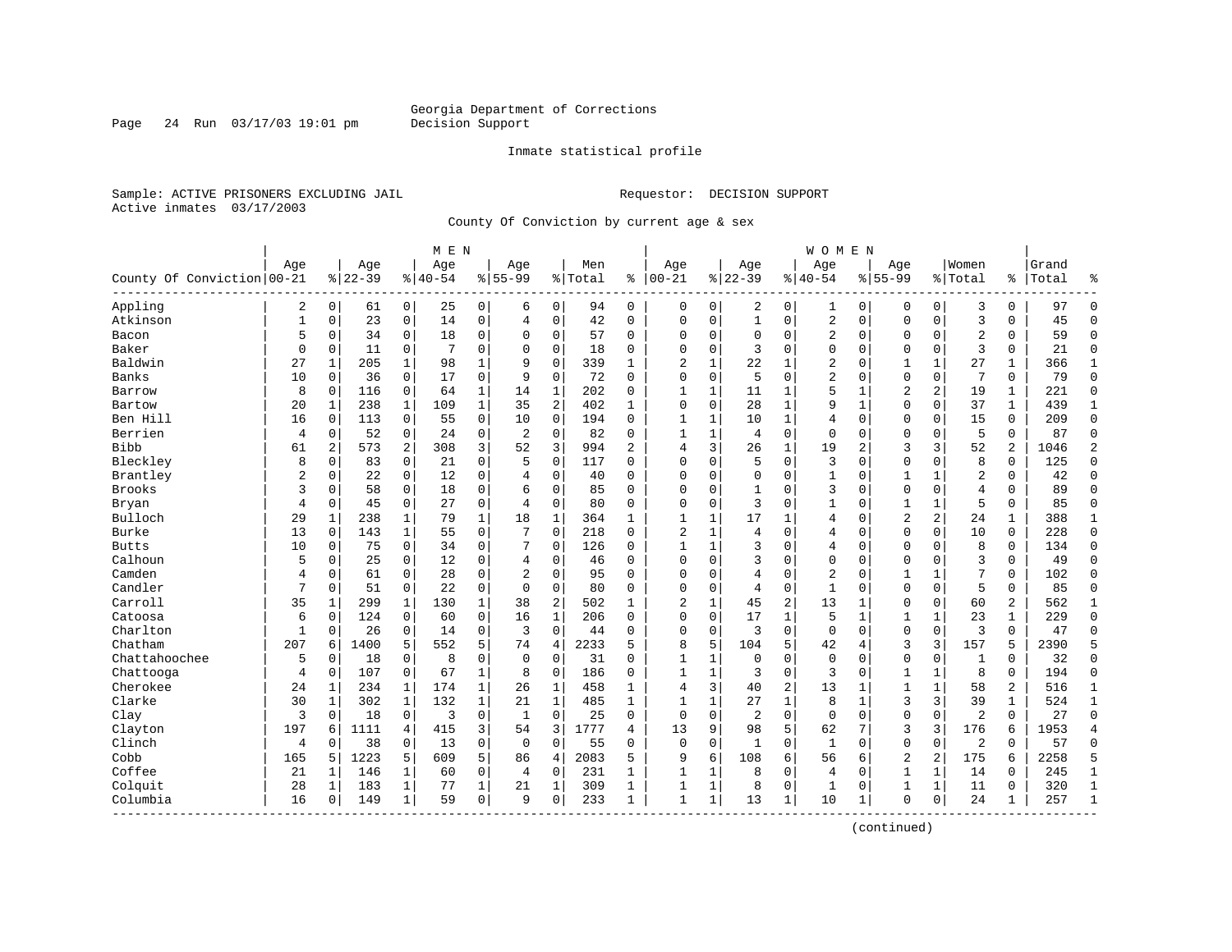Georgia Department of Corrections
Decision Support

Inmate statistical profile

Sample: ACTIVE PRISONERS EXCLUDING JAIL    Requestor: DECISION SUPPORT
Active inmates 03/17/2003

County Of Conviction by current age & sex

| County Of Conviction | MEN Age 00-21 | % | Age 22-39 | % | Age 40-54 | % | Age 55-99 | % | Men Total | % | WOMEN Age 00-21 | % | Age 22-39 | % | Age 40-54 | % | Age 55-99 | % | Women Total | % | Grand Total | % |
|---|---|---|---|---|---|---|---|---|---|---|---|---|---|---|---|---|---|---|---|---|---|---|
| Appling | 2 | 0 | 61 | 0 | 25 | 0 | 6 | 0 | 94 | 0 | 0 | 0 | 2 | 0 | 1 | 0 | 0 | 0 | 3 | 0 | 97 | 0 |
| Atkinson | 1 | 0 | 23 | 0 | 14 | 0 | 4 | 0 | 42 | 0 | 0 | 0 | 1 | 0 | 2 | 0 | 0 | 0 | 3 | 0 | 45 | 0 |
| Bacon | 5 | 0 | 34 | 0 | 18 | 0 | 0 | 0 | 57 | 0 | 0 | 0 | 0 | 0 | 2 | 0 | 0 | 0 | 2 | 0 | 59 | 0 |
| Baker | 0 | 0 | 11 | 0 | 7 | 0 | 0 | 0 | 18 | 0 | 0 | 0 | 3 | 0 | 0 | 0 | 0 | 0 | 3 | 0 | 21 | 0 |
| Baldwin | 27 | 1 | 205 | 1 | 98 | 1 | 9 | 0 | 339 | 1 | 2 | 1 | 22 | 1 | 2 | 0 | 1 | 1 | 27 | 1 | 366 | 1 |
| Banks | 10 | 0 | 36 | 0 | 17 | 0 | 9 | 0 | 72 | 0 | 0 | 0 | 5 | 0 | 2 | 0 | 0 | 0 | 7 | 0 | 79 | 0 |
| Barrow | 8 | 0 | 116 | 0 | 64 | 1 | 14 | 1 | 202 | 0 | 1 | 1 | 11 | 1 | 5 | 1 | 2 | 2 | 19 | 1 | 221 | 0 |
| Bartow | 20 | 1 | 238 | 1 | 109 | 1 | 35 | 2 | 402 | 1 | 0 | 0 | 28 | 1 | 9 | 1 | 0 | 0 | 37 | 1 | 439 | 1 |
| Ben Hill | 16 | 0 | 113 | 0 | 55 | 0 | 10 | 0 | 194 | 0 | 1 | 1 | 10 | 1 | 4 | 0 | 0 | 0 | 15 | 0 | 209 | 0 |
| Berrien | 4 | 0 | 52 | 0 | 24 | 0 | 2 | 0 | 82 | 0 | 1 | 1 | 4 | 0 | 0 | 0 | 0 | 0 | 5 | 0 | 87 | 0 |
| Bibb | 61 | 2 | 573 | 2 | 308 | 3 | 52 | 3 | 994 | 2 | 4 | 3 | 26 | 1 | 19 | 2 | 3 | 3 | 52 | 2 | 1046 | 2 |
| Bleckley | 8 | 0 | 83 | 0 | 21 | 0 | 5 | 0 | 117 | 0 | 0 | 0 | 5 | 0 | 3 | 0 | 0 | 0 | 8 | 0 | 125 | 0 |
| Brantley | 2 | 0 | 22 | 0 | 12 | 0 | 4 | 0 | 40 | 0 | 0 | 0 | 0 | 0 | 1 | 0 | 1 | 1 | 2 | 0 | 42 | 0 |
| Brooks | 3 | 0 | 58 | 0 | 18 | 0 | 6 | 0 | 85 | 0 | 0 | 0 | 1 | 0 | 3 | 0 | 0 | 0 | 4 | 0 | 89 | 0 |
| Bryan | 4 | 0 | 45 | 0 | 27 | 0 | 4 | 0 | 80 | 0 | 0 | 0 | 3 | 0 | 1 | 0 | 1 | 1 | 5 | 0 | 85 | 0 |
| Bulloch | 29 | 1 | 238 | 1 | 79 | 1 | 18 | 1 | 364 | 1 | 1 | 1 | 17 | 1 | 4 | 0 | 2 | 2 | 24 | 1 | 388 | 1 |
| Burke | 13 | 0 | 143 | 1 | 55 | 0 | 7 | 0 | 218 | 0 | 2 | 1 | 4 | 0 | 4 | 0 | 0 | 0 | 10 | 0 | 228 | 0 |
| Butts | 10 | 0 | 75 | 0 | 34 | 0 | 7 | 0 | 126 | 0 | 1 | 1 | 3 | 0 | 4 | 0 | 0 | 0 | 8 | 0 | 134 | 0 |
| Calhoun | 5 | 0 | 25 | 0 | 12 | 0 | 4 | 0 | 46 | 0 | 0 | 0 | 3 | 0 | 0 | 0 | 0 | 0 | 3 | 0 | 49 | 0 |
| Camden | 4 | 0 | 61 | 0 | 28 | 0 | 2 | 0 | 95 | 0 | 0 | 0 | 4 | 0 | 2 | 0 | 1 | 1 | 7 | 0 | 102 | 0 |
| Candler | 7 | 0 | 51 | 0 | 22 | 0 | 0 | 0 | 80 | 0 | 0 | 0 | 4 | 0 | 1 | 0 | 0 | 0 | 5 | 0 | 85 | 0 |
| Carroll | 35 | 1 | 299 | 1 | 130 | 1 | 38 | 2 | 502 | 1 | 2 | 1 | 45 | 2 | 13 | 1 | 0 | 0 | 60 | 2 | 562 | 1 |
| Catoosa | 6 | 0 | 124 | 0 | 60 | 0 | 16 | 1 | 206 | 0 | 0 | 0 | 17 | 1 | 5 | 1 | 1 | 1 | 23 | 1 | 229 | 0 |
| Charlton | 1 | 0 | 26 | 0 | 14 | 0 | 3 | 0 | 44 | 0 | 0 | 0 | 3 | 0 | 0 | 0 | 0 | 0 | 3 | 0 | 47 | 0 |
| Chatham | 207 | 6 | 1400 | 5 | 552 | 5 | 74 | 4 | 2233 | 5 | 8 | 5 | 104 | 5 | 42 | 4 | 3 | 3 | 157 | 5 | 2390 | 5 |
| Chattahoochee | 5 | 0 | 18 | 0 | 8 | 0 | 0 | 0 | 31 | 0 | 1 | 1 | 0 | 0 | 0 | 0 | 0 | 0 | 1 | 0 | 32 | 0 |
| Chattooga | 4 | 0 | 107 | 0 | 67 | 1 | 8 | 0 | 186 | 0 | 1 | 1 | 3 | 0 | 3 | 0 | 1 | 1 | 8 | 0 | 194 | 0 |
| Cherokee | 24 | 1 | 234 | 1 | 174 | 1 | 26 | 1 | 458 | 1 | 4 | 3 | 40 | 2 | 13 | 1 | 1 | 1 | 58 | 2 | 516 | 1 |
| Clarke | 30 | 1 | 302 | 1 | 132 | 1 | 21 | 1 | 485 | 1 | 1 | 1 | 27 | 1 | 8 | 1 | 3 | 3 | 39 | 1 | 524 | 1 |
| Clay | 3 | 0 | 18 | 0 | 3 | 0 | 1 | 0 | 25 | 0 | 0 | 0 | 2 | 0 | 0 | 0 | 0 | 0 | 2 | 0 | 27 | 0 |
| Clayton | 197 | 6 | 1111 | 4 | 415 | 3 | 54 | 3 | 1777 | 4 | 13 | 9 | 98 | 5 | 62 | 7 | 3 | 3 | 176 | 6 | 1953 | 4 |
| Clinch | 4 | 0 | 38 | 0 | 13 | 0 | 0 | 0 | 55 | 0 | 0 | 0 | 1 | 0 | 1 | 0 | 0 | 0 | 2 | 0 | 57 | 0 |
| Cobb | 165 | 5 | 1223 | 5 | 609 | 5 | 86 | 4 | 2083 | 5 | 9 | 6 | 108 | 6 | 56 | 6 | 2 | 2 | 175 | 6 | 2258 | 5 |
| Coffee | 21 | 1 | 146 | 1 | 60 | 0 | 4 | 0 | 231 | 1 | 1 | 1 | 8 | 0 | 4 | 0 | 1 | 1 | 14 | 0 | 245 | 1 |
| Colquit | 28 | 1 | 183 | 1 | 77 | 1 | 21 | 1 | 309 | 1 | 1 | 1 | 8 | 0 | 1 | 0 | 1 | 1 | 11 | 0 | 320 | 1 |
| Columbia | 16 | 0 | 149 | 1 | 59 | 0 | 9 | 0 | 233 | 1 | 1 | 1 | 13 | 1 | 10 | 1 | 0 | 0 | 24 | 1 | 257 | 1 |

(continued)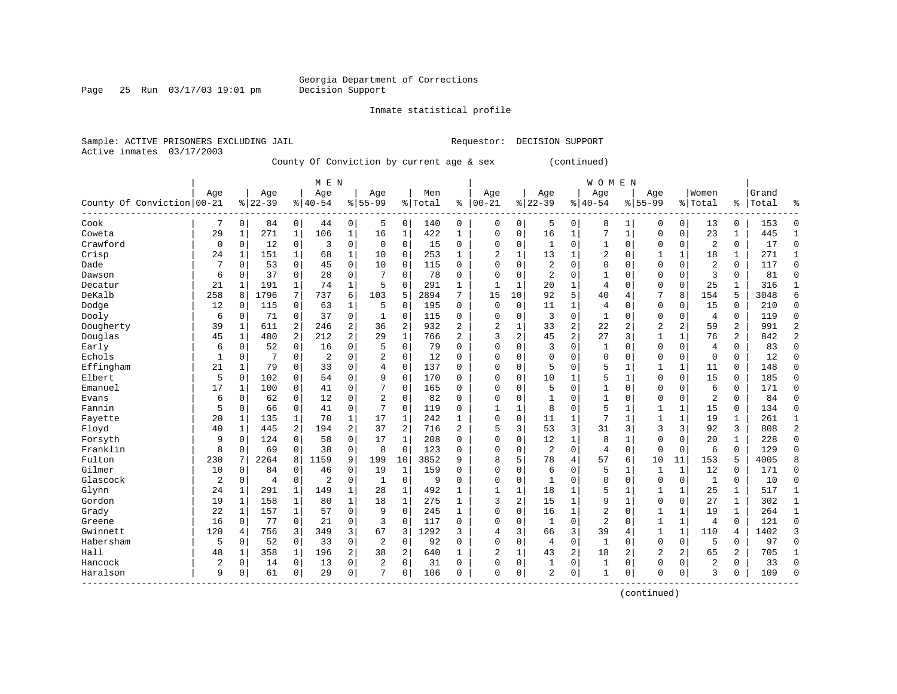Georgia Department of Corrections
Decision Support

Inmate statistical profile

Sample: ACTIVE PRISONERS EXCLUDING JAIL                Requestor: DECISION SUPPORT
Active inmates 03/17/2003

County Of Conviction by current age & sex (continued)

| County Of Conviction | MEN Age 00-21 | % | Age 22-39 | % | Age 40-54 | % | Age 55-99 | % | Men Total | % | WOMEN Age 00-21 | % | Age 22-39 | % | Age 40-54 | % | Age 55-99 | % | Women Total | % | Grand Total | % |
|---|---|---|---|---|---|---|---|---|---|---|---|---|---|---|---|---|---|---|---|---|---|---|
| Cook | 7 | 0 | 84 | 0 | 44 | 0 | 5 | 0 | 140 | 0 | 0 | 0 | 5 | 0 | 8 | 1 | 0 | 0 | 13 | 0 | 153 | 0 |
| Coweta | 29 | 1 | 271 | 1 | 106 | 1 | 16 | 1 | 422 | 1 | 0 | 0 | 16 | 1 | 7 | 1 | 0 | 0 | 23 | 1 | 445 | 1 |
| Crawford | 0 | 0 | 12 | 0 | 3 | 0 | 0 | 0 | 15 | 0 | 0 | 0 | 1 | 0 | 1 | 0 | 0 | 0 | 2 | 0 | 17 | 0 |
| Crisp | 24 | 1 | 151 | 1 | 68 | 1 | 10 | 0 | 253 | 1 | 2 | 1 | 13 | 1 | 2 | 0 | 1 | 1 | 18 | 1 | 271 | 1 |
| Dade | 7 | 0 | 53 | 0 | 45 | 0 | 10 | 0 | 115 | 0 | 0 | 0 | 2 | 0 | 0 | 0 | 0 | 0 | 2 | 0 | 117 | 0 |
| Dawson | 6 | 0 | 37 | 0 | 28 | 0 | 7 | 0 | 78 | 0 | 0 | 0 | 2 | 0 | 1 | 0 | 0 | 0 | 3 | 0 | 81 | 0 |
| Decatur | 21 | 1 | 191 | 1 | 74 | 1 | 5 | 0 | 291 | 1 | 1 | 1 | 20 | 1 | 4 | 0 | 0 | 0 | 25 | 1 | 316 | 1 |
| DeKalb | 258 | 8 | 1796 | 7 | 737 | 6 | 103 | 5 | 2894 | 7 | 15 | 10 | 92 | 5 | 40 | 4 | 7 | 8 | 154 | 5 | 3048 | 6 |
| Dodge | 12 | 0 | 115 | 0 | 63 | 1 | 5 | 0 | 195 | 0 | 0 | 0 | 11 | 1 | 4 | 0 | 0 | 0 | 15 | 0 | 210 | 0 |
| Dooly | 6 | 0 | 71 | 0 | 37 | 0 | 1 | 0 | 115 | 0 | 0 | 0 | 3 | 0 | 1 | 0 | 0 | 0 | 4 | 0 | 119 | 0 |
| Dougherty | 39 | 1 | 611 | 2 | 246 | 2 | 36 | 2 | 932 | 2 | 2 | 1 | 33 | 2 | 22 | 2 | 2 | 2 | 59 | 2 | 991 | 2 |
| Douglas | 45 | 1 | 480 | 2 | 212 | 2 | 29 | 1 | 766 | 2 | 3 | 2 | 45 | 2 | 27 | 3 | 1 | 1 | 76 | 2 | 842 | 2 |
| Early | 6 | 0 | 52 | 0 | 16 | 0 | 5 | 0 | 79 | 0 | 0 | 0 | 3 | 0 | 1 | 0 | 0 | 0 | 4 | 0 | 83 | 0 |
| Echols | 1 | 0 | 7 | 0 | 2 | 0 | 2 | 0 | 12 | 0 | 0 | 0 | 0 | 0 | 0 | 0 | 0 | 0 | 0 | 0 | 12 | 0 |
| Effingham | 21 | 1 | 79 | 0 | 33 | 0 | 4 | 0 | 137 | 0 | 0 | 0 | 5 | 0 | 5 | 1 | 1 | 1 | 11 | 0 | 148 | 0 |
| Elbert | 5 | 0 | 102 | 0 | 54 | 0 | 9 | 0 | 170 | 0 | 0 | 0 | 10 | 1 | 5 | 1 | 0 | 0 | 15 | 0 | 185 | 0 |
| Emanuel | 17 | 1 | 100 | 0 | 41 | 0 | 7 | 0 | 165 | 0 | 0 | 0 | 5 | 0 | 1 | 0 | 0 | 0 | 6 | 0 | 171 | 0 |
| Evans | 6 | 0 | 62 | 0 | 12 | 0 | 2 | 0 | 82 | 0 | 0 | 0 | 1 | 0 | 1 | 0 | 0 | 0 | 2 | 0 | 84 | 0 |
| Fannin | 5 | 0 | 66 | 0 | 41 | 0 | 7 | 0 | 119 | 0 | 1 | 1 | 8 | 0 | 5 | 1 | 1 | 1 | 15 | 0 | 134 | 0 |
| Fayette | 20 | 1 | 135 | 1 | 70 | 1 | 17 | 1 | 242 | 1 | 0 | 0 | 11 | 1 | 7 | 1 | 1 | 1 | 19 | 1 | 261 | 1 |
| Floyd | 40 | 1 | 445 | 2 | 194 | 2 | 37 | 2 | 716 | 2 | 5 | 3 | 53 | 3 | 31 | 3 | 3 | 3 | 92 | 3 | 808 | 2 |
| Forsyth | 9 | 0 | 124 | 0 | 58 | 0 | 17 | 1 | 208 | 0 | 0 | 0 | 12 | 1 | 8 | 1 | 0 | 0 | 20 | 1 | 228 | 0 |
| Franklin | 8 | 0 | 69 | 0 | 38 | 0 | 8 | 0 | 123 | 0 | 0 | 0 | 2 | 0 | 4 | 0 | 0 | 0 | 6 | 0 | 129 | 0 |
| Fulton | 230 | 7 | 2264 | 8 | 1159 | 9 | 199 | 10 | 3852 | 9 | 8 | 5 | 78 | 4 | 57 | 6 | 10 | 11 | 153 | 5 | 4005 | 8 |
| Gilmer | 10 | 0 | 84 | 0 | 46 | 0 | 19 | 1 | 159 | 0 | 0 | 0 | 6 | 0 | 5 | 1 | 1 | 1 | 12 | 0 | 171 | 0 |
| Glascock | 2 | 0 | 4 | 0 | 2 | 0 | 1 | 0 | 9 | 0 | 0 | 0 | 1 | 0 | 0 | 0 | 0 | 0 | 1 | 0 | 10 | 0 |
| Glynn | 24 | 1 | 291 | 1 | 149 | 1 | 28 | 1 | 492 | 1 | 1 | 1 | 18 | 1 | 5 | 1 | 1 | 1 | 25 | 1 | 517 | 1 |
| Gordon | 19 | 1 | 158 | 1 | 80 | 1 | 18 | 1 | 275 | 1 | 3 | 2 | 15 | 1 | 9 | 1 | 0 | 0 | 27 | 1 | 302 | 1 |
| Grady | 22 | 1 | 157 | 1 | 57 | 0 | 9 | 0 | 245 | 1 | 0 | 0 | 16 | 1 | 2 | 0 | 1 | 1 | 19 | 1 | 264 | 1 |
| Greene | 16 | 0 | 77 | 0 | 21 | 0 | 3 | 0 | 117 | 0 | 0 | 0 | 1 | 0 | 2 | 0 | 1 | 1 | 4 | 0 | 121 | 0 |
| Gwinnett | 120 | 4 | 756 | 3 | 349 | 3 | 67 | 3 | 1292 | 3 | 4 | 3 | 66 | 3 | 39 | 4 | 1 | 1 | 110 | 4 | 1402 | 3 |
| Habersham | 5 | 0 | 52 | 0 | 33 | 0 | 2 | 0 | 92 | 0 | 0 | 0 | 4 | 0 | 1 | 0 | 0 | 0 | 5 | 0 | 97 | 0 |
| Hall | 48 | 1 | 358 | 1 | 196 | 2 | 38 | 2 | 640 | 1 | 2 | 1 | 43 | 2 | 18 | 2 | 2 | 2 | 65 | 2 | 705 | 1 |
| Hancock | 2 | 0 | 14 | 0 | 13 | 0 | 2 | 0 | 31 | 0 | 0 | 0 | 1 | 0 | 1 | 0 | 0 | 0 | 2 | 0 | 33 | 0 |
| Haralson | 9 | 0 | 61 | 0 | 29 | 0 | 7 | 0 | 106 | 0 | 0 | 0 | 2 | 0 | 1 | 0 | 0 | 0 | 3 | 0 | 109 | 0 |

(continued)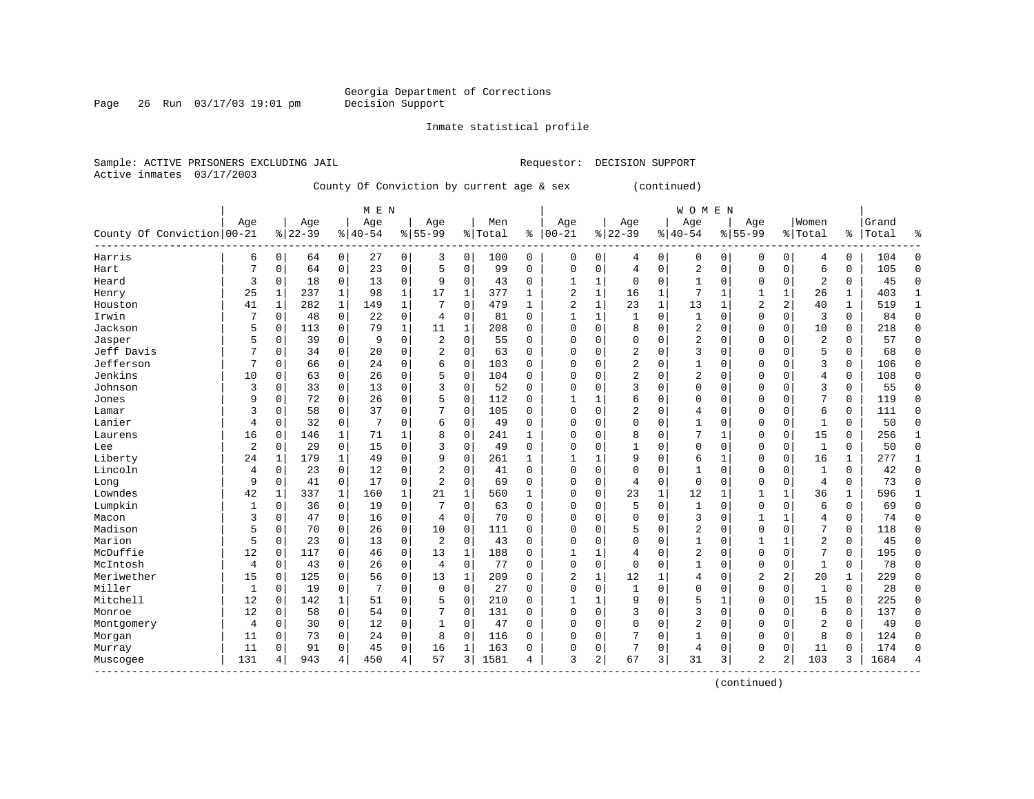Georgia Department of Corrections
Decision Support

Inmate statistical profile

Sample: ACTIVE PRISONERS EXCLUDING JAIL                    Requestor: DECISION SUPPORT
Active inmates 03/17/2003

County Of Conviction by current age & sex (continued)

| County Of Conviction | MEN Age 00-21 | % | Age 22-39 | % | Age 40-54 | % | Age 55-99 | % | Men Total | % | WOMEN Age 00-21 | % | Age 22-39 | % | Age 40-54 | % | Age 55-99 | % | Women Total | % | Grand Total | % |
|---|---|---|---|---|---|---|---|---|---|---|---|---|---|---|---|---|---|---|---|---|---|---|
| Harris | 6 | 0 | 64 | 0 | 27 | 0 | 3 | 0 | 100 | 0 | 0 | 0 | 4 | 0 | 0 | 0 | 0 | 0 | 4 | 0 | 104 | 0 |
| Hart | 7 | 0 | 64 | 0 | 23 | 0 | 5 | 0 | 99 | 0 | 0 | 0 | 4 | 0 | 2 | 0 | 0 | 0 | 6 | 0 | 105 | 0 |
| Heard | 3 | 0 | 18 | 0 | 13 | 0 | 9 | 0 | 43 | 0 | 1 | 1 | 0 | 0 | 1 | 0 | 0 | 0 | 2 | 0 | 45 | 0 |
| Henry | 25 | 1 | 237 | 1 | 98 | 1 | 17 | 1 | 377 | 1 | 2 | 1 | 16 | 1 | 7 | 1 | 1 | 1 | 26 | 1 | 403 | 1 |
| Houston | 41 | 1 | 282 | 1 | 149 | 1 | 7 | 0 | 479 | 1 | 2 | 1 | 23 | 1 | 13 | 1 | 2 | 2 | 40 | 1 | 519 | 1 |
| Irwin | 7 | 0 | 48 | 0 | 22 | 0 | 4 | 0 | 81 | 0 | 1 | 1 | 1 | 0 | 1 | 0 | 0 | 0 | 3 | 0 | 84 | 0 |
| Jackson | 5 | 0 | 113 | 0 | 79 | 1 | 11 | 1 | 208 | 0 | 0 | 0 | 8 | 0 | 2 | 0 | 0 | 0 | 10 | 0 | 218 | 0 |
| Jasper | 5 | 0 | 39 | 0 | 9 | 0 | 2 | 0 | 55 | 0 | 0 | 0 | 0 | 0 | 2 | 0 | 0 | 0 | 2 | 0 | 57 | 0 |
| Jeff Davis | 7 | 0 | 34 | 0 | 20 | 0 | 2 | 0 | 63 | 0 | 0 | 0 | 2 | 0 | 3 | 0 | 0 | 0 | 5 | 0 | 68 | 0 |
| Jefferson | 7 | 0 | 66 | 0 | 24 | 0 | 6 | 0 | 103 | 0 | 0 | 0 | 2 | 0 | 1 | 0 | 0 | 0 | 3 | 0 | 106 | 0 |
| Jenkins | 10 | 0 | 63 | 0 | 26 | 0 | 5 | 0 | 104 | 0 | 0 | 0 | 2 | 0 | 2 | 0 | 0 | 0 | 4 | 0 | 108 | 0 |
| Johnson | 3 | 0 | 33 | 0 | 13 | 0 | 3 | 0 | 52 | 0 | 0 | 0 | 3 | 0 | 0 | 0 | 0 | 0 | 3 | 0 | 55 | 0 |
| Jones | 9 | 0 | 72 | 0 | 26 | 0 | 5 | 0 | 112 | 0 | 1 | 1 | 6 | 0 | 0 | 0 | 0 | 0 | 7 | 0 | 119 | 0 |
| Lamar | 3 | 0 | 58 | 0 | 37 | 0 | 7 | 0 | 105 | 0 | 0 | 0 | 2 | 0 | 4 | 0 | 0 | 0 | 6 | 0 | 111 | 0 |
| Lanier | 4 | 0 | 32 | 0 | 7 | 0 | 6 | 0 | 49 | 0 | 0 | 0 | 0 | 0 | 1 | 0 | 0 | 0 | 1 | 0 | 50 | 0 |
| Laurens | 16 | 0 | 146 | 1 | 71 | 1 | 8 | 0 | 241 | 1 | 0 | 0 | 8 | 0 | 7 | 1 | 0 | 0 | 15 | 0 | 256 | 1 |
| Lee | 2 | 0 | 29 | 0 | 15 | 0 | 3 | 0 | 49 | 0 | 0 | 0 | 1 | 0 | 0 | 0 | 0 | 0 | 1 | 0 | 50 | 0 |
| Liberty | 24 | 1 | 179 | 1 | 49 | 0 | 9 | 0 | 261 | 1 | 1 | 1 | 9 | 0 | 6 | 1 | 0 | 0 | 16 | 1 | 277 | 1 |
| Lincoln | 4 | 0 | 23 | 0 | 12 | 0 | 2 | 0 | 41 | 0 | 0 | 0 | 0 | 0 | 1 | 0 | 0 | 0 | 1 | 0 | 42 | 0 |
| Long | 9 | 0 | 41 | 0 | 17 | 0 | 2 | 0 | 69 | 0 | 0 | 0 | 4 | 0 | 0 | 0 | 0 | 0 | 4 | 0 | 73 | 0 |
| Lowndes | 42 | 1 | 337 | 1 | 160 | 1 | 21 | 1 | 560 | 1 | 0 | 0 | 23 | 1 | 12 | 1 | 1 | 1 | 36 | 1 | 596 | 1 |
| Lumpkin | 1 | 0 | 36 | 0 | 19 | 0 | 7 | 0 | 63 | 0 | 0 | 0 | 5 | 0 | 1 | 0 | 0 | 0 | 6 | 0 | 69 | 0 |
| Macon | 3 | 0 | 47 | 0 | 16 | 0 | 4 | 0 | 70 | 0 | 0 | 0 | 0 | 0 | 3 | 0 | 1 | 1 | 4 | 0 | 74 | 0 |
| Madison | 5 | 0 | 70 | 0 | 26 | 0 | 10 | 0 | 111 | 0 | 0 | 0 | 5 | 0 | 2 | 0 | 0 | 0 | 7 | 0 | 118 | 0 |
| Marion | 5 | 0 | 23 | 0 | 13 | 0 | 2 | 0 | 43 | 0 | 0 | 0 | 0 | 0 | 1 | 0 | 1 | 1 | 2 | 0 | 45 | 0 |
| McDuffie | 12 | 0 | 117 | 0 | 46 | 0 | 13 | 1 | 188 | 0 | 1 | 1 | 4 | 0 | 2 | 0 | 0 | 0 | 7 | 0 | 195 | 0 |
| McIntosh | 4 | 0 | 43 | 0 | 26 | 0 | 4 | 0 | 77 | 0 | 0 | 0 | 0 | 0 | 1 | 0 | 0 | 0 | 1 | 0 | 78 | 0 |
| Meriwether | 15 | 0 | 125 | 0 | 56 | 0 | 13 | 1 | 209 | 0 | 2 | 1 | 12 | 1 | 4 | 0 | 2 | 2 | 20 | 1 | 229 | 0 |
| Miller | 1 | 0 | 19 | 0 | 7 | 0 | 0 | 0 | 27 | 0 | 0 | 0 | 1 | 0 | 0 | 0 | 0 | 0 | 1 | 0 | 28 | 0 |
| Mitchell | 12 | 0 | 142 | 1 | 51 | 0 | 5 | 0 | 210 | 0 | 1 | 1 | 9 | 0 | 5 | 1 | 0 | 0 | 15 | 0 | 225 | 0 |
| Monroe | 12 | 0 | 58 | 0 | 54 | 0 | 7 | 0 | 131 | 0 | 0 | 0 | 3 | 0 | 3 | 0 | 0 | 0 | 6 | 0 | 137 | 0 |
| Montgomery | 4 | 0 | 30 | 0 | 12 | 0 | 1 | 0 | 47 | 0 | 0 | 0 | 0 | 0 | 2 | 0 | 0 | 0 | 2 | 0 | 49 | 0 |
| Morgan | 11 | 0 | 73 | 0 | 24 | 0 | 8 | 0 | 116 | 0 | 0 | 0 | 7 | 0 | 1 | 0 | 0 | 0 | 8 | 0 | 124 | 0 |
| Murray | 11 | 0 | 91 | 0 | 45 | 0 | 16 | 1 | 163 | 0 | 0 | 0 | 7 | 0 | 4 | 0 | 0 | 0 | 11 | 0 | 174 | 0 |
| Muscogee | 131 | 4 | 943 | 4 | 450 | 4 | 57 | 3 | 1581 | 4 | 3 | 2 | 67 | 3 | 31 | 3 | 2 | 2 | 103 | 3 | 1684 | 4 |

(continued)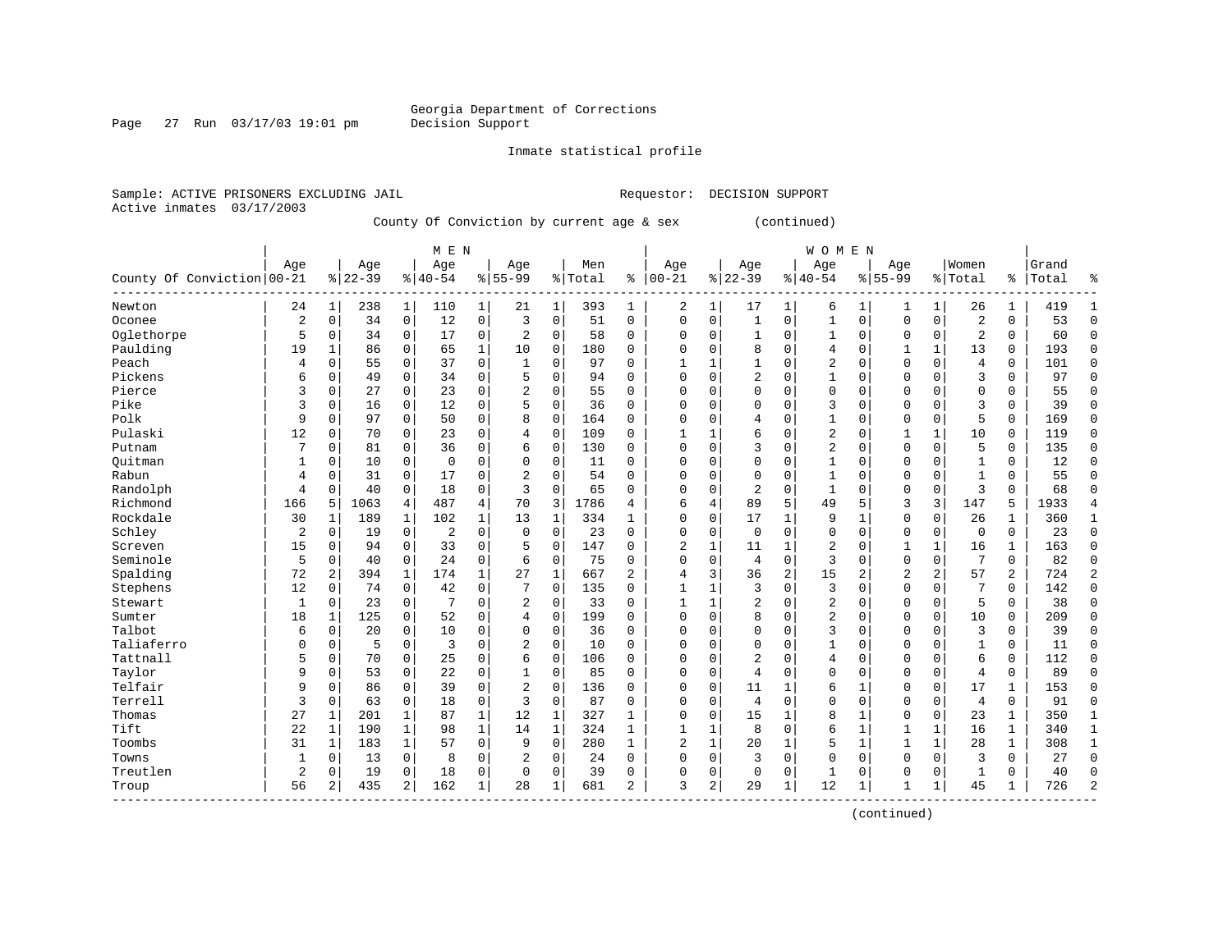Georgia Department of Corrections
Decision Support

Inmate statistical profile

Sample: ACTIVE PRISONERS EXCLUDING JAIL                Requestor: DECISION SUPPORT
Active inmates 03/17/2003

County Of Conviction by current age & sex (continued)

| County Of Conviction | MEN Age 00-21 | % | Age 22-39 | % | Age 40-54 | % | Age 55-99 | % | Men Total | % | WOMEN Age 00-21 | % | Age 22-39 | % | Age 40-54 | % | Age 55-99 | % | Women Total | % | Grand Total | % |
|---|---|---|---|---|---|---|---|---|---|---|---|---|---|---|---|---|---|---|---|---|---|---|
| Newton | 24 | 1 | 238 | 1 | 110 | 1 | 21 | 1 | 393 | 1 | 2 | 1 | 17 | 1 | 6 | 1 | 1 | 1 | 26 | 1 | 419 | 1 |
| Oconee | 2 | 0 | 34 | 0 | 12 | 0 | 3 | 0 | 51 | 0 | 0 | 0 | 1 | 0 | 1 | 0 | 0 | 0 | 2 | 0 | 53 | 0 |
| Oglethorpe | 5 | 0 | 34 | 0 | 17 | 0 | 2 | 0 | 58 | 0 | 0 | 0 | 1 | 0 | 1 | 0 | 0 | 0 | 2 | 0 | 60 | 0 |
| Paulding | 19 | 1 | 86 | 0 | 65 | 1 | 10 | 0 | 180 | 0 | 0 | 0 | 8 | 0 | 4 | 0 | 1 | 1 | 13 | 0 | 193 | 0 |
| Peach | 4 | 0 | 55 | 0 | 37 | 0 | 1 | 0 | 97 | 0 | 1 | 1 | 1 | 0 | 2 | 0 | 0 | 0 | 4 | 0 | 101 | 0 |
| Pickens | 6 | 0 | 49 | 0 | 34 | 0 | 5 | 0 | 94 | 0 | 0 | 0 | 2 | 0 | 1 | 0 | 0 | 0 | 3 | 0 | 97 | 0 |
| Pierce | 3 | 0 | 27 | 0 | 23 | 0 | 2 | 0 | 55 | 0 | 0 | 0 | 0 | 0 | 0 | 0 | 0 | 0 | 0 | 0 | 55 | 0 |
| Pike | 3 | 0 | 16 | 0 | 12 | 0 | 5 | 0 | 36 | 0 | 0 | 0 | 0 | 0 | 3 | 0 | 0 | 0 | 3 | 0 | 39 | 0 |
| Polk | 9 | 0 | 97 | 0 | 50 | 0 | 8 | 0 | 164 | 0 | 0 | 0 | 4 | 0 | 1 | 0 | 0 | 0 | 5 | 0 | 169 | 0 |
| Pulaski | 12 | 0 | 70 | 0 | 23 | 0 | 4 | 0 | 109 | 0 | 1 | 1 | 6 | 0 | 2 | 0 | 1 | 1 | 10 | 0 | 119 | 0 |
| Putnam | 7 | 0 | 81 | 0 | 36 | 0 | 6 | 0 | 130 | 0 | 0 | 0 | 3 | 0 | 2 | 0 | 0 | 0 | 5 | 0 | 135 | 0 |
| Quitman | 1 | 0 | 10 | 0 | 0 | 0 | 0 | 0 | 11 | 0 | 0 | 0 | 0 | 0 | 1 | 0 | 0 | 0 | 1 | 0 | 12 | 0 |
| Rabun | 4 | 0 | 31 | 0 | 17 | 0 | 2 | 0 | 54 | 0 | 0 | 0 | 0 | 0 | 1 | 0 | 0 | 0 | 1 | 0 | 55 | 0 |
| Randolph | 4 | 0 | 40 | 0 | 18 | 0 | 3 | 0 | 65 | 0 | 0 | 0 | 2 | 0 | 1 | 0 | 0 | 0 | 3 | 0 | 68 | 0 |
| Richmond | 166 | 5 | 1063 | 4 | 487 | 4 | 70 | 3 | 1786 | 4 | 6 | 4 | 89 | 5 | 49 | 5 | 3 | 3 | 147 | 5 | 1933 | 4 |
| Rockdale | 30 | 1 | 189 | 1 | 102 | 1 | 13 | 1 | 334 | 1 | 0 | 0 | 17 | 1 | 9 | 1 | 0 | 0 | 26 | 1 | 360 | 1 |
| Schley | 2 | 0 | 19 | 0 | 2 | 0 | 0 | 0 | 23 | 0 | 0 | 0 | 0 | 0 | 0 | 0 | 0 | 0 | 0 | 0 | 23 | 0 |
| Screven | 15 | 0 | 94 | 0 | 33 | 0 | 5 | 0 | 147 | 0 | 2 | 1 | 11 | 1 | 2 | 0 | 1 | 1 | 16 | 1 | 163 | 0 |
| Seminole | 5 | 0 | 40 | 0 | 24 | 0 | 6 | 0 | 75 | 0 | 0 | 0 | 4 | 0 | 3 | 0 | 0 | 0 | 7 | 0 | 82 | 0 |
| Spalding | 72 | 2 | 394 | 1 | 174 | 1 | 27 | 1 | 667 | 2 | 4 | 3 | 36 | 2 | 15 | 2 | 2 | 2 | 57 | 2 | 724 | 2 |
| Stephens | 12 | 0 | 74 | 0 | 42 | 0 | 7 | 0 | 135 | 0 | 1 | 1 | 3 | 0 | 3 | 0 | 0 | 0 | 7 | 0 | 142 | 0 |
| Stewart | 1 | 0 | 23 | 0 | 7 | 0 | 2 | 0 | 33 | 0 | 1 | 1 | 2 | 0 | 2 | 0 | 0 | 0 | 5 | 0 | 38 | 0 |
| Sumter | 18 | 1 | 125 | 0 | 52 | 0 | 4 | 0 | 199 | 0 | 0 | 0 | 8 | 0 | 2 | 0 | 0 | 0 | 10 | 0 | 209 | 0 |
| Talbot | 6 | 0 | 20 | 0 | 10 | 0 | 0 | 0 | 36 | 0 | 0 | 0 | 0 | 0 | 3 | 0 | 0 | 0 | 3 | 0 | 39 | 0 |
| Taliaferro | 0 | 0 | 5 | 0 | 3 | 0 | 2 | 0 | 10 | 0 | 0 | 0 | 0 | 0 | 1 | 0 | 0 | 0 | 1 | 0 | 11 | 0 |
| Tattnall | 5 | 0 | 70 | 0 | 25 | 0 | 6 | 0 | 106 | 0 | 0 | 0 | 2 | 0 | 4 | 0 | 0 | 0 | 6 | 0 | 112 | 0 |
| Taylor | 9 | 0 | 53 | 0 | 22 | 0 | 1 | 0 | 85 | 0 | 0 | 0 | 4 | 0 | 0 | 0 | 0 | 0 | 4 | 0 | 89 | 0 |
| Telfair | 9 | 0 | 86 | 0 | 39 | 0 | 2 | 0 | 136 | 0 | 0 | 0 | 11 | 1 | 6 | 1 | 0 | 0 | 17 | 1 | 153 | 0 |
| Terrell | 3 | 0 | 63 | 0 | 18 | 0 | 3 | 0 | 87 | 0 | 0 | 0 | 4 | 0 | 0 | 0 | 0 | 0 | 4 | 0 | 91 | 0 |
| Thomas | 27 | 1 | 201 | 1 | 87 | 1 | 12 | 1 | 327 | 1 | 0 | 0 | 15 | 1 | 8 | 1 | 0 | 0 | 23 | 1 | 350 | 1 |
| Tift | 22 | 1 | 190 | 1 | 98 | 1 | 14 | 1 | 324 | 1 | 1 | 1 | 8 | 0 | 6 | 1 | 1 | 1 | 16 | 1 | 340 | 1 |
| Toombs | 31 | 1 | 183 | 1 | 57 | 0 | 9 | 0 | 280 | 1 | 2 | 1 | 20 | 1 | 5 | 1 | 1 | 1 | 28 | 1 | 308 | 1 |
| Towns | 1 | 0 | 13 | 0 | 8 | 0 | 2 | 0 | 24 | 0 | 0 | 0 | 3 | 0 | 0 | 0 | 0 | 0 | 3 | 0 | 27 | 0 |
| Treutlen | 2 | 0 | 19 | 0 | 18 | 0 | 0 | 0 | 39 | 0 | 0 | 0 | 0 | 0 | 1 | 0 | 0 | 0 | 1 | 0 | 40 | 0 |
| Troup | 56 | 2 | 435 | 2 | 162 | 1 | 28 | 1 | 681 | 2 | 3 | 2 | 29 | 1 | 12 | 1 | 1 | 1 | 45 | 1 | 726 | 2 |

(continued)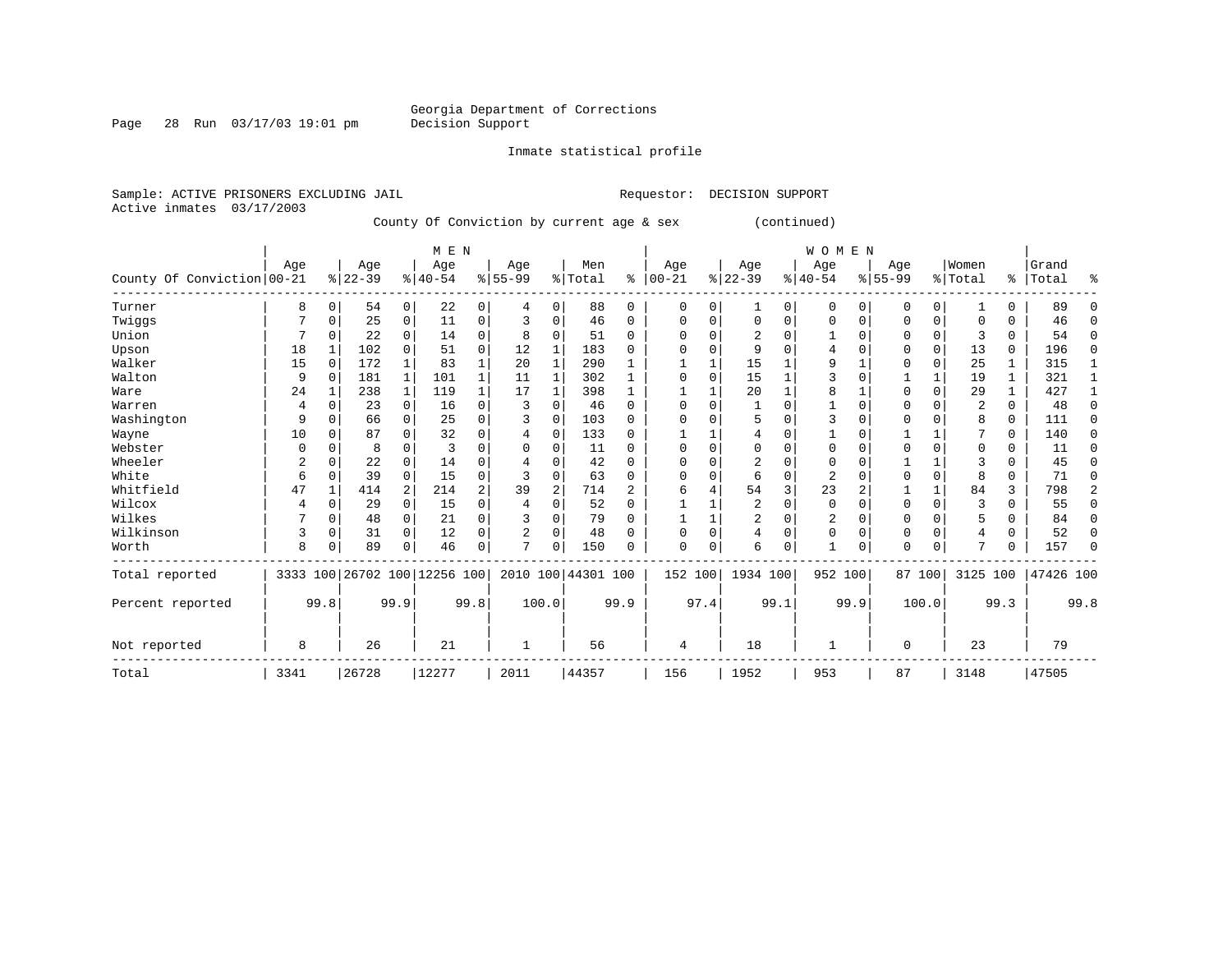Georgia Department of Corrections
Decision Support

Inmate statistical profile

Sample: ACTIVE PRISONERS EXCLUDING JAIL                    Requestor: DECISION SUPPORT
Active inmates 03/17/2003

County Of Conviction by current age & sex (continued)

| County Of Conviction | MEN Age 00-21 | % | Age 22-39 | % | Age 40-54 | % | Age 55-99 | % | Men Total | % | WOMEN Age 00-21 | % | Age 22-39 | % | Age 40-54 | % | Age 55-99 | % | Women Total | % | Grand Total | % |
|---|---|---|---|---|---|---|---|---|---|---|---|---|---|---|---|---|---|---|---|---|---|---|
| Turner | 8 | 0 | 54 | 0 | 22 | 0 | 4 | 0 | 88 | 0 | 0 | 0 | 1 | 0 | 0 | 0 | 0 | 0 | 1 | 0 | 89 | 0 |
| Twiggs | 7 | 0 | 25 | 0 | 11 | 0 | 3 | 0 | 46 | 0 | 0 | 0 | 0 | 0 | 0 | 0 | 0 | 0 | 0 | 0 | 46 | 0 |
| Union | 7 | 0 | 22 | 0 | 14 | 0 | 8 | 0 | 51 | 0 | 0 | 0 | 2 | 0 | 1 | 0 | 0 | 0 | 3 | 0 | 54 | 0 |
| Upson | 18 | 1 | 102 | 0 | 51 | 0 | 12 | 1 | 183 | 0 | 0 | 0 | 9 | 0 | 4 | 0 | 0 | 0 | 13 | 0 | 196 | 0 |
| Walker | 15 | 0 | 172 | 1 | 83 | 1 | 20 | 1 | 290 | 1 | 1 | 1 | 15 | 1 | 9 | 1 | 0 | 0 | 25 | 1 | 315 | 1 |
| Walton | 9 | 0 | 181 | 1 | 101 | 1 | 11 | 1 | 302 | 1 | 0 | 0 | 15 | 1 | 3 | 0 | 1 | 1 | 19 | 1 | 321 | 1 |
| Ware | 24 | 1 | 238 | 1 | 119 | 1 | 17 | 1 | 398 | 1 | 1 | 1 | 20 | 1 | 8 | 1 | 0 | 0 | 29 | 1 | 427 | 1 |
| Warren | 4 | 0 | 23 | 0 | 16 | 0 | 3 | 0 | 46 | 0 | 0 | 0 | 1 | 0 | 1 | 0 | 0 | 0 | 2 | 0 | 48 | 0 |
| Washington | 9 | 0 | 66 | 0 | 25 | 0 | 3 | 0 | 103 | 0 | 0 | 0 | 5 | 0 | 3 | 0 | 0 | 0 | 8 | 0 | 111 | 0 |
| Wayne | 10 | 0 | 87 | 0 | 32 | 0 | 4 | 0 | 133 | 0 | 1 | 1 | 4 | 0 | 1 | 0 | 1 | 1 | 7 | 0 | 140 | 0 |
| Webster | 0 | 0 | 8 | 0 | 3 | 0 | 0 | 0 | 11 | 0 | 0 | 0 | 0 | 0 | 0 | 0 | 0 | 0 | 0 | 0 | 11 | 0 |
| Wheeler | 2 | 0 | 22 | 0 | 14 | 0 | 4 | 0 | 42 | 0 | 0 | 0 | 2 | 0 | 0 | 0 | 1 | 1 | 3 | 0 | 45 | 0 |
| White | 6 | 0 | 39 | 0 | 15 | 0 | 3 | 0 | 63 | 0 | 0 | 0 | 6 | 0 | 2 | 0 | 0 | 0 | 8 | 0 | 71 | 0 |
| Whitfield | 47 | 1 | 414 | 2 | 214 | 2 | 39 | 2 | 714 | 2 | 6 | 4 | 54 | 3 | 23 | 2 | 1 | 1 | 84 | 3 | 798 | 2 |
| Wilcox | 4 | 0 | 29 | 0 | 15 | 0 | 4 | 0 | 52 | 0 | 1 | 1 | 2 | 0 | 0 | 0 | 0 | 0 | 3 | 0 | 55 | 0 |
| Wilkes | 7 | 0 | 48 | 0 | 21 | 0 | 3 | 0 | 79 | 0 | 1 | 1 | 2 | 0 | 2 | 0 | 0 | 0 | 5 | 0 | 84 | 0 |
| Wilkinson | 3 | 0 | 31 | 0 | 12 | 0 | 2 | 0 | 48 | 0 | 0 | 0 | 4 | 0 | 0 | 0 | 0 | 0 | 4 | 0 | 52 | 0 |
| Worth | 8 | 0 | 89 | 0 | 46 | 0 | 7 | 0 | 150 | 0 | 0 | 0 | 6 | 0 | 1 | 0 | 0 | 0 | 7 | 0 | 157 | 0 |
| Total reported | 3333 | 100 | 26702 | 100 | 12256 | 100 | 2010 | 100 | 44301 | 100 | 152 | 100 | 1934 | 100 | 952 | 100 | 87 | 100 | 3125 | 100 | 47426 | 100 |
| Percent reported | | 99.8 | | 99.9 | | 99.8 | | 100.0 | | 99.9 | | 97.4 | | 99.1 | | 99.9 | | 100.0 | | 99.3 | | 99.8 |
| Not reported | 8 | | 26 | | 21 | | 1 | | 56 | | 4 | | 18 | | 1 | | 0 | | 23 | | 79 | |
| Total | 3341 | | 26728 | | 12277 | | 2011 | | 44357 | | 156 | | 1952 | | 953 | | 87 | | 3148 | | 47505 | |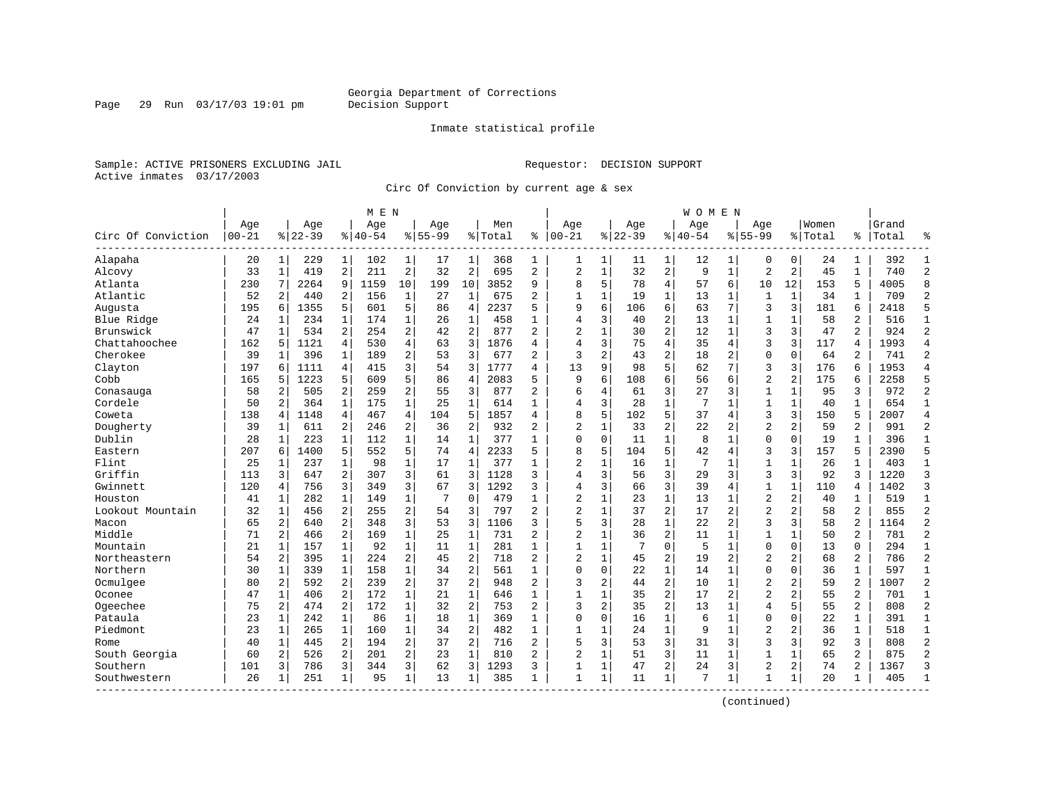Georgia Department of Corrections
Decision Support

Inmate statistical profile

Sample: ACTIVE PRISONERS EXCLUDING JAIL

Requestor: DECISION SUPPORT

Active inmates 03/17/2003

Circ Of Conviction by current age & sex

| Circ Of Conviction | MEN Age 00-21 | % | Age 22-39 | % | Age 40-54 | % | Age 55-99 | % | Men Total | % | WOMEN Age 00-21 | % | Age 22-39 | % | Age 40-54 | % | Age 55-99 | % | Women Total | % | Grand Total | % |
|---|---|---|---|---|---|---|---|---|---|---|---|---|---|---|---|---|---|---|---|---|---|---|
| Alapaha | 20 | 1 | 229 | 1 | 102 | 1 | 17 | 1 | 368 | 1 | 1 | 1 | 11 | 1 | 12 | 1 | 0 | 0 | 24 | 1 | 392 | 1 |
| Alcovy | 33 | 1 | 419 | 2 | 211 | 2 | 32 | 2 | 695 | 2 | 2 | 1 | 32 | 2 | 9 | 1 | 2 | 2 | 45 | 1 | 740 | 2 |
| Atlanta | 230 | 7 | 2264 | 9 | 1159 | 10 | 199 | 10 | 3852 | 9 | 8 | 5 | 78 | 4 | 57 | 6 | 10 | 12 | 153 | 5 | 4005 | 8 |
| Atlantic | 52 | 2 | 440 | 2 | 156 | 1 | 27 | 1 | 675 | 2 | 1 | 1 | 19 | 1 | 13 | 1 | 1 | 1 | 34 | 1 | 709 | 2 |
| Augusta | 195 | 6 | 1355 | 5 | 601 | 5 | 86 | 4 | 2237 | 5 | 9 | 6 | 106 | 6 | 63 | 7 | 3 | 3 | 181 | 6 | 2418 | 5 |
| Blue Ridge | 24 | 1 | 234 | 1 | 174 | 1 | 26 | 1 | 458 | 1 | 4 | 3 | 40 | 2 | 13 | 1 | 1 | 1 | 58 | 2 | 516 | 1 |
| Brunswick | 47 | 1 | 534 | 2 | 254 | 2 | 42 | 2 | 877 | 2 | 2 | 1 | 30 | 2 | 12 | 1 | 3 | 3 | 47 | 2 | 924 | 2 |
| Chattahoochee | 162 | 5 | 1121 | 4 | 530 | 4 | 63 | 3 | 1876 | 4 | 4 | 3 | 75 | 4 | 35 | 4 | 3 | 3 | 117 | 4 | 1993 | 4 |
| Cherokee | 39 | 1 | 396 | 1 | 189 | 2 | 53 | 3 | 677 | 2 | 3 | 2 | 43 | 2 | 18 | 2 | 0 | 0 | 64 | 2 | 741 | 2 |
| Clayton | 197 | 6 | 1111 | 4 | 415 | 3 | 54 | 3 | 1777 | 4 | 13 | 9 | 98 | 5 | 62 | 7 | 3 | 3 | 176 | 6 | 1953 | 4 |
| Cobb | 165 | 5 | 1223 | 5 | 609 | 5 | 86 | 4 | 2083 | 5 | 9 | 6 | 108 | 6 | 56 | 6 | 2 | 2 | 175 | 6 | 2258 | 5 |
| Conasauga | 58 | 2 | 505 | 2 | 259 | 2 | 55 | 3 | 877 | 2 | 6 | 4 | 61 | 3 | 27 | 3 | 1 | 1 | 95 | 3 | 972 | 2 |
| Cordele | 50 | 2 | 364 | 1 | 175 | 1 | 25 | 1 | 614 | 1 | 4 | 3 | 28 | 1 | 7 | 1 | 1 | 1 | 40 | 1 | 654 | 1 |
| Coweta | 138 | 4 | 1148 | 4 | 467 | 4 | 104 | 5 | 1857 | 4 | 8 | 5 | 102 | 5 | 37 | 4 | 3 | 3 | 150 | 5 | 2007 | 4 |
| Dougherty | 39 | 1 | 611 | 2 | 246 | 2 | 36 | 2 | 932 | 2 | 2 | 1 | 33 | 2 | 22 | 2 | 2 | 2 | 59 | 2 | 991 | 2 |
| Dublin | 28 | 1 | 223 | 1 | 112 | 1 | 14 | 1 | 377 | 1 | 0 | 0 | 11 | 1 | 8 | 1 | 0 | 0 | 19 | 1 | 396 | 1 |
| Eastern | 207 | 6 | 1400 | 5 | 552 | 5 | 74 | 4 | 2233 | 5 | 8 | 5 | 104 | 5 | 42 | 4 | 3 | 3 | 157 | 5 | 2390 | 5 |
| Flint | 25 | 1 | 237 | 1 | 98 | 1 | 17 | 1 | 377 | 1 | 2 | 1 | 16 | 1 | 7 | 1 | 1 | 1 | 26 | 1 | 403 | 1 |
| Griffin | 113 | 3 | 647 | 2 | 307 | 3 | 61 | 3 | 1128 | 3 | 4 | 3 | 56 | 3 | 29 | 3 | 3 | 3 | 92 | 3 | 1220 | 3 |
| Gwinnett | 120 | 4 | 756 | 3 | 349 | 3 | 67 | 3 | 1292 | 3 | 4 | 3 | 66 | 3 | 39 | 4 | 1 | 1 | 110 | 4 | 1402 | 3 |
| Houston | 41 | 1 | 282 | 1 | 149 | 1 | 7 | 0 | 479 | 1 | 2 | 1 | 23 | 1 | 13 | 1 | 2 | 2 | 40 | 1 | 519 | 1 |
| Lookout Mountain | 32 | 1 | 456 | 2 | 255 | 2 | 54 | 3 | 797 | 2 | 2 | 1 | 37 | 2 | 17 | 2 | 2 | 2 | 58 | 2 | 855 | 2 |
| Macon | 65 | 2 | 640 | 2 | 348 | 3 | 53 | 3 | 1106 | 3 | 5 | 3 | 28 | 1 | 22 | 2 | 3 | 3 | 58 | 2 | 1164 | 2 |
| Middle | 71 | 2 | 466 | 2 | 169 | 1 | 25 | 1 | 731 | 2 | 2 | 1 | 36 | 2 | 11 | 1 | 1 | 1 | 50 | 2 | 781 | 2 |
| Mountain | 21 | 1 | 157 | 1 | 92 | 1 | 11 | 1 | 281 | 1 | 1 | 1 | 7 | 0 | 5 | 1 | 0 | 0 | 13 | 0 | 294 | 1 |
| Northeastern | 54 | 2 | 395 | 1 | 224 | 2 | 45 | 2 | 718 | 2 | 2 | 1 | 45 | 2 | 19 | 2 | 2 | 2 | 68 | 2 | 786 | 2 |
| Northern | 30 | 1 | 339 | 1 | 158 | 1 | 34 | 2 | 561 | 1 | 0 | 0 | 22 | 1 | 14 | 1 | 0 | 0 | 36 | 1 | 597 | 1 |
| Ocmulgee | 80 | 2 | 592 | 2 | 239 | 2 | 37 | 2 | 948 | 2 | 3 | 2 | 44 | 2 | 10 | 1 | 2 | 2 | 59 | 2 | 1007 | 2 |
| Oconee | 47 | 1 | 406 | 2 | 172 | 1 | 21 | 1 | 646 | 1 | 1 | 1 | 35 | 2 | 17 | 2 | 2 | 2 | 55 | 2 | 701 | 1 |
| Ogeechee | 75 | 2 | 474 | 2 | 172 | 1 | 32 | 2 | 753 | 2 | 3 | 2 | 35 | 2 | 13 | 1 | 4 | 5 | 55 | 2 | 808 | 2 |
| Pataula | 23 | 1 | 242 | 1 | 86 | 1 | 18 | 1 | 369 | 1 | 0 | 0 | 16 | 1 | 6 | 1 | 0 | 0 | 22 | 1 | 391 | 1 |
| Piedmont | 23 | 1 | 265 | 1 | 160 | 1 | 34 | 2 | 482 | 1 | 1 | 1 | 24 | 1 | 9 | 1 | 2 | 2 | 36 | 1 | 518 | 1 |
| Rome | 40 | 1 | 445 | 2 | 194 | 2 | 37 | 2 | 716 | 2 | 5 | 3 | 53 | 3 | 31 | 3 | 3 | 3 | 92 | 3 | 808 | 2 |
| South Georgia | 60 | 2 | 526 | 2 | 201 | 2 | 23 | 1 | 810 | 2 | 2 | 1 | 51 | 3 | 11 | 1 | 1 | 1 | 65 | 2 | 875 | 2 |
| Southern | 101 | 3 | 786 | 3 | 344 | 3 | 62 | 3 | 1293 | 3 | 1 | 1 | 47 | 2 | 24 | 3 | 2 | 2 | 74 | 2 | 1367 | 3 |
| Southwestern | 26 | 1 | 251 | 1 | 95 | 1 | 13 | 1 | 385 | 1 | 1 | 1 | 11 | 1 | 7 | 1 | 1 | 1 | 20 | 1 | 405 | 1 |

(continued)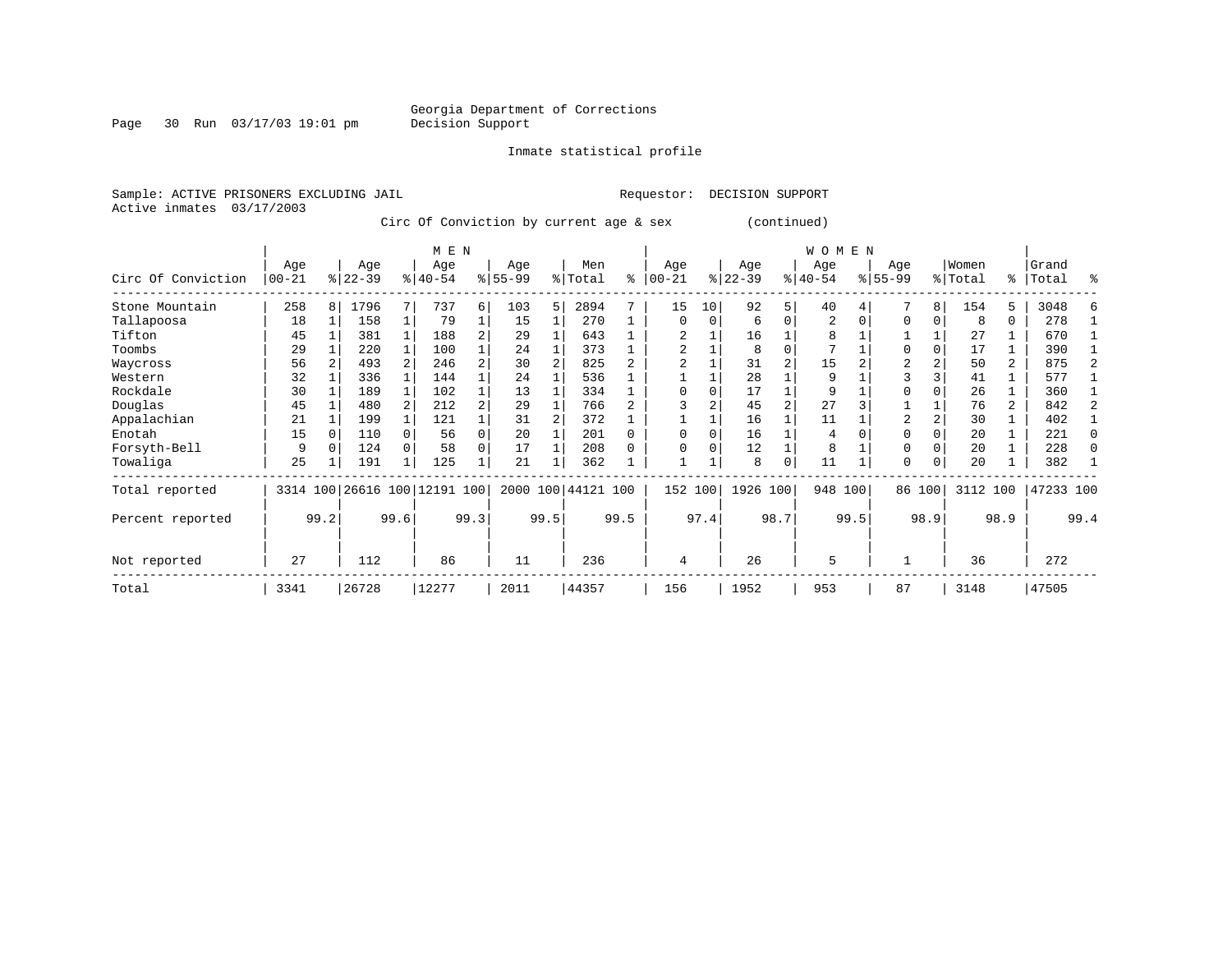Georgia Department of Corrections
Decision Support

Inmate statistical profile

Sample: ACTIVE PRISONERS EXCLUDING JAIL    Requestor: DECISION SUPPORT
Active inmates 03/17/2003

Circ Of Conviction by current age & sex (continued)

| Circ Of Conviction | MEN Age 00-21 | % | Age 22-39 | % | Age 40-54 | % | Age 55-99 | % | Men Total | % | WOMEN Age 00-21 | % | Age 22-39 | % | Age 40-54 | % | Age 55-99 | % | Women Total | % | Grand Total | % |
|---|---|---|---|---|---|---|---|---|---|---|---|---|---|---|---|---|---|---|---|---|---|---|
| Stone Mountain | 258 | 8 | 1796 | 7 | 737 | 6 | 103 | 5 | 2894 | 7 | 15 | 10 | 92 | 5 | 40 | 4 | 7 | 8 | 154 | 5 | 3048 | 6 |
| Tallapoosa | 18 | 1 | 158 | 1 | 79 | 1 | 15 | 1 | 270 | 1 | 0 | 0 | 6 | 0 | 2 | 0 | 0 | 0 | 8 | 0 | 278 | 1 |
| Tifton | 45 | 1 | 381 | 1 | 188 | 2 | 29 | 1 | 643 | 1 | 2 | 1 | 16 | 1 | 8 | 1 | 1 | 1 | 27 | 1 | 670 | 1 |
| Toombs | 29 | 1 | 220 | 1 | 100 | 1 | 24 | 1 | 373 | 1 | 2 | 1 | 8 | 0 | 7 | 1 | 0 | 0 | 17 | 1 | 390 | 1 |
| Waycross | 56 | 2 | 493 | 2 | 246 | 2 | 30 | 2 | 825 | 2 | 2 | 1 | 31 | 2 | 15 | 2 | 2 | 2 | 50 | 2 | 875 | 2 |
| Western | 32 | 1 | 336 | 1 | 144 | 1 | 24 | 1 | 536 | 1 | 1 | 1 | 28 | 1 | 9 | 1 | 3 | 3 | 41 | 1 | 577 | 1 |
| Rockdale | 30 | 1 | 189 | 1 | 102 | 1 | 13 | 1 | 334 | 1 | 0 | 0 | 17 | 1 | 9 | 1 | 0 | 0 | 26 | 1 | 360 | 1 |
| Douglas | 45 | 1 | 480 | 2 | 212 | 2 | 29 | 1 | 766 | 2 | 3 | 2 | 45 | 2 | 27 | 3 | 1 | 1 | 76 | 2 | 842 | 2 |
| Appalachian | 21 | 1 | 199 | 1 | 121 | 1 | 31 | 2 | 372 | 1 | 1 | 1 | 16 | 1 | 11 | 1 | 2 | 2 | 30 | 1 | 402 | 1 |
| Enotah | 15 | 0 | 110 | 0 | 56 | 0 | 20 | 1 | 201 | 0 | 0 | 0 | 16 | 1 | 4 | 0 | 0 | 0 | 20 | 1 | 221 | 0 |
| Forsyth-Bell | 9 | 0 | 124 | 0 | 58 | 0 | 17 | 1 | 208 | 0 | 0 | 0 | 12 | 1 | 8 | 1 | 0 | 0 | 20 | 1 | 228 | 0 |
| Towaliga | 25 | 1 | 191 | 1 | 125 | 1 | 21 | 1 | 362 | 1 | 1 | 1 | 8 | 0 | 11 | 1 | 0 | 0 | 20 | 1 | 382 | 1 |
| Total reported | 3314 | 100 | 26616 | 100 | 12191 | 100 | 2000 | 100 | 44121 | 100 | 152 | 100 | 1926 | 100 | 948 | 100 | 86 | 100 | 3112 | 100 | 47233 | 100 |
| Percent reported | | 99.2 | | 99.6 | | 99.3 | | 99.5 | | 99.5 | | 97.4 | | 98.7 | | 99.5 | | 98.9 | | 98.9 | | 99.4 |
| Not reported | 27 | | 112 | | 86 | | 11 | | 236 | | 4 | | 26 | | 5 | | 1 | | 36 | | 272 | |
| Total | 3341 | | 26728 | | 12277 | | 2011 | | 44357 | | 156 | | 1952 | | 953 | | 87 | | 3148 | | 47505 | |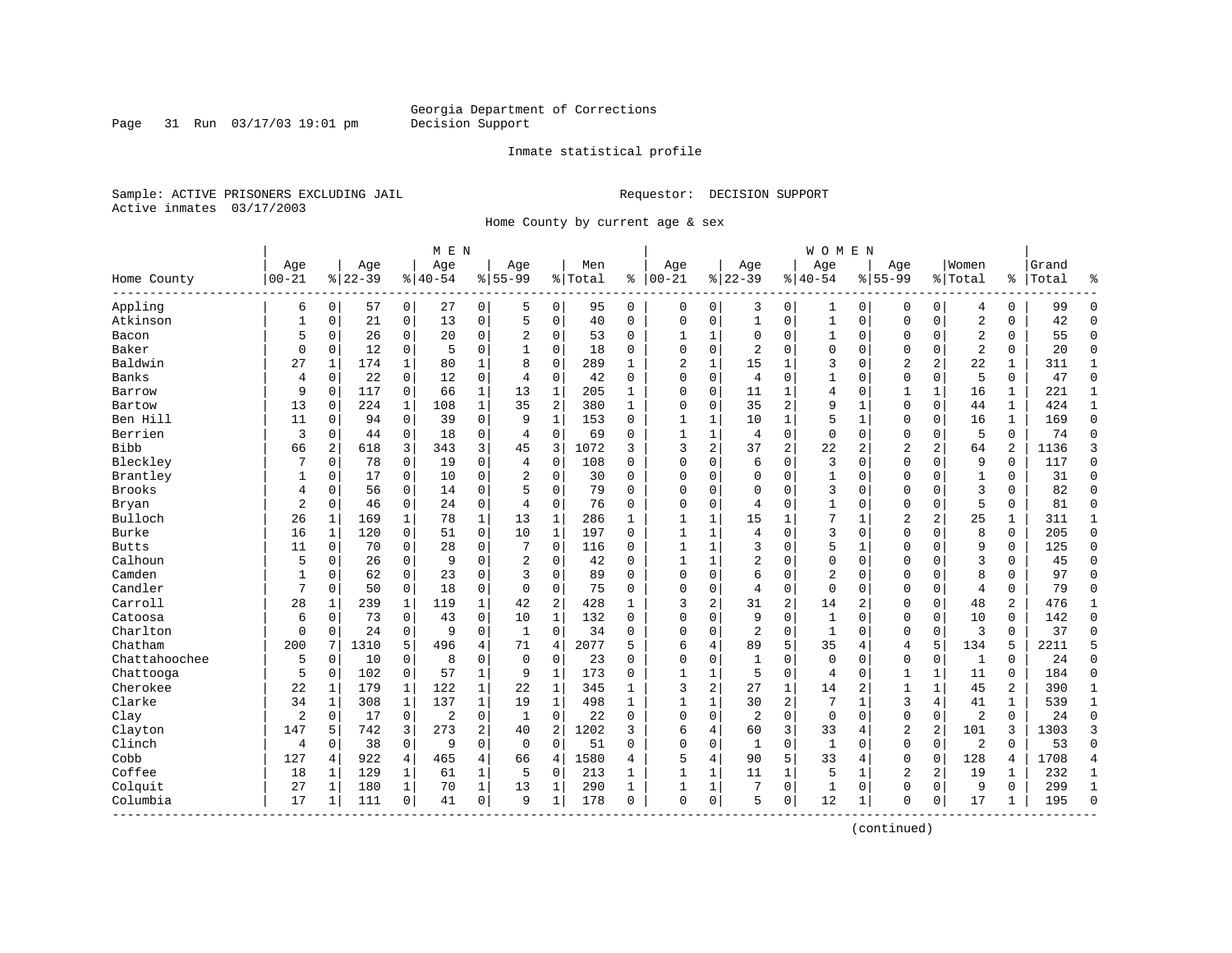Georgia Department of Corrections
Decision Support

Inmate statistical profile

Sample: ACTIVE PRISONERS EXCLUDING JAIL

Requestor: DECISION SUPPORT

Active inmates 03/17/2003

Home County by current age & sex

| Home County | MEN Age 00-21 | % | Age 22-39 | % | Age 40-54 | % | Age 55-99 | % | Men Total | % | WOMEN Age 00-21 | % | Age 22-39 | % | Age 40-54 | % | Age 55-99 | % | Women Total | % | Grand Total | % |
|---|---|---|---|---|---|---|---|---|---|---|---|---|---|---|---|---|---|---|---|---|---|---|
| Appling | 6 | 0 | 57 | 0 | 27 | 0 | 5 | 0 | 95 | 0 | 0 | 0 | 3 | 0 | 1 | 0 | 0 | 0 | 4 | 0 | 99 | 0 |
| Atkinson | 1 | 0 | 21 | 0 | 13 | 0 | 5 | 0 | 40 | 0 | 0 | 0 | 1 | 0 | 1 | 0 | 0 | 0 | 2 | 0 | 42 | 0 |
| Bacon | 5 | 0 | 26 | 0 | 20 | 0 | 2 | 0 | 53 | 0 | 1 | 1 | 0 | 0 | 1 | 0 | 0 | 0 | 2 | 0 | 55 | 0 |
| Baker | 0 | 0 | 12 | 0 | 5 | 0 | 1 | 0 | 18 | 0 | 0 | 0 | 2 | 0 | 0 | 0 | 0 | 0 | 2 | 0 | 20 | 0 |
| Baldwin | 27 | 1 | 174 | 1 | 80 | 1 | 8 | 0 | 289 | 1 | 2 | 1 | 15 | 1 | 3 | 0 | 2 | 2 | 22 | 1 | 311 | 1 |
| Banks | 4 | 0 | 22 | 0 | 12 | 0 | 4 | 0 | 42 | 0 | 0 | 0 | 4 | 0 | 1 | 0 | 0 | 0 | 5 | 0 | 47 | 0 |
| Barrow | 9 | 0 | 117 | 0 | 66 | 1 | 13 | 1 | 205 | 1 | 0 | 0 | 11 | 1 | 4 | 0 | 1 | 1 | 16 | 1 | 221 | 1 |
| Bartow | 13 | 0 | 224 | 1 | 108 | 1 | 35 | 2 | 380 | 1 | 0 | 0 | 35 | 2 | 9 | 1 | 0 | 0 | 44 | 1 | 424 | 1 |
| Ben Hill | 11 | 0 | 94 | 0 | 39 | 0 | 9 | 1 | 153 | 0 | 1 | 1 | 10 | 1 | 5 | 1 | 0 | 0 | 16 | 1 | 169 | 0 |
| Berrien | 3 | 0 | 44 | 0 | 18 | 0 | 4 | 0 | 69 | 0 | 1 | 1 | 4 | 0 | 0 | 0 | 0 | 0 | 5 | 0 | 74 | 0 |
| Bibb | 66 | 2 | 618 | 3 | 343 | 3 | 45 | 3 | 1072 | 3 | 3 | 2 | 37 | 2 | 22 | 2 | 2 | 2 | 64 | 2 | 1136 | 3 |
| Bleckley | 7 | 0 | 78 | 0 | 19 | 0 | 4 | 0 | 108 | 0 | 0 | 0 | 6 | 0 | 3 | 0 | 0 | 0 | 9 | 0 | 117 | 0 |
| Brantley | 1 | 0 | 17 | 0 | 10 | 0 | 2 | 0 | 30 | 0 | 0 | 0 | 0 | 0 | 1 | 0 | 0 | 0 | 1 | 0 | 31 | 0 |
| Brooks | 4 | 0 | 56 | 0 | 14 | 0 | 5 | 0 | 79 | 0 | 0 | 0 | 0 | 0 | 3 | 0 | 0 | 0 | 3 | 0 | 82 | 0 |
| Bryan | 2 | 0 | 46 | 0 | 24 | 0 | 4 | 0 | 76 | 0 | 0 | 0 | 4 | 0 | 1 | 0 | 0 | 0 | 5 | 0 | 81 | 0 |
| Bulloch | 26 | 1 | 169 | 1 | 78 | 1 | 13 | 1 | 286 | 1 | 1 | 1 | 15 | 1 | 7 | 1 | 2 | 2 | 25 | 1 | 311 | 1 |
| Burke | 16 | 1 | 120 | 0 | 51 | 0 | 10 | 1 | 197 | 0 | 1 | 1 | 4 | 0 | 3 | 0 | 0 | 0 | 8 | 0 | 205 | 0 |
| Butts | 11 | 0 | 70 | 0 | 28 | 0 | 7 | 0 | 116 | 0 | 1 | 1 | 3 | 0 | 5 | 1 | 0 | 0 | 9 | 0 | 125 | 0 |
| Calhoun | 5 | 0 | 26 | 0 | 9 | 0 | 2 | 0 | 42 | 0 | 1 | 1 | 2 | 0 | 0 | 0 | 0 | 0 | 3 | 0 | 45 | 0 |
| Camden | 1 | 0 | 62 | 0 | 23 | 0 | 3 | 0 | 89 | 0 | 0 | 0 | 6 | 0 | 2 | 0 | 0 | 0 | 8 | 0 | 97 | 0 |
| Candler | 7 | 0 | 50 | 0 | 18 | 0 | 0 | 0 | 75 | 0 | 0 | 0 | 4 | 0 | 0 | 0 | 0 | 0 | 4 | 0 | 79 | 0 |
| Carroll | 28 | 1 | 239 | 1 | 119 | 1 | 42 | 2 | 428 | 1 | 3 | 2 | 31 | 2 | 14 | 2 | 0 | 0 | 48 | 2 | 476 | 1 |
| Catoosa | 6 | 0 | 73 | 0 | 43 | 0 | 10 | 1 | 132 | 0 | 0 | 0 | 9 | 0 | 1 | 0 | 0 | 0 | 10 | 0 | 142 | 0 |
| Charlton | 0 | 0 | 24 | 0 | 9 | 0 | 1 | 0 | 34 | 0 | 0 | 0 | 2 | 0 | 1 | 0 | 0 | 0 | 3 | 0 | 37 | 0 |
| Chatham | 200 | 7 | 1310 | 5 | 496 | 4 | 71 | 4 | 2077 | 5 | 6 | 4 | 89 | 5 | 35 | 4 | 4 | 5 | 134 | 5 | 2211 | 5 |
| Chattahoochee | 5 | 0 | 10 | 0 | 8 | 0 | 0 | 0 | 23 | 0 | 0 | 0 | 1 | 0 | 0 | 0 | 0 | 0 | 1 | 0 | 24 | 0 |
| Chattooga | 5 | 0 | 102 | 0 | 57 | 1 | 9 | 1 | 173 | 0 | 1 | 1 | 5 | 0 | 4 | 0 | 1 | 1 | 11 | 0 | 184 | 0 |
| Cherokee | 22 | 1 | 179 | 1 | 122 | 1 | 22 | 1 | 345 | 1 | 3 | 2 | 27 | 1 | 14 | 2 | 1 | 1 | 45 | 2 | 390 | 1 |
| Clarke | 34 | 1 | 308 | 1 | 137 | 1 | 19 | 1 | 498 | 1 | 1 | 1 | 30 | 2 | 7 | 1 | 3 | 4 | 41 | 1 | 539 | 1 |
| Clay | 2 | 0 | 17 | 0 | 2 | 0 | 1 | 0 | 22 | 0 | 0 | 0 | 2 | 0 | 0 | 0 | 0 | 0 | 2 | 0 | 24 | 0 |
| Clayton | 147 | 5 | 742 | 3 | 273 | 2 | 40 | 2 | 1202 | 3 | 6 | 4 | 60 | 3 | 33 | 4 | 2 | 2 | 101 | 3 | 1303 | 3 |
| Clinch | 4 | 0 | 38 | 0 | 9 | 0 | 0 | 0 | 51 | 0 | 0 | 0 | 1 | 0 | 1 | 0 | 0 | 0 | 2 | 0 | 53 | 0 |
| Cobb | 127 | 4 | 922 | 4 | 465 | 4 | 66 | 4 | 1580 | 4 | 5 | 4 | 90 | 5 | 33 | 4 | 0 | 0 | 128 | 4 | 1708 | 4 |
| Coffee | 18 | 1 | 129 | 1 | 61 | 1 | 5 | 0 | 213 | 1 | 1 | 1 | 11 | 1 | 5 | 1 | 2 | 2 | 19 | 1 | 232 | 1 |
| Colquit | 27 | 1 | 180 | 1 | 70 | 1 | 13 | 1 | 290 | 1 | 1 | 1 | 7 | 0 | 1 | 0 | 0 | 0 | 9 | 0 | 299 | 1 |
| Columbia | 17 | 1 | 111 | 0 | 41 | 0 | 9 | 1 | 178 | 0 | 0 | 0 | 5 | 0 | 12 | 1 | 0 | 0 | 17 | 1 | 195 | 0 |

(continued)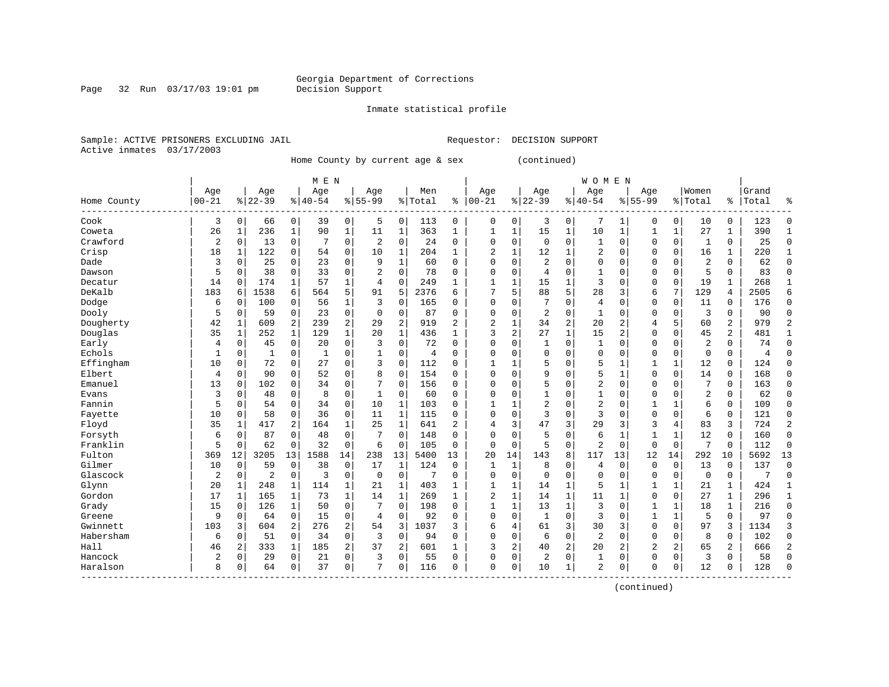Georgia Department of Corrections
Decision Support

Inmate statistical profile

Sample: ACTIVE PRISONERS EXCLUDING JAIL                    Requestor: DECISION SUPPORT
Active inmates 03/17/2003

Home County by current age & sex (continued)

| Home County | MEN Age 00-21 | % | Age 22-39 | % | Age 40-54 | % | Age 55-99 | % | Men Total | % | WOMEN Age 00-21 | % | Age 22-39 | % | Age 40-54 | % | Age 55-99 | % | Women Total | % | Grand Total | % |
|---|---|---|---|---|---|---|---|---|---|---|---|---|---|---|---|---|---|---|---|---|---|---|
| Cook | 3 | 0 | 66 | 0 | 39 | 0 | 5 | 0 | 113 | 0 | 0 | 0 | 3 | 0 | 7 | 1 | 0 | 0 | 10 | 0 | 123 | 0 |
| Coweta | 26 | 1 | 236 | 1 | 90 | 1 | 11 | 1 | 363 | 1 | 1 | 1 | 15 | 1 | 10 | 1 | 1 | 1 | 27 | 1 | 390 | 1 |
| Crawford | 2 | 0 | 13 | 0 | 7 | 0 | 2 | 0 | 24 | 0 | 0 | 0 | 0 | 0 | 1 | 0 | 0 | 0 | 1 | 0 | 25 | 0 |
| Crisp | 18 | 1 | 122 | 0 | 54 | 0 | 10 | 1 | 204 | 1 | 2 | 1 | 12 | 1 | 2 | 0 | 0 | 0 | 16 | 1 | 220 | 1 |
| Dade | 3 | 0 | 25 | 0 | 23 | 0 | 9 | 1 | 60 | 0 | 0 | 0 | 2 | 0 | 0 | 0 | 0 | 0 | 2 | 0 | 62 | 0 |
| Dawson | 5 | 0 | 38 | 0 | 33 | 0 | 2 | 0 | 78 | 0 | 0 | 0 | 4 | 0 | 1 | 0 | 0 | 0 | 5 | 0 | 83 | 0 |
| Decatur | 14 | 0 | 174 | 1 | 57 | 1 | 4 | 0 | 249 | 1 | 1 | 1 | 15 | 1 | 3 | 0 | 0 | 0 | 19 | 1 | 268 | 1 |
| DeKalb | 183 | 6 | 1538 | 6 | 564 | 5 | 91 | 5 | 2376 | 6 | 7 | 5 | 88 | 5 | 28 | 3 | 6 | 7 | 129 | 4 | 2505 | 6 |
| Dodge | 6 | 0 | 100 | 0 | 56 | 1 | 3 | 0 | 165 | 0 | 0 | 0 | 7 | 0 | 4 | 0 | 0 | 0 | 11 | 0 | 176 | 0 |
| Dooly | 5 | 0 | 59 | 0 | 23 | 0 | 0 | 0 | 87 | 0 | 0 | 0 | 2 | 0 | 1 | 0 | 0 | 0 | 3 | 0 | 90 | 0 |
| Dougherty | 42 | 1 | 609 | 2 | 239 | 2 | 29 | 2 | 919 | 2 | 2 | 1 | 34 | 2 | 20 | 2 | 4 | 5 | 60 | 2 | 979 | 2 |
| Douglas | 35 | 1 | 252 | 1 | 129 | 1 | 20 | 1 | 436 | 1 | 3 | 2 | 27 | 1 | 15 | 2 | 0 | 0 | 45 | 2 | 481 | 1 |
| Early | 4 | 0 | 45 | 0 | 20 | 0 | 3 | 0 | 72 | 0 | 0 | 0 | 1 | 0 | 1 | 0 | 0 | 0 | 2 | 0 | 74 | 0 |
| Echols | 1 | 0 | 1 | 0 | 1 | 0 | 1 | 0 | 4 | 0 | 0 | 0 | 0 | 0 | 0 | 0 | 0 | 0 | 0 | 0 | 4 | 0 |
| Effingham | 10 | 0 | 72 | 0 | 27 | 0 | 3 | 0 | 112 | 0 | 1 | 1 | 5 | 0 | 5 | 1 | 1 | 1 | 12 | 0 | 124 | 0 |
| Elbert | 4 | 0 | 90 | 0 | 52 | 0 | 8 | 0 | 154 | 0 | 0 | 0 | 9 | 0 | 5 | 1 | 0 | 0 | 14 | 0 | 168 | 0 |
| Emanuel | 13 | 0 | 102 | 0 | 34 | 0 | 7 | 0 | 156 | 0 | 0 | 0 | 5 | 0 | 2 | 0 | 0 | 0 | 7 | 0 | 163 | 0 |
| Evans | 3 | 0 | 48 | 0 | 8 | 0 | 1 | 0 | 60 | 0 | 0 | 0 | 1 | 0 | 1 | 0 | 0 | 0 | 2 | 0 | 62 | 0 |
| Fannin | 5 | 0 | 54 | 0 | 34 | 0 | 10 | 1 | 103 | 0 | 1 | 1 | 2 | 0 | 2 | 0 | 1 | 1 | 6 | 0 | 109 | 0 |
| Fayette | 10 | 0 | 58 | 0 | 36 | 0 | 11 | 1 | 115 | 0 | 0 | 0 | 3 | 0 | 3 | 0 | 0 | 0 | 6 | 0 | 121 | 0 |
| Floyd | 35 | 1 | 417 | 2 | 164 | 1 | 25 | 1 | 641 | 2 | 4 | 3 | 47 | 3 | 29 | 3 | 3 | 4 | 83 | 3 | 724 | 2 |
| Forsyth | 6 | 0 | 87 | 0 | 48 | 0 | 7 | 0 | 148 | 0 | 0 | 0 | 5 | 0 | 6 | 1 | 1 | 1 | 12 | 0 | 160 | 0 |
| Franklin | 5 | 0 | 62 | 0 | 32 | 0 | 6 | 0 | 105 | 0 | 0 | 0 | 5 | 0 | 2 | 0 | 0 | 0 | 7 | 0 | 112 | 0 |
| Fulton | 369 | 12 | 3205 | 13 | 1588 | 14 | 238 | 13 | 5400 | 13 | 20 | 14 | 143 | 8 | 117 | 13 | 12 | 14 | 292 | 10 | 5692 | 13 |
| Gilmer | 10 | 0 | 59 | 0 | 38 | 0 | 17 | 1 | 124 | 0 | 1 | 1 | 8 | 0 | 4 | 0 | 0 | 0 | 13 | 0 | 137 | 0 |
| Glascock | 2 | 0 | 2 | 0 | 3 | 0 | 0 | 0 | 7 | 0 | 0 | 0 | 0 | 0 | 0 | 0 | 0 | 0 | 0 | 0 | 7 | 0 |
| Glynn | 20 | 1 | 248 | 1 | 114 | 1 | 21 | 1 | 403 | 1 | 1 | 1 | 14 | 1 | 5 | 1 | 1 | 1 | 21 | 1 | 424 | 1 |
| Gordon | 17 | 1 | 165 | 1 | 73 | 1 | 14 | 1 | 269 | 1 | 2 | 1 | 14 | 1 | 11 | 1 | 0 | 0 | 27 | 1 | 296 | 1 |
| Grady | 15 | 0 | 126 | 1 | 50 | 0 | 7 | 0 | 198 | 0 | 1 | 1 | 13 | 1 | 3 | 0 | 1 | 1 | 18 | 1 | 216 | 0 |
| Greene | 9 | 0 | 64 | 0 | 15 | 0 | 4 | 0 | 92 | 0 | 0 | 0 | 1 | 0 | 3 | 0 | 1 | 1 | 5 | 0 | 97 | 0 |
| Gwinnett | 103 | 3 | 604 | 2 | 276 | 2 | 54 | 3 | 1037 | 3 | 6 | 4 | 61 | 3 | 30 | 3 | 0 | 0 | 97 | 3 | 1134 | 3 |
| Habersham | 6 | 0 | 51 | 0 | 34 | 0 | 3 | 0 | 94 | 0 | 0 | 0 | 6 | 0 | 2 | 0 | 0 | 0 | 8 | 0 | 102 | 0 |
| Hall | 46 | 2 | 333 | 1 | 185 | 2 | 37 | 2 | 601 | 1 | 3 | 2 | 40 | 2 | 20 | 2 | 2 | 2 | 65 | 2 | 666 | 2 |
| Hancock | 2 | 0 | 29 | 0 | 21 | 0 | 3 | 0 | 55 | 0 | 0 | 0 | 2 | 0 | 1 | 0 | 0 | 0 | 3 | 0 | 58 | 0 |
| Haralson | 8 | 0 | 64 | 0 | 37 | 0 | 7 | 0 | 116 | 0 | 0 | 0 | 10 | 1 | 2 | 0 | 0 | 0 | 12 | 0 | 128 | 0 |

(continued)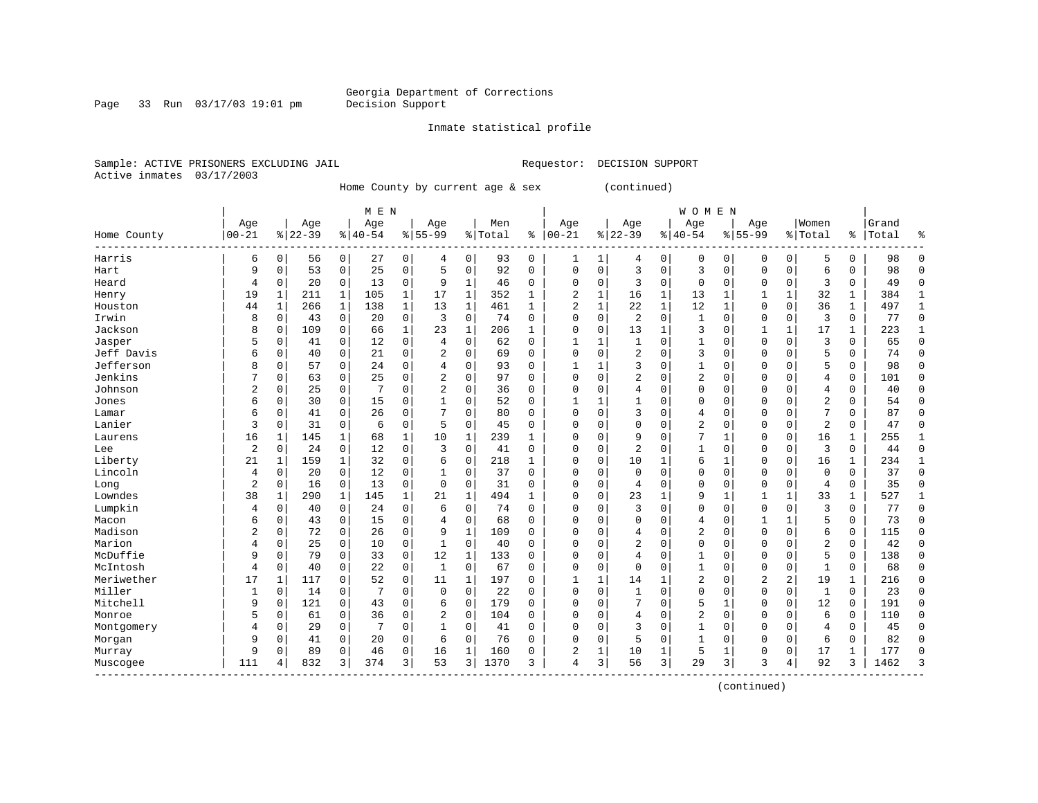Georgia Department of Corrections
Decision Support

Inmate statistical profile

Sample: ACTIVE PRISONERS EXCLUDING JAIL          Requestor: DECISION SUPPORT
Active inmates 03/17/2003

Home County by current age & sex (continued)

| Home County | MEN Age 00-21 | % | Age 22-39 | % | Age 40-54 | % | Age 55-99 | % | Men Total | % | WOMEN Age 00-21 | % | Age 22-39 | % | Age 40-54 | % | Age 55-99 | % | Women Total | % | Grand Total | % |
|---|---|---|---|---|---|---|---|---|---|---|---|---|---|---|---|---|---|---|---|---|---|---|
| Harris | 6 | 0 | 56 | 0 | 27 | 0 | 4 | 0 | 93 | 0 | 1 | 1 | 4 | 0 | 0 | 0 | 0 | 0 | 5 | 0 | 98 | 0 |
| Hart | 9 | 0 | 53 | 0 | 25 | 0 | 5 | 0 | 92 | 0 | 0 | 0 | 3 | 0 | 3 | 0 | 0 | 0 | 6 | 0 | 98 | 0 |
| Heard | 4 | 0 | 20 | 0 | 13 | 0 | 9 | 1 | 46 | 0 | 0 | 0 | 3 | 0 | 0 | 0 | 0 | 0 | 3 | 0 | 49 | 0 |
| Henry | 19 | 1 | 211 | 1 | 105 | 1 | 17 | 1 | 352 | 1 | 2 | 1 | 16 | 1 | 13 | 1 | 1 | 1 | 32 | 1 | 384 | 1 |
| Houston | 44 | 1 | 266 | 1 | 138 | 1 | 13 | 1 | 461 | 1 | 2 | 1 | 22 | 1 | 12 | 1 | 0 | 0 | 36 | 1 | 497 | 1 |
| Irwin | 8 | 0 | 43 | 0 | 20 | 0 | 3 | 0 | 74 | 0 | 0 | 0 | 2 | 0 | 1 | 0 | 0 | 0 | 3 | 0 | 77 | 0 |
| Jackson | 8 | 0 | 109 | 0 | 66 | 1 | 23 | 1 | 206 | 1 | 0 | 0 | 13 | 1 | 3 | 0 | 1 | 1 | 17 | 1 | 223 | 1 |
| Jasper | 5 | 0 | 41 | 0 | 12 | 0 | 4 | 0 | 62 | 0 | 1 | 1 | 1 | 0 | 1 | 0 | 0 | 0 | 3 | 0 | 65 | 0 |
| Jeff Davis | 6 | 0 | 40 | 0 | 21 | 0 | 2 | 0 | 69 | 0 | 0 | 0 | 2 | 0 | 3 | 0 | 0 | 0 | 5 | 0 | 74 | 0 |
| Jefferson | 8 | 0 | 57 | 0 | 24 | 0 | 4 | 0 | 93 | 0 | 1 | 1 | 3 | 0 | 1 | 0 | 0 | 0 | 5 | 0 | 98 | 0 |
| Jenkins | 7 | 0 | 63 | 0 | 25 | 0 | 2 | 0 | 97 | 0 | 0 | 0 | 2 | 0 | 2 | 0 | 0 | 0 | 4 | 0 | 101 | 0 |
| Johnson | 2 | 0 | 25 | 0 | 7 | 0 | 2 | 0 | 36 | 0 | 0 | 0 | 4 | 0 | 0 | 0 | 0 | 0 | 4 | 0 | 40 | 0 |
| Jones | 6 | 0 | 30 | 0 | 15 | 0 | 1 | 0 | 52 | 0 | 1 | 1 | 1 | 0 | 0 | 0 | 0 | 0 | 2 | 0 | 54 | 0 |
| Lamar | 6 | 0 | 41 | 0 | 26 | 0 | 7 | 0 | 80 | 0 | 0 | 0 | 3 | 0 | 4 | 0 | 0 | 0 | 7 | 0 | 87 | 0 |
| Lanier | 3 | 0 | 31 | 0 | 6 | 0 | 5 | 0 | 45 | 0 | 0 | 0 | 0 | 0 | 2 | 0 | 0 | 0 | 2 | 0 | 47 | 0 |
| Laurens | 16 | 1 | 145 | 1 | 68 | 1 | 10 | 1 | 239 | 1 | 0 | 0 | 9 | 0 | 7 | 1 | 0 | 0 | 16 | 1 | 255 | 1 |
| Lee | 2 | 0 | 24 | 0 | 12 | 0 | 3 | 0 | 41 | 0 | 0 | 0 | 2 | 0 | 1 | 0 | 0 | 0 | 3 | 0 | 44 | 0 |
| Liberty | 21 | 1 | 159 | 1 | 32 | 0 | 6 | 0 | 218 | 1 | 0 | 0 | 10 | 1 | 6 | 1 | 0 | 0 | 16 | 1 | 234 | 1 |
| Lincoln | 4 | 0 | 20 | 0 | 12 | 0 | 1 | 0 | 37 | 0 | 0 | 0 | 0 | 0 | 0 | 0 | 0 | 0 | 0 | 0 | 37 | 0 |
| Long | 2 | 0 | 16 | 0 | 13 | 0 | 0 | 0 | 31 | 0 | 0 | 0 | 4 | 0 | 0 | 0 | 0 | 0 | 4 | 0 | 35 | 0 |
| Lowndes | 38 | 1 | 290 | 1 | 145 | 1 | 21 | 1 | 494 | 1 | 0 | 0 | 23 | 1 | 9 | 1 | 1 | 1 | 33 | 1 | 527 | 1 |
| Lumpkin | 4 | 0 | 40 | 0 | 24 | 0 | 6 | 0 | 74 | 0 | 0 | 0 | 3 | 0 | 0 | 0 | 0 | 0 | 3 | 0 | 77 | 0 |
| Macon | 6 | 0 | 43 | 0 | 15 | 0 | 4 | 0 | 68 | 0 | 0 | 0 | 0 | 0 | 4 | 0 | 1 | 1 | 5 | 0 | 73 | 0 |
| Madison | 2 | 0 | 72 | 0 | 26 | 0 | 9 | 1 | 109 | 0 | 0 | 0 | 4 | 0 | 2 | 0 | 0 | 0 | 6 | 0 | 115 | 0 |
| Marion | 4 | 0 | 25 | 0 | 10 | 0 | 1 | 0 | 40 | 0 | 0 | 0 | 2 | 0 | 0 | 0 | 0 | 0 | 2 | 0 | 42 | 0 |
| McDuffie | 9 | 0 | 79 | 0 | 33 | 0 | 12 | 1 | 133 | 0 | 0 | 0 | 4 | 0 | 1 | 0 | 0 | 0 | 5 | 0 | 138 | 0 |
| McIntosh | 4 | 0 | 40 | 0 | 22 | 0 | 1 | 0 | 67 | 0 | 0 | 0 | 0 | 0 | 1 | 0 | 0 | 0 | 1 | 0 | 68 | 0 |
| Meriwether | 17 | 1 | 117 | 0 | 52 | 0 | 11 | 1 | 197 | 0 | 1 | 1 | 14 | 1 | 2 | 0 | 2 | 2 | 19 | 1 | 216 | 0 |
| Miller | 1 | 0 | 14 | 0 | 7 | 0 | 0 | 0 | 22 | 0 | 0 | 0 | 1 | 0 | 0 | 0 | 0 | 0 | 1 | 0 | 23 | 0 |
| Mitchell | 9 | 0 | 121 | 0 | 43 | 0 | 6 | 0 | 179 | 0 | 0 | 0 | 7 | 0 | 5 | 1 | 0 | 0 | 12 | 0 | 191 | 0 |
| Monroe | 5 | 0 | 61 | 0 | 36 | 0 | 2 | 0 | 104 | 0 | 0 | 0 | 4 | 0 | 2 | 0 | 0 | 0 | 6 | 0 | 110 | 0 |
| Montgomery | 4 | 0 | 29 | 0 | 7 | 0 | 1 | 0 | 41 | 0 | 0 | 0 | 3 | 0 | 1 | 0 | 0 | 0 | 4 | 0 | 45 | 0 |
| Morgan | 9 | 0 | 41 | 0 | 20 | 0 | 6 | 0 | 76 | 0 | 0 | 0 | 5 | 0 | 1 | 0 | 0 | 0 | 6 | 0 | 82 | 0 |
| Murray | 9 | 0 | 89 | 0 | 46 | 0 | 16 | 1 | 160 | 0 | 2 | 1 | 10 | 1 | 5 | 1 | 0 | 0 | 17 | 1 | 177 | 0 |
| Muscogee | 111 | 4 | 832 | 3 | 374 | 3 | 53 | 3 | 1370 | 3 | 4 | 3 | 56 | 3 | 29 | 3 | 3 | 4 | 92 | 3 | 1462 | 3 |

(continued)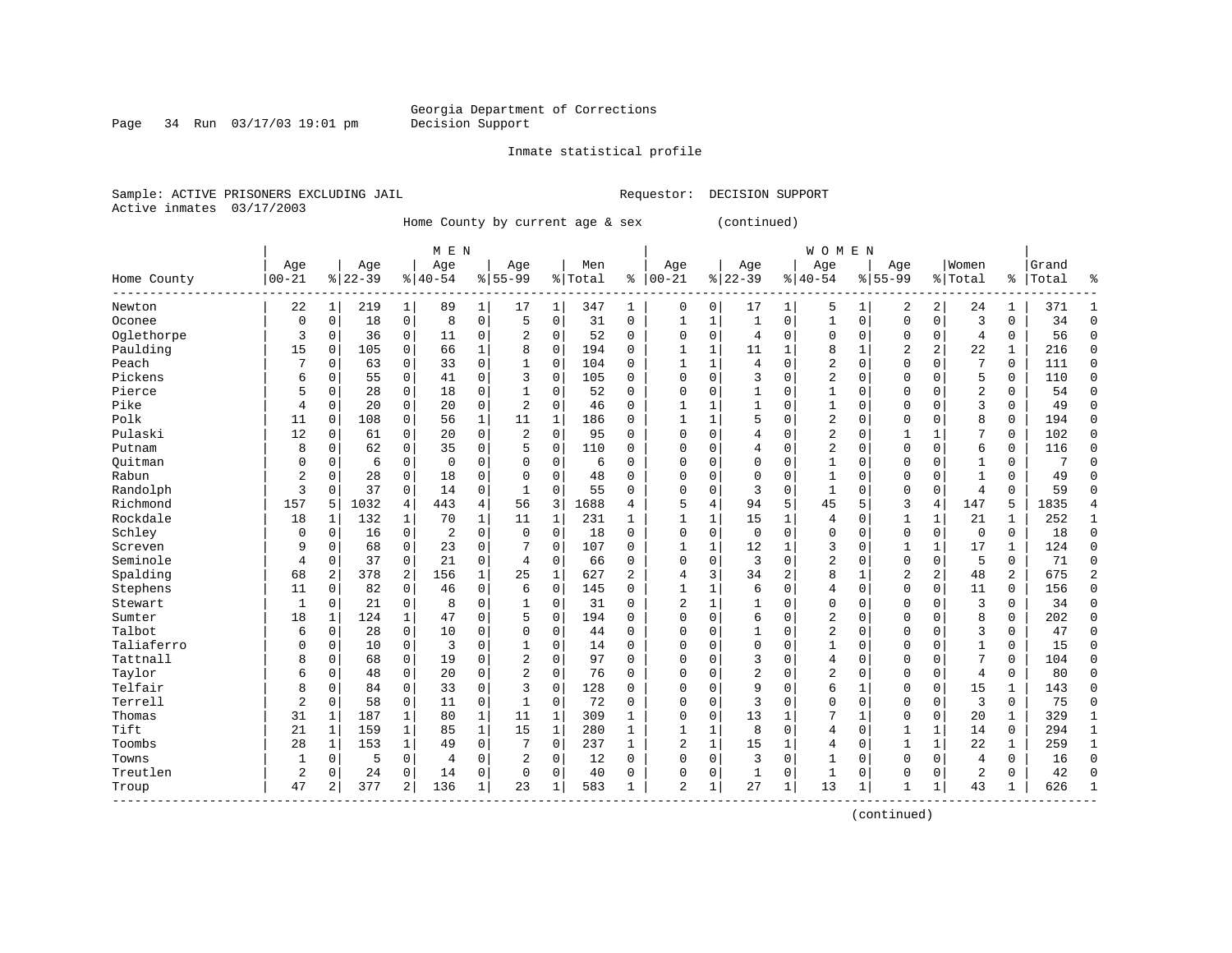Georgia Department of Corrections
Decision Support

Inmate statistical profile

Sample: ACTIVE PRISONERS EXCLUDING JAIL                    Requestor: DECISION SUPPORT
Active inmates 03/17/2003

Home County by current age & sex (continued)

| Home County | MEN Age 00-21 | % | Age 22-39 | % | Age 40-54 | % | Age 55-99 | % | Men Total | % | WOMEN Age 00-21 | % | Age 22-39 | % | Age 40-54 | % | Age 55-99 | % | Women Total | % | Grand Total | % |
|---|---|---|---|---|---|---|---|---|---|---|---|---|---|---|---|---|---|---|---|---|---|---|
| Newton | 22 | 1 | 219 | 1 | 89 | 1 | 17 | 1 | 347 | 1 | 0 | 0 | 17 | 1 | 5 | 1 | 2 | 2 | 24 | 1 | 371 | 1 |
| Oconee | 0 | 0 | 18 | 0 | 8 | 0 | 5 | 0 | 31 | 0 | 1 | 1 | 1 | 0 | 1 | 0 | 0 | 0 | 3 | 0 | 34 | 0 |
| Oglethorpe | 3 | 0 | 36 | 0 | 11 | 0 | 2 | 0 | 52 | 0 | 0 | 0 | 4 | 0 | 0 | 0 | 0 | 0 | 4 | 0 | 56 | 0 |
| Paulding | 15 | 0 | 105 | 0 | 66 | 1 | 8 | 0 | 194 | 0 | 1 | 1 | 11 | 1 | 8 | 1 | 2 | 2 | 22 | 1 | 216 | 0 |
| Peach | 7 | 0 | 63 | 0 | 33 | 0 | 1 | 0 | 104 | 0 | 1 | 1 | 4 | 0 | 2 | 0 | 0 | 0 | 7 | 0 | 111 | 0 |
| Pickens | 6 | 0 | 55 | 0 | 41 | 0 | 3 | 0 | 105 | 0 | 0 | 0 | 3 | 0 | 2 | 0 | 0 | 0 | 5 | 0 | 110 | 0 |
| Pierce | 5 | 0 | 28 | 0 | 18 | 0 | 1 | 0 | 52 | 0 | 0 | 0 | 1 | 0 | 1 | 0 | 0 | 0 | 2 | 0 | 54 | 0 |
| Pike | 4 | 0 | 20 | 0 | 20 | 0 | 2 | 0 | 46 | 0 | 1 | 1 | 1 | 0 | 1 | 0 | 0 | 0 | 3 | 0 | 49 | 0 |
| Polk | 11 | 0 | 108 | 0 | 56 | 1 | 11 | 1 | 186 | 0 | 1 | 1 | 5 | 0 | 2 | 0 | 0 | 0 | 8 | 0 | 194 | 0 |
| Pulaski | 12 | 0 | 61 | 0 | 20 | 0 | 2 | 0 | 95 | 0 | 0 | 0 | 4 | 0 | 2 | 0 | 1 | 1 | 7 | 0 | 102 | 0 |
| Putnam | 8 | 0 | 62 | 0 | 35 | 0 | 5 | 0 | 110 | 0 | 0 | 0 | 4 | 0 | 2 | 0 | 0 | 0 | 6 | 0 | 116 | 0 |
| Quitman | 0 | 0 | 6 | 0 | 0 | 0 | 0 | 0 | 6 | 0 | 0 | 0 | 0 | 0 | 1 | 0 | 0 | 0 | 1 | 0 | 7 | 0 |
| Rabun | 2 | 0 | 28 | 0 | 18 | 0 | 0 | 0 | 48 | 0 | 0 | 0 | 0 | 0 | 1 | 0 | 0 | 0 | 1 | 0 | 49 | 0 |
| Randolph | 3 | 0 | 37 | 0 | 14 | 0 | 1 | 0 | 55 | 0 | 0 | 0 | 3 | 0 | 1 | 0 | 0 | 0 | 4 | 0 | 59 | 0 |
| Richmond | 157 | 5 | 1032 | 4 | 443 | 4 | 56 | 3 | 1688 | 4 | 5 | 4 | 94 | 5 | 45 | 5 | 3 | 4 | 147 | 5 | 1835 | 4 |
| Rockdale | 18 | 1 | 132 | 1 | 70 | 1 | 11 | 1 | 231 | 1 | 1 | 1 | 15 | 1 | 4 | 0 | 1 | 1 | 21 | 1 | 252 | 1 |
| Schley | 0 | 0 | 16 | 0 | 2 | 0 | 0 | 0 | 18 | 0 | 0 | 0 | 0 | 0 | 0 | 0 | 0 | 0 | 0 | 0 | 18 | 0 |
| Screven | 9 | 0 | 68 | 0 | 23 | 0 | 7 | 0 | 107 | 0 | 1 | 1 | 12 | 1 | 3 | 0 | 1 | 1 | 17 | 1 | 124 | 0 |
| Seminole | 4 | 0 | 37 | 0 | 21 | 0 | 4 | 0 | 66 | 0 | 0 | 0 | 3 | 0 | 2 | 0 | 0 | 0 | 5 | 0 | 71 | 0 |
| Spalding | 68 | 2 | 378 | 2 | 156 | 1 | 25 | 1 | 627 | 2 | 4 | 3 | 34 | 2 | 8 | 1 | 2 | 2 | 48 | 2 | 675 | 2 |
| Stephens | 11 | 0 | 82 | 0 | 46 | 0 | 6 | 0 | 145 | 0 | 1 | 1 | 6 | 0 | 4 | 0 | 0 | 0 | 11 | 0 | 156 | 0 |
| Stewart | 1 | 0 | 21 | 0 | 8 | 0 | 1 | 0 | 31 | 0 | 2 | 1 | 1 | 0 | 0 | 0 | 0 | 0 | 3 | 0 | 34 | 0 |
| Sumter | 18 | 1 | 124 | 1 | 47 | 0 | 5 | 0 | 194 | 0 | 0 | 0 | 6 | 0 | 2 | 0 | 0 | 0 | 8 | 0 | 202 | 0 |
| Talbot | 6 | 0 | 28 | 0 | 10 | 0 | 0 | 0 | 44 | 0 | 0 | 0 | 1 | 0 | 2 | 0 | 0 | 0 | 3 | 0 | 47 | 0 |
| Taliaferro | 0 | 0 | 10 | 0 | 3 | 0 | 1 | 0 | 14 | 0 | 0 | 0 | 0 | 0 | 1 | 0 | 0 | 0 | 1 | 0 | 15 | 0 |
| Tattnall | 8 | 0 | 68 | 0 | 19 | 0 | 2 | 0 | 97 | 0 | 0 | 0 | 3 | 0 | 4 | 0 | 0 | 0 | 7 | 0 | 104 | 0 |
| Taylor | 6 | 0 | 48 | 0 | 20 | 0 | 2 | 0 | 76 | 0 | 0 | 0 | 2 | 0 | 2 | 0 | 0 | 0 | 4 | 0 | 80 | 0 |
| Telfair | 8 | 0 | 84 | 0 | 33 | 0 | 3 | 0 | 128 | 0 | 0 | 0 | 9 | 0 | 6 | 1 | 0 | 0 | 15 | 1 | 143 | 0 |
| Terrell | 2 | 0 | 58 | 0 | 11 | 0 | 1 | 0 | 72 | 0 | 0 | 0 | 3 | 0 | 0 | 0 | 0 | 0 | 3 | 0 | 75 | 0 |
| Thomas | 31 | 1 | 187 | 1 | 80 | 1 | 11 | 1 | 309 | 1 | 0 | 0 | 13 | 1 | 7 | 1 | 0 | 0 | 20 | 1 | 329 | 1 |
| Tift | 21 | 1 | 159 | 1 | 85 | 1 | 15 | 1 | 280 | 1 | 1 | 1 | 8 | 0 | 4 | 0 | 1 | 1 | 14 | 0 | 294 | 1 |
| Toombs | 28 | 1 | 153 | 1 | 49 | 0 | 7 | 0 | 237 | 1 | 2 | 1 | 15 | 1 | 4 | 0 | 1 | 1 | 22 | 1 | 259 | 1 |
| Towns | 1 | 0 | 5 | 0 | 4 | 0 | 2 | 0 | 12 | 0 | 0 | 0 | 3 | 0 | 1 | 0 | 0 | 0 | 4 | 0 | 16 | 0 |
| Treutlen | 2 | 0 | 24 | 0 | 14 | 0 | 0 | 0 | 40 | 0 | 0 | 0 | 1 | 0 | 1 | 0 | 0 | 0 | 2 | 0 | 42 | 0 |
| Troup | 47 | 2 | 377 | 2 | 136 | 1 | 23 | 1 | 583 | 1 | 2 | 1 | 27 | 1 | 13 | 1 | 1 | 1 | 43 | 1 | 626 | 1 |

(continued)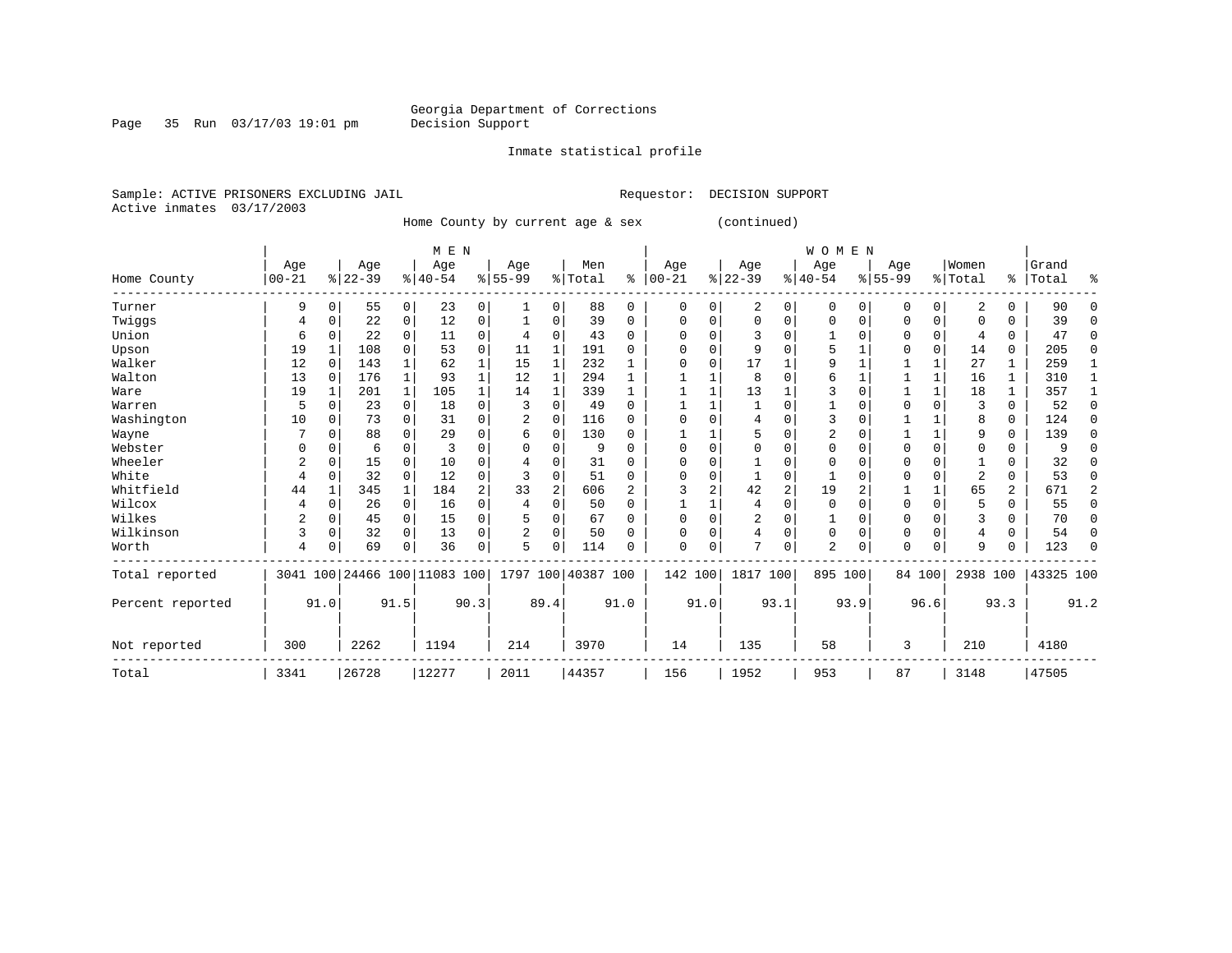Georgia Department of Corrections
Decision Support

Inmate statistical profile

Sample: ACTIVE PRISONERS EXCLUDING JAIL    Requestor: DECISION SUPPORT
Active inmates 03/17/2003

Home County by current age & sex (continued)

| Home County | MEN Age 00-21 | % | Age 22-39 | % | Age 40-54 | % | Age 55-99 | % | Men Total | % | WOMEN Age 00-21 | % | Age 22-39 | % | Age 40-54 | % | Age 55-99 | % | Women Total | % | Grand Total | % |
|---|---|---|---|---|---|---|---|---|---|---|---|---|---|---|---|---|---|---|---|---|---|---|
| Turner | 9 | 0 | 55 | 0 | 23 | 0 | 1 | 0 | 88 | 0 | 0 | 0 | 2 | 0 | 0 | 0 | 0 | 0 | 2 | 0 | 90 | 0 |
| Twiggs | 4 | 0 | 22 | 0 | 12 | 0 | 1 | 0 | 39 | 0 | 0 | 0 | 0 | 0 | 0 | 0 | 0 | 0 | 0 | 0 | 39 | 0 |
| Union | 6 | 0 | 22 | 0 | 11 | 0 | 4 | 0 | 43 | 0 | 0 | 0 | 3 | 0 | 1 | 0 | 0 | 0 | 4 | 0 | 47 | 0 |
| Upson | 19 | 1 | 108 | 0 | 53 | 0 | 11 | 1 | 191 | 0 | 0 | 0 | 9 | 0 | 5 | 1 | 0 | 0 | 14 | 0 | 205 | 0 |
| Walker | 12 | 0 | 143 | 1 | 62 | 1 | 15 | 1 | 232 | 1 | 0 | 0 | 17 | 1 | 9 | 1 | 1 | 1 | 27 | 1 | 259 | 1 |
| Walton | 13 | 0 | 176 | 1 | 93 | 1 | 12 | 1 | 294 | 1 | 1 | 1 | 8 | 0 | 6 | 1 | 1 | 1 | 16 | 1 | 310 | 1 |
| Ware | 19 | 1 | 201 | 1 | 105 | 1 | 14 | 1 | 339 | 1 | 1 | 1 | 13 | 1 | 3 | 0 | 1 | 1 | 18 | 1 | 357 | 1 |
| Warren | 5 | 0 | 23 | 0 | 18 | 0 | 3 | 0 | 49 | 0 | 1 | 1 | 1 | 0 | 1 | 0 | 0 | 0 | 3 | 0 | 52 | 0 |
| Washington | 10 | 0 | 73 | 0 | 31 | 0 | 2 | 0 | 116 | 0 | 0 | 0 | 4 | 0 | 3 | 0 | 1 | 1 | 8 | 0 | 124 | 0 |
| Wayne | 7 | 0 | 88 | 0 | 29 | 0 | 6 | 0 | 130 | 0 | 1 | 1 | 5 | 0 | 2 | 0 | 1 | 1 | 9 | 0 | 139 | 0 |
| Webster | 0 | 0 | 6 | 0 | 3 | 0 | 0 | 0 | 9 | 0 | 0 | 0 | 0 | 0 | 0 | 0 | 0 | 0 | 0 | 0 | 9 | 0 |
| Wheeler | 2 | 0 | 15 | 0 | 10 | 0 | 4 | 0 | 31 | 0 | 0 | 0 | 1 | 0 | 0 | 0 | 0 | 0 | 1 | 0 | 32 | 0 |
| White | 4 | 0 | 32 | 0 | 12 | 0 | 3 | 0 | 51 | 0 | 0 | 0 | 1 | 0 | 1 | 0 | 0 | 0 | 2 | 0 | 53 | 0 |
| Whitfield | 44 | 1 | 345 | 1 | 184 | 2 | 33 | 2 | 606 | 2 | 3 | 2 | 42 | 2 | 19 | 2 | 1 | 1 | 65 | 2 | 671 | 2 |
| Wilcox | 4 | 0 | 26 | 0 | 16 | 0 | 4 | 0 | 50 | 0 | 1 | 1 | 4 | 0 | 0 | 0 | 0 | 0 | 5 | 0 | 55 | 0 |
| Wilkes | 2 | 0 | 45 | 0 | 15 | 0 | 5 | 0 | 67 | 0 | 0 | 0 | 2 | 0 | 1 | 0 | 0 | 0 | 3 | 0 | 70 | 0 |
| Wilkinson | 3 | 0 | 32 | 0 | 13 | 0 | 2 | 0 | 50 | 0 | 0 | 0 | 4 | 0 | 0 | 0 | 0 | 0 | 4 | 0 | 54 | 0 |
| Worth | 4 | 0 | 69 | 0 | 36 | 0 | 5 | 0 | 114 | 0 | 0 | 0 | 7 | 0 | 2 | 0 | 0 | 0 | 9 | 0 | 123 | 0 |
| Total reported | 3041 | 100 | 24466 | 100 | 11083 | 100 | 1797 | 100 | 40387 | 100 | 142 | 100 | 1817 | 100 | 895 | 100 | 84 | 100 | 2938 | 100 | 43325 | 100 |
| Percent reported | | 91.0 | | 91.5 | | 90.3 | | 89.4 | | 91.0 | | 91.0 | | 93.1 | | 93.9 | | 96.6 | | 93.3 | | 91.2 |
| Not reported | 300 | | 2262 | | 1194 | | 214 | | 3970 | | 14 | | 135 | | 58 | | 3 | | 210 | | 4180 | |
| Total | 3341 | | 26728 | | 12277 | | 2011 | | 44357 | | 156 | | 1952 | | 953 | | 87 | | 3148 | | 47505 | |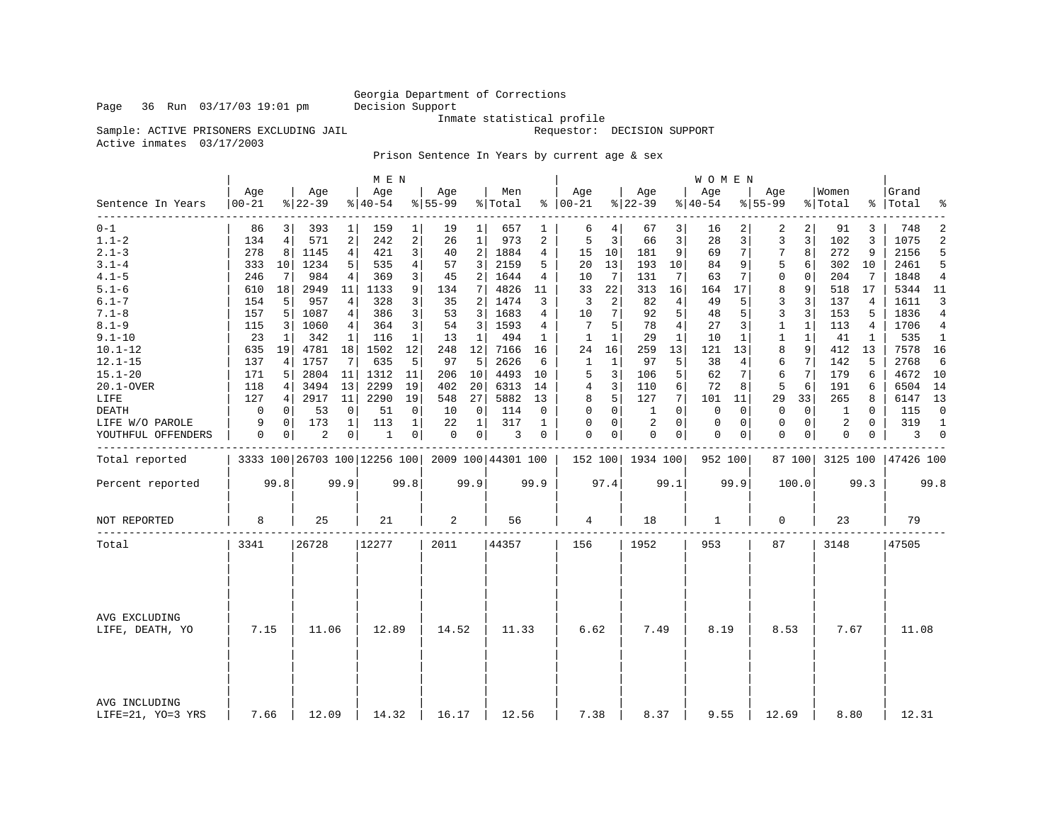Georgia Department of Corrections
Decision Support
Inmate statistical profile

Page 36 Run 03/17/03 19:01 pm

Sample: ACTIVE PRISONERS EXCLUDING JAIL    Requestor: DECISION SUPPORT

Active inmates 03/17/2003

Prison Sentence In Years by current age & sex

| Sentence In Years | MEN Age 00-21 | % | Age 22-39 | % | Age 40-54 | % | Age 55-99 | % | Men Total | % | WOMEN Age 00-21 | % | Age 22-39 | % | Age 40-54 | % | Age 55-99 | % | Women Total | % | Grand Total | % |
|---|---|---|---|---|---|---|---|---|---|---|---|---|---|---|---|---|---|---|---|---|---|---|
| 0-1 | 86 | 3 | 393 | 1 | 159 | 1 | 19 | 1 | 657 | 1 | 6 | 4 | 67 | 3 | 16 | 2 | 2 | 2 | 91 | 3 | 748 | 2 |
| 1.1-2 | 134 | 4 | 571 | 2 | 242 | 2 | 26 | 1 | 973 | 2 | 5 | 3 | 66 | 3 | 28 | 3 | 3 | 3 | 102 | 3 | 1075 | 2 |
| 2.1-3 | 278 | 8 | 1145 | 4 | 421 | 3 | 40 | 2 | 1884 | 4 | 15 | 10 | 181 | 9 | 69 | 7 | 7 | 8 | 272 | 9 | 2156 | 5 |
| 3.1-4 | 333 | 10 | 1234 | 5 | 535 | 4 | 57 | 3 | 2159 | 5 | 20 | 13 | 193 | 10 | 84 | 9 | 5 | 6 | 302 | 10 | 2461 | 5 |
| 4.1-5 | 246 | 7 | 984 | 4 | 369 | 3 | 45 | 2 | 1644 | 4 | 10 | 7 | 131 | 7 | 63 | 7 | 0 | 0 | 204 | 7 | 1848 | 4 |
| 5.1-6 | 610 | 18 | 2949 | 11 | 1133 | 9 | 134 | 7 | 4826 | 11 | 33 | 22 | 313 | 16 | 164 | 17 | 8 | 9 | 518 | 17 | 5344 | 11 |
| 6.1-7 | 154 | 5 | 957 | 4 | 328 | 3 | 35 | 2 | 1474 | 3 | 3 | 2 | 82 | 4 | 49 | 5 | 3 | 3 | 137 | 4 | 1611 | 3 |
| 7.1-8 | 157 | 5 | 1087 | 4 | 386 | 3 | 53 | 3 | 1683 | 4 | 10 | 7 | 92 | 5 | 48 | 5 | 3 | 3 | 153 | 5 | 1836 | 4 |
| 8.1-9 | 115 | 3 | 1060 | 4 | 364 | 3 | 54 | 3 | 1593 | 4 | 7 | 5 | 78 | 4 | 27 | 3 | 1 | 1 | 113 | 4 | 1706 | 4 |
| 9.1-10 | 23 | 1 | 342 | 1 | 116 | 1 | 13 | 1 | 494 | 1 | 1 | 1 | 29 | 1 | 10 | 1 | 1 | 1 | 41 | 1 | 535 | 1 |
| 10.1-12 | 635 | 19 | 4781 | 18 | 1502 | 12 | 248 | 12 | 7166 | 16 | 24 | 16 | 259 | 13 | 121 | 13 | 8 | 9 | 412 | 13 | 7578 | 16 |
| 12.1-15 | 137 | 4 | 1757 | 7 | 635 | 5 | 97 | 5 | 2626 | 6 | 1 | 1 | 97 | 5 | 38 | 4 | 6 | 7 | 142 | 5 | 2768 | 6 |
| 15.1-20 | 171 | 5 | 2804 | 11 | 1312 | 11 | 206 | 10 | 4493 | 10 | 5 | 3 | 106 | 5 | 62 | 7 | 6 | 7 | 179 | 6 | 4672 | 10 |
| 20.1-OVER | 118 | 4 | 3494 | 13 | 2299 | 19 | 402 | 20 | 6313 | 14 | 4 | 3 | 110 | 6 | 72 | 8 | 5 | 6 | 191 | 6 | 6504 | 14 |
| LIFE | 127 | 4 | 2917 | 11 | 2290 | 19 | 548 | 27 | 5882 | 13 | 8 | 5 | 127 | 7 | 101 | 11 | 29 | 33 | 265 | 8 | 6147 | 13 |
| DEATH | 0 | 0 | 53 | 0 | 51 | 0 | 10 | 0 | 114 | 0 | 0 | 0 | 1 | 0 | 0 | 0 | 0 | 0 | 1 | 0 | 115 | 0 |
| LIFE W/O PAROLE | 9 | 0 | 173 | 1 | 113 | 1 | 22 | 1 | 317 | 1 | 0 | 0 | 2 | 0 | 0 | 0 | 0 | 0 | 2 | 0 | 319 | 1 |
| YOUTHFUL OFFENDERS | 0 | 0 | 2 | 0 | 1 | 0 | 0 | 0 | 3 | 0 | 0 | 0 | 0 | 0 | 0 | 0 | 0 | 0 | 0 | 0 | 3 | 0 |
| Total reported | 3333 | 100 | 26703 | 100 | 12256 | 100 | 2009 | 100 | 44301 | 100 | 152 | 100 | 1934 | 100 | 952 | 100 | 87 | 100 | 3125 | 100 | 47426 | 100 |
| Percent reported | 99.8 | | 99.9 | | 99.8 | | 99.9 | | 99.9 | | 97.4 | | 99.1 | | 99.9 | | 100.0 | | 99.3 | | 99.8 | |
| NOT REPORTED | 8 | | 25 | | 21 | | 2 | | 56 | | 4 | | 18 | | 1 | | 0 | | 23 | | 79 | |
| Total | 3341 | | 26728 | | 12277 | | 2011 | | 44357 | | 156 | | 1952 | | 953 | | 87 | | 3148 | | 47505 | |
| AVG EXCLUDING LIFE, DEATH, YO | 7.15 | | 11.06 | | 12.89 | | 14.52 | | 11.33 | | 6.62 | | 7.49 | | 8.19 | | 8.53 | | 7.67 | | 11.08 | |
| AVG INCLUDING LIFE=21, YO=3 YRS | 7.66 | | 12.09 | | 14.32 | | 16.17 | | 12.56 | | 7.38 | | 8.37 | | 9.55 | | 12.69 | | 8.80 | | 12.31 | |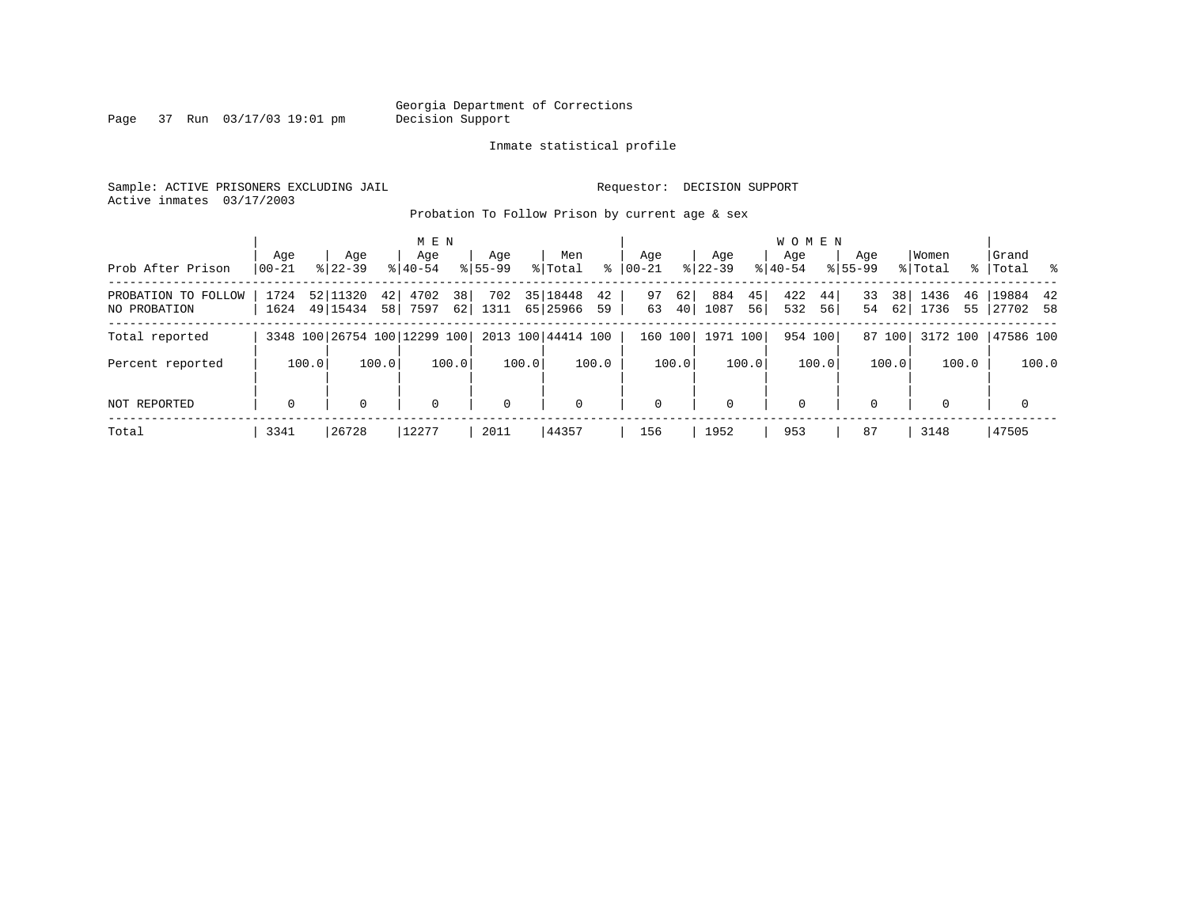Georgia Department of Corrections
Decision Support

Inmate statistical profile

Sample: ACTIVE PRISONERS EXCLUDING JAIL

Requestor: DECISION SUPPORT

Active inmates 03/17/2003

Probation To Follow Prison by current age & sex

| Prob After Prison | MEN Age 00-21 | % | Age 22-39 | % | Age 40-54 | % | Age 55-99 | % | Men Total | % | WOMEN Age 00-21 | % | Age 22-39 | % | Age 40-54 | % | Age 55-99 | % | Women Total | % | Grand Total | % |
|---|---|---|---|---|---|---|---|---|---|---|---|---|---|---|---|---|---|---|---|---|---|---|
| PROBATION TO FOLLOW | 1724 | 52 | 11320 | 42 | 4702 | 38 | 702 | 35 | 18448 | 42 | 97 | 62 | 884 | 45 | 422 | 44 | 33 | 38 | 1436 | 46 | 19884 | 42 |
| NO PROBATION | 1624 | 49 | 15434 | 58 | 7597 | 62 | 1311 | 65 | 25966 | 59 | 63 | 40 | 1087 | 56 | 532 | 56 | 54 | 62 | 1736 | 55 | 27702 | 58 |
| Total reported | 3348 | 100 | 26754 | 100 | 12299 | 100 | 2013 | 100 | 44414 | 100 | 160 | 100 | 1971 | 100 | 954 | 100 | 87 | 100 | 3172 | 100 | 47586 | 100 |
| Percent reported | | 100.0 | | 100.0 | | 100.0 | | 100.0 | | 100.0 | | 100.0 | | 100.0 | | 100.0 | | 100.0 | | 100.0 | | 100.0 |
| NOT REPORTED | 0 | | 0 | | 0 | | 0 | | 0 | | 0 | | 0 | | 0 | | 0 | | 0 | | 0 | |
| Total | 3341 | | 26728 | | 12277 | | 2011 | | 44357 | | 156 | | 1952 | | 953 | | 87 | | 3148 | | 47505 | |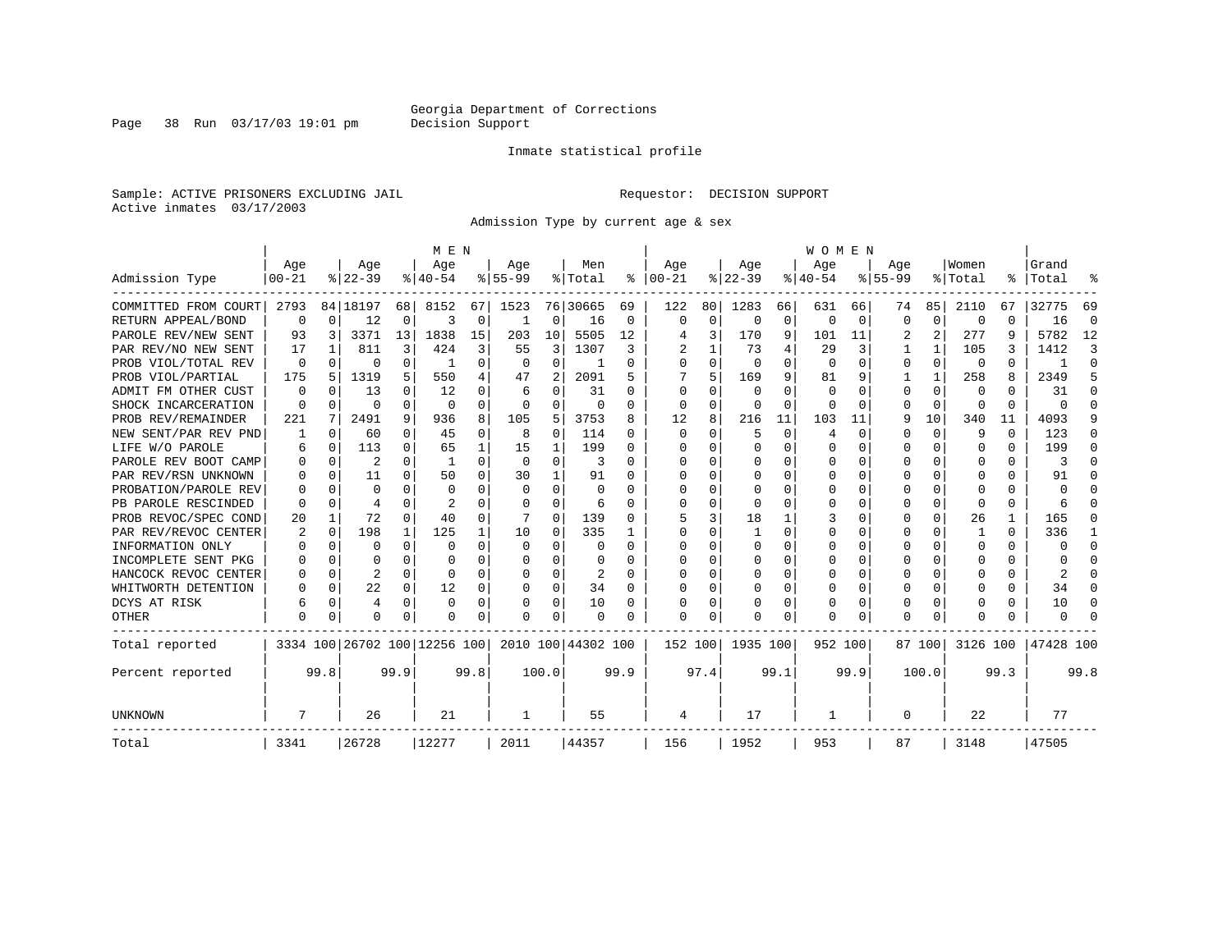Georgia Department of Corrections
Decision Support

Inmate statistical profile

Sample: ACTIVE PRISONERS EXCLUDING JAIL

Requestor: DECISION SUPPORT

Active inmates 03/17/2003

Admission Type by current age & sex

| Admission Type | MEN Age 00-21 | % | Age 22-39 | % | Age 40-54 | % | Age 55-99 | % | Men Total | % | WOMEN Age 00-21 | % | Age 22-39 | % | Age 40-54 | % | Age 55-99 | % | Women Total | % | Grand Total | % |
|---|---|---|---|---|---|---|---|---|---|---|---|---|---|---|---|---|---|---|---|---|---|---|
| COMMITTED FROM COURT | 2793 | 84 | 18197 | 68 | 8152 | 67 | 1523 | 76 | 30665 | 69 | 122 | 80 | 1283 | 66 | 631 | 66 | 74 | 85 | 2110 | 67 | 32775 | 69 |
| RETURN APPEAL/BOND | 0 | 0 | 12 | 0 | 3 | 0 | 1 | 0 | 16 | 0 | 0 | 0 | 0 | 0 | 0 | 0 | 0 | 0 | 0 | 0 | 16 | 0 |
| PAROLE REV/NEW SENT | 93 | 3 | 3371 | 13 | 1838 | 15 | 203 | 10 | 5505 | 12 | 4 | 3 | 170 | 9 | 101 | 11 | 2 | 2 | 277 | 9 | 5782 | 12 |
| PAR REV/NO NEW SENT | 17 | 1 | 811 | 3 | 424 | 3 | 55 | 3 | 1307 | 3 | 2 | 1 | 73 | 4 | 29 | 3 | 1 | 1 | 105 | 3 | 1412 | 3 |
| PROB VIOL/TOTAL REV | 0 | 0 | 0 | 0 | 1 | 0 | 0 | 0 | 1 | 0 | 0 | 0 | 0 | 0 | 0 | 0 | 0 | 0 | 0 | 0 | 1 | 0 |
| PROB VIOL/PARTIAL | 175 | 5 | 1319 | 5 | 550 | 4 | 47 | 2 | 2091 | 5 | 7 | 5 | 169 | 9 | 81 | 9 | 1 | 1 | 258 | 8 | 2349 | 5 |
| ADMIT FM OTHER CUST | 0 | 0 | 13 | 0 | 12 | 0 | 6 | 0 | 31 | 0 | 0 | 0 | 0 | 0 | 0 | 0 | 0 | 0 | 0 | 0 | 31 | 0 |
| SHOCK INCARCERATION | 0 | 0 | 0 | 0 | 0 | 0 | 0 | 0 | 0 | 0 | 0 | 0 | 0 | 0 | 0 | 0 | 0 | 0 | 0 | 0 | 0 | 0 |
| PROB REV/REMAINDER | 221 | 7 | 2491 | 9 | 936 | 8 | 105 | 5 | 3753 | 8 | 12 | 8 | 216 | 11 | 103 | 11 | 9 | 10 | 340 | 11 | 4093 | 9 |
| NEW SENT/PAR REV PND | 1 | 0 | 60 | 0 | 45 | 0 | 8 | 0 | 114 | 0 | 0 | 0 | 5 | 0 | 4 | 0 | 0 | 0 | 9 | 0 | 123 | 0 |
| LIFE W/O PAROLE | 6 | 0 | 113 | 0 | 65 | 1 | 15 | 1 | 199 | 0 | 0 | 0 | 0 | 0 | 0 | 0 | 0 | 0 | 0 | 0 | 199 | 0 |
| PAROLE REV BOOT CAMP | 0 | 0 | 2 | 0 | 1 | 0 | 0 | 0 | 3 | 0 | 0 | 0 | 0 | 0 | 0 | 0 | 0 | 0 | 0 | 0 | 3 | 0 |
| PAR REV/RSN UNKNOWN | 0 | 0 | 11 | 0 | 50 | 0 | 30 | 1 | 91 | 0 | 0 | 0 | 0 | 0 | 0 | 0 | 0 | 0 | 0 | 0 | 91 | 0 |
| PROBATION/PAROLE REV | 0 | 0 | 0 | 0 | 0 | 0 | 0 | 0 | 0 | 0 | 0 | 0 | 0 | 0 | 0 | 0 | 0 | 0 | 0 | 0 | 0 | 0 |
| PB PAROLE RESCINDED | 0 | 0 | 4 | 0 | 2 | 0 | 0 | 0 | 6 | 0 | 0 | 0 | 0 | 0 | 0 | 0 | 0 | 0 | 0 | 0 | 6 | 0 |
| PROB REVOC/SPEC COND | 20 | 1 | 72 | 0 | 40 | 0 | 7 | 0 | 139 | 0 | 5 | 3 | 18 | 1 | 3 | 0 | 0 | 0 | 26 | 1 | 165 | 0 |
| PAR REV/REVOC CENTER | 2 | 0 | 198 | 1 | 125 | 1 | 10 | 0 | 335 | 1 | 0 | 0 | 1 | 0 | 0 | 0 | 0 | 0 | 1 | 0 | 336 | 1 |
| INFORMATION ONLY | 0 | 0 | 0 | 0 | 0 | 0 | 0 | 0 | 0 | 0 | 0 | 0 | 0 | 0 | 0 | 0 | 0 | 0 | 0 | 0 | 0 | 0 |
| INCOMPLETE SENT PKG | 0 | 0 | 0 | 0 | 0 | 0 | 0 | 0 | 0 | 0 | 0 | 0 | 0 | 0 | 0 | 0 | 0 | 0 | 0 | 0 | 0 | 0 |
| HANCOCK REVOC CENTER | 0 | 0 | 2 | 0 | 0 | 0 | 0 | 0 | 2 | 0 | 0 | 0 | 0 | 0 | 0 | 0 | 0 | 0 | 0 | 0 | 2 | 0 |
| WHITWORTH DETENTION | 0 | 0 | 22 | 0 | 12 | 0 | 0 | 0 | 34 | 0 | 0 | 0 | 0 | 0 | 0 | 0 | 0 | 0 | 0 | 0 | 34 | 0 |
| DCYS AT RISK | 6 | 0 | 4 | 0 | 0 | 0 | 0 | 0 | 10 | 0 | 0 | 0 | 0 | 0 | 0 | 0 | 0 | 0 | 0 | 0 | 10 | 0 |
| OTHER | 0 | 0 | 0 | 0 | 0 | 0 | 0 | 0 | 0 | 0 | 0 | 0 | 0 | 0 | 0 | 0 | 0 | 0 | 0 | 0 | 0 | 0 |
| Total reported | 3334 | 100 | 26702 | 100 | 12256 | 100 | 2010 | 100 | 44302 | 100 | 152 | 100 | 1935 | 100 | 952 | 100 | 87 | 100 | 3126 | 100 | 47428 | 100 |
| Percent reported | | 99.8 | | 99.9 | | 99.8 | | 100.0 | | 99.9 | | 97.4 | | 99.1 | | 99.9 | | 100.0 | | 99.3 | | 99.8 |
| UNKNOWN | 7 | | 26 | | 21 | | 1 | | 55 | | 4 | | 17 | | 1 | | 0 | | 22 | | 77 | |
| Total | 3341 | | 26728 | | 12277 | | 2011 | | 44357 | | 156 | | 1952 | | 953 | | 87 | | 3148 | | 47505 | |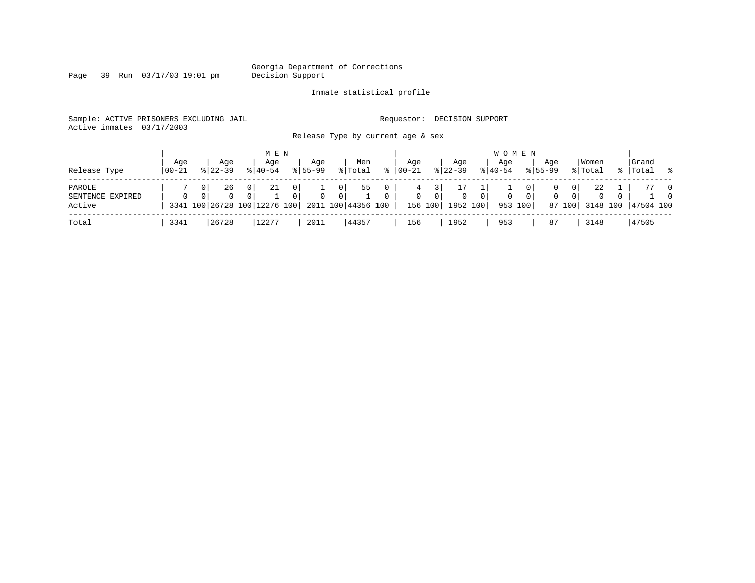Georgia Department of Corrections
Decision Support

Page 39 Run 03/17/03 19:01 pm

Inmate statistical profile

Sample: ACTIVE PRISONERS EXCLUDING JAIL

Requestor: DECISION SUPPORT

Active inmates 03/17/2003

Release Type by current age & sex

| Release Type | MEN Age 00-21 | % | Age 22-39 | % | Age 40-54 | % | Age 55-99 | % | Men Total | % | WOMEN Age 00-21 | % | Age 22-39 | % | Age 40-54 | % | Age 55-99 | % | Women Total | % | Grand Total | % |
|---|---|---|---|---|---|---|---|---|---|---|---|---|---|---|---|---|---|---|---|---|---|---|
| PAROLE | 7 | 0 | 26 | 0 | 21 | 0 | 1 | 0 | 55 | 0 | 4 | 3 | 17 | 1 | 1 | 0 | 0 | 0 | 22 | 1 | 77 | 0 |
| SENTENCE EXPIRED | 0 | 0 | 0 | 0 | 1 | 0 | 0 | 0 | 1 | 0 | 0 | 0 | 0 | 0 | 0 | 0 | 0 | 0 | 0 | 0 | 1 | 0 |
| Active | 3341 | 100 | 26728 | 100 | 12276 | 100 | 2011 | 100 | 44356 | 100 | 156 | 100 | 1952 | 100 | 953 | 100 | 87 | 100 | 3148 | 100 | 47504 | 100 |
| Total | 3341 | | 26728 | | 12277 | | 2011 | | 44357 | | 156 | | 1952 | | 953 | | 87 | | 3148 | | 47505 | |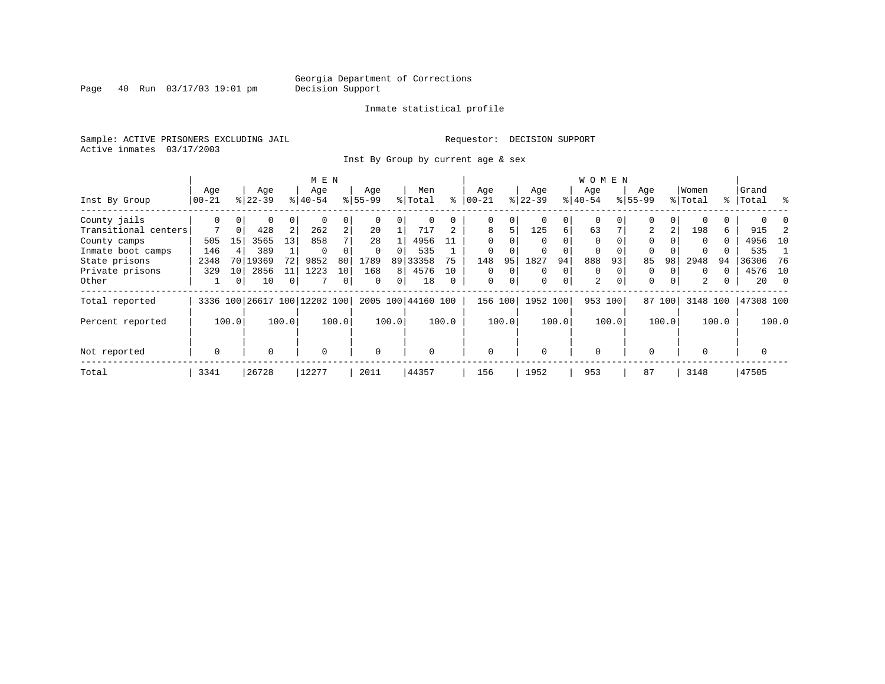Georgia Department of Corrections
Decision Support

Inmate statistical profile

Sample: ACTIVE PRISONERS EXCLUDING JAIL    Requestor: DECISION SUPPORT
Active inmates 03/17/2003

Inst By Group by current age & sex

| Inst By Group | MEN Age 00-21 | % | Age 22-39 | % | Age 40-54 | % | Age 55-99 | % | Men Total | % | WOMEN Age 00-21 | % | Age 22-39 | % | Age 40-54 | % | Age 55-99 | % | Women Total | % | Grand Total | % |
|---|---|---|---|---|---|---|---|---|---|---|---|---|---|---|---|---|---|---|---|---|---|---|
| County jails | 0 | 0 | 0 | 0 | 0 | 0 | 0 | 0 | 0 | 0 | 0 | 0 | 0 | 0 | 0 | 0 | 0 | 0 | 0 | 0 | 0 | 0 |
| Transitional centers | 7 | 0 | 428 | 2 | 262 | 2 | 20 | 1 | 717 | 2 | 8 | 5 | 125 | 6 | 63 | 7 | 2 | 2 | 198 | 6 | 915 | 2 |
| County camps | 505 | 15 | 3565 | 13 | 858 | 7 | 28 | 1 | 4956 | 11 | 0 | 0 | 0 | 0 | 0 | 0 | 0 | 0 | 0 | 0 | 4956 | 10 |
| Inmate boot camps | 146 | 4 | 389 | 1 | 0 | 0 | 0 | 0 | 535 | 1 | 0 | 0 | 0 | 0 | 0 | 0 | 0 | 0 | 0 | 0 | 535 | 1 |
| State prisons | 2348 | 70 | 19369 | 72 | 9852 | 80 | 1789 | 89 | 33358 | 75 | 148 | 95 | 1827 | 94 | 888 | 93 | 85 | 98 | 2948 | 94 | 36306 | 76 |
| Private prisons | 329 | 10 | 2856 | 11 | 1223 | 10 | 168 | 8 | 4576 | 10 | 0 | 0 | 0 | 0 | 0 | 0 | 0 | 0 | 0 | 0 | 4576 | 10 |
| Other | 1 | 0 | 10 | 0 | 7 | 0 | 0 | 0 | 18 | 0 | 0 | 0 | 0 | 0 | 2 | 0 | 0 | 0 | 2 | 0 | 20 | 0 |
| Total reported | 3336 | 100 | 26617 | 100 | 12202 | 100 | 2005 | 100 | 44160 | 100 | 156 | 100 | 1952 | 100 | 953 | 100 | 87 | 100 | 3148 | 100 | 47308 | 100 |
| Percent reported | | 100.0 | | 100.0 | | 100.0 | | 100.0 | | 100.0 | | 100.0 | | 100.0 | | 100.0 | | 100.0 | | 100.0 | | 100.0 |
| Not reported | 0 | | 0 | | 0 | | 0 | | 0 | | 0 | | 0 | | 0 | | 0 | | 0 | | 0 | |
| Total | 3341 | | 26728 | | 12277 | | 2011 | | 44357 | | 156 | | 1952 | | 953 | | 87 | | 3148 | | 47505 | |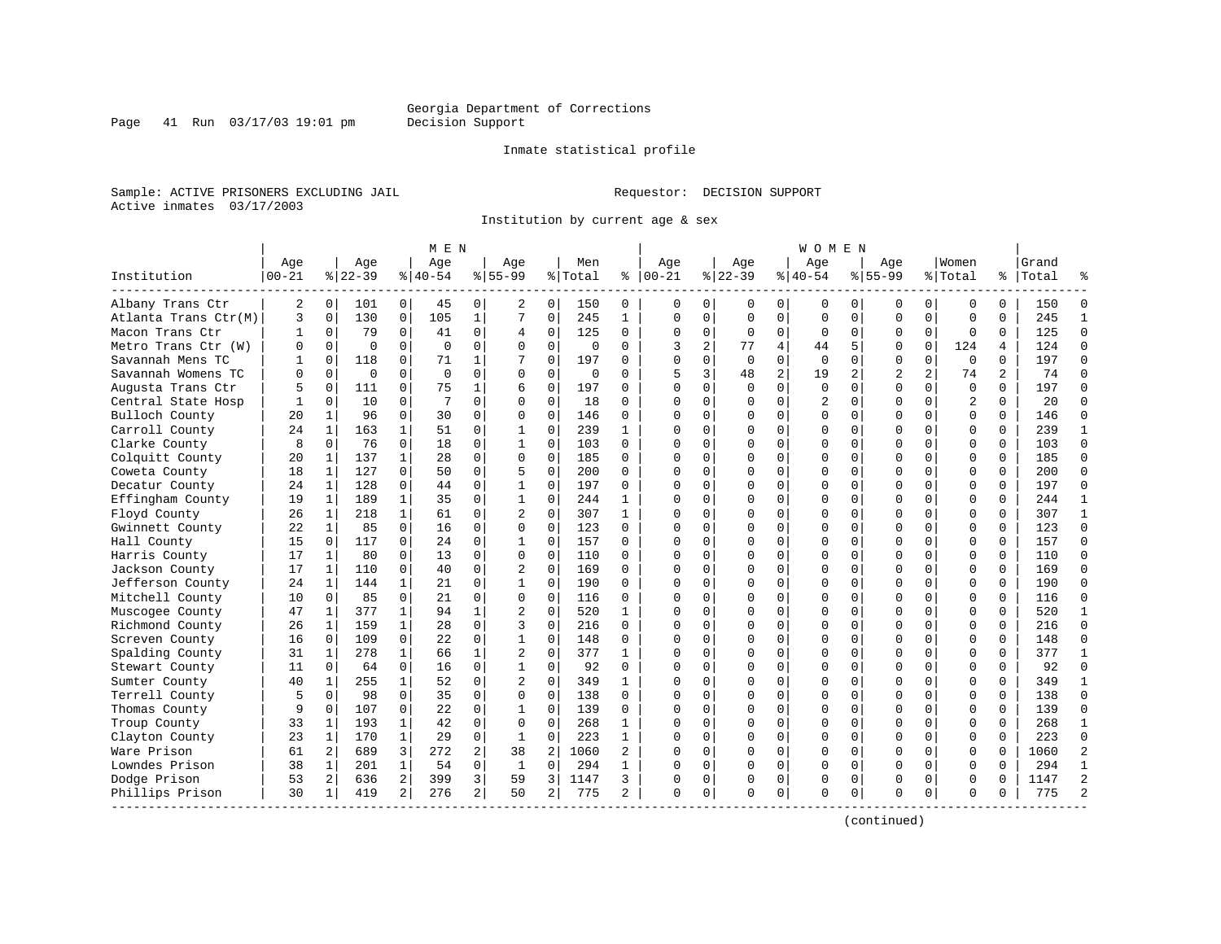Georgia Department of Corrections
Decision Support

Inmate statistical profile

Sample: ACTIVE PRISONERS EXCLUDING JAIL

Requestor: DECISION SUPPORT

Active inmates 03/17/2003

Institution by current age & sex

| Institution | MEN Age 00-21 | % | Age 22-39 | % | Age 40-54 | % | Age 55-99 | % | Men Total | % | WOMEN Age 00-21 | % | Age 22-39 | % | Age 40-54 | % | Age 55-99 | % | Women Total | % | Grand Total | % |
|---|---|---|---|---|---|---|---|---|---|---|---|---|---|---|---|---|---|---|---|---|---|---|
| Albany Trans Ctr | 2 | 0 | 101 | 0 | 45 | 0 | 2 | 0 | 150 | 0 | 0 | 0 | 0 | 0 | 0 | 0 | 0 | 0 | 0 | 0 | 150 | 0 |
| Atlanta Trans Ctr(M) | 3 | 0 | 130 | 0 | 105 | 1 | 7 | 0 | 245 | 1 | 0 | 0 | 0 | 0 | 0 | 0 | 0 | 0 | 0 | 0 | 245 | 1 |
| Macon Trans Ctr | 1 | 0 | 79 | 0 | 41 | 0 | 4 | 0 | 125 | 0 | 0 | 0 | 0 | 0 | 0 | 0 | 0 | 0 | 0 | 0 | 125 | 0 |
| Metro Trans Ctr (W) | 0 | 0 | 0 | 0 | 0 | 0 | 0 | 0 | 0 | 0 | 3 | 2 | 77 | 4 | 44 | 5 | 0 | 0 | 124 | 4 | 124 | 0 |
| Savannah Mens TC | 1 | 0 | 118 | 0 | 71 | 1 | 7 | 0 | 197 | 0 | 0 | 0 | 0 | 0 | 0 | 0 | 0 | 0 | 0 | 0 | 197 | 0 |
| Savannah Womens TC | 0 | 0 | 0 | 0 | 0 | 0 | 0 | 0 | 0 | 0 | 5 | 3 | 48 | 2 | 19 | 2 | 2 | 2 | 74 | 2 | 74 | 0 |
| Augusta Trans Ctr | 5 | 0 | 111 | 0 | 75 | 1 | 6 | 0 | 197 | 0 | 0 | 0 | 0 | 0 | 0 | 0 | 0 | 0 | 0 | 0 | 197 | 0 |
| Central State Hosp | 1 | 0 | 10 | 0 | 7 | 0 | 0 | 0 | 18 | 0 | 0 | 0 | 0 | 0 | 2 | 0 | 0 | 0 | 2 | 0 | 20 | 0 |
| Bulloch County | 20 | 1 | 96 | 0 | 30 | 0 | 0 | 0 | 146 | 0 | 0 | 0 | 0 | 0 | 0 | 0 | 0 | 0 | 0 | 0 | 146 | 0 |
| Carroll County | 24 | 1 | 163 | 1 | 51 | 0 | 1 | 0 | 239 | 1 | 0 | 0 | 0 | 0 | 0 | 0 | 0 | 0 | 0 | 0 | 239 | 1 |
| Clarke County | 8 | 0 | 76 | 0 | 18 | 0 | 1 | 0 | 103 | 0 | 0 | 0 | 0 | 0 | 0 | 0 | 0 | 0 | 0 | 0 | 103 | 0 |
| Colquitt County | 20 | 1 | 137 | 1 | 28 | 0 | 0 | 0 | 185 | 0 | 0 | 0 | 0 | 0 | 0 | 0 | 0 | 0 | 0 | 0 | 185 | 0 |
| Coweta County | 18 | 1 | 127 | 0 | 50 | 0 | 5 | 0 | 200 | 0 | 0 | 0 | 0 | 0 | 0 | 0 | 0 | 0 | 0 | 0 | 200 | 0 |
| Decatur County | 24 | 1 | 128 | 0 | 44 | 0 | 1 | 0 | 197 | 0 | 0 | 0 | 0 | 0 | 0 | 0 | 0 | 0 | 0 | 0 | 197 | 0 |
| Effingham County | 19 | 1 | 189 | 1 | 35 | 0 | 1 | 0 | 244 | 1 | 0 | 0 | 0 | 0 | 0 | 0 | 0 | 0 | 0 | 0 | 244 | 1 |
| Floyd County | 26 | 1 | 218 | 1 | 61 | 0 | 2 | 0 | 307 | 1 | 0 | 0 | 0 | 0 | 0 | 0 | 0 | 0 | 0 | 0 | 307 | 1 |
| Gwinnett County | 22 | 1 | 85 | 0 | 16 | 0 | 0 | 0 | 123 | 0 | 0 | 0 | 0 | 0 | 0 | 0 | 0 | 0 | 0 | 0 | 123 | 0 |
| Hall County | 15 | 0 | 117 | 0 | 24 | 0 | 1 | 0 | 157 | 0 | 0 | 0 | 0 | 0 | 0 | 0 | 0 | 0 | 0 | 0 | 157 | 0 |
| Harris County | 17 | 1 | 80 | 0 | 13 | 0 | 0 | 0 | 110 | 0 | 0 | 0 | 0 | 0 | 0 | 0 | 0 | 0 | 0 | 0 | 110 | 0 |
| Jackson County | 17 | 1 | 110 | 0 | 40 | 0 | 2 | 0 | 169 | 0 | 0 | 0 | 0 | 0 | 0 | 0 | 0 | 0 | 0 | 0 | 169 | 0 |
| Jefferson County | 24 | 1 | 144 | 1 | 21 | 0 | 1 | 0 | 190 | 0 | 0 | 0 | 0 | 0 | 0 | 0 | 0 | 0 | 0 | 0 | 190 | 0 |
| Mitchell County | 10 | 0 | 85 | 0 | 21 | 0 | 0 | 0 | 116 | 0 | 0 | 0 | 0 | 0 | 0 | 0 | 0 | 0 | 0 | 0 | 116 | 0 |
| Muscogee County | 47 | 1 | 377 | 1 | 94 | 1 | 2 | 0 | 520 | 1 | 0 | 0 | 0 | 0 | 0 | 0 | 0 | 0 | 0 | 0 | 520 | 1 |
| Richmond County | 26 | 1 | 159 | 1 | 28 | 0 | 3 | 0 | 216 | 0 | 0 | 0 | 0 | 0 | 0 | 0 | 0 | 0 | 0 | 0 | 216 | 0 |
| Screven County | 16 | 0 | 109 | 0 | 22 | 0 | 1 | 0 | 148 | 0 | 0 | 0 | 0 | 0 | 0 | 0 | 0 | 0 | 0 | 0 | 148 | 0 |
| Spalding County | 31 | 1 | 278 | 1 | 66 | 1 | 2 | 0 | 377 | 1 | 0 | 0 | 0 | 0 | 0 | 0 | 0 | 0 | 0 | 0 | 377 | 1 |
| Stewart County | 11 | 0 | 64 | 0 | 16 | 0 | 1 | 0 | 92 | 0 | 0 | 0 | 0 | 0 | 0 | 0 | 0 | 0 | 0 | 0 | 92 | 0 |
| Sumter County | 40 | 1 | 255 | 1 | 52 | 0 | 2 | 0 | 349 | 1 | 0 | 0 | 0 | 0 | 0 | 0 | 0 | 0 | 0 | 0 | 349 | 1 |
| Terrell County | 5 | 0 | 98 | 0 | 35 | 0 | 0 | 0 | 138 | 0 | 0 | 0 | 0 | 0 | 0 | 0 | 0 | 0 | 0 | 0 | 138 | 0 |
| Thomas County | 9 | 0 | 107 | 0 | 22 | 0 | 1 | 0 | 139 | 0 | 0 | 0 | 0 | 0 | 0 | 0 | 0 | 0 | 0 | 0 | 139 | 0 |
| Troup County | 33 | 1 | 193 | 1 | 42 | 0 | 0 | 0 | 268 | 1 | 0 | 0 | 0 | 0 | 0 | 0 | 0 | 0 | 0 | 0 | 268 | 1 |
| Clayton County | 23 | 1 | 170 | 1 | 29 | 0 | 1 | 0 | 223 | 1 | 0 | 0 | 0 | 0 | 0 | 0 | 0 | 0 | 0 | 0 | 223 | 0 |
| Ware Prison | 61 | 2 | 689 | 3 | 272 | 2 | 38 | 2 | 1060 | 2 | 0 | 0 | 0 | 0 | 0 | 0 | 0 | 0 | 0 | 0 | 1060 | 2 |
| Lowndes Prison | 38 | 1 | 201 | 1 | 54 | 0 | 1 | 0 | 294 | 1 | 0 | 0 | 0 | 0 | 0 | 0 | 0 | 0 | 0 | 0 | 294 | 1 |
| Dodge Prison | 53 | 2 | 636 | 2 | 399 | 3 | 59 | 3 | 1147 | 3 | 0 | 0 | 0 | 0 | 0 | 0 | 0 | 0 | 0 | 0 | 1147 | 2 |
| Phillips Prison | 30 | 1 | 419 | 2 | 276 | 2 | 50 | 2 | 775 | 2 | 0 | 0 | 0 | 0 | 0 | 0 | 0 | 0 | 0 | 0 | 775 | 2 |

(continued)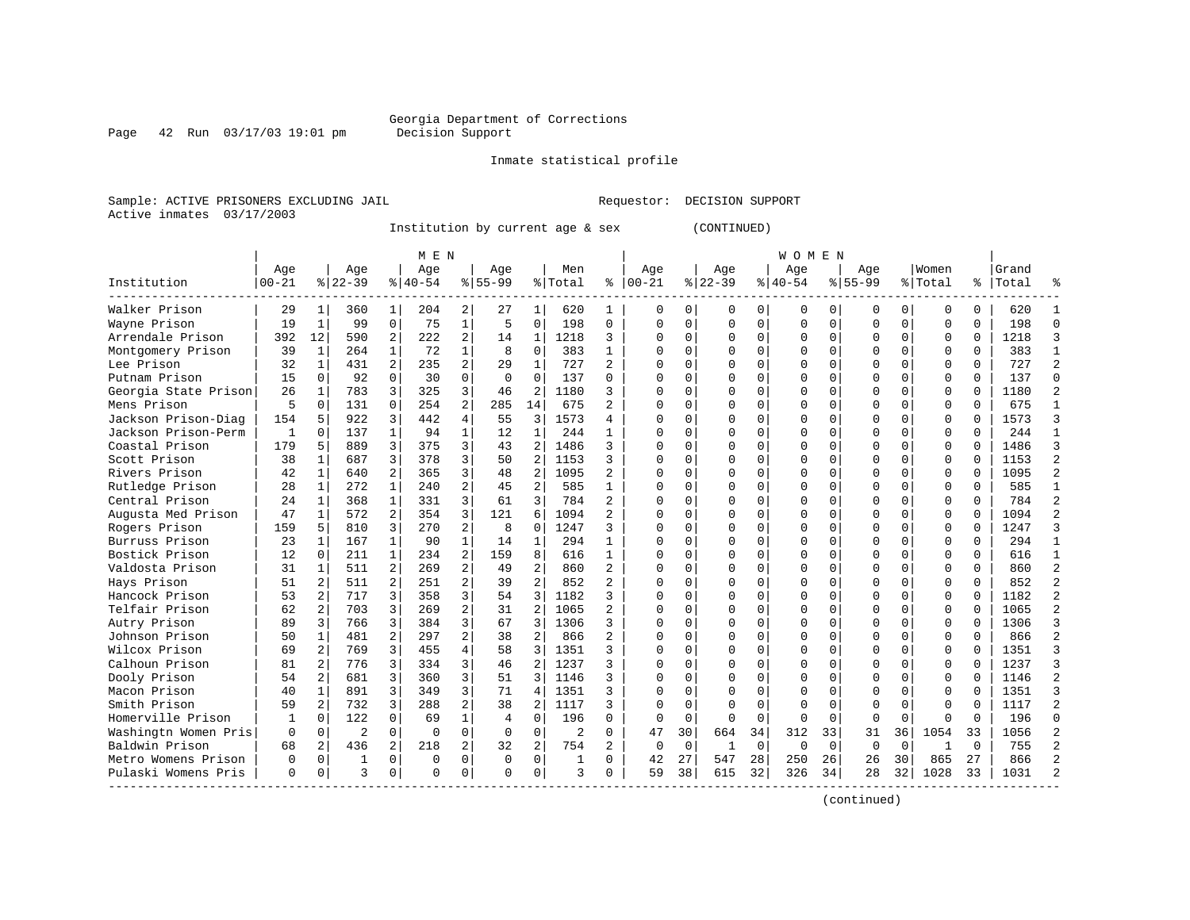Georgia Department of Corrections
Decision Support

Inmate statistical profile

Sample: ACTIVE PRISONERS EXCLUDING JAIL    Requestor: DECISION SUPPORT
Active inmates 03/17/2003

Institution by current age & sex (CONTINUED)

| Institution | MEN Age 00-21 | % | Age 22-39 | % | Age 40-54 | % | Age 55-99 | % | Men Total | % | WOMEN Age 00-21 | % | Age 22-39 | % | Age 40-54 | % | Age 55-99 | % | Women Total | % | Grand Total | % |
|---|---|---|---|---|---|---|---|---|---|---|---|---|---|---|---|---|---|---|---|---|---|---|
| Walker Prison | 29 | 1 | 360 | 1 | 204 | 2 | 27 | 1 | 620 | 1 | 0 | 0 | 0 | 0 | 0 | 0 | 0 | 0 | 0 | 0 | 620 | 1 |
| Wayne Prison | 19 | 1 | 99 | 0 | 75 | 1 | 5 | 0 | 198 | 0 | 0 | 0 | 0 | 0 | 0 | 0 | 0 | 0 | 0 | 0 | 198 | 0 |
| Arrendale Prison | 392 | 12 | 590 | 2 | 222 | 2 | 14 | 1 | 1218 | 3 | 0 | 0 | 0 | 0 | 0 | 0 | 0 | 0 | 0 | 0 | 1218 | 3 |
| Montgomery Prison | 39 | 1 | 264 | 1 | 72 | 1 | 8 | 0 | 383 | 1 | 0 | 0 | 0 | 0 | 0 | 0 | 0 | 0 | 0 | 0 | 383 | 1 |
| Lee Prison | 32 | 1 | 431 | 2 | 235 | 2 | 29 | 1 | 727 | 2 | 0 | 0 | 0 | 0 | 0 | 0 | 0 | 0 | 0 | 0 | 727 | 2 |
| Putnam Prison | 15 | 0 | 92 | 0 | 30 | 0 | 0 | 0 | 137 | 0 | 0 | 0 | 0 | 0 | 0 | 0 | 0 | 0 | 0 | 0 | 137 | 0 |
| Georgia State Prison | 26 | 1 | 783 | 3 | 325 | 3 | 46 | 2 | 1180 | 3 | 0 | 0 | 0 | 0 | 0 | 0 | 0 | 0 | 0 | 0 | 1180 | 2 |
| Mens Prison | 5 | 0 | 131 | 0 | 254 | 2 | 285 | 14 | 675 | 2 | 0 | 0 | 0 | 0 | 0 | 0 | 0 | 0 | 0 | 0 | 675 | 1 |
| Jackson Prison-Diag | 154 | 5 | 922 | 3 | 442 | 4 | 55 | 3 | 1573 | 4 | 0 | 0 | 0 | 0 | 0 | 0 | 0 | 0 | 0 | 0 | 1573 | 3 |
| Jackson Prison-Perm | 1 | 0 | 137 | 1 | 94 | 1 | 12 | 1 | 244 | 1 | 0 | 0 | 0 | 0 | 0 | 0 | 0 | 0 | 0 | 0 | 244 | 1 |
| Coastal Prison | 179 | 5 | 889 | 3 | 375 | 3 | 43 | 2 | 1486 | 3 | 0 | 0 | 0 | 0 | 0 | 0 | 0 | 0 | 0 | 0 | 1486 | 3 |
| Scott Prison | 38 | 1 | 687 | 3 | 378 | 3 | 50 | 2 | 1153 | 3 | 0 | 0 | 0 | 0 | 0 | 0 | 0 | 0 | 0 | 0 | 1153 | 2 |
| Rivers Prison | 42 | 1 | 640 | 2 | 365 | 3 | 48 | 2 | 1095 | 2 | 0 | 0 | 0 | 0 | 0 | 0 | 0 | 0 | 0 | 0 | 1095 | 2 |
| Rutledge Prison | 28 | 1 | 272 | 1 | 240 | 2 | 45 | 2 | 585 | 1 | 0 | 0 | 0 | 0 | 0 | 0 | 0 | 0 | 0 | 0 | 585 | 1 |
| Central Prison | 24 | 1 | 368 | 1 | 331 | 3 | 61 | 3 | 784 | 2 | 0 | 0 | 0 | 0 | 0 | 0 | 0 | 0 | 0 | 0 | 784 | 2 |
| Augusta Med Prison | 47 | 1 | 572 | 2 | 354 | 3 | 121 | 6 | 1094 | 2 | 0 | 0 | 0 | 0 | 0 | 0 | 0 | 0 | 0 | 0 | 1094 | 2 |
| Rogers Prison | 159 | 5 | 810 | 3 | 270 | 2 | 8 | 0 | 1247 | 3 | 0 | 0 | 0 | 0 | 0 | 0 | 0 | 0 | 0 | 0 | 1247 | 3 |
| Burruss Prison | 23 | 1 | 167 | 1 | 90 | 1 | 14 | 1 | 294 | 1 | 0 | 0 | 0 | 0 | 0 | 0 | 0 | 0 | 0 | 0 | 294 | 1 |
| Bostick Prison | 12 | 0 | 211 | 1 | 234 | 2 | 159 | 8 | 616 | 1 | 0 | 0 | 0 | 0 | 0 | 0 | 0 | 0 | 0 | 0 | 616 | 1 |
| Valdosta Prison | 31 | 1 | 511 | 2 | 269 | 2 | 49 | 2 | 860 | 2 | 0 | 0 | 0 | 0 | 0 | 0 | 0 | 0 | 0 | 0 | 860 | 2 |
| Hays Prison | 51 | 2 | 511 | 2 | 251 | 2 | 39 | 2 | 852 | 2 | 0 | 0 | 0 | 0 | 0 | 0 | 0 | 0 | 0 | 0 | 852 | 2 |
| Hancock Prison | 53 | 2 | 717 | 3 | 358 | 3 | 54 | 3 | 1182 | 3 | 0 | 0 | 0 | 0 | 0 | 0 | 0 | 0 | 0 | 0 | 1182 | 2 |
| Telfair Prison | 62 | 2 | 703 | 3 | 269 | 2 | 31 | 2 | 1065 | 2 | 0 | 0 | 0 | 0 | 0 | 0 | 0 | 0 | 0 | 0 | 1065 | 2 |
| Autry Prison | 89 | 3 | 766 | 3 | 384 | 3 | 67 | 3 | 1306 | 3 | 0 | 0 | 0 | 0 | 0 | 0 | 0 | 0 | 0 | 0 | 1306 | 3 |
| Johnson Prison | 50 | 1 | 481 | 2 | 297 | 2 | 38 | 2 | 866 | 2 | 0 | 0 | 0 | 0 | 0 | 0 | 0 | 0 | 0 | 0 | 866 | 2 |
| Wilcox Prison | 69 | 2 | 769 | 3 | 455 | 4 | 58 | 3 | 1351 | 3 | 0 | 0 | 0 | 0 | 0 | 0 | 0 | 0 | 0 | 0 | 1351 | 3 |
| Calhoun Prison | 81 | 2 | 776 | 3 | 334 | 3 | 46 | 2 | 1237 | 3 | 0 | 0 | 0 | 0 | 0 | 0 | 0 | 0 | 0 | 0 | 1237 | 3 |
| Dooly Prison | 54 | 2 | 681 | 3 | 360 | 3 | 51 | 3 | 1146 | 3 | 0 | 0 | 0 | 0 | 0 | 0 | 0 | 0 | 0 | 0 | 1146 | 2 |
| Macon Prison | 40 | 1 | 891 | 3 | 349 | 3 | 71 | 4 | 1351 | 3 | 0 | 0 | 0 | 0 | 0 | 0 | 0 | 0 | 0 | 0 | 1351 | 3 |
| Smith Prison | 59 | 2 | 732 | 3 | 288 | 2 | 38 | 2 | 1117 | 3 | 0 | 0 | 0 | 0 | 0 | 0 | 0 | 0 | 0 | 0 | 1117 | 2 |
| Homerville Prison | 1 | 0 | 122 | 0 | 69 | 1 | 4 | 0 | 196 | 0 | 0 | 0 | 0 | 0 | 0 | 0 | 0 | 0 | 0 | 0 | 196 | 0 |
| Washingtn Women Pris | 0 | 0 | 2 | 0 | 0 | 0 | 0 | 0 | 2 | 0 | 47 | 30 | 664 | 34 | 312 | 33 | 31 | 36 | 1054 | 33 | 1056 | 2 |
| Baldwin Prison | 68 | 2 | 436 | 2 | 218 | 2 | 32 | 2 | 754 | 2 | 0 | 0 | 1 | 0 | 0 | 0 | 0 | 0 | 1 | 0 | 755 | 2 |
| Metro Womens Prison | 0 | 0 | 1 | 0 | 0 | 0 | 0 | 0 | 1 | 0 | 42 | 27 | 547 | 28 | 250 | 26 | 26 | 30 | 865 | 27 | 866 | 2 |
| Pulaski Womens Pris | 0 | 0 | 3 | 0 | 0 | 0 | 0 | 0 | 3 | 0 | 59 | 38 | 615 | 32 | 326 | 34 | 28 | 32 | 1028 | 33 | 1031 | 2 |

(continued)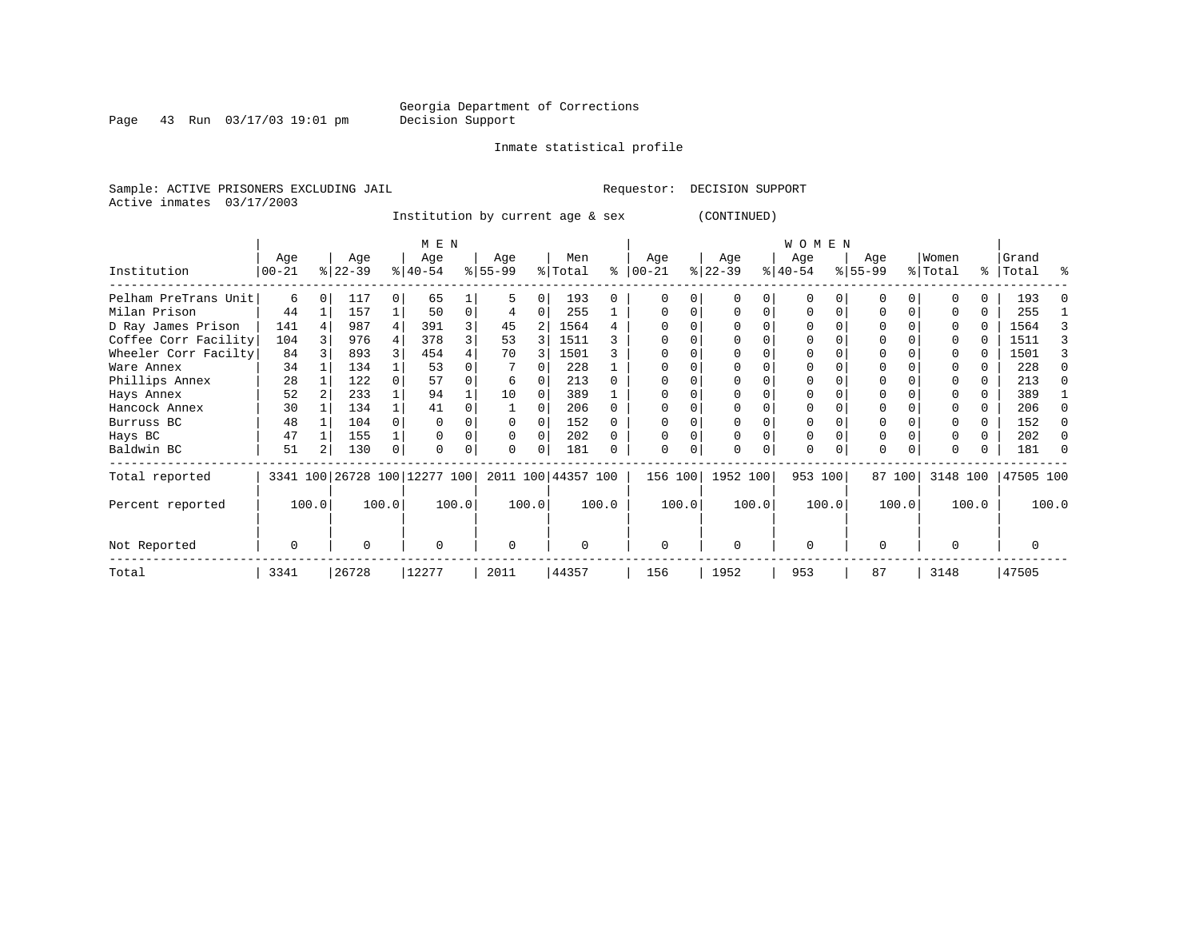Georgia Department of Corrections
Decision Support

Inmate statistical profile

Sample: ACTIVE PRISONERS EXCLUDING JAIL

Requestor: DECISION SUPPORT

Active inmates 03/17/2003

Institution by current age & sex (CONTINUED)

| | MEN | | | | | | | | | | WOMEN | | | | | | | | | | | |
|---|---|---|---|---|---|---|---|---|---|---|---|---|---|---|---|---|---|---|---|---|---|---|
| Institution | Age 00-21 | % | Age 22-39 | % | Age 40-54 | % | Age 55-99 | % | Men Total | % | Age 00-21 | % | Age 22-39 | % | Age 40-54 | % | Age 55-99 | % | Women Total | % | Grand Total | % |
| Pelham PreTrans Unit | 6 | 0 | 117 | 0 | 65 | 1 | 5 | 0 | 193 | 0 | 0 | 0 | 0 | 0 | 0 | 0 | 0 | 0 | 0 | 0 | 193 | 0 |
| Milan Prison | 44 | 1 | 157 | 1 | 50 | 0 | 4 | 0 | 255 | 1 | 0 | 0 | 0 | 0 | 0 | 0 | 0 | 0 | 0 | 0 | 255 | 1 |
| D Ray James Prison | 141 | 4 | 987 | 4 | 391 | 3 | 45 | 2 | 1564 | 4 | 0 | 0 | 0 | 0 | 0 | 0 | 0 | 0 | 0 | 0 | 1564 | 3 |
| Coffee Corr Facility | 104 | 3 | 976 | 4 | 378 | 3 | 53 | 3 | 1511 | 3 | 0 | 0 | 0 | 0 | 0 | 0 | 0 | 0 | 0 | 0 | 1511 | 3 |
| Wheeler Corr Facilty | 84 | 3 | 893 | 3 | 454 | 4 | 70 | 3 | 1501 | 3 | 0 | 0 | 0 | 0 | 0 | 0 | 0 | 0 | 0 | 0 | 1501 | 3 |
| Ware Annex | 34 | 1 | 134 | 1 | 53 | 0 | 7 | 0 | 228 | 1 | 0 | 0 | 0 | 0 | 0 | 0 | 0 | 0 | 0 | 0 | 228 | 0 |
| Phillips Annex | 28 | 1 | 122 | 0 | 57 | 0 | 6 | 0 | 213 | 0 | 0 | 0 | 0 | 0 | 0 | 0 | 0 | 0 | 0 | 0 | 213 | 0 |
| Hays Annex | 52 | 2 | 233 | 1 | 94 | 1 | 10 | 0 | 389 | 1 | 0 | 0 | 0 | 0 | 0 | 0 | 0 | 0 | 0 | 0 | 389 | 1 |
| Hancock Annex | 30 | 1 | 134 | 1 | 41 | 0 | 1 | 0 | 206 | 0 | 0 | 0 | 0 | 0 | 0 | 0 | 0 | 0 | 0 | 0 | 206 | 0 |
| Burruss BC | 48 | 1 | 104 | 0 | 0 | 0 | 0 | 0 | 152 | 0 | 0 | 0 | 0 | 0 | 0 | 0 | 0 | 0 | 0 | 0 | 152 | 0 |
| Hays BC | 47 | 1 | 155 | 1 | 0 | 0 | 0 | 0 | 202 | 0 | 0 | 0 | 0 | 0 | 0 | 0 | 0 | 0 | 0 | 0 | 202 | 0 |
| Baldwin BC | 51 | 2 | 130 | 0 | 0 | 0 | 0 | 0 | 181 | 0 | 0 | 0 | 0 | 0 | 0 | 0 | 0 | 0 | 0 | 0 | 181 | 0 |
| Total reported | 3341 | 100 | 26728 | 100 | 12277 | 100 | 2011 | 100 | 44357 | 100 | 156 | 100 | 1952 | 100 | 953 | 100 | 87 | 100 | 3148 | 100 | 47505 | 100 |
| Percent reported | | 100.0 | | 100.0 | | 100.0 | | 100.0 | | 100.0 | | 100.0 | | 100.0 | | 100.0 | | 100.0 | | 100.0 | | 100.0 |
| Not Reported | 0 | | 0 | | 0 | | 0 | | 0 | | 0 | | 0 | | 0 | | 0 | | 0 | | 0 | |
| Total | 3341 | | 26728 | | 12277 | | 2011 | | 44357 | | 156 | | 1952 | | 953 | | 87 | | 3148 | | 47505 | |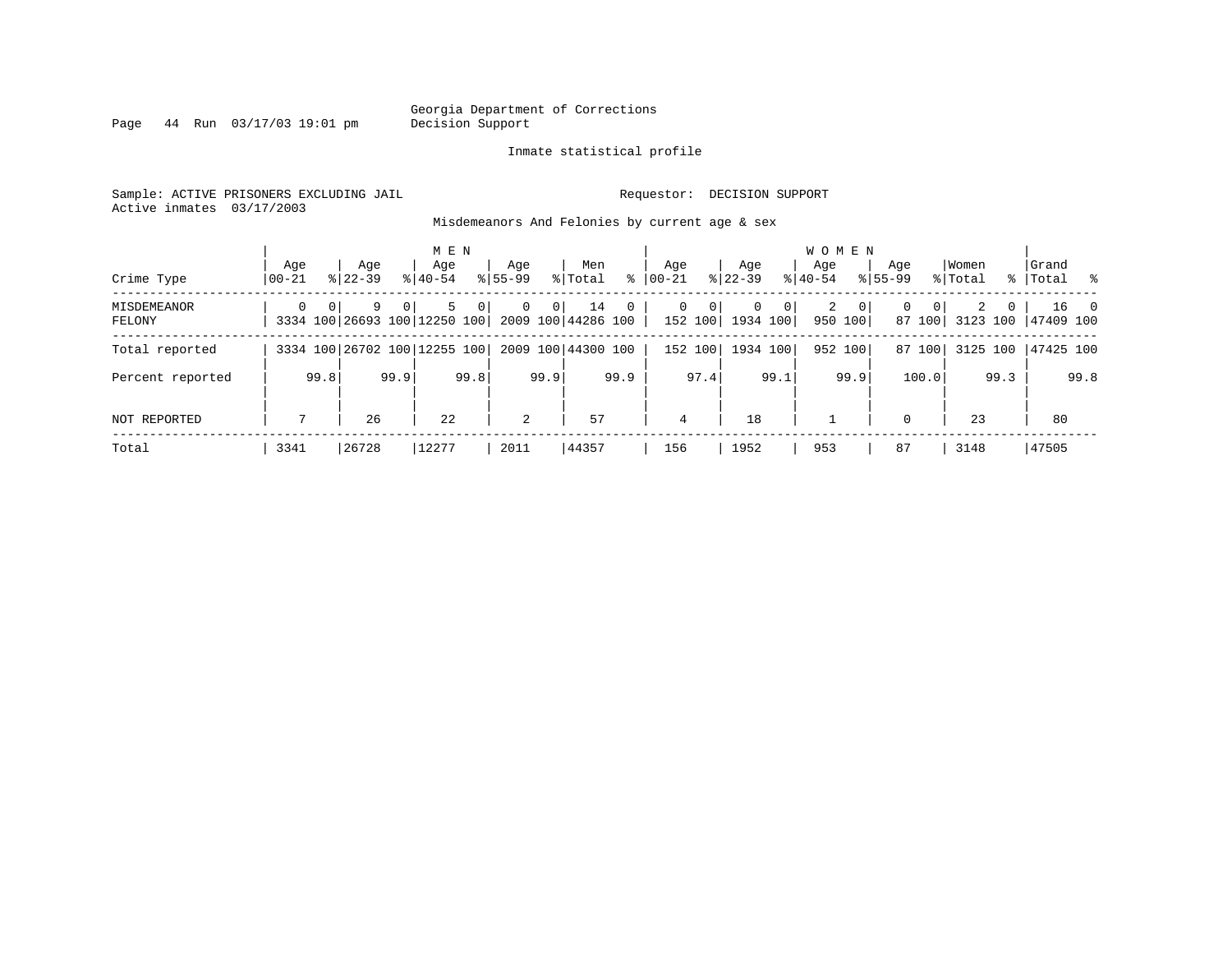Georgia Department of Corrections
Decision Support

Inmate statistical profile

Sample: ACTIVE PRISONERS EXCLUDING JAIL

Requestor: DECISION SUPPORT

Active inmates 03/17/2003

Misdemeanors And Felonies by current age & sex

| Crime Type | MEN Age 00-21 | % | Age 22-39 | % | Age 40-54 | % | Age 55-99 | % | Men Total | % | WOMEN Age 00-21 | % | Age 22-39 | % | Age 40-54 | % | Age 55-99 | % | Women Total | % | Grand Total | % |
|---|---|---|---|---|---|---|---|---|---|---|---|---|---|---|---|---|---|---|---|---|---|---|
| MISDEMEANOR | 0 | 0 | 9 | 0 | 5 | 0 | 0 | 0 | 14 | 0 | 0 | 0 | 0 | 0 | 2 | 0 | 0 | 0 | 2 | 0 | 16 | 0 |
| FELONY | 3334 | 100 | 26693 | 100 | 12250 | 100 | 2009 | 100 | 44286 | 100 | 152 | 100 | 1934 | 100 | 950 | 100 | 87 | 100 | 3123 | 100 | 47409 | 100 |
| Total reported | 3334 | 100 | 26702 | 100 | 12255 | 100 | 2009 | 100 | 44300 | 100 | 152 | 100 | 1934 | 100 | 952 | 100 | 87 | 100 | 3125 | 100 | 47425 | 100 |
| Percent reported | | 99.8 | | 99.9 | | 99.8 | | 99.9 | | 99.9 | | 97.4 | | 99.1 | | 99.9 | | 100.0 | | 99.3 | | 99.8 |
| NOT REPORTED | 7 | | 26 | | 22 | | 2 | | 57 | | 4 | | 18 | | 1 | | 0 | | 23 | | 80 | |
| Total | 3341 | | 26728 | | 12277 | | 2011 | | 44357 | | 156 | | 1952 | | 953 | | 87 | | 3148 | | 47505 | |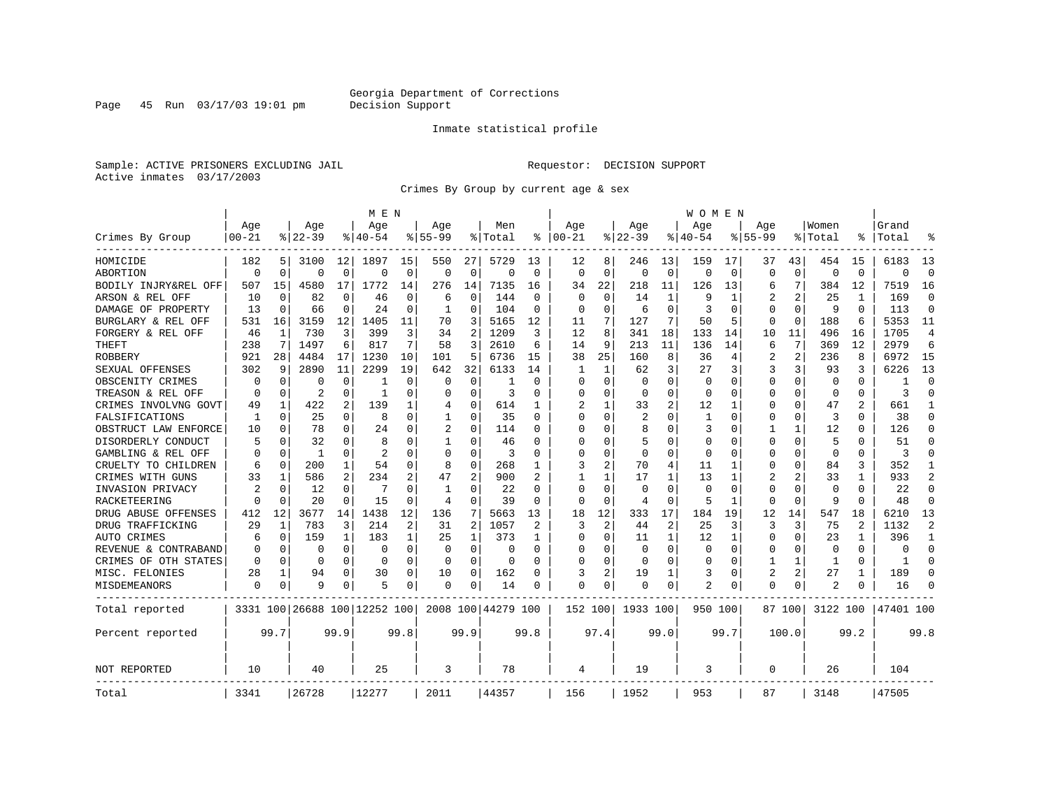Georgia Department of Corrections
Decision Support

Inmate statistical profile

Sample: ACTIVE PRISONERS EXCLUDING JAIL

Requestor: DECISION SUPPORT

Active inmates 03/17/2003

Crimes By Group by current age & sex

| Crimes By Group | MEN Age 00-21 | % | Age 22-39 | % | Age 40-54 | % | Age 55-99 | % | Men Total | % | WOMEN Age 00-21 | % | Age 22-39 | % | Age 40-54 | % | Age 55-99 | % | Women Total | % | Grand Total | % |
|---|---|---|---|---|---|---|---|---|---|---|---|---|---|---|---|---|---|---|---|---|---|---|
| HOMICIDE | 182 | 5 | 3100 | 12 | 1897 | 15 | 550 | 27 | 5729 | 13 | 12 | 8 | 246 | 13 | 159 | 17 | 37 | 43 | 454 | 15 | 6183 | 13 |
| ABORTION | 0 | 0 | 0 | 0 | 0 | 0 | 0 | 0 | 0 | 0 | 0 | 0 | 0 | 0 | 0 | 0 | 0 | 0 | 0 | 0 | 0 | 0 |
| BODILY INJRY&REL OFF | 507 | 15 | 4580 | 17 | 1772 | 14 | 276 | 14 | 7135 | 16 | 34 | 22 | 218 | 11 | 126 | 13 | 6 | 7 | 384 | 12 | 7519 | 16 |
| ARSON & REL OFF | 10 | 0 | 82 | 0 | 46 | 0 | 6 | 0 | 144 | 0 | 0 | 0 | 14 | 1 | 9 | 1 | 2 | 2 | 25 | 1 | 169 | 0 |
| DAMAGE OF PROPERTY | 13 | 0 | 66 | 0 | 24 | 0 | 1 | 0 | 104 | 0 | 0 | 0 | 6 | 0 | 3 | 0 | 0 | 0 | 9 | 0 | 113 | 0 |
| BURGLARY & REL OFF | 531 | 16 | 3159 | 12 | 1405 | 11 | 70 | 3 | 5165 | 12 | 11 | 7 | 127 | 7 | 50 | 5 | 0 | 0 | 188 | 6 | 5353 | 11 |
| FORGERY & REL OFF | 46 | 1 | 730 | 3 | 399 | 3 | 34 | 2 | 1209 | 3 | 12 | 8 | 341 | 18 | 133 | 14 | 10 | 11 | 496 | 16 | 1705 | 4 |
| THEFT | 238 | 7 | 1497 | 6 | 817 | 7 | 58 | 3 | 2610 | 6 | 14 | 9 | 213 | 11 | 136 | 14 | 6 | 7 | 369 | 12 | 2979 | 6 |
| ROBBERY | 921 | 28 | 4484 | 17 | 1230 | 10 | 101 | 5 | 6736 | 15 | 38 | 25 | 160 | 8 | 36 | 4 | 2 | 2 | 236 | 8 | 6972 | 15 |
| SEXUAL OFFENSES | 302 | 9 | 2890 | 11 | 2299 | 19 | 642 | 32 | 6133 | 14 | 1 | 1 | 62 | 3 | 27 | 3 | 3 | 3 | 93 | 3 | 6226 | 13 |
| OBSCENITY CRIMES | 0 | 0 | 0 | 0 | 1 | 0 | 0 | 0 | 1 | 0 | 0 | 0 | 0 | 0 | 0 | 0 | 0 | 0 | 0 | 0 | 1 | 0 |
| TREASON & REL OFF | 0 | 0 | 2 | 0 | 1 | 0 | 0 | 0 | 3 | 0 | 0 | 0 | 0 | 0 | 0 | 0 | 0 | 0 | 0 | 0 | 3 | 0 |
| CRIMES INVOLVNG GOVT | 49 | 1 | 422 | 2 | 139 | 1 | 4 | 0 | 614 | 1 | 2 | 1 | 33 | 2 | 12 | 1 | 0 | 0 | 47 | 2 | 661 | 1 |
| FALSIFICATIONS | 1 | 0 | 25 | 0 | 8 | 0 | 1 | 0 | 35 | 0 | 0 | 0 | 2 | 0 | 1 | 0 | 0 | 0 | 3 | 0 | 38 | 0 |
| OBSTRUCT LAW ENFORCE | 10 | 0 | 78 | 0 | 24 | 0 | 2 | 0 | 114 | 0 | 0 | 0 | 8 | 0 | 3 | 0 | 1 | 1 | 12 | 0 | 126 | 0 |
| DISORDERLY CONDUCT | 5 | 0 | 32 | 0 | 8 | 0 | 1 | 0 | 46 | 0 | 0 | 0 | 5 | 0 | 0 | 0 | 0 | 0 | 5 | 0 | 51 | 0 |
| GAMBLING & REL OFF | 0 | 0 | 1 | 0 | 2 | 0 | 0 | 0 | 3 | 0 | 0 | 0 | 0 | 0 | 0 | 0 | 0 | 0 | 0 | 0 | 3 | 0 |
| CRUELTY TO CHILDREN | 6 | 0 | 200 | 1 | 54 | 0 | 8 | 0 | 268 | 1 | 3 | 2 | 70 | 4 | 11 | 1 | 0 | 0 | 84 | 3 | 352 | 1 |
| CRIMES WITH GUNS | 33 | 1 | 586 | 2 | 234 | 2 | 47 | 2 | 900 | 2 | 1 | 1 | 17 | 1 | 13 | 1 | 2 | 2 | 33 | 1 | 933 | 2 |
| INVASION PRIVACY | 2 | 0 | 12 | 0 | 7 | 0 | 1 | 0 | 22 | 0 | 0 | 0 | 0 | 0 | 0 | 0 | 0 | 0 | 0 | 0 | 22 | 0 |
| RACKETEERING | 0 | 0 | 20 | 0 | 15 | 0 | 4 | 0 | 39 | 0 | 0 | 0 | 4 | 0 | 5 | 1 | 0 | 0 | 9 | 0 | 48 | 0 |
| DRUG ABUSE OFFENSES | 412 | 12 | 3677 | 14 | 1438 | 12 | 136 | 7 | 5663 | 13 | 18 | 12 | 333 | 17 | 184 | 19 | 12 | 14 | 547 | 18 | 6210 | 13 |
| DRUG TRAFFICKING | 29 | 1 | 783 | 3 | 214 | 2 | 31 | 2 | 1057 | 2 | 3 | 2 | 44 | 2 | 25 | 3 | 3 | 3 | 75 | 2 | 1132 | 2 |
| AUTO CRIMES | 6 | 0 | 159 | 1 | 183 | 1 | 25 | 1 | 373 | 1 | 0 | 0 | 11 | 1 | 12 | 1 | 0 | 0 | 23 | 1 | 396 | 1 |
| REVENUE & CONTRABAND | 0 | 0 | 0 | 0 | 0 | 0 | 0 | 0 | 0 | 0 | 0 | 0 | 0 | 0 | 0 | 0 | 0 | 0 | 0 | 0 | 0 | 0 |
| CRIMES OF OTH STATES | 0 | 0 | 0 | 0 | 0 | 0 | 0 | 0 | 0 | 0 | 0 | 0 | 0 | 0 | 0 | 0 | 1 | 1 | 1 | 0 | 1 | 0 |
| MISC. FELONIES | 28 | 1 | 94 | 0 | 30 | 0 | 10 | 0 | 162 | 0 | 3 | 2 | 19 | 1 | 3 | 0 | 2 | 2 | 27 | 1 | 189 | 0 |
| MISDEMEANORS | 0 | 0 | 9 | 0 | 5 | 0 | 0 | 0 | 14 | 0 | 0 | 0 | 0 | 0 | 2 | 0 | 0 | 0 | 2 | 0 | 16 | 0 |
| Total reported | 3331 | 100 | 26688 | 100 | 12252 | 100 | 2008 | 100 | 44279 | 100 | 152 | 100 | 1933 | 100 | 950 | 100 | 87 | 100 | 3122 | 100 | 47401 | 100 |
| Percent reported | | 99.7 | | 99.9 | | 99.8 | | 99.9 | | 99.8 | | 97.4 | | 99.0 | | 99.7 | | 100.0 | | 99.2 | | 99.8 |
| NOT REPORTED | 10 | | 40 | | 25 | | 3 | | 78 | | 4 | | 19 | | 3 | | 0 | | 26 | | 104 | |
| Total | 3341 | | 26728 | | 12277 | | 2011 | | 44357 | | 156 | | 1952 | | 953 | | 87 | | 3148 | | 47505 | |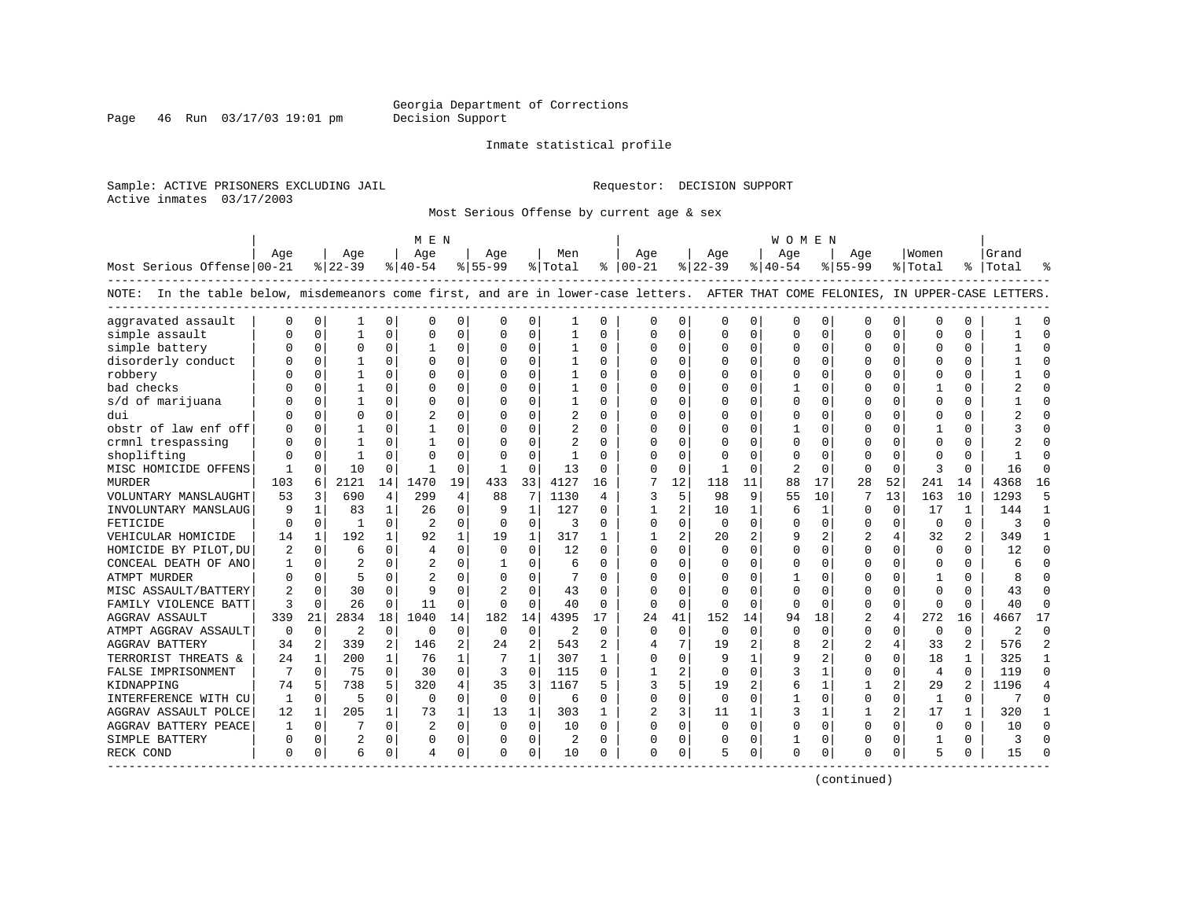Georgia Department of Corrections
Decision Support

Inmate statistical profile

Sample: ACTIVE PRISONERS EXCLUDING JAIL
Active inmates 03/17/2003

Requestor: DECISION SUPPORT

Most Serious Offense by current age & sex

NOTE: In the table below, misdemeanors come first, and are in lower-case letters. AFTER THAT COME FELONIES, IN UPPER-CASE LETTERS.

| Most Serious Offense | MEN Age 00-21 | % | Age 22-39 | % | Age 40-54 | % | Age 55-99 | % | Men Total | % | WOMEN Age 00-21 | % | Age 22-39 | % | Age 40-54 | % | Age 55-99 | % | Women Total | % | Grand Total | % |
|---|---|---|---|---|---|---|---|---|---|---|---|---|---|---|---|---|---|---|---|---|---|---|
| aggravated assault | 0 | 0 | 1 | 0 | 0 | 0 | 0 | 0 | 1 | 0 | 0 | 0 | 0 | 0 | 0 | 0 | 0 | 0 | 0 | 0 | 1 | 0 |
| simple assault | 0 | 0 | 1 | 0 | 0 | 0 | 0 | 0 | 1 | 0 | 0 | 0 | 0 | 0 | 0 | 0 | 0 | 0 | 0 | 0 | 1 | 0 |
| simple battery | 0 | 0 | 0 | 0 | 1 | 0 | 0 | 0 | 1 | 0 | 0 | 0 | 0 | 0 | 0 | 0 | 0 | 0 | 0 | 0 | 1 | 0 |
| disorderly conduct | 0 | 0 | 1 | 0 | 0 | 0 | 0 | 0 | 1 | 0 | 0 | 0 | 0 | 0 | 0 | 0 | 0 | 0 | 0 | 0 | 1 | 0 |
| robbery | 0 | 0 | 1 | 0 | 0 | 0 | 0 | 0 | 1 | 0 | 0 | 0 | 0 | 0 | 0 | 0 | 0 | 0 | 0 | 0 | 1 | 0 |
| bad checks | 0 | 0 | 1 | 0 | 0 | 0 | 0 | 0 | 1 | 0 | 0 | 0 | 0 | 0 | 1 | 0 | 0 | 0 | 1 | 0 | 2 | 0 |
| s/d of marijuana | 0 | 0 | 1 | 0 | 0 | 0 | 0 | 0 | 1 | 0 | 0 | 0 | 0 | 0 | 0 | 0 | 0 | 0 | 0 | 0 | 1 | 0 |
| dui | 0 | 0 | 0 | 0 | 2 | 0 | 0 | 0 | 2 | 0 | 0 | 0 | 0 | 0 | 0 | 0 | 0 | 0 | 0 | 0 | 2 | 0 |
| obstr of law enf off | 0 | 0 | 1 | 0 | 1 | 0 | 0 | 0 | 2 | 0 | 0 | 0 | 0 | 0 | 1 | 0 | 0 | 0 | 1 | 0 | 3 | 0 |
| crmnl trespassing | 0 | 0 | 1 | 0 | 1 | 0 | 0 | 0 | 2 | 0 | 0 | 0 | 0 | 0 | 0 | 0 | 0 | 0 | 0 | 0 | 2 | 0 |
| shoplifting | 0 | 0 | 1 | 0 | 0 | 0 | 0 | 0 | 1 | 0 | 0 | 0 | 0 | 0 | 0 | 0 | 0 | 0 | 0 | 0 | 1 | 0 |
| MISC HOMICIDE OFFENS | 1 | 0 | 10 | 0 | 1 | 0 | 1 | 0 | 13 | 0 | 0 | 0 | 1 | 0 | 2 | 0 | 0 | 0 | 3 | 0 | 16 | 0 |
| MURDER | 103 | 6 | 2121 | 14 | 1470 | 19 | 433 | 33 | 4127 | 16 | 7 | 12 | 118 | 11 | 88 | 17 | 28 | 52 | 241 | 14 | 4368 | 16 |
| VOLUNTARY MANSLAUGHT | 53 | 3 | 690 | 4 | 299 | 4 | 88 | 7 | 1130 | 4 | 3 | 5 | 98 | 9 | 55 | 10 | 7 | 13 | 163 | 10 | 1293 | 5 |
| INVOLUNTARY MANSLAUG | 9 | 1 | 83 | 1 | 26 | 0 | 9 | 1 | 127 | 0 | 1 | 2 | 10 | 1 | 6 | 1 | 0 | 0 | 17 | 1 | 144 | 1 |
| FETICIDE | 0 | 0 | 1 | 0 | 2 | 0 | 0 | 0 | 3 | 0 | 0 | 0 | 0 | 0 | 0 | 0 | 0 | 0 | 0 | 0 | 3 | 0 |
| VEHICULAR HOMICIDE | 14 | 1 | 192 | 1 | 92 | 1 | 19 | 1 | 317 | 1 | 1 | 2 | 20 | 2 | 9 | 2 | 2 | 4 | 32 | 2 | 349 | 1 |
| HOMICIDE BY PILOT,DU | 2 | 0 | 6 | 0 | 4 | 0 | 0 | 0 | 12 | 0 | 0 | 0 | 0 | 0 | 0 | 0 | 0 | 0 | 0 | 0 | 12 | 0 |
| CONCEAL DEATH OF ANO | 1 | 0 | 2 | 0 | 2 | 0 | 1 | 0 | 6 | 0 | 0 | 0 | 0 | 0 | 0 | 0 | 0 | 0 | 0 | 0 | 6 | 0 |
| ATMPT MURDER | 0 | 0 | 5 | 0 | 2 | 0 | 0 | 0 | 7 | 0 | 0 | 0 | 0 | 0 | 1 | 0 | 0 | 0 | 1 | 0 | 8 | 0 |
| MISC ASSAULT/BATTERY | 2 | 0 | 30 | 0 | 9 | 0 | 2 | 0 | 43 | 0 | 0 | 0 | 0 | 0 | 0 | 0 | 0 | 0 | 0 | 0 | 43 | 0 |
| FAMILY VIOLENCE BATT | 3 | 0 | 26 | 0 | 11 | 0 | 0 | 0 | 40 | 0 | 0 | 0 | 0 | 0 | 0 | 0 | 0 | 0 | 0 | 0 | 40 | 0 |
| AGGRAV ASSAULT | 339 | 21 | 2834 | 18 | 1040 | 14 | 182 | 14 | 4395 | 17 | 24 | 41 | 152 | 14 | 94 | 18 | 2 | 4 | 272 | 16 | 4667 | 17 |
| ATMPT AGGRAV ASSAULT | 0 | 0 | 2 | 0 | 0 | 0 | 0 | 0 | 2 | 0 | 0 | 0 | 0 | 0 | 0 | 0 | 0 | 0 | 0 | 0 | 2 | 0 |
| AGGRAV BATTERY | 34 | 2 | 339 | 2 | 146 | 2 | 24 | 2 | 543 | 2 | 4 | 7 | 19 | 2 | 8 | 2 | 2 | 4 | 33 | 2 | 576 | 2 |
| TERRORIST THREATS & | 24 | 1 | 200 | 1 | 76 | 1 | 7 | 1 | 307 | 1 | 0 | 0 | 9 | 1 | 9 | 2 | 0 | 0 | 18 | 1 | 325 | 1 |
| FALSE IMPRISONMENT | 7 | 0 | 75 | 0 | 30 | 0 | 3 | 0 | 115 | 0 | 1 | 2 | 0 | 0 | 3 | 1 | 0 | 0 | 4 | 0 | 119 | 0 |
| KIDNAPPING | 74 | 5 | 738 | 5 | 320 | 4 | 35 | 3 | 1167 | 5 | 3 | 5 | 19 | 2 | 6 | 1 | 1 | 2 | 29 | 2 | 1196 | 4 |
| INTERFERENCE WITH CU | 1 | 0 | 5 | 0 | 0 | 0 | 0 | 0 | 6 | 0 | 0 | 0 | 0 | 0 | 1 | 0 | 0 | 0 | 1 | 0 | 7 | 0 |
| AGGRAV ASSAULT POLCE | 12 | 1 | 205 | 1 | 73 | 1 | 13 | 1 | 303 | 1 | 2 | 3 | 11 | 1 | 3 | 1 | 1 | 2 | 17 | 1 | 320 | 1 |
| AGGRAV BATTERY PEACE | 1 | 0 | 7 | 0 | 2 | 0 | 0 | 0 | 10 | 0 | 0 | 0 | 0 | 0 | 0 | 0 | 0 | 0 | 0 | 0 | 10 | 0 |
| SIMPLE BATTERY | 0 | 0 | 2 | 0 | 0 | 0 | 0 | 0 | 2 | 0 | 0 | 0 | 0 | 0 | 1 | 0 | 0 | 0 | 1 | 0 | 3 | 0 |
| RECK COND | 0 | 0 | 6 | 0 | 4 | 0 | 0 | 0 | 10 | 0 | 0 | 0 | 5 | 0 | 0 | 0 | 0 | 0 | 5 | 0 | 15 | 0 |

(continued)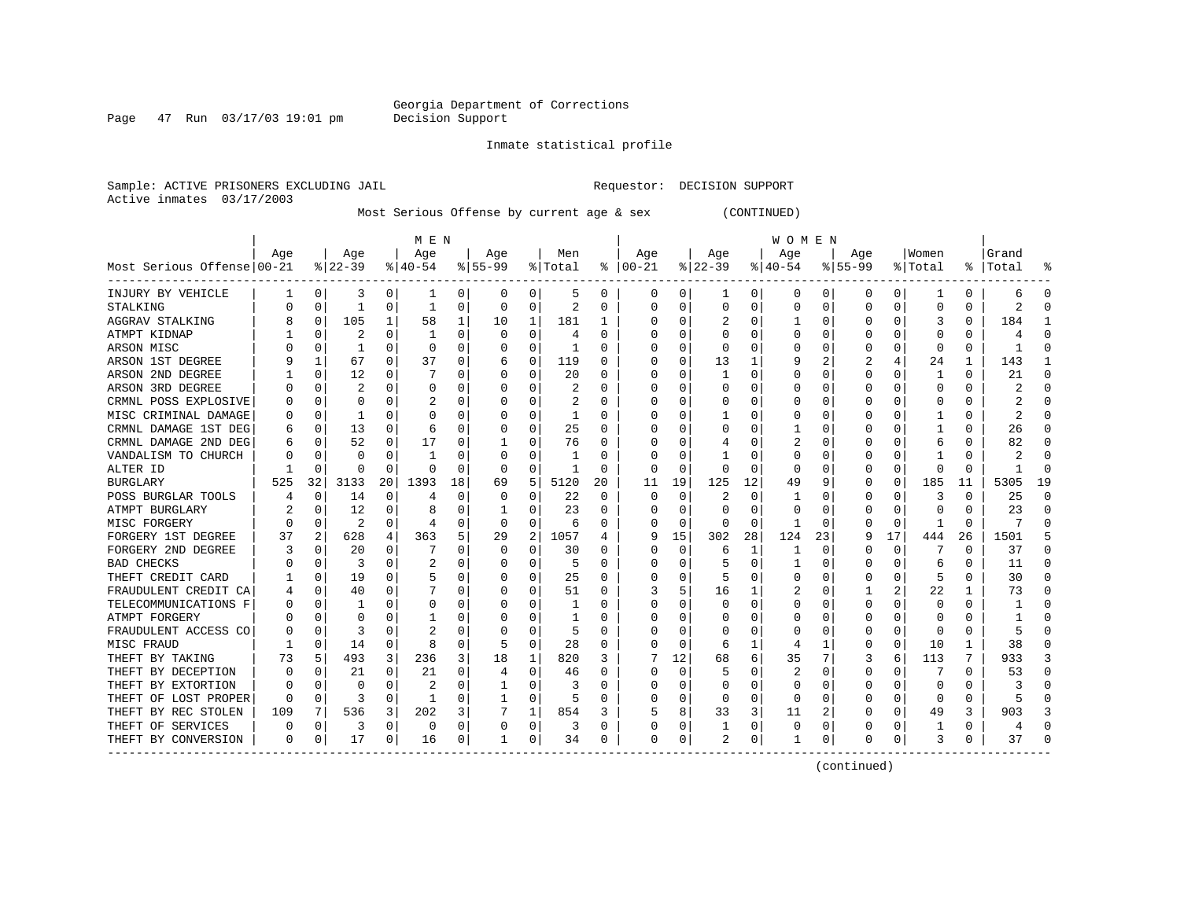Georgia Department of Corrections
Decision Support

Inmate statistical profile

Sample: ACTIVE PRISONERS EXCLUDING JAIL    Requestor: DECISION SUPPORT
Active inmates 03/17/2003

Most Serious Offense by current age & sex (CONTINUED)

| Most Serious Offense | MEN Age 00-21 | % | Age 22-39 | % | Age 40-54 | % | Age 55-99 | % | Men Total | % | WOMEN Age 00-21 | % | Age 22-39 | % | Age 40-54 | % | Age 55-99 | % | Women Total | % | Grand Total | % |
|---|---|---|---|---|---|---|---|---|---|---|---|---|---|---|---|---|---|---|---|---|---|---|
| INJURY BY VEHICLE | 1 | 0 | 3 | 0 | 1 | 0 | 0 | 0 | 5 | 0 | 0 | 0 | 1 | 0 | 0 | 0 | 0 | 0 | 1 | 0 | 6 | 0 |
| STALKING | 0 | 0 | 1 | 0 | 1 | 0 | 0 | 0 | 2 | 0 | 0 | 0 | 0 | 0 | 0 | 0 | 0 | 0 | 0 | 0 | 2 | 0 |
| AGGRAV STALKING | 8 | 0 | 105 | 1 | 58 | 1 | 10 | 1 | 181 | 1 | 0 | 0 | 2 | 0 | 1 | 0 | 0 | 0 | 3 | 0 | 184 | 1 |
| ATMPT KIDNAP | 1 | 0 | 2 | 0 | 1 | 0 | 0 | 0 | 4 | 0 | 0 | 0 | 0 | 0 | 0 | 0 | 0 | 0 | 0 | 0 | 4 | 0 |
| ARSON MISC | 0 | 0 | 1 | 0 | 0 | 0 | 0 | 0 | 1 | 0 | 0 | 0 | 0 | 0 | 0 | 0 | 0 | 0 | 0 | 0 | 1 | 0 |
| ARSON 1ST DEGREE | 9 | 1 | 67 | 0 | 37 | 0 | 6 | 0 | 119 | 0 | 0 | 0 | 13 | 1 | 9 | 2 | 2 | 4 | 24 | 1 | 143 | 1 |
| ARSON 2ND DEGREE | 1 | 0 | 12 | 0 | 7 | 0 | 0 | 0 | 20 | 0 | 0 | 0 | 1 | 0 | 0 | 0 | 0 | 0 | 1 | 0 | 21 | 0 |
| ARSON 3RD DEGREE | 0 | 0 | 2 | 0 | 0 | 0 | 0 | 0 | 2 | 0 | 0 | 0 | 0 | 0 | 0 | 0 | 0 | 0 | 0 | 0 | 2 | 0 |
| CRMNL POSS EXPLOSIVE | 0 | 0 | 0 | 0 | 2 | 0 | 0 | 0 | 2 | 0 | 0 | 0 | 0 | 0 | 0 | 0 | 0 | 0 | 0 | 0 | 2 | 0 |
| MISC CRIMINAL DAMAGE | 0 | 0 | 1 | 0 | 0 | 0 | 0 | 0 | 1 | 0 | 0 | 0 | 1 | 0 | 0 | 0 | 0 | 0 | 1 | 0 | 2 | 0 |
| CRMNL DAMAGE 1ST DEG | 6 | 0 | 13 | 0 | 6 | 0 | 0 | 0 | 25 | 0 | 0 | 0 | 0 | 0 | 1 | 0 | 0 | 0 | 1 | 0 | 26 | 0 |
| CRMNL DAMAGE 2ND DEG | 6 | 0 | 52 | 0 | 17 | 0 | 1 | 0 | 76 | 0 | 0 | 0 | 4 | 0 | 2 | 0 | 0 | 0 | 6 | 0 | 82 | 0 |
| VANDALISM TO CHURCH | 0 | 0 | 0 | 0 | 1 | 0 | 0 | 0 | 1 | 0 | 0 | 0 | 1 | 0 | 0 | 0 | 0 | 0 | 1 | 0 | 2 | 0 |
| ALTER ID | 1 | 0 | 0 | 0 | 0 | 0 | 0 | 0 | 1 | 0 | 0 | 0 | 0 | 0 | 0 | 0 | 0 | 0 | 0 | 0 | 1 | 0 |
| BURGLARY | 525 | 32 | 3133 | 20 | 1393 | 18 | 69 | 5 | 5120 | 20 | 11 | 19 | 125 | 12 | 49 | 9 | 0 | 0 | 185 | 11 | 5305 | 19 |
| POSS BURGLAR TOOLS | 4 | 0 | 14 | 0 | 4 | 0 | 0 | 0 | 22 | 0 | 0 | 0 | 2 | 0 | 1 | 0 | 0 | 0 | 3 | 0 | 25 | 0 |
| ATMPT BURGLARY | 2 | 0 | 12 | 0 | 8 | 0 | 1 | 0 | 23 | 0 | 0 | 0 | 0 | 0 | 0 | 0 | 0 | 0 | 0 | 0 | 23 | 0 |
| MISC FORGERY | 0 | 0 | 2 | 0 | 4 | 0 | 0 | 0 | 6 | 0 | 0 | 0 | 0 | 0 | 1 | 0 | 0 | 0 | 1 | 0 | 7 | 0 |
| FORGERY 1ST DEGREE | 37 | 2 | 628 | 4 | 363 | 5 | 29 | 2 | 1057 | 4 | 9 | 15 | 302 | 28 | 124 | 23 | 9 | 17 | 444 | 26 | 1501 | 5 |
| FORGERY 2ND DEGREE | 3 | 0 | 20 | 0 | 7 | 0 | 0 | 0 | 30 | 0 | 0 | 0 | 6 | 1 | 1 | 0 | 0 | 0 | 7 | 0 | 37 | 0 |
| BAD CHECKS | 0 | 0 | 3 | 0 | 2 | 0 | 0 | 0 | 5 | 0 | 0 | 0 | 5 | 0 | 1 | 0 | 0 | 0 | 6 | 0 | 11 | 0 |
| THEFT CREDIT CARD | 1 | 0 | 19 | 0 | 5 | 0 | 0 | 0 | 25 | 0 | 0 | 0 | 5 | 0 | 0 | 0 | 0 | 0 | 5 | 0 | 30 | 0 |
| FRAUDULENT CREDIT CA | 4 | 0 | 40 | 0 | 7 | 0 | 0 | 0 | 51 | 0 | 3 | 5 | 16 | 1 | 2 | 0 | 1 | 2 | 22 | 1 | 73 | 0 |
| TELECOMMUNICATIONS F | 0 | 0 | 1 | 0 | 0 | 0 | 0 | 0 | 1 | 0 | 0 | 0 | 0 | 0 | 0 | 0 | 0 | 0 | 0 | 0 | 1 | 0 |
| ATMPT FORGERY | 0 | 0 | 0 | 0 | 1 | 0 | 0 | 0 | 1 | 0 | 0 | 0 | 0 | 0 | 0 | 0 | 0 | 0 | 0 | 0 | 1 | 0 |
| FRAUDULENT ACCESS CO | 0 | 0 | 3 | 0 | 2 | 0 | 0 | 0 | 5 | 0 | 0 | 0 | 0 | 0 | 0 | 0 | 0 | 0 | 0 | 0 | 5 | 0 |
| MISC FRAUD | 1 | 0 | 14 | 0 | 8 | 0 | 5 | 0 | 28 | 0 | 0 | 0 | 6 | 1 | 4 | 1 | 0 | 0 | 10 | 1 | 38 | 0 |
| THEFT BY TAKING | 73 | 5 | 493 | 3 | 236 | 3 | 18 | 1 | 820 | 3 | 7 | 12 | 68 | 6 | 35 | 7 | 3 | 6 | 113 | 7 | 933 | 3 |
| THEFT BY DECEPTION | 0 | 0 | 21 | 0 | 21 | 0 | 4 | 0 | 46 | 0 | 0 | 0 | 5 | 0 | 2 | 0 | 0 | 0 | 7 | 0 | 53 | 0 |
| THEFT BY EXTORTION | 0 | 0 | 0 | 0 | 2 | 0 | 1 | 0 | 3 | 0 | 0 | 0 | 0 | 0 | 0 | 0 | 0 | 0 | 0 | 0 | 3 | 0 |
| THEFT OF LOST PROPER | 0 | 0 | 3 | 0 | 1 | 0 | 1 | 0 | 5 | 0 | 0 | 0 | 0 | 0 | 0 | 0 | 0 | 0 | 0 | 0 | 5 | 0 |
| THEFT BY REC STOLEN | 109 | 7 | 536 | 3 | 202 | 3 | 7 | 1 | 854 | 3 | 5 | 8 | 33 | 3 | 11 | 2 | 0 | 0 | 49 | 3 | 903 | 3 |
| THEFT OF SERVICES | 0 | 0 | 3 | 0 | 0 | 0 | 0 | 0 | 3 | 0 | 0 | 0 | 1 | 0 | 0 | 0 | 0 | 0 | 1 | 0 | 4 | 0 |
| THEFT BY CONVERSION | 0 | 0 | 17 | 0 | 16 | 0 | 1 | 0 | 34 | 0 | 0 | 0 | 2 | 0 | 1 | 0 | 0 | 0 | 3 | 0 | 37 | 0 |

(continued)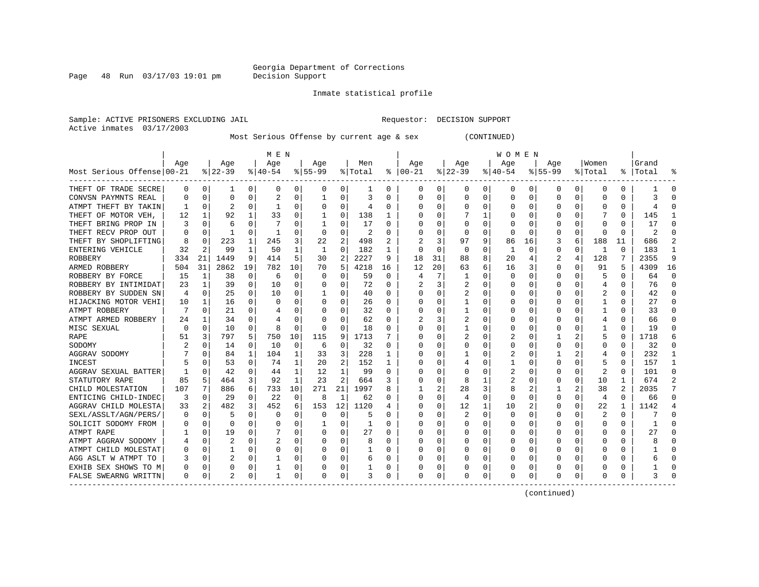Georgia Department of Corrections
Decision Support

Inmate statistical profile

Sample: ACTIVE PRISONERS EXCLUDING JAIL

Requestor: DECISION SUPPORT

Active inmates 03/17/2003

Most Serious Offense by current age & sex (CONTINUED)

| Most Serious Offense | MEN Age 00-21 | % | Age 22-39 | % | Age 40-54 | % | Age 55-99 | % | Men Total | % | WOMEN Age 00-21 | % | Age 22-39 | % | Age 40-54 | % | Age 55-99 | % | Women Total | % | Grand Total | % |
|---|---|---|---|---|---|---|---|---|---|---|---|---|---|---|---|---|---|---|---|---|---|---|
| THEFT OF TRADE SECRE | 0 | 0 | 1 | 0 | 0 | 0 | 0 | 0 | 1 | 0 | 0 | 0 | 0 | 0 | 0 | 0 | 0 | 0 | 0 | 0 | 1 | 0 |
| CONVSN PAYMNTS REAL | 0 | 0 | 0 | 0 | 2 | 0 | 1 | 0 | 3 | 0 | 0 | 0 | 0 | 0 | 0 | 0 | 0 | 0 | 0 | 0 | 3 | 0 |
| ATMPT THEFT BY TAKIN | 1 | 0 | 2 | 0 | 1 | 0 | 0 | 0 | 4 | 0 | 0 | 0 | 0 | 0 | 0 | 0 | 0 | 0 | 0 | 0 | 4 | 0 |
| THEFT OF MOTOR VEH, | 12 | 1 | 92 | 1 | 33 | 0 | 1 | 0 | 138 | 1 | 0 | 0 | 7 | 1 | 0 | 0 | 0 | 0 | 7 | 0 | 145 | 1 |
| THEFT BRING PROP IN | 3 | 0 | 6 | 0 | 7 | 0 | 1 | 0 | 17 | 0 | 0 | 0 | 0 | 0 | 0 | 0 | 0 | 0 | 0 | 0 | 17 | 0 |
| THEFT RECV PROP OUT | 0 | 0 | 1 | 0 | 1 | 0 | 0 | 0 | 2 | 0 | 0 | 0 | 0 | 0 | 0 | 0 | 0 | 0 | 0 | 0 | 2 | 0 |
| THEFT BY SHOPLIFTING | 8 | 0 | 223 | 1 | 245 | 3 | 22 | 2 | 498 | 2 | 2 | 3 | 97 | 9 | 86 | 16 | 3 | 6 | 188 | 11 | 686 | 2 |
| ENTERING VEHICLE | 32 | 2 | 99 | 1 | 50 | 1 | 1 | 0 | 182 | 1 | 0 | 0 | 0 | 0 | 1 | 0 | 0 | 0 | 1 | 0 | 183 | 1 |
| ROBBERY | 334 | 21 | 1449 | 9 | 414 | 5 | 30 | 2 | 2227 | 9 | 18 | 31 | 88 | 8 | 20 | 4 | 2 | 4 | 128 | 7 | 2355 | 9 |
| ARMED ROBBERY | 504 | 31 | 2862 | 19 | 782 | 10 | 70 | 5 | 4218 | 16 | 12 | 20 | 63 | 6 | 16 | 3 | 0 | 0 | 91 | 5 | 4309 | 16 |
| ROBBERY BY FORCE | 15 | 1 | 38 | 0 | 6 | 0 | 0 | 0 | 59 | 0 | 4 | 7 | 1 | 0 | 0 | 0 | 0 | 0 | 5 | 0 | 64 | 0 |
| ROBBERY BY INTIMIDAT | 23 | 1 | 39 | 0 | 10 | 0 | 0 | 0 | 72 | 0 | 2 | 3 | 2 | 0 | 0 | 0 | 0 | 0 | 4 | 0 | 76 | 0 |
| ROBBERY BY SUDDEN SN | 4 | 0 | 25 | 0 | 10 | 0 | 1 | 0 | 40 | 0 | 0 | 0 | 2 | 0 | 0 | 0 | 0 | 0 | 2 | 0 | 42 | 0 |
| HIJACKING MOTOR VEHI | 10 | 1 | 16 | 0 | 0 | 0 | 0 | 0 | 26 | 0 | 0 | 0 | 1 | 0 | 0 | 0 | 0 | 0 | 1 | 0 | 27 | 0 |
| ATMPT ROBBERY | 7 | 0 | 21 | 0 | 4 | 0 | 0 | 0 | 32 | 0 | 0 | 0 | 1 | 0 | 0 | 0 | 0 | 0 | 1 | 0 | 33 | 0 |
| ATMPT ARMED ROBBERY | 24 | 1 | 34 | 0 | 4 | 0 | 0 | 0 | 62 | 0 | 2 | 3 | 2 | 0 | 0 | 0 | 0 | 0 | 4 | 0 | 66 | 0 |
| MISC SEXUAL | 0 | 0 | 10 | 0 | 8 | 0 | 0 | 0 | 18 | 0 | 0 | 0 | 1 | 0 | 0 | 0 | 0 | 0 | 1 | 0 | 19 | 0 |
| RAPE | 51 | 3 | 797 | 5 | 750 | 10 | 115 | 9 | 1713 | 7 | 0 | 0 | 2 | 0 | 2 | 0 | 1 | 2 | 5 | 0 | 1718 | 6 |
| SODOMY | 2 | 0 | 14 | 0 | 10 | 0 | 6 | 0 | 32 | 0 | 0 | 0 | 0 | 0 | 0 | 0 | 0 | 0 | 0 | 0 | 32 | 0 |
| AGGRAV SODOMY | 7 | 0 | 84 | 1 | 104 | 1 | 33 | 3 | 228 | 1 | 0 | 0 | 1 | 0 | 2 | 0 | 1 | 2 | 4 | 0 | 232 | 1 |
| INCEST | 5 | 0 | 53 | 0 | 74 | 1 | 20 | 2 | 152 | 1 | 0 | 0 | 4 | 0 | 1 | 0 | 0 | 0 | 5 | 0 | 157 | 1 |
| AGGRAV SEXUAL BATTER | 1 | 0 | 42 | 0 | 44 | 1 | 12 | 1 | 99 | 0 | 0 | 0 | 0 | 0 | 2 | 0 | 0 | 0 | 2 | 0 | 101 | 0 |
| STATUTORY RAPE | 85 | 5 | 464 | 3 | 92 | 1 | 23 | 2 | 664 | 3 | 0 | 0 | 8 | 1 | 2 | 0 | 0 | 0 | 10 | 1 | 674 | 2 |
| CHILD MOLESTATION | 107 | 7 | 886 | 6 | 733 | 10 | 271 | 21 | 1997 | 8 | 1 | 2 | 28 | 3 | 8 | 2 | 1 | 2 | 38 | 2 | 2035 | 7 |
| ENTICING CHILD-INDEC | 3 | 0 | 29 | 0 | 22 | 0 | 8 | 1 | 62 | 0 | 0 | 0 | 4 | 0 | 0 | 0 | 0 | 0 | 4 | 0 | 66 | 0 |
| AGGRAV CHILD MOLESTA | 33 | 2 | 482 | 3 | 452 | 6 | 153 | 12 | 1120 | 4 | 0 | 0 | 12 | 1 | 10 | 2 | 0 | 0 | 22 | 1 | 1142 | 4 |
| SEXL/ASSLT/AGN/PERS/ | 0 | 0 | 5 | 0 | 0 | 0 | 0 | 0 | 5 | 0 | 0 | 0 | 2 | 0 | 0 | 0 | 0 | 0 | 2 | 0 | 7 | 0 |
| SOLICIT SODOMY FROM | 0 | 0 | 0 | 0 | 0 | 0 | 1 | 0 | 1 | 0 | 0 | 0 | 0 | 0 | 0 | 0 | 0 | 0 | 0 | 0 | 1 | 0 |
| ATMPT RAPE | 1 | 0 | 19 | 0 | 7 | 0 | 0 | 0 | 27 | 0 | 0 | 0 | 0 | 0 | 0 | 0 | 0 | 0 | 0 | 0 | 27 | 0 |
| ATMPT AGGRAV SODOMY | 4 | 0 | 2 | 0 | 2 | 0 | 0 | 0 | 8 | 0 | 0 | 0 | 0 | 0 | 0 | 0 | 0 | 0 | 0 | 0 | 8 | 0 |
| ATMPT CHILD MOLESTAT | 0 | 0 | 1 | 0 | 0 | 0 | 0 | 0 | 1 | 0 | 0 | 0 | 0 | 0 | 0 | 0 | 0 | 0 | 0 | 0 | 1 | 0 |
| AGG ASLT W ATMPT TO | 3 | 0 | 2 | 0 | 1 | 0 | 0 | 0 | 6 | 0 | 0 | 0 | 0 | 0 | 0 | 0 | 0 | 0 | 0 | 0 | 6 | 0 |
| EXHIB SEX SHOWS TO M | 0 | 0 | 0 | 0 | 1 | 0 | 0 | 0 | 1 | 0 | 0 | 0 | 0 | 0 | 0 | 0 | 0 | 0 | 0 | 0 | 1 | 0 |
| FALSE SWEARNG WRITTN | 0 | 0 | 2 | 0 | 1 | 0 | 0 | 0 | 3 | 0 | 0 | 0 | 0 | 0 | 0 | 0 | 0 | 0 | 0 | 0 | 3 | 0 |

(continued)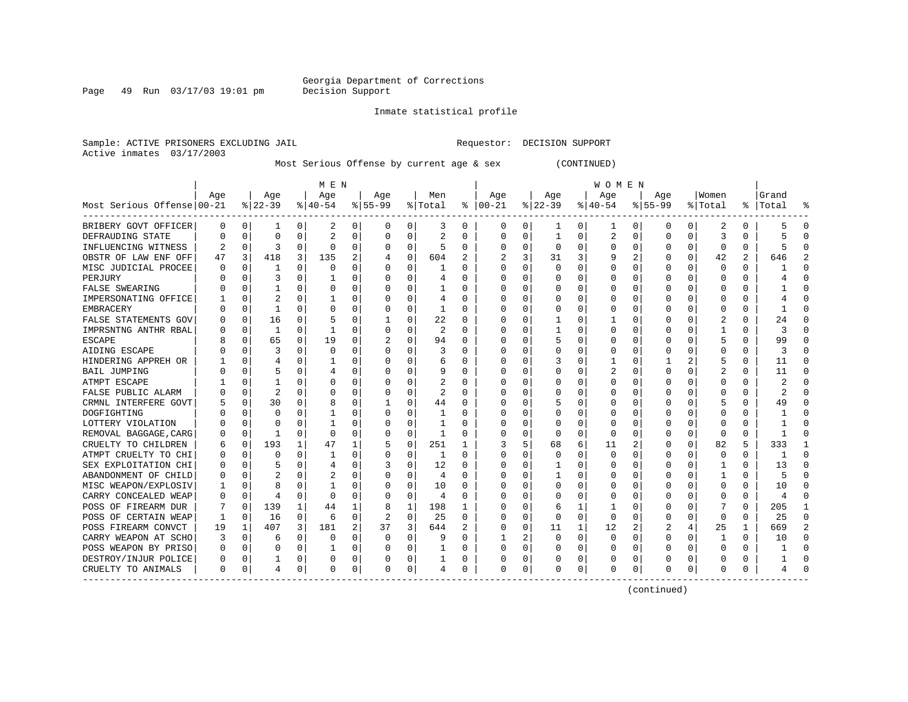Georgia Department of Corrections
Decision Support

Inmate statistical profile

Sample: ACTIVE PRISONERS EXCLUDING JAIL     Requestor: DECISION SUPPORT
Active inmates 03/17/2003

Most Serious Offense by current age & sex (CONTINUED)

| Most Serious Offense | MEN Age 00-21 | % | Age 22-39 | % | Age 40-54 | % | Age 55-99 | % | Men Total | % | WOMEN Age 00-21 | % | Age 22-39 | % | Age 40-54 | % | Age 55-99 | % | Women Total | % | Grand Total | % |
|---|---|---|---|---|---|---|---|---|---|---|---|---|---|---|---|---|---|---|---|---|---|---|
| BRIBERY GOVT OFFICER | 0 | 0 | 1 | 0 | 2 | 0 | 0 | 0 | 3 | 0 | 0 | 0 | 1 | 0 | 1 | 0 | 0 | 0 | 2 | 0 | 5 | 0 |
| DEFRAUDING STATE | 0 | 0 | 0 | 0 | 2 | 0 | 0 | 0 | 2 | 0 | 0 | 0 | 1 | 0 | 2 | 0 | 0 | 0 | 3 | 0 | 5 | 0 |
| INFLUENCING WITNESS | 2 | 0 | 3 | 0 | 0 | 0 | 0 | 0 | 5 | 0 | 0 | 0 | 0 | 0 | 0 | 0 | 0 | 0 | 0 | 0 | 5 | 0 |
| OBSTR OF LAW ENF OFF | 47 | 3 | 418 | 3 | 135 | 2 | 4 | 0 | 604 | 2 | 2 | 3 | 31 | 3 | 9 | 2 | 0 | 0 | 42 | 2 | 646 | 2 |
| MISC JUDICIAL PROCEE | 0 | 0 | 1 | 0 | 0 | 0 | 0 | 0 | 1 | 0 | 0 | 0 | 0 | 0 | 0 | 0 | 0 | 0 | 0 | 0 | 1 | 0 |
| PERJURY | 0 | 0 | 3 | 0 | 1 | 0 | 0 | 0 | 4 | 0 | 0 | 0 | 0 | 0 | 0 | 0 | 0 | 0 | 0 | 0 | 4 | 0 |
| FALSE SWEARING | 0 | 0 | 1 | 0 | 0 | 0 | 0 | 0 | 1 | 0 | 0 | 0 | 0 | 0 | 0 | 0 | 0 | 0 | 0 | 0 | 1 | 0 |
| IMPERSONATING OFFICE | 1 | 0 | 2 | 0 | 1 | 0 | 0 | 0 | 4 | 0 | 0 | 0 | 0 | 0 | 0 | 0 | 0 | 0 | 0 | 0 | 4 | 0 |
| EMBRACERY | 0 | 0 | 1 | 0 | 0 | 0 | 0 | 0 | 1 | 0 | 0 | 0 | 0 | 0 | 0 | 0 | 0 | 0 | 0 | 0 | 1 | 0 |
| FALSE STATEMENTS GOV | 0 | 0 | 16 | 0 | 5 | 0 | 1 | 0 | 22 | 0 | 0 | 0 | 1 | 0 | 1 | 0 | 0 | 0 | 2 | 0 | 24 | 0 |
| IMPRSNTNG ANTHR RBAL | 0 | 0 | 1 | 0 | 1 | 0 | 0 | 0 | 2 | 0 | 0 | 0 | 1 | 0 | 0 | 0 | 0 | 0 | 1 | 0 | 3 | 0 |
| ESCAPE | 8 | 0 | 65 | 0 | 19 | 0 | 2 | 0 | 94 | 0 | 0 | 0 | 5 | 0 | 0 | 0 | 0 | 0 | 5 | 0 | 99 | 0 |
| AIDING ESCAPE | 0 | 0 | 3 | 0 | 0 | 0 | 0 | 0 | 3 | 0 | 0 | 0 | 0 | 0 | 0 | 0 | 0 | 0 | 0 | 0 | 3 | 0 |
| HINDERING APPREH OR | 1 | 0 | 4 | 0 | 1 | 0 | 0 | 0 | 6 | 0 | 0 | 0 | 3 | 0 | 1 | 0 | 1 | 2 | 5 | 0 | 11 | 0 |
| BAIL JUMPING | 0 | 0 | 5 | 0 | 4 | 0 | 0 | 0 | 9 | 0 | 0 | 0 | 0 | 0 | 2 | 0 | 0 | 0 | 2 | 0 | 11 | 0 |
| ATMPT ESCAPE | 1 | 0 | 1 | 0 | 0 | 0 | 0 | 0 | 2 | 0 | 0 | 0 | 0 | 0 | 0 | 0 | 0 | 0 | 0 | 0 | 2 | 0 |
| FALSE PUBLIC ALARM | 0 | 0 | 2 | 0 | 0 | 0 | 0 | 0 | 2 | 0 | 0 | 0 | 0 | 0 | 0 | 0 | 0 | 0 | 0 | 0 | 2 | 0 |
| CRMNL INTERFERE GOVT | 5 | 0 | 30 | 0 | 8 | 0 | 1 | 0 | 44 | 0 | 0 | 0 | 5 | 0 | 0 | 0 | 0 | 0 | 5 | 0 | 49 | 0 |
| DOGFIGHTING | 0 | 0 | 0 | 0 | 1 | 0 | 0 | 0 | 1 | 0 | 0 | 0 | 0 | 0 | 0 | 0 | 0 | 0 | 0 | 0 | 1 | 0 |
| LOTTERY VIOLATION | 0 | 0 | 0 | 0 | 1 | 0 | 0 | 0 | 1 | 0 | 0 | 0 | 0 | 0 | 0 | 0 | 0 | 0 | 0 | 0 | 1 | 0 |
| REMOVAL BAGGAGE,CARG | 0 | 0 | 1 | 0 | 0 | 0 | 0 | 0 | 1 | 0 | 0 | 0 | 0 | 0 | 0 | 0 | 0 | 0 | 0 | 0 | 1 | 0 |
| CRUELTY TO CHILDREN | 6 | 0 | 193 | 1 | 47 | 1 | 5 | 0 | 251 | 1 | 3 | 5 | 68 | 6 | 11 | 2 | 0 | 0 | 82 | 5 | 333 | 1 |
| ATMPT CRUELTY TO CHI | 0 | 0 | 0 | 0 | 1 | 0 | 0 | 0 | 1 | 0 | 0 | 0 | 0 | 0 | 0 | 0 | 0 | 0 | 0 | 0 | 1 | 0 |
| SEX EXPLOITATION CHI | 0 | 0 | 5 | 0 | 4 | 0 | 3 | 0 | 12 | 0 | 0 | 0 | 1 | 0 | 0 | 0 | 0 | 0 | 1 | 0 | 13 | 0 |
| ABANDONMENT OF CHILD | 0 | 0 | 2 | 0 | 2 | 0 | 0 | 0 | 4 | 0 | 0 | 0 | 1 | 0 | 0 | 0 | 0 | 0 | 1 | 0 | 5 | 0 |
| MISC WEAPON/EXPLOSIV | 1 | 0 | 8 | 0 | 1 | 0 | 0 | 0 | 10 | 0 | 0 | 0 | 0 | 0 | 0 | 0 | 0 | 0 | 0 | 0 | 10 | 0 |
| CARRY CONCEALED WEAP | 0 | 0 | 4 | 0 | 0 | 0 | 0 | 0 | 4 | 0 | 0 | 0 | 0 | 0 | 0 | 0 | 0 | 0 | 0 | 0 | 4 | 0 |
| POSS OF FIREARM DUR | 7 | 0 | 139 | 1 | 44 | 1 | 8 | 1 | 198 | 1 | 0 | 0 | 6 | 1 | 1 | 0 | 0 | 0 | 7 | 0 | 205 | 1 |
| POSS OF CERTAIN WEAP | 1 | 0 | 16 | 0 | 6 | 0 | 2 | 0 | 25 | 0 | 0 | 0 | 0 | 0 | 0 | 0 | 0 | 0 | 0 | 0 | 25 | 0 |
| POSS FIREARM CONVCT | 19 | 1 | 407 | 3 | 181 | 2 | 37 | 3 | 644 | 2 | 0 | 0 | 11 | 1 | 12 | 2 | 2 | 4 | 25 | 1 | 669 | 2 |
| CARRY WEAPON AT SCHO | 3 | 0 | 6 | 0 | 0 | 0 | 0 | 0 | 9 | 0 | 1 | 2 | 0 | 0 | 0 | 0 | 0 | 0 | 1 | 0 | 10 | 0 |
| POSS WEAPON BY PRISO | 0 | 0 | 0 | 0 | 1 | 0 | 0 | 0 | 1 | 0 | 0 | 0 | 0 | 0 | 0 | 0 | 0 | 0 | 0 | 0 | 1 | 0 |
| DESTROY/INJUR POLICE | 0 | 0 | 1 | 0 | 0 | 0 | 0 | 0 | 1 | 0 | 0 | 0 | 0 | 0 | 0 | 0 | 0 | 0 | 0 | 0 | 1 | 0 |
| CRUELTY TO ANIMALS | 0 | 0 | 4 | 0 | 0 | 0 | 0 | 0 | 4 | 0 | 0 | 0 | 0 | 0 | 0 | 0 | 0 | 0 | 0 | 0 | 4 | 0 |

(continued)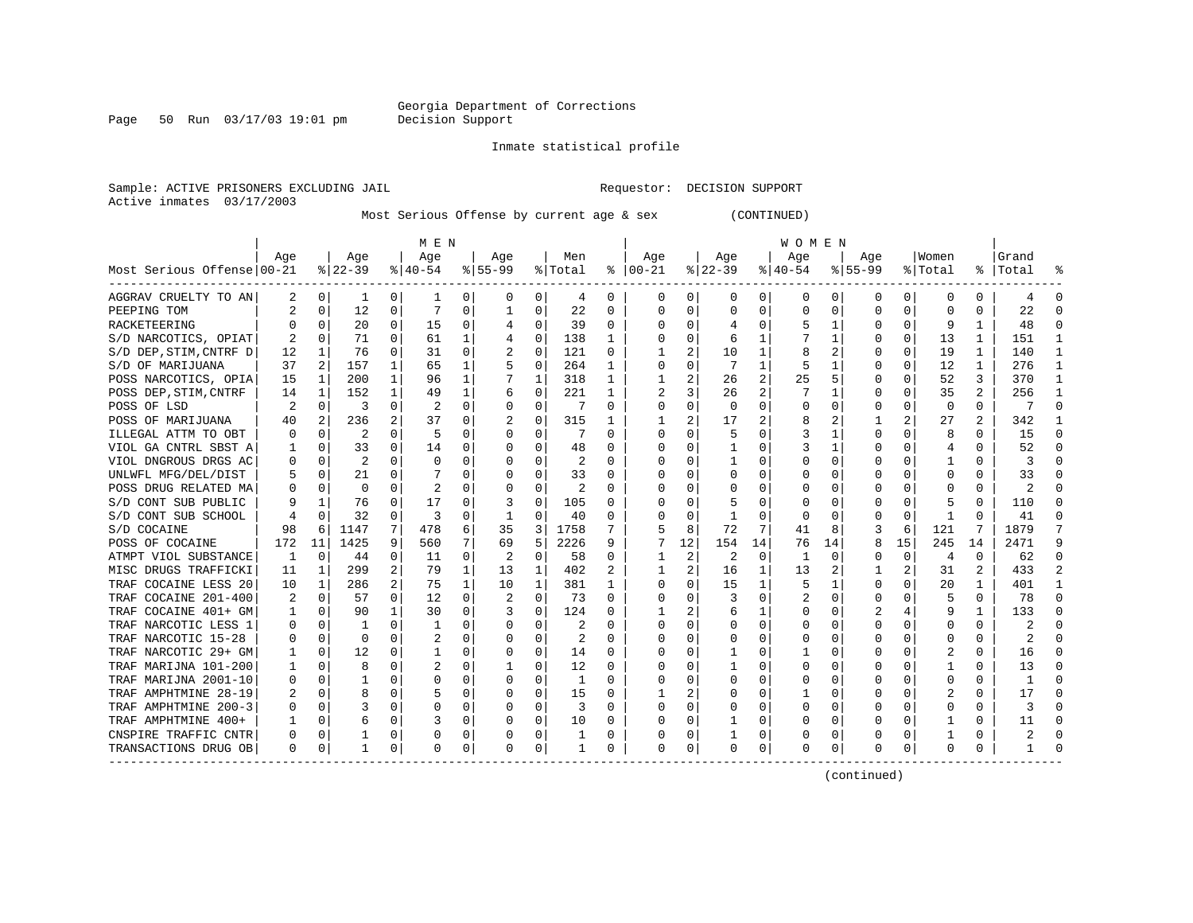Georgia Department of Corrections
Decision Support

Inmate statistical profile

Sample: ACTIVE PRISONERS EXCLUDING JAIL                                   Requestor: DECISION SUPPORT
Active inmates 03/17/2003

Most Serious Offense by current age & sex (CONTINUED)

| Most Serious Offense | MEN Age 00-21 | % | Age 22-39 | % | Age 40-54 | % | Age 55-99 | % | Men Total | % | WOMEN Age 00-21 | % | Age 22-39 | % | Age 40-54 | % | Age 55-99 | % | Women Total | % | Grand Total | % |
|---|---|---|---|---|---|---|---|---|---|---|---|---|---|---|---|---|---|---|---|---|---|---|
| AGGRAV CRUELTY TO AN | 2 | 0 | 1 | 0 | 1 | 0 | 0 | 0 | 4 | 0 | 0 | 0 | 0 | 0 | 0 | 0 | 0 | 0 | 0 | 0 | 4 | 0 |
| PEEPING TOM | 2 | 0 | 12 | 0 | 7 | 0 | 1 | 0 | 22 | 0 | 0 | 0 | 0 | 0 | 0 | 0 | 0 | 0 | 0 | 0 | 22 | 0 |
| RACKETEERING | 0 | 0 | 20 | 0 | 15 | 0 | 4 | 0 | 39 | 0 | 0 | 0 | 4 | 0 | 5 | 1 | 0 | 0 | 9 | 1 | 48 | 0 |
| S/D NARCOTICS, OPIAT | 2 | 0 | 71 | 0 | 61 | 1 | 4 | 0 | 138 | 1 | 0 | 0 | 6 | 1 | 7 | 1 | 0 | 0 | 13 | 1 | 151 | 1 |
| S/D DEP,STIM,CNTRF D | 12 | 1 | 76 | 0 | 31 | 0 | 2 | 0 | 121 | 0 | 1 | 2 | 10 | 1 | 8 | 2 | 0 | 0 | 19 | 1 | 140 | 1 |
| S/D OF MARIJUANA | 37 | 2 | 157 | 1 | 65 | 1 | 5 | 0 | 264 | 1 | 0 | 0 | 7 | 1 | 5 | 1 | 0 | 0 | 12 | 1 | 276 | 1 |
| POSS NARCOTICS, OPIA | 15 | 1 | 200 | 1 | 96 | 1 | 7 | 1 | 318 | 1 | 1 | 2 | 26 | 2 | 25 | 5 | 0 | 0 | 52 | 3 | 370 | 1 |
| POSS DEP,STIM,CNTRF | 14 | 1 | 152 | 1 | 49 | 1 | 6 | 0 | 221 | 1 | 2 | 3 | 26 | 2 | 7 | 1 | 0 | 0 | 35 | 2 | 256 | 1 |
| POSS OF LSD | 2 | 0 | 3 | 0 | 2 | 0 | 0 | 0 | 7 | 0 | 0 | 0 | 0 | 0 | 0 | 0 | 0 | 0 | 0 | 0 | 7 | 0 |
| POSS OF MARIJUANA | 40 | 2 | 236 | 2 | 37 | 0 | 2 | 0 | 315 | 1 | 1 | 2 | 17 | 2 | 8 | 2 | 1 | 2 | 27 | 2 | 342 | 1 |
| ILLEGAL ATTM TO OBT | 0 | 0 | 2 | 0 | 5 | 0 | 0 | 0 | 7 | 0 | 0 | 0 | 5 | 0 | 3 | 1 | 0 | 0 | 8 | 0 | 15 | 0 |
| VIOL GA CNTRL SBST A | 1 | 0 | 33 | 0 | 14 | 0 | 0 | 0 | 48 | 0 | 0 | 0 | 1 | 0 | 3 | 1 | 0 | 0 | 4 | 0 | 52 | 0 |
| VIOL DNGROUS DRGS AC | 0 | 0 | 2 | 0 | 0 | 0 | 0 | 0 | 2 | 0 | 0 | 0 | 1 | 0 | 0 | 0 | 0 | 0 | 1 | 0 | 3 | 0 |
| UNLWFL MFG/DEL/DIST | 5 | 0 | 21 | 0 | 7 | 0 | 0 | 0 | 33 | 0 | 0 | 0 | 0 | 0 | 0 | 0 | 0 | 0 | 0 | 0 | 33 | 0 |
| POSS DRUG RELATED MA | 0 | 0 | 0 | 0 | 2 | 0 | 0 | 0 | 2 | 0 | 0 | 0 | 0 | 0 | 0 | 0 | 0 | 0 | 0 | 0 | 2 | 0 |
| S/D CONT SUB PUBLIC | 9 | 1 | 76 | 0 | 17 | 0 | 3 | 0 | 105 | 0 | 0 | 0 | 5 | 0 | 0 | 0 | 0 | 0 | 5 | 0 | 110 | 0 |
| S/D CONT SUB SCHOOL | 4 | 0 | 32 | 0 | 3 | 0 | 1 | 0 | 40 | 0 | 0 | 0 | 1 | 0 | 0 | 0 | 0 | 0 | 1 | 0 | 41 | 0 |
| S/D COCAINE | 98 | 6 | 1147 | 7 | 478 | 6 | 35 | 3 | 1758 | 7 | 5 | 8 | 72 | 7 | 41 | 8 | 3 | 6 | 121 | 7 | 1879 | 7 |
| POSS OF COCAINE | 172 | 11 | 1425 | 9 | 560 | 7 | 69 | 5 | 2226 | 9 | 7 | 12 | 154 | 14 | 76 | 14 | 8 | 15 | 245 | 14 | 2471 | 9 |
| ATMPT VIOL SUBSTANCE | 1 | 0 | 44 | 0 | 11 | 0 | 2 | 0 | 58 | 0 | 1 | 2 | 2 | 0 | 1 | 0 | 0 | 0 | 4 | 0 | 62 | 0 |
| MISC DRUGS TRAFFICKI | 11 | 1 | 299 | 2 | 79 | 1 | 13 | 1 | 402 | 2 | 1 | 2 | 16 | 1 | 13 | 2 | 1 | 2 | 31 | 2 | 433 | 2 |
| TRAF COCAINE LESS 20 | 10 | 1 | 286 | 2 | 75 | 1 | 10 | 1 | 381 | 1 | 0 | 0 | 15 | 1 | 5 | 1 | 0 | 0 | 20 | 1 | 401 | 1 |
| TRAF COCAINE 201-400 | 2 | 0 | 57 | 0 | 12 | 0 | 2 | 0 | 73 | 0 | 0 | 0 | 3 | 0 | 2 | 0 | 0 | 0 | 5 | 0 | 78 | 0 |
| TRAF COCAINE 401+ GM | 1 | 0 | 90 | 1 | 30 | 0 | 3 | 0 | 124 | 0 | 1 | 2 | 6 | 1 | 0 | 0 | 2 | 4 | 9 | 1 | 133 | 0 |
| TRAF NARCOTIC LESS 1 | 0 | 0 | 1 | 0 | 1 | 0 | 0 | 0 | 2 | 0 | 0 | 0 | 0 | 0 | 0 | 0 | 0 | 0 | 0 | 0 | 2 | 0 |
| TRAF NARCOTIC 15-28 | 0 | 0 | 0 | 0 | 2 | 0 | 0 | 0 | 2 | 0 | 0 | 0 | 0 | 0 | 0 | 0 | 0 | 0 | 0 | 0 | 2 | 0 |
| TRAF NARCOTIC 29+ GM | 1 | 0 | 12 | 0 | 1 | 0 | 0 | 0 | 14 | 0 | 0 | 0 | 1 | 0 | 1 | 0 | 0 | 0 | 2 | 0 | 16 | 0 |
| TRAF MARIJNA 101-200 | 1 | 0 | 8 | 0 | 2 | 0 | 1 | 0 | 12 | 0 | 0 | 0 | 1 | 0 | 0 | 0 | 0 | 0 | 1 | 0 | 13 | 0 |
| TRAF MARIJNA 2001-10 | 0 | 0 | 1 | 0 | 0 | 0 | 0 | 0 | 1 | 0 | 0 | 0 | 0 | 0 | 0 | 0 | 0 | 0 | 0 | 0 | 1 | 0 |
| TRAF AMPHTMINE 28-19 | 2 | 0 | 8 | 0 | 5 | 0 | 0 | 0 | 15 | 0 | 1 | 2 | 0 | 0 | 1 | 0 | 0 | 0 | 2 | 0 | 17 | 0 |
| TRAF AMPHTMINE 200-3 | 0 | 0 | 3 | 0 | 0 | 0 | 0 | 0 | 3 | 0 | 0 | 0 | 0 | 0 | 0 | 0 | 0 | 0 | 0 | 0 | 3 | 0 |
| TRAF AMPHTMINE 400+ | 1 | 0 | 6 | 0 | 3 | 0 | 0 | 0 | 10 | 0 | 0 | 0 | 1 | 0 | 0 | 0 | 0 | 0 | 1 | 0 | 11 | 0 |
| CNSPIRE TRAFFIC CNTR | 0 | 0 | 1 | 0 | 0 | 0 | 0 | 0 | 1 | 0 | 0 | 0 | 1 | 0 | 0 | 0 | 0 | 0 | 1 | 0 | 2 | 0 |
| TRANSACTIONS DRUG OB | 0 | 0 | 1 | 0 | 0 | 0 | 0 | 0 | 1 | 0 | 0 | 0 | 0 | 0 | 0 | 0 | 0 | 0 | 0 | 0 | 1 | 0 |

(continued)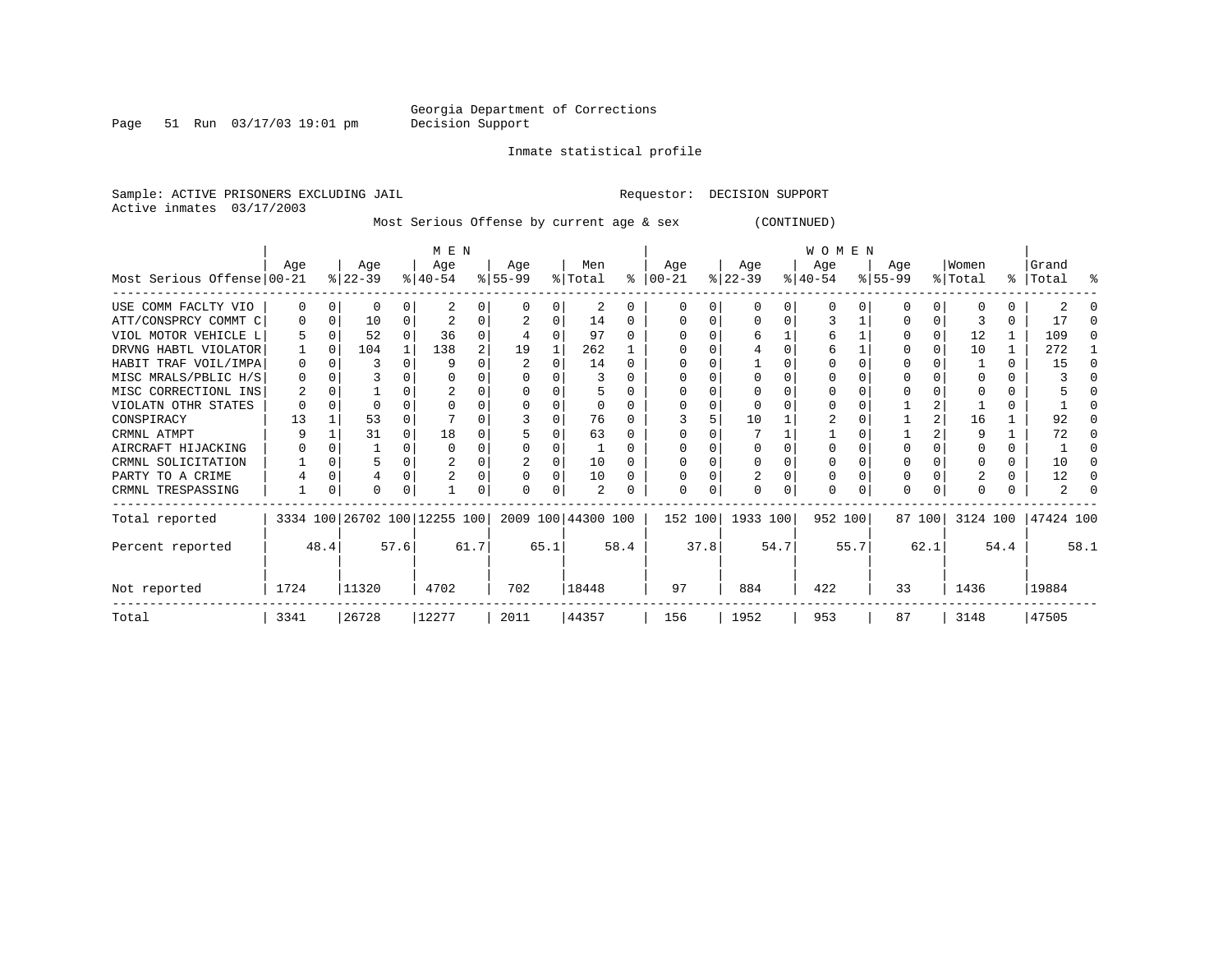Georgia Department of Corrections
Decision Support

Inmate statistical profile

Sample: ACTIVE PRISONERS EXCLUDING JAIL    Requestor: DECISION SUPPORT
Active inmates 03/17/2003

Most Serious Offense by current age & sex (CONTINUED)

| Most Serious Offense | MEN Age 00-21 | % | MEN Age 22-39 | % | MEN Age 40-54 | % | MEN Age 55-99 | % | Men Total | % | WOMEN Age 00-21 | % | WOMEN Age 22-39 | % | WOMEN Age 40-54 | % | WOMEN Age 55-99 | % | Women Total | % | Grand Total | % |
|---|---|---|---|---|---|---|---|---|---|---|---|---|---|---|---|---|---|---|---|---|---|---|
| USE COMM FACLTY VIO | 0 | 0 | 0 | 0 | 2 | 0 | 0 | 0 | 2 | 0 | 0 | 0 | 0 | 0 | 0 | 0 | 0 | 0 | 0 | 0 | 2 | 0 |
| ATT/CONSPRCY COMMT C | 0 | 0 | 10 | 0 | 2 | 0 | 2 | 0 | 14 | 0 | 0 | 0 | 0 | 0 | 3 | 1 | 0 | 0 | 3 | 0 | 17 | 0 |
| VIOL MOTOR VEHICLE L | 5 | 0 | 52 | 0 | 36 | 0 | 4 | 0 | 97 | 0 | 0 | 0 | 6 | 1 | 6 | 1 | 0 | 0 | 12 | 1 | 109 | 0 |
| DRVNG HABTL VIOLATOR | 1 | 0 | 104 | 1 | 138 | 2 | 19 | 1 | 262 | 1 | 0 | 0 | 4 | 0 | 6 | 1 | 0 | 0 | 10 | 1 | 272 | 1 |
| HABIT TRAF VOIL/IMPA | 0 | 0 | 3 | 0 | 9 | 0 | 2 | 0 | 14 | 0 | 0 | 0 | 1 | 0 | 0 | 0 | 0 | 0 | 1 | 0 | 15 | 0 |
| MISC MRALS/PBLIC H/S | 0 | 0 | 3 | 0 | 0 | 0 | 0 | 0 | 3 | 0 | 0 | 0 | 0 | 0 | 0 | 0 | 0 | 0 | 0 | 0 | 3 | 0 |
| MISC CORRECTIONL INS | 2 | 0 | 1 | 0 | 2 | 0 | 0 | 0 | 5 | 0 | 0 | 0 | 0 | 0 | 0 | 0 | 0 | 0 | 0 | 0 | 5 | 0 |
| VIOLATN OTHR STATES | 0 | 0 | 0 | 0 | 0 | 0 | 0 | 0 | 0 | 0 | 0 | 0 | 0 | 0 | 0 | 0 | 1 | 2 | 1 | 0 | 1 | 0 |
| CONSPIRACY | 13 | 1 | 53 | 0 | 7 | 0 | 3 | 0 | 76 | 0 | 3 | 5 | 10 | 1 | 2 | 0 | 1 | 2 | 16 | 1 | 92 | 0 |
| CRMNL ATMPT | 9 | 1 | 31 | 0 | 18 | 0 | 5 | 0 | 63 | 0 | 0 | 0 | 7 | 1 | 1 | 0 | 1 | 2 | 9 | 1 | 72 | 0 |
| AIRCRAFT HIJACKING | 0 | 0 | 1 | 0 | 0 | 0 | 0 | 0 | 1 | 0 | 0 | 0 | 0 | 0 | 0 | 0 | 0 | 0 | 0 | 0 | 1 | 0 |
| CRMNL SOLICITATION | 1 | 0 | 5 | 0 | 2 | 0 | 2 | 0 | 10 | 0 | 0 | 0 | 0 | 0 | 0 | 0 | 0 | 0 | 0 | 0 | 10 | 0 |
| PARTY TO A CRIME | 4 | 0 | 4 | 0 | 2 | 0 | 0 | 0 | 10 | 0 | 0 | 0 | 2 | 0 | 0 | 0 | 0 | 0 | 2 | 0 | 12 | 0 |
| CRMNL TRESPASSING | 1 | 0 | 0 | 0 | 1 | 0 | 0 | 0 | 2 | 0 | 0 | 0 | 0 | 0 | 0 | 0 | 0 | 0 | 0 | 0 | 2 | 0 |
| Total reported | 3334 | 100 | 26702 | 100 | 12255 | 100 | 2009 | 100 | 44300 | 100 | 152 | 100 | 1933 | 100 | 952 | 100 | 87 | 100 | 3124 | 100 | 47424 | 100 |
| Percent reported | | 48.4 | | 57.6 | | 61.7 | | 65.1 | | 58.4 | | 37.8 | | 54.7 | | 55.7 | | 62.1 | | 54.4 | | 58.1 |
| Not reported | 1724 | | 11320 | | 4702 | | 702 | | 18448 | | 97 | | 884 | | 422 | | 33 | | 1436 | | 19884 | |
| Total | 3341 | | 26728 | | 12277 | | 2011 | | 44357 | | 156 | | 1952 | | 953 | | 87 | | 3148 | | 47505 | |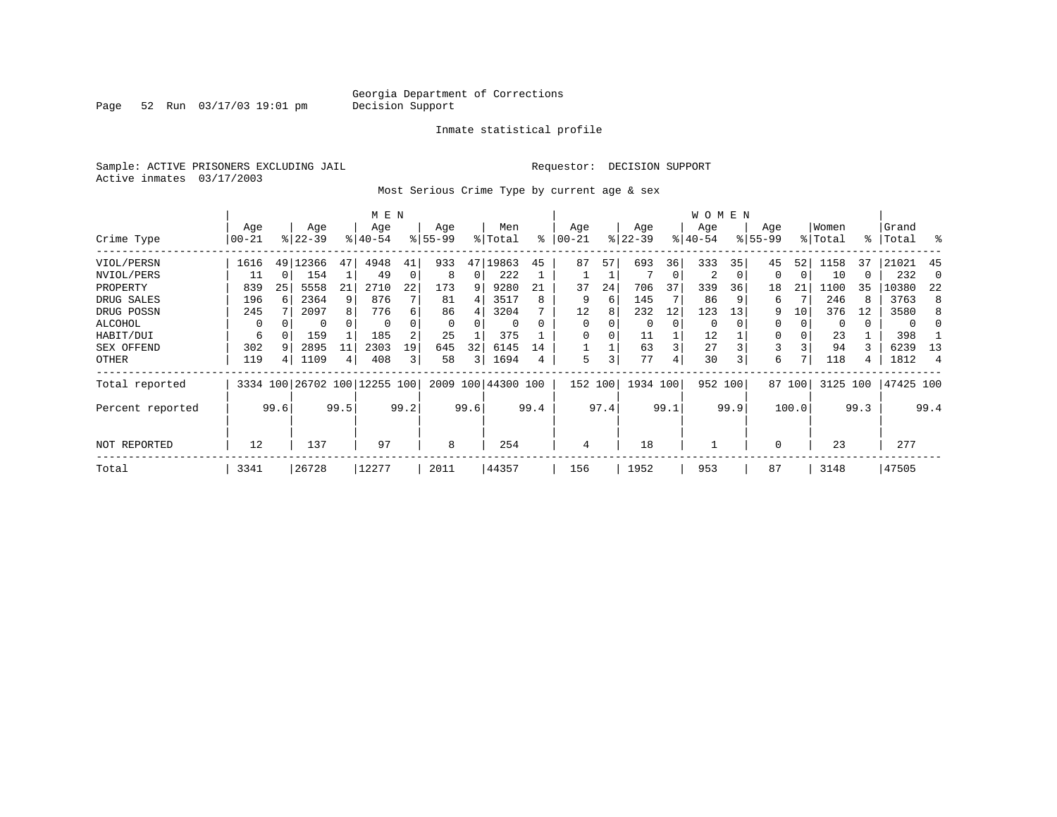Georgia Department of Corrections
Decision Support

Page 52 Run 03/17/03 19:01 pm

Inmate statistical profile

Sample: ACTIVE PRISONERS EXCLUDING JAIL

Requestor: DECISION SUPPORT

Active inmates 03/17/2003

Most Serious Crime Type by current age & sex

| | MEN | | | | | | | | | | WOMEN | | | | | | | | | | | |
|---|---|---|---|---|---|---|---|---|---|---|---|---|---|---|---|---|---|---|---|---|---|---|
| Crime Type | Age 00-21 | % | Age 22-39 | % | Age 40-54 | % | Age 55-99 | % | Men Total | % | Age 00-21 | % | Age 22-39 | % | Age 40-54 | % | Age 55-99 | % | Women Total | % | Grand Total | % |
| VIOL/PERSN | 1616 | 49 | 12366 | 47 | 4948 | 41 | 933 | 47 | 19863 | 45 | 87 | 57 | 693 | 36 | 333 | 35 | 45 | 52 | 1158 | 37 | 21021 | 45 |
| NVIOL/PERS | 11 | 0 | 154 | 1 | 49 | 0 | 8 | 0 | 222 | 1 | 1 | 1 | 7 | 0 | 2 | 0 | 0 | 0 | 10 | 0 | 232 | 0 |
| PROPERTY | 839 | 25 | 5558 | 21 | 2710 | 22 | 173 | 9 | 9280 | 21 | 37 | 24 | 706 | 37 | 339 | 36 | 18 | 21 | 1100 | 35 | 10380 | 22 |
| DRUG SALES | 196 | 6 | 2364 | 9 | 876 | 7 | 81 | 4 | 3517 | 8 | 9 | 6 | 145 | 7 | 86 | 9 | 6 | 7 | 246 | 8 | 3763 | 8 |
| DRUG POSSN | 245 | 7 | 2097 | 8 | 776 | 6 | 86 | 4 | 3204 | 7 | 12 | 8 | 232 | 12 | 123 | 13 | 9 | 10 | 376 | 12 | 3580 | 8 |
| ALCOHOL | 0 | 0 | 0 | 0 | 0 | 0 | 0 | 0 | 0 | 0 | 0 | 0 | 0 | 0 | 0 | 0 | 0 | 0 | 0 | 0 | 0 | 0 |
| HABIT/DUI | 6 | 0 | 159 | 1 | 185 | 2 | 25 | 1 | 375 | 1 | 0 | 0 | 11 | 1 | 12 | 1 | 0 | 0 | 23 | 1 | 398 | 1 |
| SEX OFFEND | 302 | 9 | 2895 | 11 | 2303 | 19 | 645 | 32 | 6145 | 14 | 1 | 1 | 63 | 3 | 27 | 3 | 3 | 3 | 94 | 3 | 6239 | 13 |
| OTHER | 119 | 4 | 1109 | 4 | 408 | 3 | 58 | 3 | 1694 | 4 | 5 | 3 | 77 | 4 | 30 | 3 | 6 | 7 | 118 | 4 | 1812 | 4 |
| Total reported | 3334 | 100 | 26702 | 100 | 12255 | 100 | 2009 | 100 | 44300 | 100 | 152 | 100 | 1934 | 100 | 952 | 100 | 87 | 100 | 3125 | 100 | 47425 | 100 |
| Percent reported | | 99.6 | | 99.5 | | 99.2 | | 99.6 | | 99.4 | | 97.4 | | 99.1 | | 99.9 | | 100.0 | | 99.3 | | 99.4 |
| NOT REPORTED | 12 | | 137 | | 97 | | 8 | | 254 | | 4 | | 18 | | 1 | | 0 | | 23 | | 277 | |
| Total | 3341 | | 26728 | | 12277 | | 2011 | | 44357 | | 156 | | 1952 | | 953 | | 87 | | 3148 | | 47505 | |